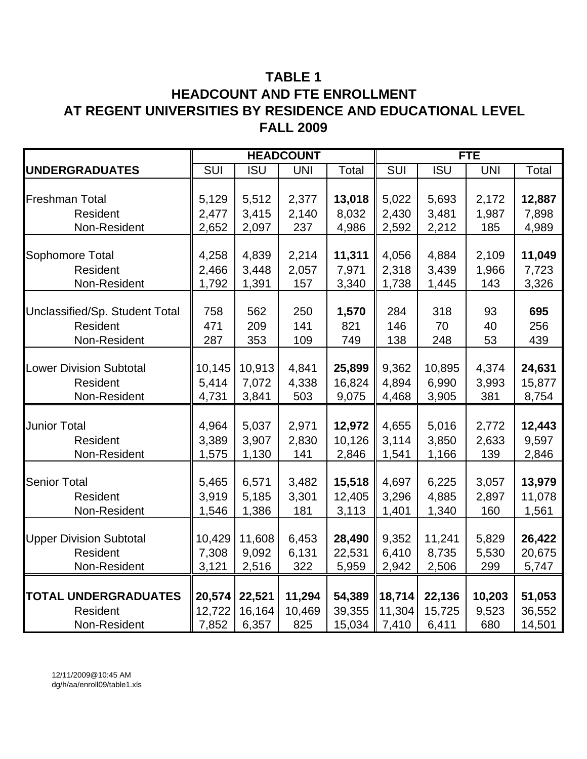# TABLE 1
# HEADCOUNT AND FTE ENROLLMENT
# AT REGENT UNIVERSITIES BY RESIDENCE AND EDUCATIONAL LEVEL
# FALL 2009

| | HEADCOUNT | | | | FTE | | | |
|---|---|---|---|---|---|---|---|---|
| **UNDERGRADUATES** | SUI | ISU | UNI | Total | SUI | ISU | UNI | Total |
| Freshman Total | 5,129 | 5,512 | 2,377 | **13,018** | 5,022 | 5,693 | 2,172 | **12,887** |
| Resident | 2,477 | 3,415 | 2,140 | 8,032 | 2,430 | 3,481 | 1,987 | 7,898 |
| Non-Resident | 2,652 | 2,097 | 237 | 4,986 | 2,592 | 2,212 | 185 | 4,989 |
| Sophomore Total | 4,258 | 4,839 | 2,214 | **11,311** | 4,056 | 4,884 | 2,109 | **11,049** |
| Resident | 2,466 | 3,448 | 2,057 | 7,971 | 2,318 | 3,439 | 1,966 | 7,723 |
| Non-Resident | 1,792 | 1,391 | 157 | 3,340 | 1,738 | 1,445 | 143 | 3,326 |
| Unclassified/Sp. Student Total | 758 | 562 | 250 | **1,570** | 284 | 318 | 93 | **695** |
| Resident | 471 | 209 | 141 | 821 | 146 | 70 | 40 | 256 |
| Non-Resident | 287 | 353 | 109 | 749 | 138 | 248 | 53 | 439 |
| Lower Division Subtotal | 10,145 | 10,913 | 4,841 | **25,899** | 9,362 | 10,895 | 4,374 | **24,631** |
| Resident | 5,414 | 7,072 | 4,338 | 16,824 | 4,894 | 6,990 | 3,993 | 15,877 |
| Non-Resident | 4,731 | 3,841 | 503 | 9,075 | 4,468 | 3,905 | 381 | 8,754 |
| Junior Total | 4,964 | 5,037 | 2,971 | **12,972** | 4,655 | 5,016 | 2,772 | **12,443** |
| Resident | 3,389 | 3,907 | 2,830 | 10,126 | 3,114 | 3,850 | 2,633 | 9,597 |
| Non-Resident | 1,575 | 1,130 | 141 | 2,846 | 1,541 | 1,166 | 139 | 2,846 |
| Senior Total | 5,465 | 6,571 | 3,482 | **15,518** | 4,697 | 6,225 | 3,057 | **13,979** |
| Resident | 3,919 | 5,185 | 3,301 | 12,405 | 3,296 | 4,885 | 2,897 | 11,078 |
| Non-Resident | 1,546 | 1,386 | 181 | 3,113 | 1,401 | 1,340 | 160 | 1,561 |
| Upper Division Subtotal | 10,429 | 11,608 | 6,453 | **28,490** | 9,352 | 11,241 | 5,829 | **26,422** |
| Resident | 7,308 | 9,092 | 6,131 | 22,531 | 6,410 | 8,735 | 5,530 | 20,675 |
| Non-Resident | 3,121 | 2,516 | 322 | 5,959 | 2,942 | 2,506 | 299 | 5,747 |
| **TOTAL UNDERGRADUATES** | **20,574** | **22,521** | **11,294** | **54,389** | **18,714** | **22,136** | **10,203** | **51,053** |
| Resident | 12,722 | 16,164 | 10,469 | 39,355 | 11,304 | 15,725 | 9,523 | 36,552 |
| Non-Resident | 7,852 | 6,357 | 825 | 15,034 | 7,410 | 6,411 | 680 | 14,501 |

12/11/2009@10:45 AM
dg/h/aa/enroll09/table1.xls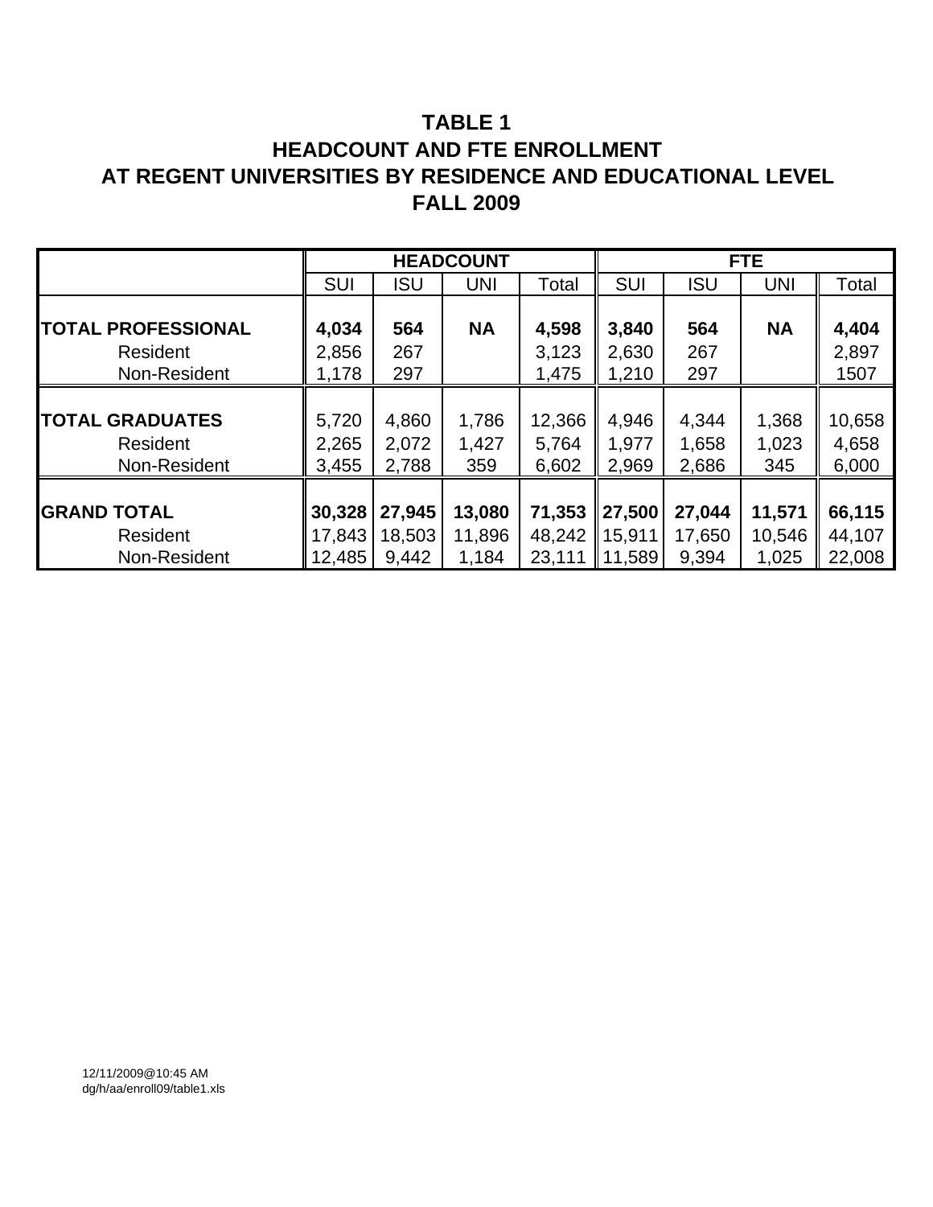# TABLE 1
# HEADCOUNT AND FTE ENROLLMENT
# AT REGENT UNIVERSITIES BY RESIDENCE AND EDUCATIONAL LEVEL
# FALL 2009

| | HEADCOUNT | | | | FTE | | | |
|---|---|---|---|---|---|---|---|---|
| | SUI | ISU | UNI | Total | SUI | ISU | UNI | Total |
| **TOTAL PROFESSIONAL** | **4,034** | **564** | **NA** | **4,598** | **3,840** | **564** | **NA** | **4,404** |
| Resident | 2,856 | 267 | | 3,123 | 2,630 | 267 | | 2,897 |
| Non-Resident | 1,178 | 297 | | 1,475 | 1,210 | 297 | | 1507 |
| **TOTAL GRADUATES** | 5,720 | 4,860 | 1,786 | 12,366 | 4,946 | 4,344 | 1,368 | 10,658 |
| Resident | 2,265 | 2,072 | 1,427 | 5,764 | 1,977 | 1,658 | 1,023 | 4,658 |
| Non-Resident | 3,455 | 2,788 | 359 | 6,602 | 2,969 | 2,686 | 345 | 6,000 |
| **GRAND TOTAL** | **30,328** | **27,945** | **13,080** | **71,353** | **27,500** | **27,044** | **11,571** | **66,115** |
| Resident | 17,843 | 18,503 | 11,896 | 48,242 | 15,911 | 17,650 | 10,546 | 44,107 |
| Non-Resident | 12,485 | 9,442 | 1,184 | 23,111 | 11,589 | 9,394 | 1,025 | 22,008 |

12/11/2009@10:45 AM
dg/h/aa/enroll09/table1.xls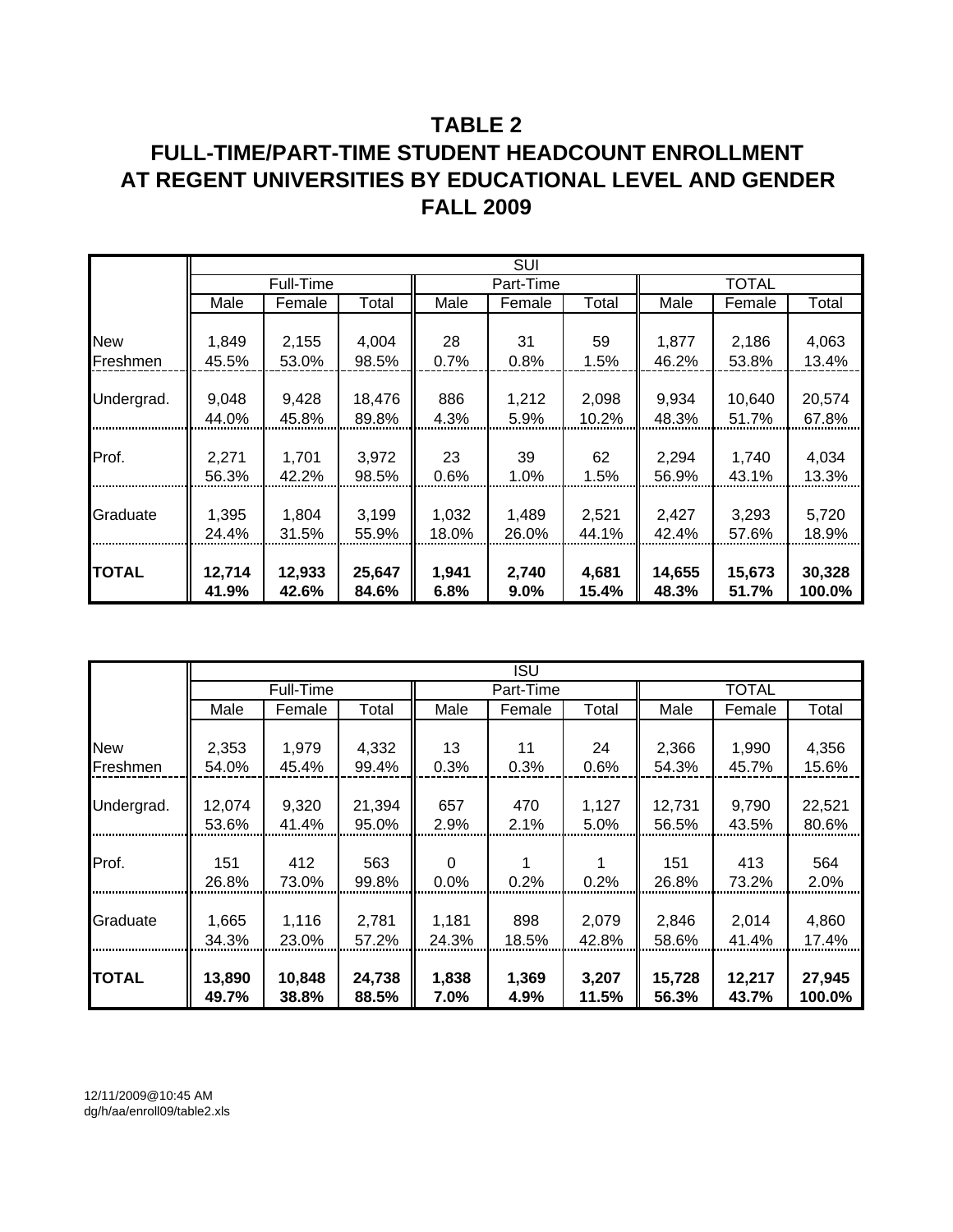# TABLE 2
# FULL-TIME/PART-TIME STUDENT HEADCOUNT ENROLLMENT AT REGENT UNIVERSITIES BY EDUCATIONAL LEVEL AND GENDER FALL 2009

| | SUI | | | | | | | | |
|---|---|---|---|---|---|---|---|---|---|
| | Full-Time | | | Part-Time | | | TOTAL | | |
| | Male | Female | Total | Male | Female | Total | Male | Female | Total |
| New Freshmen | 1,849<br>45.5% | 2,155<br>53.0% | 4,004<br>98.5% | 28<br>0.7% | 31<br>0.8% | 59<br>1.5% | 1,877<br>46.2% | 2,186<br>53.8% | 4,063<br>13.4% |
| Undergrad. | 9,048<br>44.0% | 9,428<br>45.8% | 18,476<br>89.8% | 886<br>4.3% | 1,212<br>5.9% | 2,098<br>10.2% | 9,934<br>48.3% | 10,640<br>51.7% | 20,574<br>67.8% |
| Prof. | 2,271<br>56.3% | 1,701<br>42.2% | 3,972<br>98.5% | 23<br>0.6% | 39<br>1.0% | 62<br>1.5% | 2,294<br>56.9% | 1,740<br>43.1% | 4,034<br>13.3% |
| Graduate | 1,395<br>24.4% | 1,804<br>31.5% | 3,199<br>55.9% | 1,032<br>18.0% | 1,489<br>26.0% | 2,521<br>44.1% | 2,427<br>42.4% | 3,293<br>57.6% | 5,720<br>18.9% |
| **TOTAL** | **12,714**<br>**41.9%** | **12,933**<br>**42.6%** | **25,647**<br>**84.6%** | **1,941**<br>**6.8%** | **2,740**<br>**9.0%** | **4,681**<br>**15.4%** | **14,655**<br>**48.3%** | **15,673**<br>**51.7%** | **30,328**<br>**100.0%** |

| | ISU | | | | | | | | |
|---|---|---|---|---|---|---|---|---|---|
| | Full-Time | | | Part-Time | | | TOTAL | | |
| | Male | Female | Total | Male | Female | Total | Male | Female | Total |
| New Freshmen | 2,353<br>54.0% | 1,979<br>45.4% | 4,332<br>99.4% | 13<br>0.3% | 11<br>0.3% | 24<br>0.6% | 2,366<br>54.3% | 1,990<br>45.7% | 4,356<br>15.6% |
| Undergrad. | 12,074<br>53.6% | 9,320<br>41.4% | 21,394<br>95.0% | 657<br>2.9% | 470<br>2.1% | 1,127<br>5.0% | 12,731<br>56.5% | 9,790<br>43.5% | 22,521<br>80.6% |
| Prof. | 151<br>26.8% | 412<br>73.0% | 563<br>99.8% | 0<br>0.0% | 1<br>0.2% | 1<br>0.2% | 151<br>26.8% | 413<br>73.2% | 564<br>2.0% |
| Graduate | 1,665<br>34.3% | 1,116<br>23.0% | 2,781<br>57.2% | 1,181<br>24.3% | 898<br>18.5% | 2,079<br>42.8% | 2,846<br>58.6% | 2,014<br>41.4% | 4,860<br>17.4% |
| **TOTAL** | **13,890**<br>**49.7%** | **10,848**<br>**38.8%** | **24,738**<br>**88.5%** | **1,838**<br>**7.0%** | **1,369**<br>**4.9%** | **3,207**<br>**11.5%** | **15,728**<br>**56.3%** | **12,217**<br>**43.7%** | **27,945**<br>**100.0%** |

12/11/2009@10:45 AM
dg/h/aa/enroll09/table2.xls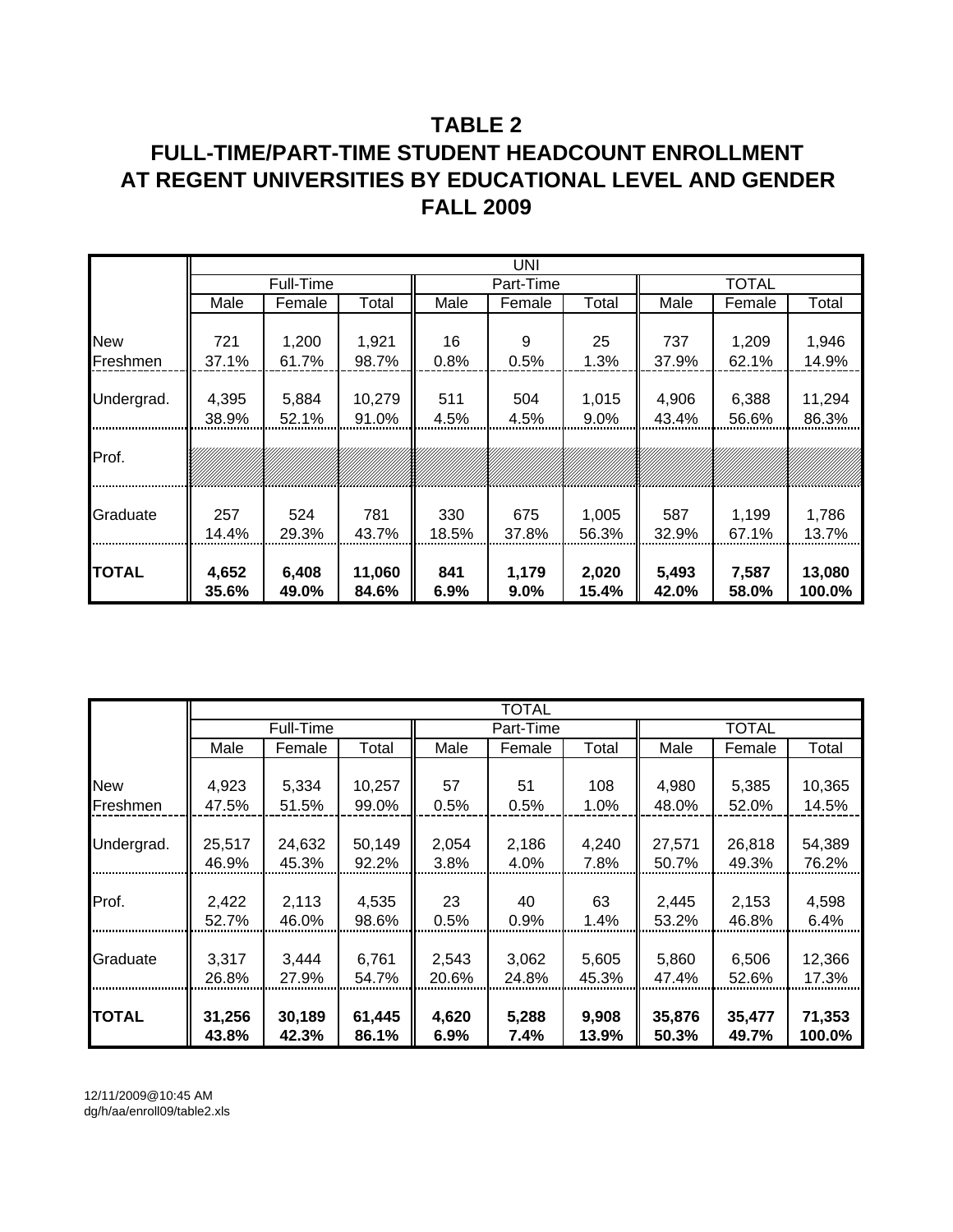## TABLE 2

## FULL-TIME/PART-TIME STUDENT HEADCOUNT ENROLLMENT AT REGENT UNIVERSITIES BY EDUCATIONAL LEVEL AND GENDER FALL 2009

| | UNI | | | | | | | | |
|---|---|---|---|---|---|---|---|---|---|
| | Full-Time | | | Part-Time | | | TOTAL | | |
| | Male | Female | Total | Male | Female | Total | Male | Female | Total |
| New Freshmen | 721<br>37.1% | 1,200<br>61.7% | 1,921<br>98.7% | 16<br>0.8% | 9<br>0.5% | 25<br>1.3% | 737<br>37.9% | 1,209<br>62.1% | 1,946<br>14.9% |
| Undergrad. | 4,395<br>38.9% | 5,884<br>52.1% | 10,279<br>91.0% | 511<br>4.5% | 504<br>4.5% | 1,015<br>9.0% | 4,906<br>43.4% | 6,388<br>56.6% | 11,294<br>86.3% |
| Prof. | | | | | | | | | |
| Graduate | 257<br>14.4% | 524<br>29.3% | 781<br>43.7% | 330<br>18.5% | 675<br>37.8% | 1,005<br>56.3% | 587<br>32.9% | 1,199<br>67.1% | 1,786<br>13.7% |
| **TOTAL** | **4,652**<br>**35.6%** | **6,408**<br>**49.0%** | **11,060**<br>**84.6%** | **841**<br>**6.9%** | **1,179**<br>**9.0%** | **2,020**<br>**15.4%** | **5,493**<br>**42.0%** | **7,587**<br>**58.0%** | **13,080**<br>**100.0%** |

| | TOTAL | | | | | | | | |
|---|---|---|---|---|---|---|---|---|---|
| | Full-Time | | | Part-Time | | | TOTAL | | |
| | Male | Female | Total | Male | Female | Total | Male | Female | Total |
| New Freshmen | 4,923<br>47.5% | 5,334<br>51.5% | 10,257<br>99.0% | 57<br>0.5% | 51<br>0.5% | 108<br>1.0% | 4,980<br>48.0% | 5,385<br>52.0% | 10,365<br>14.5% |
| Undergrad. | 25,517<br>46.9% | 24,632<br>45.3% | 50,149<br>92.2% | 2,054<br>3.8% | 2,186<br>4.0% | 4,240<br>7.8% | 27,571<br>50.7% | 26,818<br>49.3% | 54,389<br>76.2% |
| Prof. | 2,422<br>52.7% | 2,113<br>46.0% | 4,535<br>98.6% | 23<br>0.5% | 40<br>0.9% | 63<br>1.4% | 2,445<br>53.2% | 2,153<br>46.8% | 4,598<br>6.4% |
| Graduate | 3,317<br>26.8% | 3,444<br>27.9% | 6,761<br>54.7% | 2,543<br>20.6% | 3,062<br>24.8% | 5,605<br>45.3% | 5,860<br>47.4% | 6,506<br>52.6% | 12,366<br>17.3% |
| **TOTAL** | **31,256**<br>**43.8%** | **30,189**<br>**42.3%** | **61,445**<br>**86.1%** | **4,620**<br>**6.9%** | **5,288**<br>**7.4%** | **9,908**<br>**13.9%** | **35,876**<br>**50.3%** | **35,477**<br>**49.7%** | **71,353**<br>**100.0%** |

12/11/2009@10:45 AM
dg/h/aa/enroll09/table2.xls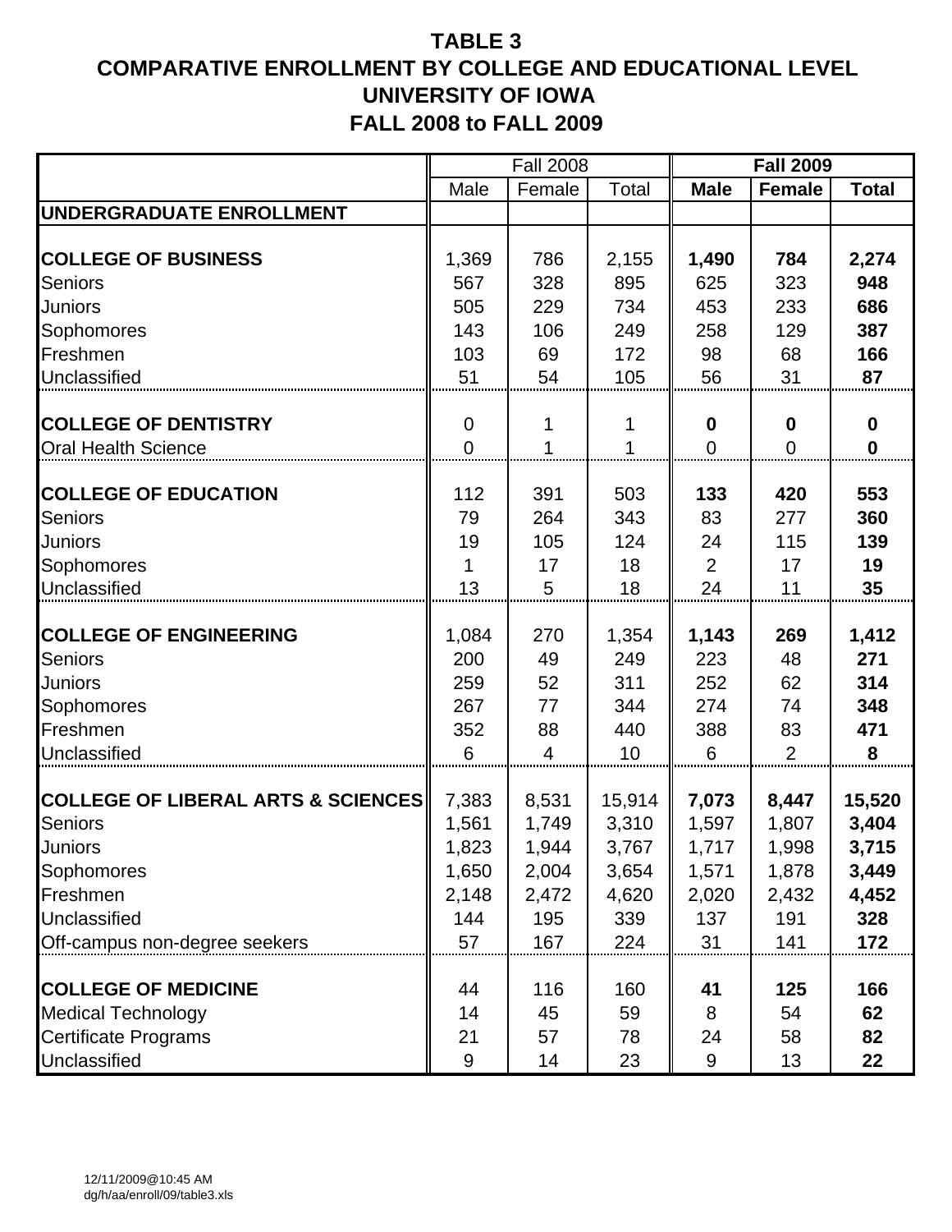# TABLE 3
# COMPARATIVE ENROLLMENT BY COLLEGE AND EDUCATIONAL LEVEL
# UNIVERSITY OF IOWA
# FALL 2008 to FALL 2009

| | Fall 2008 | | | **Fall 2009** | | |
|---|---|---|---|---|---|---|
| | Male | Female | Total | **Male** | **Female** | **Total** |
| **UNDERGRADUATE ENROLLMENT** | | | | | | |
| **COLLEGE OF BUSINESS** | 1,369 | 786 | 2,155 | **1,490** | **784** | **2,274** |
| Seniors | 567 | 328 | 895 | 625 | 323 | **948** |
| Juniors | 505 | 229 | 734 | 453 | 233 | **686** |
| Sophomores | 143 | 106 | 249 | 258 | 129 | **387** |
| Freshmen | 103 | 69 | 172 | 98 | 68 | **166** |
| Unclassified | 51 | 54 | 105 | 56 | 31 | **87** |
| **COLLEGE OF DENTISTRY** | 0 | 1 | 1 | **0** | **0** | **0** |
| Oral Health Science | 0 | 1 | 1 | 0 | 0 | **0** |
| **COLLEGE OF EDUCATION** | 112 | 391 | 503 | **133** | **420** | **553** |
| Seniors | 79 | 264 | 343 | 83 | 277 | **360** |
| Juniors | 19 | 105 | 124 | 24 | 115 | **139** |
| Sophomores | 1 | 17 | 18 | 2 | 17 | **19** |
| Unclassified | 13 | 5 | 18 | 24 | 11 | **35** |
| **COLLEGE OF ENGINEERING** | 1,084 | 270 | 1,354 | **1,143** | **269** | **1,412** |
| Seniors | 200 | 49 | 249 | 223 | 48 | **271** |
| Juniors | 259 | 52 | 311 | 252 | 62 | **314** |
| Sophomores | 267 | 77 | 344 | 274 | 74 | **348** |
| Freshmen | 352 | 88 | 440 | 388 | 83 | **471** |
| Unclassified | 6 | 4 | 10 | 6 | 2 | **8** |
| **COLLEGE OF LIBERAL ARTS & SCIENCES** | 7,383 | 8,531 | 15,914 | **7,073** | **8,447** | **15,520** |
| Seniors | 1,561 | 1,749 | 3,310 | 1,597 | 1,807 | **3,404** |
| Juniors | 1,823 | 1,944 | 3,767 | 1,717 | 1,998 | **3,715** |
| Sophomores | 1,650 | 2,004 | 3,654 | 1,571 | 1,878 | **3,449** |
| Freshmen | 2,148 | 2,472 | 4,620 | 2,020 | 2,432 | **4,452** |
| Unclassified | 144 | 195 | 339 | 137 | 191 | **328** |
| Off-campus non-degree seekers | 57 | 167 | 224 | 31 | 141 | **172** |
| **COLLEGE OF MEDICINE** | 44 | 116 | 160 | **41** | **125** | **166** |
| Medical Technology | 14 | 45 | 59 | 8 | 54 | **62** |
| Certificate Programs | 21 | 57 | 78 | 24 | 58 | **82** |
| Unclassified | 9 | 14 | 23 | 9 | 13 | **22** |

12/11/2009@10:45 AM
dg/h/aa/enroll/09/table3.xls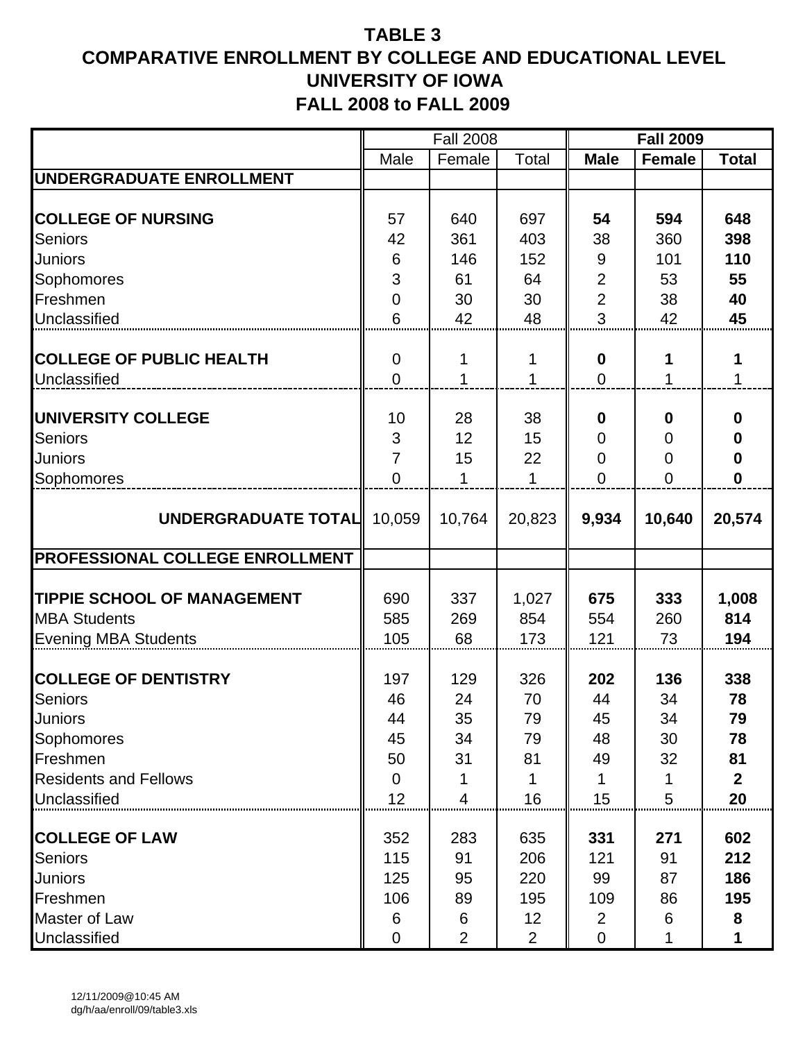# TABLE 3
## COMPARATIVE ENROLLMENT BY COLLEGE AND EDUCATIONAL LEVEL
## UNIVERSITY OF IOWA
## FALL 2008 to FALL 2009

| | Fall 2008 | | | **Fall 2009** | | |
|---|---|---|---|---|---|---|
| | Male | Female | Total | **Male** | **Female** | **Total** |
| **UNDERGRADUATE ENROLLMENT** | | | | | | |
| **COLLEGE OF NURSING** | 57 | 640 | 697 | **54** | **594** | **648** |
| Seniors | 42 | 361 | 403 | 38 | 360 | **398** |
| Juniors | 6 | 146 | 152 | 9 | 101 | **110** |
| Sophomores | 3 | 61 | 64 | 2 | 53 | **55** |
| Freshmen | 0 | 30 | 30 | 2 | 38 | **40** |
| Unclassified | 6 | 42 | 48 | 3 | 42 | **45** |
| **COLLEGE OF PUBLIC HEALTH** | 0 | 1 | 1 | **0** | **1** | **1** |
| Unclassified | 0 | 1 | 1 | 0 | 1 | 1 |
| **UNIVERSITY COLLEGE** | 10 | 28 | 38 | **0** | **0** | **0** |
| Seniors | 3 | 12 | 15 | 0 | 0 | **0** |
| Juniors | 7 | 15 | 22 | 0 | 0 | **0** |
| Sophomores | 0 | 1 | 1 | 0 | 0 | **0** |
| **UNDERGRADUATE TOTAL** | 10,059 | 10,764 | 20,823 | **9,934** | **10,640** | **20,574** |
| **PROFESSIONAL COLLEGE ENROLLMENT** | | | | | | |
| **TIPPIE SCHOOL OF MANAGEMENT** | 690 | 337 | 1,027 | **675** | **333** | **1,008** |
| MBA Students | 585 | 269 | 854 | 554 | 260 | **814** |
| Evening MBA Students | 105 | 68 | 173 | 121 | 73 | **194** |
| **COLLEGE OF DENTISTRY** | 197 | 129 | 326 | **202** | **136** | **338** |
| Seniors | 46 | 24 | 70 | 44 | 34 | **78** |
| Juniors | 44 | 35 | 79 | 45 | 34 | **79** |
| Sophomores | 45 | 34 | 79 | 48 | 30 | **78** |
| Freshmen | 50 | 31 | 81 | 49 | 32 | **81** |
| Residents and Fellows | 0 | 1 | 1 | 1 | 1 | **2** |
| Unclassified | 12 | 4 | 16 | 15 | 5 | **20** |
| **COLLEGE OF LAW** | 352 | 283 | 635 | **331** | **271** | **602** |
| Seniors | 115 | 91 | 206 | 121 | 91 | **212** |
| Juniors | 125 | 95 | 220 | 99 | 87 | **186** |
| Freshmen | 106 | 89 | 195 | 109 | 86 | **195** |
| Master of Law | 6 | 6 | 12 | 2 | 6 | **8** |
| Unclassified | 0 | 2 | 2 | 0 | 1 | **1** |

12/11/2009@10:45 AM
dg/h/aa/enroll/09/table3.xls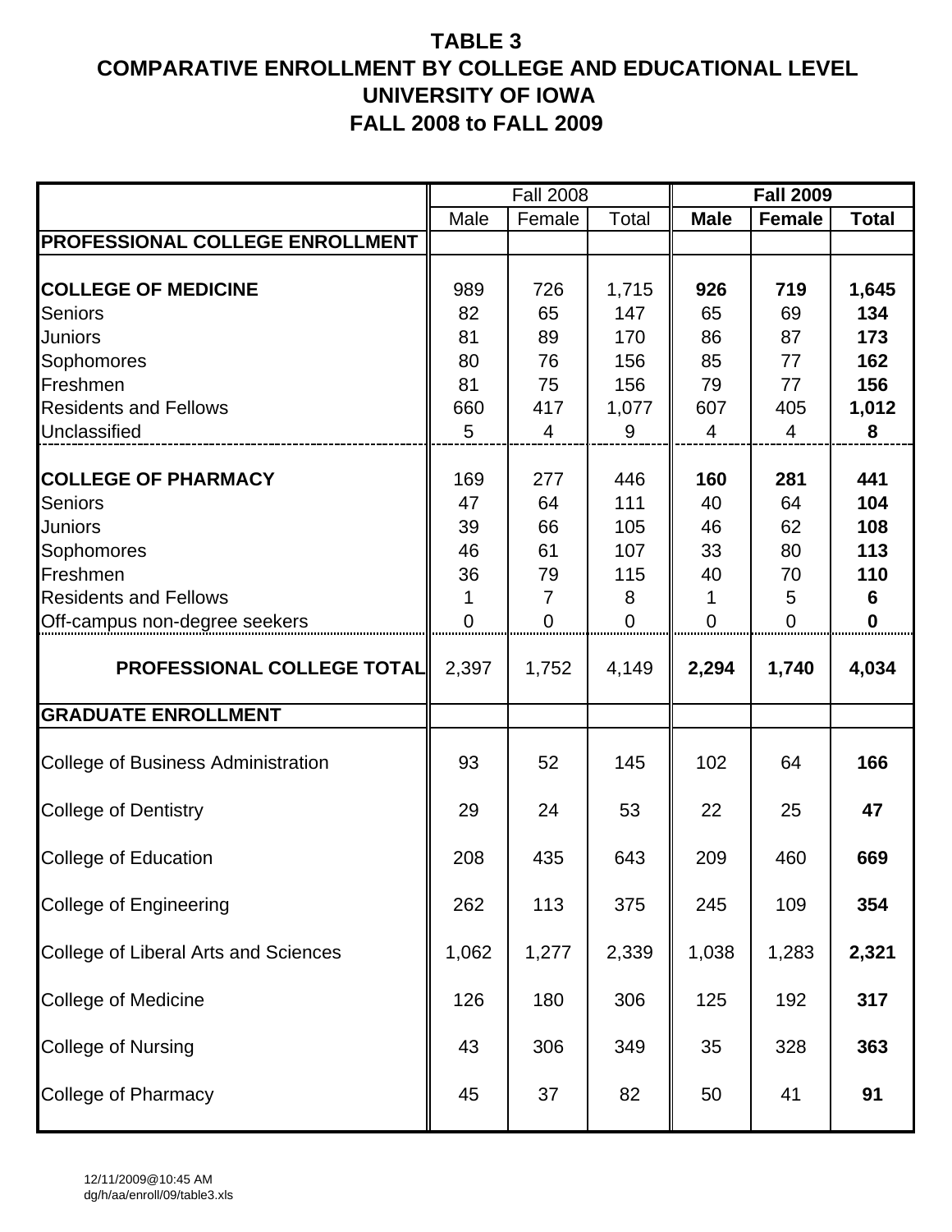# TABLE 3
# COMPARATIVE ENROLLMENT BY COLLEGE AND EDUCATIONAL LEVEL
# UNIVERSITY OF IOWA
# FALL 2008 to FALL 2009

| | Fall 2008 | | | **Fall 2009** | | |
|---|---|---|---|---|---|---|
| | Male | Female | Total | **Male** | **Female** | **Total** |
| **PROFESSIONAL COLLEGE ENROLLMENT** | | | | | | |
| **COLLEGE OF MEDICINE** | 989 | 726 | 1,715 | **926** | **719** | **1,645** |
| Seniors | 82 | 65 | 147 | 65 | 69 | **134** |
| Juniors | 81 | 89 | 170 | 86 | 87 | **173** |
| Sophomores | 80 | 76 | 156 | 85 | 77 | **162** |
| Freshmen | 81 | 75 | 156 | 79 | 77 | **156** |
| Residents and Fellows | 660 | 417 | 1,077 | 607 | 405 | **1,012** |
| Unclassified | 5 | 4 | 9 | 4 | 4 | **8** |
| **COLLEGE OF PHARMACY** | 169 | 277 | 446 | **160** | **281** | **441** |
| Seniors | 47 | 64 | 111 | 40 | 64 | **104** |
| Juniors | 39 | 66 | 105 | 46 | 62 | **108** |
| Sophomores | 46 | 61 | 107 | 33 | 80 | **113** |
| Freshmen | 36 | 79 | 115 | 40 | 70 | **110** |
| Residents and Fellows | 1 | 7 | 8 | 1 | 5 | **6** |
| Off-campus non-degree seekers | 0 | 0 | 0 | 0 | 0 | **0** |
| **PROFESSIONAL COLLEGE TOTAL** | 2,397 | 1,752 | 4,149 | **2,294** | **1,740** | **4,034** |
| **GRADUATE ENROLLMENT** | | | | | | |
| College of Business Administration | 93 | 52 | 145 | 102 | 64 | **166** |
| College of Dentistry | 29 | 24 | 53 | 22 | 25 | **47** |
| College of Education | 208 | 435 | 643 | 209 | 460 | **669** |
| College of Engineering | 262 | 113 | 375 | 245 | 109 | **354** |
| College of Liberal Arts and Sciences | 1,062 | 1,277 | 2,339 | 1,038 | 1,283 | **2,321** |
| College of Medicine | 126 | 180 | 306 | 125 | 192 | **317** |
| College of Nursing | 43 | 306 | 349 | 35 | 328 | **363** |
| College of Pharmacy | 45 | 37 | 82 | 50 | 41 | **91** |

12/11/2009@10:45 AM
dg/h/aa/enroll/09/table3.xls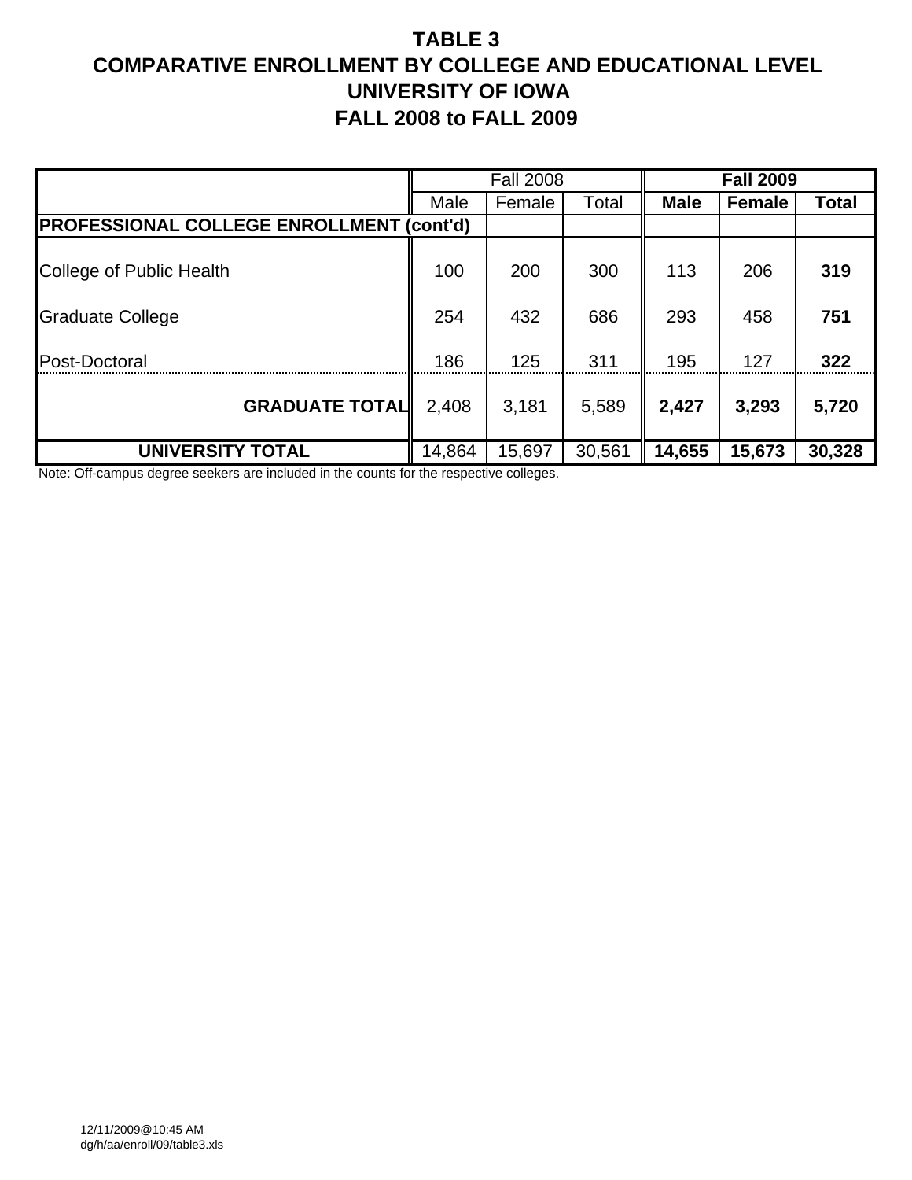# TABLE 3
# COMPARATIVE ENROLLMENT BY COLLEGE AND EDUCATIONAL LEVEL
# UNIVERSITY OF IOWA
# FALL 2008 to FALL 2009

| | Fall 2008 | | | **Fall 2009** | | |
|---|---|---|---|---|---|---|
| | Male | Female | Total | **Male** | **Female** | **Total** |
| **PROFESSIONAL COLLEGE ENROLLMENT (cont'd)** | | | | | | |
| College of Public Health | 100 | 200 | 300 | 113 | 206 | **319** |
| Graduate College | 254 | 432 | 686 | 293 | 458 | **751** |
| Post-Doctoral | 186 | 125 | 311 | 195 | 127 | **322** |
| **GRADUATE TOTAL** | 2,408 | 3,181 | 5,589 | **2,427** | **3,293** | **5,720** |
| **UNIVERSITY TOTAL** | 14,864 | 15,697 | 30,561 | **14,655** | **15,673** | **30,328** |

Note: Off-campus degree seekers are included in the counts for the respective colleges.

12/11/2009@10:45 AM
dg/h/aa/enroll/09/table3.xls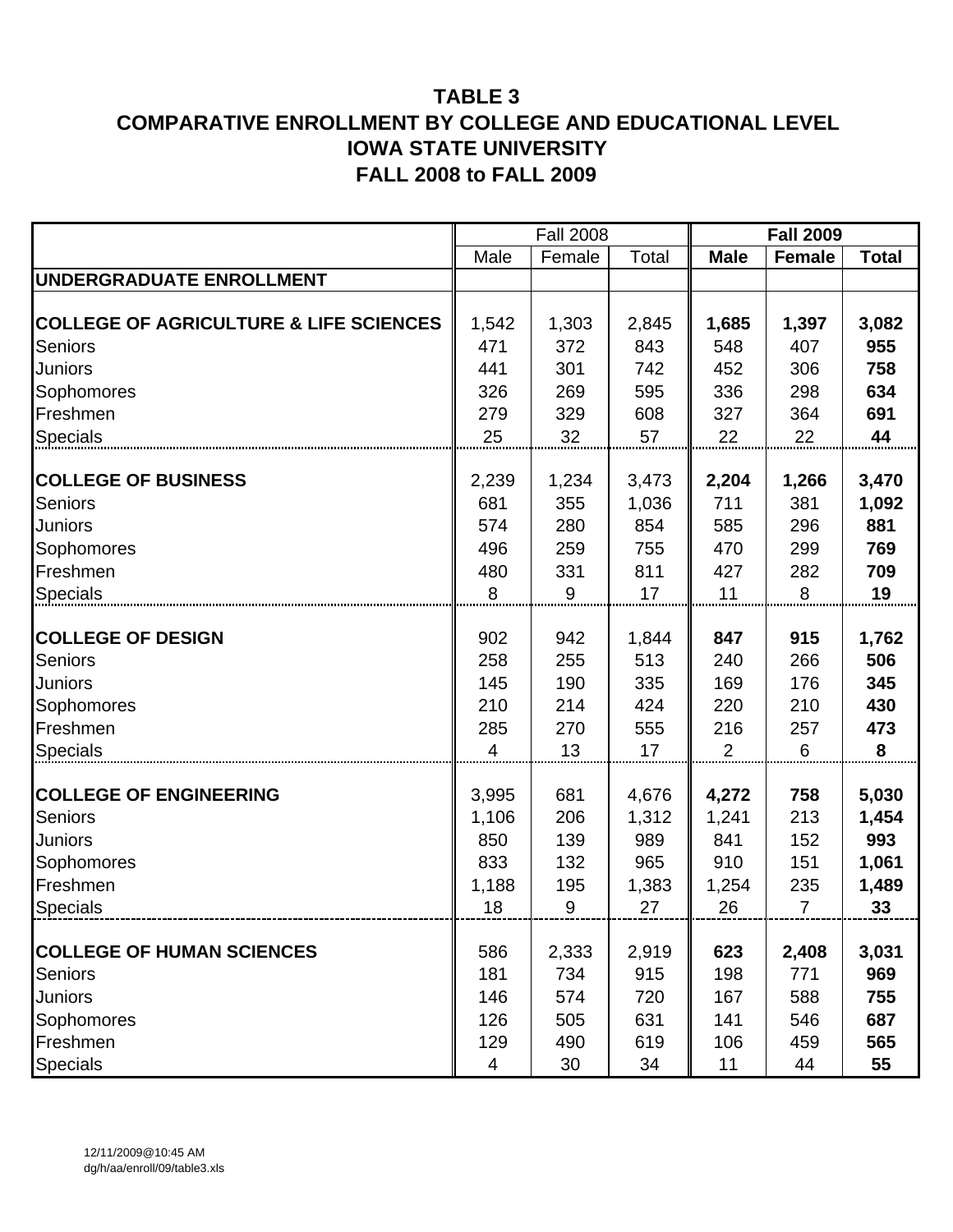# TABLE 3
# COMPARATIVE ENROLLMENT BY COLLEGE AND EDUCATIONAL LEVEL
# IOWA STATE UNIVERSITY
# FALL 2008 to FALL 2009

| | Fall 2008 | | | **Fall 2009** | | |
|---|---|---|---|---|---|---|
| | Male | Female | Total | **Male** | **Female** | **Total** |
| **UNDERGRADUATE ENROLLMENT** | | | | | | |
| **COLLEGE OF AGRICULTURE & LIFE SCIENCES** | 1,542 | 1,303 | 2,845 | **1,685** | **1,397** | **3,082** |
| Seniors | 471 | 372 | 843 | 548 | 407 | **955** |
| Juniors | 441 | 301 | 742 | 452 | 306 | **758** |
| Sophomores | 326 | 269 | 595 | 336 | 298 | **634** |
| Freshmen | 279 | 329 | 608 | 327 | 364 | **691** |
| Specials | 25 | 32 | 57 | 22 | 22 | **44** |
| **COLLEGE OF BUSINESS** | 2,239 | 1,234 | 3,473 | **2,204** | **1,266** | **3,470** |
| Seniors | 681 | 355 | 1,036 | 711 | 381 | **1,092** |
| Juniors | 574 | 280 | 854 | 585 | 296 | **881** |
| Sophomores | 496 | 259 | 755 | 470 | 299 | **769** |
| Freshmen | 480 | 331 | 811 | 427 | 282 | **709** |
| Specials | 8 | 9 | 17 | 11 | 8 | **19** |
| **COLLEGE OF DESIGN** | 902 | 942 | 1,844 | **847** | **915** | **1,762** |
| Seniors | 258 | 255 | 513 | 240 | 266 | **506** |
| Juniors | 145 | 190 | 335 | 169 | 176 | **345** |
| Sophomores | 210 | 214 | 424 | 220 | 210 | **430** |
| Freshmen | 285 | 270 | 555 | 216 | 257 | **473** |
| Specials | 4 | 13 | 17 | 2 | 6 | **8** |
| **COLLEGE OF ENGINEERING** | 3,995 | 681 | 4,676 | **4,272** | **758** | **5,030** |
| Seniors | 1,106 | 206 | 1,312 | 1,241 | 213 | **1,454** |
| Juniors | 850 | 139 | 989 | 841 | 152 | **993** |
| Sophomores | 833 | 132 | 965 | 910 | 151 | **1,061** |
| Freshmen | 1,188 | 195 | 1,383 | 1,254 | 235 | **1,489** |
| Specials | 18 | 9 | 27 | 26 | 7 | **33** |
| **COLLEGE OF HUMAN SCIENCES** | 586 | 2,333 | 2,919 | **623** | **2,408** | **3,031** |
| Seniors | 181 | 734 | 915 | 198 | 771 | **969** |
| Juniors | 146 | 574 | 720 | 167 | 588 | **755** |
| Sophomores | 126 | 505 | 631 | 141 | 546 | **687** |
| Freshmen | 129 | 490 | 619 | 106 | 459 | **565** |
| Specials | 4 | 30 | 34 | 11 | 44 | **55** |

12/11/2009@10:45 AM
dg/h/aa/enroll/09/table3.xls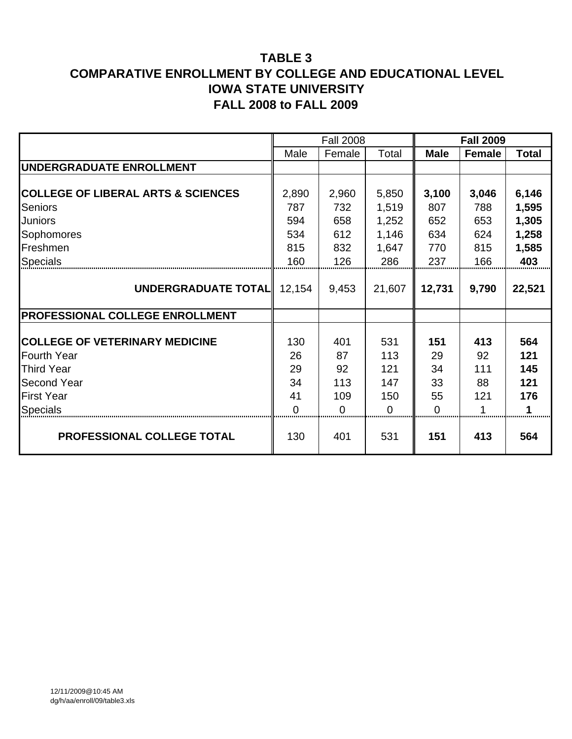# TABLE 3
# COMPARATIVE ENROLLMENT BY COLLEGE AND EDUCATIONAL LEVEL
# IOWA STATE UNIVERSITY
# FALL 2008 to FALL 2009

| | Fall 2008 | | | **Fall 2009** | | |
|---|---|---|---|---|---|---|
| | Male | Female | Total | **Male** | **Female** | **Total** |
| **UNDERGRADUATE ENROLLMENT** | | | | | | |
| **COLLEGE OF LIBERAL ARTS & SCIENCES** | 2,890 | 2,960 | 5,850 | **3,100** | **3,046** | **6,146** |
| Seniors | 787 | 732 | 1,519 | 807 | 788 | **1,595** |
| Juniors | 594 | 658 | 1,252 | 652 | 653 | **1,305** |
| Sophomores | 534 | 612 | 1,146 | 634 | 624 | **1,258** |
| Freshmen | 815 | 832 | 1,647 | 770 | 815 | **1,585** |
| Specials | 160 | 126 | 286 | 237 | 166 | **403** |
| **UNDERGRADUATE TOTAL** | 12,154 | 9,453 | 21,607 | **12,731** | **9,790** | **22,521** |
| **PROFESSIONAL COLLEGE ENROLLMENT** | | | | | | |
| **COLLEGE OF VETERINARY MEDICINE** | 130 | 401 | 531 | **151** | **413** | **564** |
| Fourth Year | 26 | 87 | 113 | 29 | 92 | **121** |
| Third Year | 29 | 92 | 121 | 34 | 111 | **145** |
| Second Year | 34 | 113 | 147 | 33 | 88 | **121** |
| First Year | 41 | 109 | 150 | 55 | 121 | **176** |
| Specials | 0 | 0 | 0 | 0 | 1 | **1** |
| **PROFESSIONAL COLLEGE TOTAL** | 130 | 401 | 531 | **151** | **413** | **564** |

12/11/2009@10:45 AM
dg/h/aa/enroll/09/table3.xls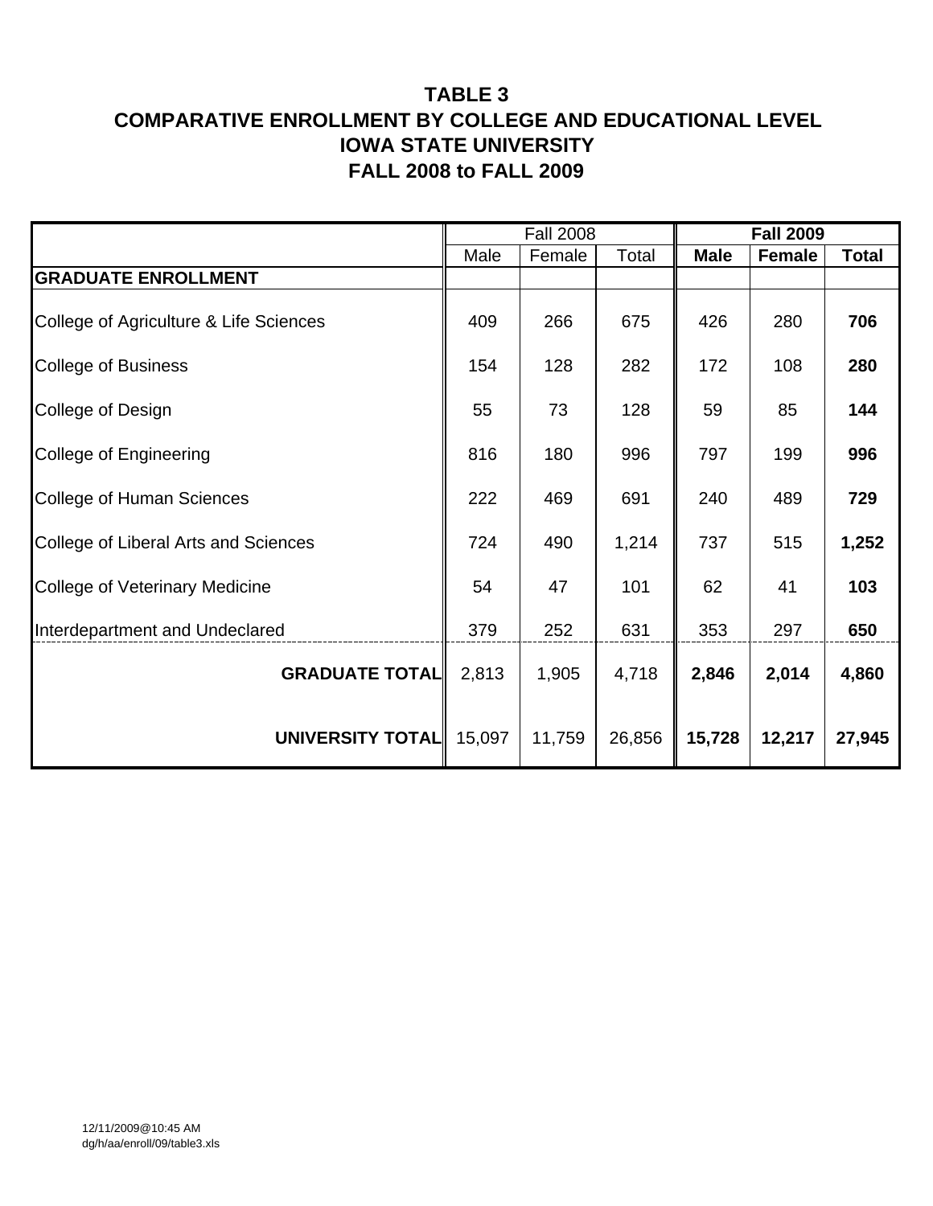# TABLE 3
## COMPARATIVE ENROLLMENT BY COLLEGE AND EDUCATIONAL LEVEL
## IOWA STATE UNIVERSITY
## FALL 2008 to FALL 2009

| | Fall 2008 | | | **Fall 2009** | | |
|---|---|---|---|---|---|---|
| | Male | Female | Total | **Male** | **Female** | **Total** |
| **GRADUATE ENROLLMENT** | | | | | | |
| College of Agriculture & Life Sciences | 409 | 266 | 675 | 426 | 280 | **706** |
| College of Business | 154 | 128 | 282 | 172 | 108 | **280** |
| College of Design | 55 | 73 | 128 | 59 | 85 | **144** |
| College of Engineering | 816 | 180 | 996 | 797 | 199 | **996** |
| College of Human Sciences | 222 | 469 | 691 | 240 | 489 | **729** |
| College of Liberal Arts and Sciences | 724 | 490 | 1,214 | 737 | 515 | **1,252** |
| College of Veterinary Medicine | 54 | 47 | 101 | 62 | 41 | **103** |
| Interdepartment and Undeclared | 379 | 252 | 631 | 353 | 297 | **650** |
| **GRADUATE TOTAL** | 2,813 | 1,905 | 4,718 | **2,846** | **2,014** | **4,860** |
| **UNIVERSITY TOTAL** | 15,097 | 11,759 | 26,856 | **15,728** | **12,217** | **27,945** |

12/11/2009@10:45 AM
dg/h/aa/enroll/09/table3.xls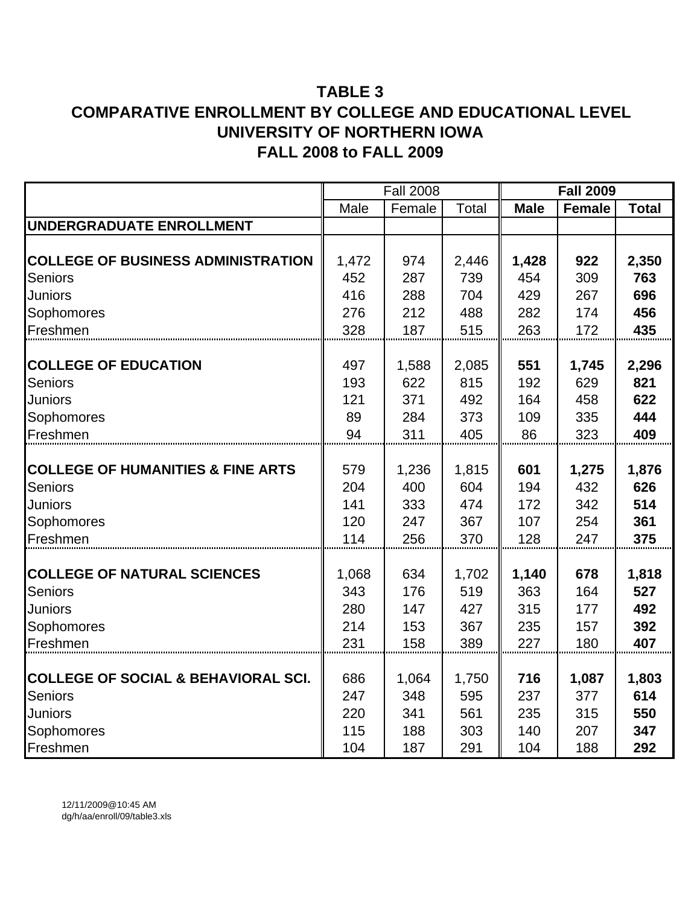# TABLE 3
# COMPARATIVE ENROLLMENT BY COLLEGE AND EDUCATIONAL LEVEL
# UNIVERSITY OF NORTHERN IOWA
# FALL 2008 to FALL 2009

| | Fall 2008 | | | **Fall 2009** | | |
|---|---|---|---|---|---|---|
| | Male | Female | Total | **Male** | **Female** | **Total** |
| **UNDERGRADUATE ENROLLMENT** | | | | | | |
| **COLLEGE OF BUSINESS ADMINISTRATION** | 1,472 | 974 | 2,446 | **1,428** | **922** | **2,350** |
| Seniors | 452 | 287 | 739 | 454 | 309 | **763** |
| Juniors | 416 | 288 | 704 | 429 | 267 | **696** |
| Sophomores | 276 | 212 | 488 | 282 | 174 | **456** |
| Freshmen | 328 | 187 | 515 | 263 | 172 | **435** |
| **COLLEGE OF EDUCATION** | 497 | 1,588 | 2,085 | **551** | **1,745** | **2,296** |
| Seniors | 193 | 622 | 815 | 192 | 629 | **821** |
| Juniors | 121 | 371 | 492 | 164 | 458 | **622** |
| Sophomores | 89 | 284 | 373 | 109 | 335 | **444** |
| Freshmen | 94 | 311 | 405 | 86 | 323 | **409** |
| **COLLEGE OF HUMANITIES & FINE ARTS** | 579 | 1,236 | 1,815 | **601** | **1,275** | **1,876** |
| Seniors | 204 | 400 | 604 | 194 | 432 | **626** |
| Juniors | 141 | 333 | 474 | 172 | 342 | **514** |
| Sophomores | 120 | 247 | 367 | 107 | 254 | **361** |
| Freshmen | 114 | 256 | 370 | 128 | 247 | **375** |
| **COLLEGE OF NATURAL SCIENCES** | 1,068 | 634 | 1,702 | **1,140** | **678** | **1,818** |
| Seniors | 343 | 176 | 519 | 363 | 164 | **527** |
| Juniors | 280 | 147 | 427 | 315 | 177 | **492** |
| Sophomores | 214 | 153 | 367 | 235 | 157 | **392** |
| Freshmen | 231 | 158 | 389 | 227 | 180 | **407** |
| **COLLEGE OF SOCIAL & BEHAVIORAL SCI.** | 686 | 1,064 | 1,750 | **716** | **1,087** | **1,803** |
| Seniors | 247 | 348 | 595 | 237 | 377 | **614** |
| Juniors | 220 | 341 | 561 | 235 | 315 | **550** |
| Sophomores | 115 | 188 | 303 | 140 | 207 | **347** |
| Freshmen | 104 | 187 | 291 | 104 | 188 | **292** |

12/11/2009@10:45 AM
dg/h/aa/enroll/09/table3.xls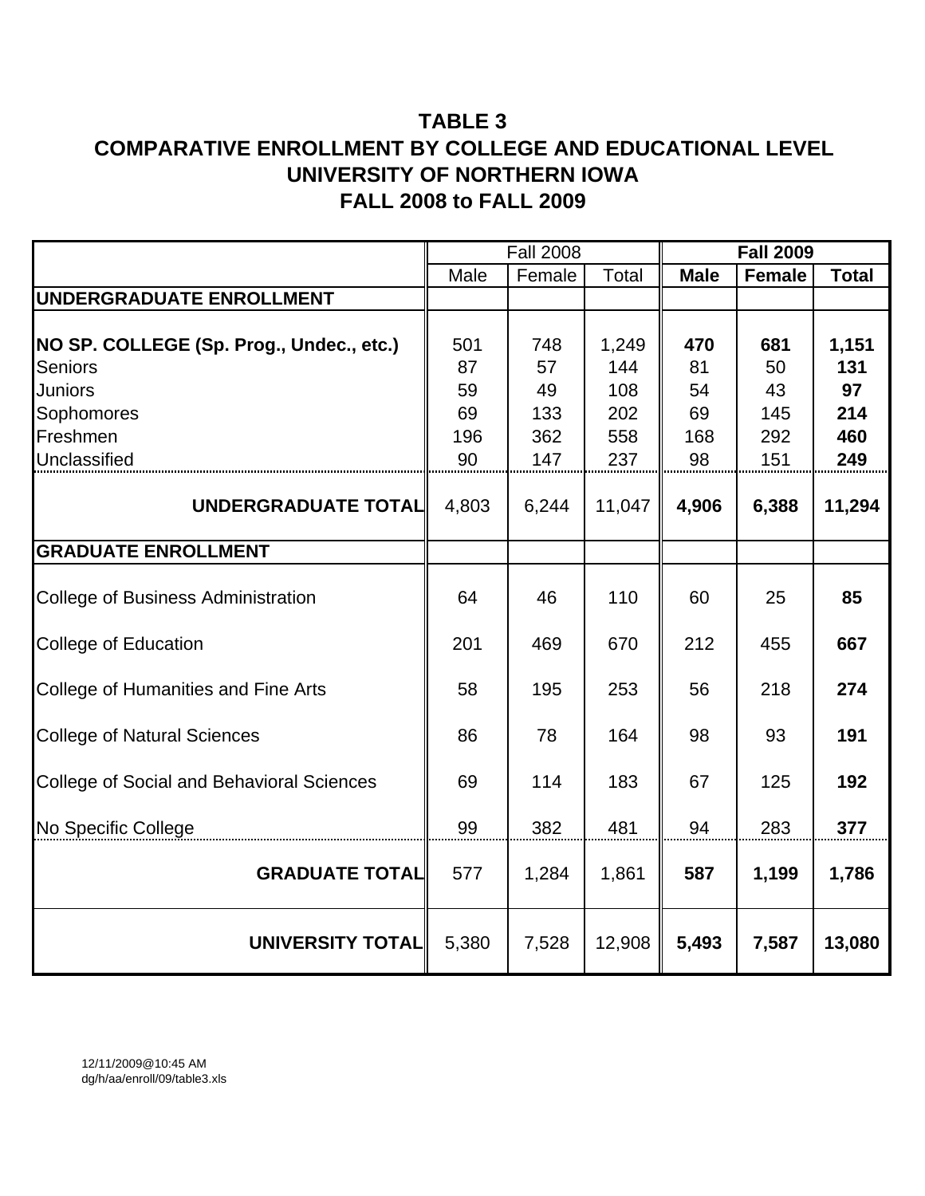# TABLE 3
# COMPARATIVE ENROLLMENT BY COLLEGE AND EDUCATIONAL LEVEL
# UNIVERSITY OF NORTHERN IOWA
# FALL 2008 to FALL 2009

| | Fall 2008 | | | **Fall 2009** | | |
|---|---|---|---|---|---|---|
| | Male | Female | Total | **Male** | **Female** | **Total** |
| **UNDERGRADUATE ENROLLMENT** | | | | | | |
| **NO SP. COLLEGE (Sp. Prog., Undec., etc.)** | 501 | 748 | 1,249 | **470** | **681** | **1,151** |
| Seniors | 87 | 57 | 144 | 81 | 50 | **131** |
| Juniors | 59 | 49 | 108 | 54 | 43 | **97** |
| Sophomores | 69 | 133 | 202 | 69 | 145 | **214** |
| Freshmen | 196 | 362 | 558 | 168 | 292 | **460** |
| Unclassified | 90 | 147 | 237 | 98 | 151 | **249** |
| **UNDERGRADUATE TOTAL** | 4,803 | 6,244 | 11,047 | **4,906** | **6,388** | **11,294** |
| **GRADUATE ENROLLMENT** | | | | | | |
| College of Business Administration | 64 | 46 | 110 | 60 | 25 | **85** |
| College of Education | 201 | 469 | 670 | 212 | 455 | **667** |
| College of Humanities and Fine Arts | 58 | 195 | 253 | 56 | 218 | **274** |
| College of Natural Sciences | 86 | 78 | 164 | 98 | 93 | **191** |
| College of Social and Behavioral Sciences | 69 | 114 | 183 | 67 | 125 | **192** |
| No Specific College | 99 | 382 | 481 | 94 | 283 | **377** |
| **GRADUATE TOTAL** | 577 | 1,284 | 1,861 | **587** | **1,199** | **1,786** |
| **UNIVERSITY TOTAL** | 5,380 | 7,528 | 12,908 | **5,493** | **7,587** | **13,080** |

12/11/2009@10:45 AM
dg/h/aa/enroll/09/table3.xls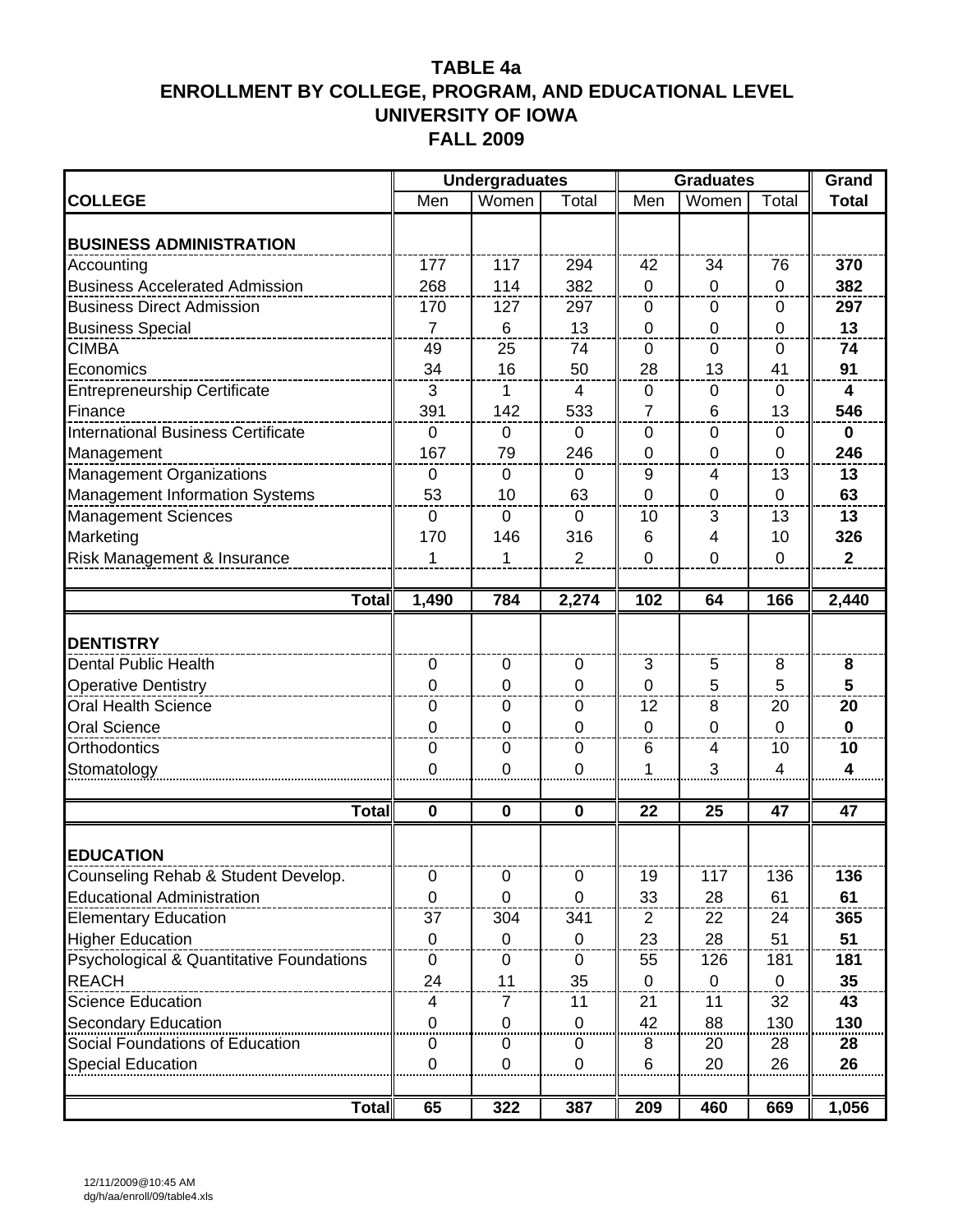# TABLE 4a
# ENROLLMENT BY COLLEGE, PROGRAM, AND EDUCATIONAL LEVEL
# UNIVERSITY OF IOWA
# FALL 2009

| | Undergraduates | | | Graduates | | | Grand |
|---|---|---|---|---|---|---|---|
| **COLLEGE** | Men | Women | Total | Men | Women | Total | **Total** |
| **BUSINESS ADMINISTRATION** | | | | | | | |
| Accounting | 177 | 117 | 294 | 42 | 34 | 76 | **370** |
| Business Accelerated Admission | 268 | 114 | 382 | 0 | 0 | 0 | **382** |
| Business Direct Admission | 170 | 127 | 297 | 0 | 0 | 0 | **297** |
| Business Special | 7 | 6 | 13 | 0 | 0 | 0 | **13** |
| CIMBA | 49 | 25 | 74 | 0 | 0 | 0 | **74** |
| Economics | 34 | 16 | 50 | 28 | 13 | 41 | **91** |
| Entrepreneurship Certificate | 3 | 1 | 4 | 0 | 0 | 0 | **4** |
| Finance | 391 | 142 | 533 | 7 | 6 | 13 | **546** |
| International Business Certificate | 0 | 0 | 0 | 0 | 0 | 0 | **0** |
| Management | 167 | 79 | 246 | 0 | 0 | 0 | **246** |
| Management Organizations | 0 | 0 | 0 | 9 | 4 | 13 | **13** |
| Management Information Systems | 53 | 10 | 63 | 0 | 0 | 0 | **63** |
| Management Sciences | 0 | 0 | 0 | 10 | 3 | 13 | **13** |
| Marketing | 170 | 146 | 316 | 6 | 4 | 10 | **326** |
| Risk Management & Insurance | 1 | 1 | 2 | 0 | 0 | 0 | **2** |
| **Total** | **1,490** | **784** | **2,274** | **102** | **64** | **166** | **2,440** |
| **DENTISTRY** | | | | | | | |
| Dental Public Health | 0 | 0 | 0 | 3 | 5 | 8 | **8** |
| Operative Dentistry | 0 | 0 | 0 | 0 | 5 | 5 | **5** |
| Oral Health Science | 0 | 0 | 0 | 12 | 8 | 20 | **20** |
| Oral Science | 0 | 0 | 0 | 0 | 0 | 0 | **0** |
| Orthodontics | 0 | 0 | 0 | 6 | 4 | 10 | **10** |
| Stomatology | 0 | 0 | 0 | 1 | 3 | 4 | **4** |
| **Total** | **0** | **0** | **0** | **22** | **25** | **47** | **47** |
| **EDUCATION** | | | | | | | |
| Counseling Rehab & Student Develop. | 0 | 0 | 0 | 19 | 117 | 136 | **136** |
| Educational Administration | 0 | 0 | 0 | 33 | 28 | 61 | **61** |
| Elementary Education | 37 | 304 | 341 | 2 | 22 | 24 | **365** |
| Higher Education | 0 | 0 | 0 | 23 | 28 | 51 | **51** |
| Psychological & Quantitative Foundations | 0 | 0 | 0 | 55 | 126 | 181 | **181** |
| REACH | 24 | 11 | 35 | 0 | 0 | 0 | **35** |
| Science Education | 4 | 7 | 11 | 21 | 11 | 32 | **43** |
| Secondary Education | 0 | 0 | 0 | 42 | 88 | 130 | **130** |
| Social Foundations of Education | 0 | 0 | 0 | 8 | 20 | 28 | **28** |
| Special Education | 0 | 0 | 0 | 6 | 20 | 26 | **26** |
| **Total** | **65** | **322** | **387** | **209** | **460** | **669** | **1,056** |

12/11/2009@10:45 AM
dg/h/aa/enroll/09/table4.xls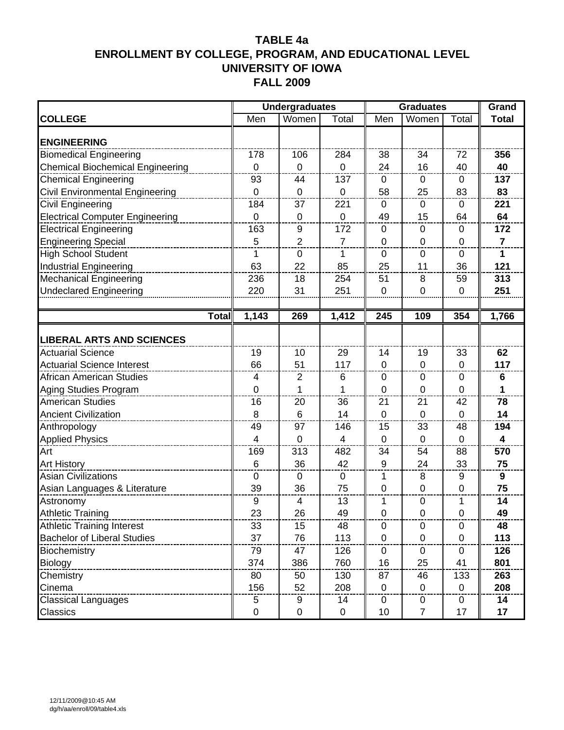# TABLE 4a
# ENROLLMENT BY COLLEGE, PROGRAM, AND EDUCATIONAL LEVEL
# UNIVERSITY OF IOWA
# FALL 2009

| | Undergraduates | | | Graduates | | | Grand |
|---|---|---|---|---|---|---|---|
| **COLLEGE** | Men | Women | Total | Men | Women | Total | **Total** |
| **ENGINEERING** | | | | | | | |
| Biomedical Engineering | 178 | 106 | 284 | 38 | 34 | 72 | **356** |
| Chemical Biochemical Engineering | 0 | 0 | 0 | 24 | 16 | 40 | **40** |
| Chemical Engineering | 93 | 44 | 137 | 0 | 0 | 0 | **137** |
| Civil Environmental Engineering | 0 | 0 | 0 | 58 | 25 | 83 | **83** |
| Civil Engineering | 184 | 37 | 221 | 0 | 0 | 0 | **221** |
| Electrical Computer Engineering | 0 | 0 | 0 | 49 | 15 | 64 | **64** |
| Electrical Engineering | 163 | 9 | 172 | 0 | 0 | 0 | **172** |
| Engineering Special | 5 | 2 | 7 | 0 | 0 | 0 | **7** |
| High School Student | 1 | 0 | 1 | 0 | 0 | 0 | **1** |
| Industrial Engineering | 63 | 22 | 85 | 25 | 11 | 36 | **121** |
| Mechanical Engineering | 236 | 18 | 254 | 51 | 8 | 59 | **313** |
| Undeclared Engineering | 220 | 31 | 251 | 0 | 0 | 0 | **251** |
| **Total** | **1,143** | **269** | **1,412** | **245** | **109** | **354** | **1,766** |
| **LIBERAL ARTS AND SCIENCES** | | | | | | | |
| Actuarial Science | 19 | 10 | 29 | 14 | 19 | 33 | **62** |
| Actuarial Science Interest | 66 | 51 | 117 | 0 | 0 | 0 | **117** |
| African American Studies | 4 | 2 | 6 | 0 | 0 | 0 | **6** |
| Aging Studies Program | 0 | 1 | 1 | 0 | 0 | 0 | **1** |
| American Studies | 16 | 20 | 36 | 21 | 21 | 42 | **78** |
| Ancient Civilization | 8 | 6 | 14 | 0 | 0 | 0 | **14** |
| Anthropology | 49 | 97 | 146 | 15 | 33 | 48 | **194** |
| Applied Physics | 4 | 0 | 4 | 0 | 0 | 0 | **4** |
| Art | 169 | 313 | 482 | 34 | 54 | 88 | **570** |
| Art History | 6 | 36 | 42 | 9 | 24 | 33 | **75** |
| Asian Civilizations | 0 | 0 | 0 | 1 | 8 | 9 | **9** |
| Asian Languages & Literature | 39 | 36 | 75 | 0 | 0 | 0 | **75** |
| Astronomy | 9 | 4 | 13 | 1 | 0 | 1 | **14** |
| Athletic Training | 23 | 26 | 49 | 0 | 0 | 0 | **49** |
| Athletic Training Interest | 33 | 15 | 48 | 0 | 0 | 0 | **48** |
| Bachelor of Liberal Studies | 37 | 76 | 113 | 0 | 0 | 0 | **113** |
| Biochemistry | 79 | 47 | 126 | 0 | 0 | 0 | **126** |
| Biology | 374 | 386 | 760 | 16 | 25 | 41 | **801** |
| Chemistry | 80 | 50 | 130 | 87 | 46 | 133 | **263** |
| Cinema | 156 | 52 | 208 | 0 | 0 | 0 | **208** |
| Classical Languages | 5 | 9 | 14 | 0 | 0 | 0 | **14** |
| Classics | 0 | 0 | 0 | 10 | 7 | 17 | **17** |

12/11/2009@10:45 AM
dg/h/aa/enroll/09/table4.xls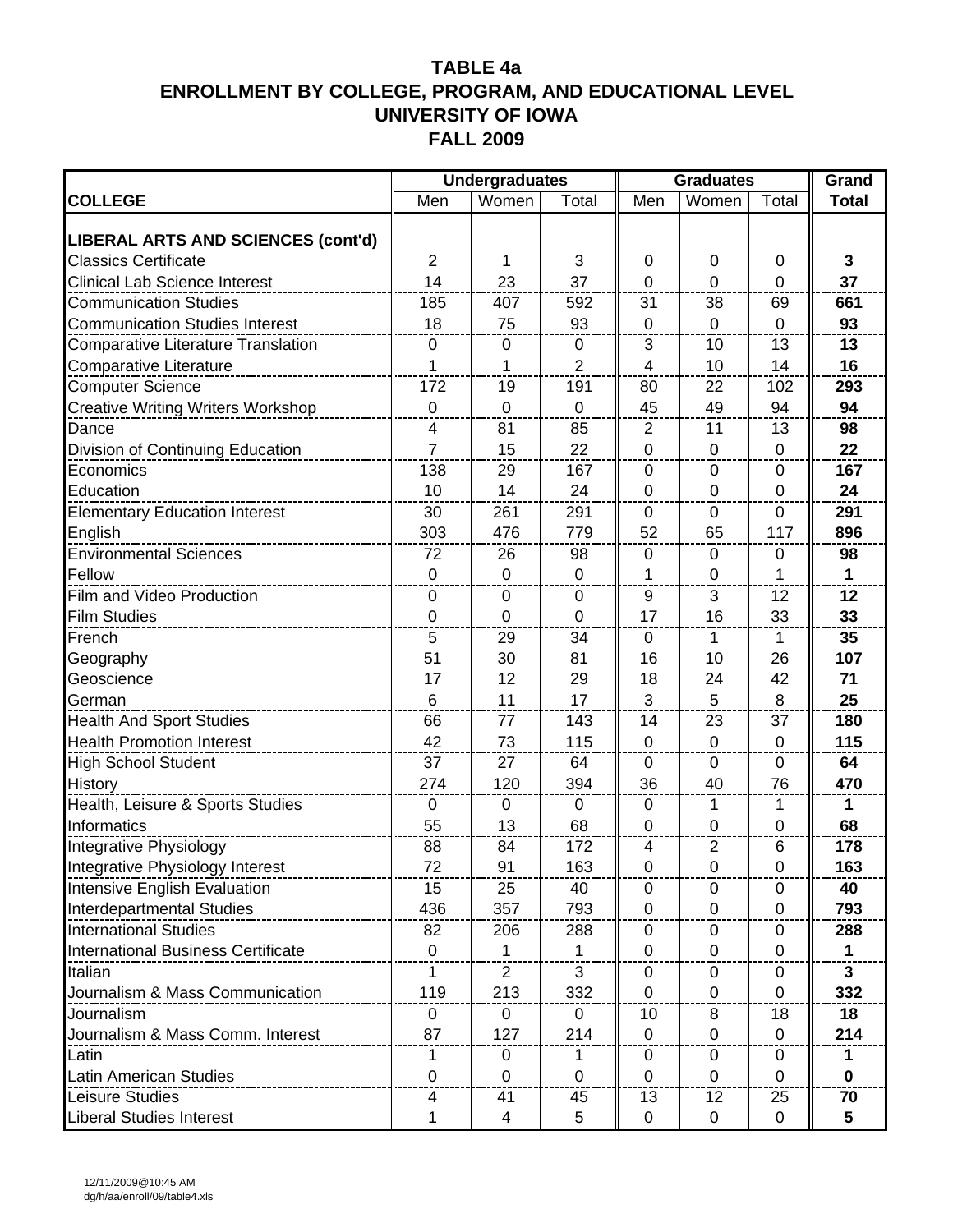# TABLE 4a
# ENROLLMENT BY COLLEGE, PROGRAM, AND EDUCATIONAL LEVEL
# UNIVERSITY OF IOWA
# FALL 2009

| | Undergraduates | | | Graduates | | | Grand |
|---|---|---|---|---|---|---|---|
| **COLLEGE** | Men | Women | Total | Men | Women | Total | **Total** |
| **LIBERAL ARTS AND SCIENCES (cont'd)** | | | | | | | |
| Classics Certificate | 2 | 1 | 3 | 0 | 0 | 0 | **3** |
| Clinical Lab Science Interest | 14 | 23 | 37 | 0 | 0 | 0 | **37** |
| Communication Studies | 185 | 407 | 592 | 31 | 38 | 69 | **661** |
| Communication Studies Interest | 18 | 75 | 93 | 0 | 0 | 0 | **93** |
| Comparative Literature Translation | 0 | 0 | 0 | 3 | 10 | 13 | **13** |
| Comparative Literature | 1 | 1 | 2 | 4 | 10 | 14 | **16** |
| Computer Science | 172 | 19 | 191 | 80 | 22 | 102 | **293** |
| Creative Writing Writers Workshop | 0 | 0 | 0 | 45 | 49 | 94 | **94** |
| Dance | 4 | 81 | 85 | 2 | 11 | 13 | **98** |
| Division of Continuing Education | 7 | 15 | 22 | 0 | 0 | 0 | **22** |
| Economics | 138 | 29 | 167 | 0 | 0 | 0 | **167** |
| Education | 10 | 14 | 24 | 0 | 0 | 0 | **24** |
| Elementary Education Interest | 30 | 261 | 291 | 0 | 0 | 0 | **291** |
| English | 303 | 476 | 779 | 52 | 65 | 117 | **896** |
| Environmental Sciences | 72 | 26 | 98 | 0 | 0 | 0 | **98** |
| Fellow | 0 | 0 | 0 | 1 | 0 | 1 | **1** |
| Film and Video Production | 0 | 0 | 0 | 9 | 3 | 12 | **12** |
| Film Studies | 0 | 0 | 0 | 17 | 16 | 33 | **33** |
| French | 5 | 29 | 34 | 0 | 1 | 1 | **35** |
| Geography | 51 | 30 | 81 | 16 | 10 | 26 | **107** |
| Geoscience | 17 | 12 | 29 | 18 | 24 | 42 | **71** |
| German | 6 | 11 | 17 | 3 | 5 | 8 | **25** |
| Health And Sport Studies | 66 | 77 | 143 | 14 | 23 | 37 | **180** |
| Health Promotion Interest | 42 | 73 | 115 | 0 | 0 | 0 | **115** |
| High School Student | 37 | 27 | 64 | 0 | 0 | 0 | **64** |
| History | 274 | 120 | 394 | 36 | 40 | 76 | **470** |
| Health, Leisure & Sports Studies | 0 | 0 | 0 | 0 | 1 | 1 | **1** |
| Informatics | 55 | 13 | 68 | 0 | 0 | 0 | **68** |
| Integrative Physiology | 88 | 84 | 172 | 4 | 2 | 6 | **178** |
| Integrative Physiology Interest | 72 | 91 | 163 | 0 | 0 | 0 | **163** |
| Intensive English Evaluation | 15 | 25 | 40 | 0 | 0 | 0 | **40** |
| Interdepartmental Studies | 436 | 357 | 793 | 0 | 0 | 0 | **793** |
| International Studies | 82 | 206 | 288 | 0 | 0 | 0 | **288** |
| International Business Certificate | 0 | 1 | 1 | 0 | 0 | 0 | **1** |
| Italian | 1 | 2 | 3 | 0 | 0 | 0 | **3** |
| Journalism & Mass Communication | 119 | 213 | 332 | 0 | 0 | 0 | **332** |
| Journalism | 0 | 0 | 0 | 10 | 8 | 18 | **18** |
| Journalism & Mass Comm. Interest | 87 | 127 | 214 | 0 | 0 | 0 | **214** |
| Latin | 1 | 0 | 1 | 0 | 0 | 0 | **1** |
| Latin American Studies | 0 | 0 | 0 | 0 | 0 | 0 | **0** |
| Leisure Studies | 4 | 41 | 45 | 13 | 12 | 25 | **70** |
| Liberal Studies Interest | 1 | 4 | 5 | 0 | 0 | 0 | **5** |

12/11/2009@10:45 AM
dg/h/aa/enroll/09/table4.xls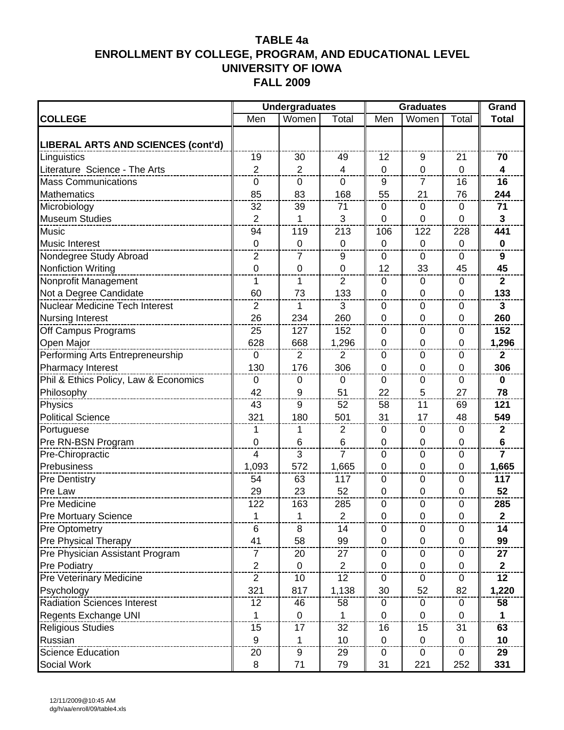# TABLE 4a
## ENROLLMENT BY COLLEGE, PROGRAM, AND EDUCATIONAL LEVEL
## UNIVERSITY OF IOWA
## FALL 2009

| | Undergraduates | | | Graduates | | | Grand |
|---|---|---|---|---|---|---|---|
| COLLEGE | Men | Women | Total | Men | Women | Total | Total |
| **LIBERAL ARTS AND SCIENCES (cont'd)** | | | | | | | |
| Linguistics | 19 | 30 | 49 | 12 | 9 | 21 | **70** |
| Literature Science - The Arts | 2 | 2 | 4 | 0 | 0 | 0 | **4** |
| Mass Communications | 0 | 0 | 0 | 9 | 7 | 16 | **16** |
| Mathematics | 85 | 83 | 168 | 55 | 21 | 76 | **244** |
| Microbiology | 32 | 39 | 71 | 0 | 0 | 0 | **71** |
| Museum Studies | 2 | 1 | 3 | 0 | 0 | 0 | **3** |
| Music | 94 | 119 | 213 | 106 | 122 | 228 | **441** |
| Music Interest | 0 | 0 | 0 | 0 | 0 | 0 | **0** |
| Nondegree Study Abroad | 2 | 7 | 9 | 0 | 0 | 0 | **9** |
| Nonfiction Writing | 0 | 0 | 0 | 12 | 33 | 45 | **45** |
| Nonprofit Management | 1 | 1 | 2 | 0 | 0 | 0 | **2** |
| Not a Degree Candidate | 60 | 73 | 133 | 0 | 0 | 0 | **133** |
| Nuclear Medicine Tech Interest | 2 | 1 | 3 | 0 | 0 | 0 | **3** |
| Nursing Interest | 26 | 234 | 260 | 0 | 0 | 0 | **260** |
| Off Campus Programs | 25 | 127 | 152 | 0 | 0 | 0 | **152** |
| Open Major | 628 | 668 | 1,296 | 0 | 0 | 0 | **1,296** |
| Performing Arts Entrepreneurship | 0 | 2 | 2 | 0 | 0 | 0 | **2** |
| Pharmacy Interest | 130 | 176 | 306 | 0 | 0 | 0 | **306** |
| Phil & Ethics Policy, Law & Economics | 0 | 0 | 0 | 0 | 0 | 0 | **0** |
| Philosophy | 42 | 9 | 51 | 22 | 5 | 27 | **78** |
| Physics | 43 | 9 | 52 | 58 | 11 | 69 | **121** |
| Political Science | 321 | 180 | 501 | 31 | 17 | 48 | **549** |
| Portuguese | 1 | 1 | 2 | 0 | 0 | 0 | **2** |
| Pre RN-BSN Program | 0 | 6 | 6 | 0 | 0 | 0 | **6** |
| Pre-Chiropractic | 4 | 3 | 7 | 0 | 0 | 0 | **7** |
| Prebusiness | 1,093 | 572 | 1,665 | 0 | 0 | 0 | **1,665** |
| Pre Dentistry | 54 | 63 | 117 | 0 | 0 | 0 | **117** |
| Pre Law | 29 | 23 | 52 | 0 | 0 | 0 | **52** |
| Pre Medicine | 122 | 163 | 285 | 0 | 0 | 0 | **285** |
| Pre Mortuary Science | 1 | 1 | 2 | 0 | 0 | 0 | **2** |
| Pre Optometry | 6 | 8 | 14 | 0 | 0 | 0 | **14** |
| Pre Physical Therapy | 41 | 58 | 99 | 0 | 0 | 0 | **99** |
| Pre Physician Assistant Program | 7 | 20 | 27 | 0 | 0 | 0 | **27** |
| Pre Podiatry | 2 | 0 | 2 | 0 | 0 | 0 | **2** |
| Pre Veterinary Medicine | 2 | 10 | 12 | 0 | 0 | 0 | **12** |
| Psychology | 321 | 817 | 1,138 | 30 | 52 | 82 | **1,220** |
| Radiation Sciences Interest | 12 | 46 | 58 | 0 | 0 | 0 | **58** |
| Regents Exchange UNI | 1 | 0 | 1 | 0 | 0 | 0 | **1** |
| Religious Studies | 15 | 17 | 32 | 16 | 15 | 31 | **63** |
| Russian | 9 | 1 | 10 | 0 | 0 | 0 | **10** |
| Science Education | 20 | 9 | 29 | 0 | 0 | 0 | **29** |
| Social Work | 8 | 71 | 79 | 31 | 221 | 252 | **331** |

12/11/2009@10:45 AM
dg/h/aa/enroll/09/table4.xls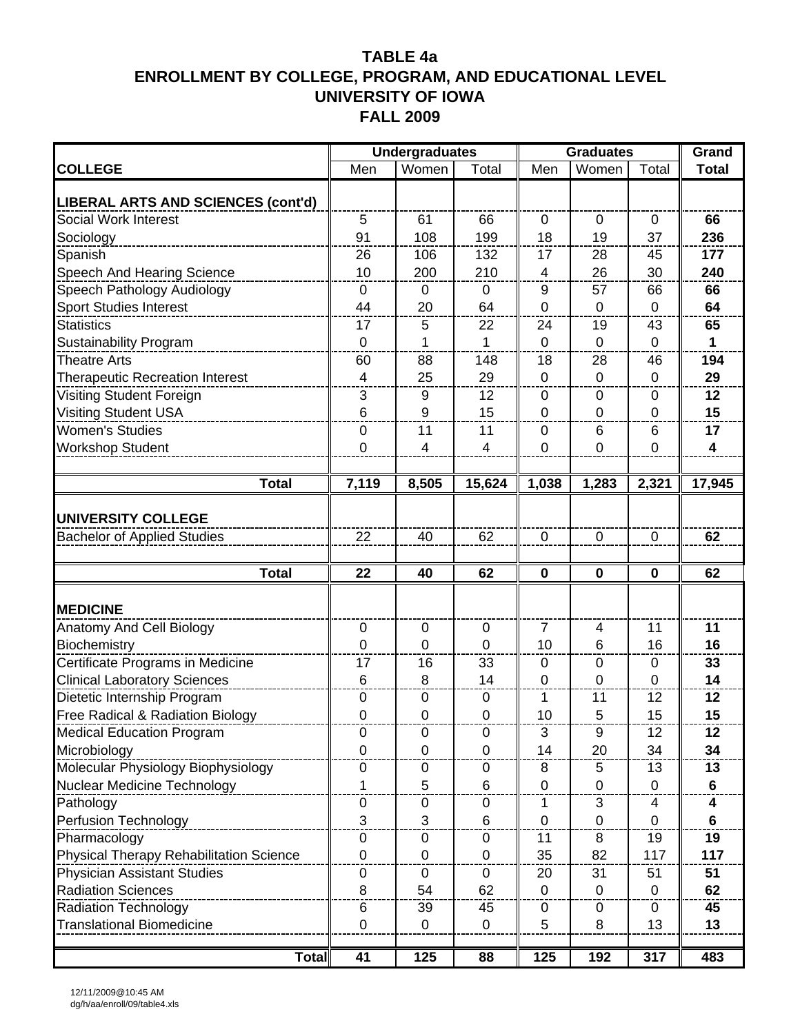# TABLE 4a
## ENROLLMENT BY COLLEGE, PROGRAM, AND EDUCATIONAL LEVEL
## UNIVERSITY OF IOWA
## FALL 2009

| | Undergraduates | | | Graduates | | | Grand |
|---|---|---|---|---|---|---|---|
| **COLLEGE** | Men | Women | Total | Men | Women | Total | **Total** |
| **LIBERAL ARTS AND SCIENCES (cont'd)** | | | | | | | |
| Social Work Interest | 5 | 61 | 66 | 0 | 0 | 0 | **66** |
| Sociology | 91 | 108 | 199 | 18 | 19 | 37 | **236** |
| Spanish | 26 | 106 | 132 | 17 | 28 | 45 | **177** |
| Speech And Hearing Science | 10 | 200 | 210 | 4 | 26 | 30 | **240** |
| Speech Pathology Audiology | 0 | 0 | 0 | 9 | 57 | 66 | **66** |
| Sport Studies Interest | 44 | 20 | 64 | 0 | 0 | 0 | **64** |
| Statistics | 17 | 5 | 22 | 24 | 19 | 43 | **65** |
| Sustainability Program | 0 | 1 | 1 | 0 | 0 | 0 | **1** |
| Theatre Arts | 60 | 88 | 148 | 18 | 28 | 46 | **194** |
| Therapeutic Recreation Interest | 4 | 25 | 29 | 0 | 0 | 0 | **29** |
| Visiting Student Foreign | 3 | 9 | 12 | 0 | 0 | 0 | **12** |
| Visiting Student USA | 6 | 9 | 15 | 0 | 0 | 0 | **15** |
| Women's Studies | 0 | 11 | 11 | 0 | 6 | 6 | **17** |
| Workshop Student | 0 | 4 | 4 | 0 | 0 | 0 | **4** |
| **Total** | **7,119** | **8,505** | **15,624** | **1,038** | **1,283** | **2,321** | **17,945** |
| **UNIVERSITY COLLEGE** | | | | | | | |
| Bachelor of Applied Studies | 22 | 40 | 62 | 0 | 0 | 0 | **62** |
| **Total** | **22** | **40** | **62** | **0** | **0** | **0** | **62** |
| **MEDICINE** | | | | | | | |
| Anatomy And Cell Biology | 0 | 0 | 0 | 7 | 4 | 11 | **11** |
| Biochemistry | 0 | 0 | 0 | 10 | 6 | 16 | **16** |
| Certificate Programs in Medicine | 17 | 16 | 33 | 0 | 0 | 0 | **33** |
| Clinical Laboratory Sciences | 6 | 8 | 14 | 0 | 0 | 0 | **14** |
| Dietetic Internship Program | 0 | 0 | 0 | 1 | 11 | 12 | **12** |
| Free Radical & Radiation Biology | 0 | 0 | 0 | 10 | 5 | 15 | **15** |
| Medical Education Program | 0 | 0 | 0 | 3 | 9 | 12 | **12** |
| Microbiology | 0 | 0 | 0 | 14 | 20 | 34 | **34** |
| Molecular Physiology Biophysiology | 0 | 0 | 0 | 8 | 5 | 13 | **13** |
| Nuclear Medicine Technology | 1 | 5 | 6 | 0 | 0 | 0 | **6** |
| Pathology | 0 | 0 | 0 | 1 | 3 | 4 | **4** |
| Perfusion Technology | 3 | 3 | 6 | 0 | 0 | 0 | **6** |
| Pharmacology | 0 | 0 | 0 | 11 | 8 | 19 | **19** |
| Physical Therapy Rehabilitation Science | 0 | 0 | 0 | 35 | 82 | 117 | **117** |
| Physician Assistant Studies | 0 | 0 | 0 | 20 | 31 | 51 | **51** |
| Radiation Sciences | 8 | 54 | 62 | 0 | 0 | 0 | **62** |
| Radiation Technology | 6 | 39 | 45 | 0 | 0 | 0 | **45** |
| Translational Biomedicine | 0 | 0 | 0 | 5 | 8 | 13 | **13** |
| **Total** | **41** | **125** | **88** | **125** | **192** | **317** | **483** |

12/11/2009@10:45 AM
dg/h/aa/enroll/09/table4.xls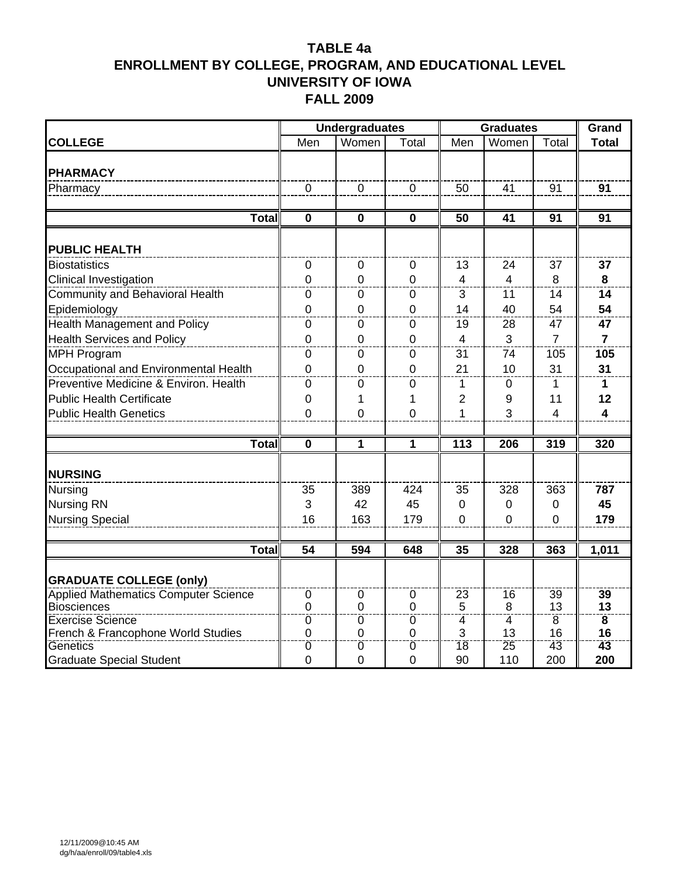# TABLE 4a
# ENROLLMENT BY COLLEGE, PROGRAM, AND EDUCATIONAL LEVEL
# UNIVERSITY OF IOWA
# FALL 2009

| | Undergraduates | | | Graduates | | | Grand |
|---|---|---|---|---|---|---|---|
| **COLLEGE** | Men | Women | Total | Men | Women | Total | **Total** |
| **PHARMACY** | | | | | | | |
| Pharmacy | 0 | 0 | 0 | 50 | 41 | 91 | **91** |
| **Total** | **0** | **0** | **0** | **50** | **41** | **91** | **91** |
| **PUBLIC HEALTH** | | | | | | | |
| Biostatistics | 0 | 0 | 0 | 13 | 24 | 37 | **37** |
| Clinical Investigation | 0 | 0 | 0 | 4 | 4 | 8 | **8** |
| Community and Behavioral Health | 0 | 0 | 0 | 3 | 11 | 14 | **14** |
| Epidemiology | 0 | 0 | 0 | 14 | 40 | 54 | **54** |
| Health Management and Policy | 0 | 0 | 0 | 19 | 28 | 47 | **47** |
| Health Services and Policy | 0 | 0 | 0 | 4 | 3 | 7 | **7** |
| MPH Program | 0 | 0 | 0 | 31 | 74 | 105 | **105** |
| Occupational and Environmental Health | 0 | 0 | 0 | 21 | 10 | 31 | **31** |
| Preventive Medicine & Environ. Health | 0 | 0 | 0 | 1 | 0 | 1 | **1** |
| Public Health Certificate | 0 | 1 | 1 | 2 | 9 | 11 | **12** |
| Public Health Genetics | 0 | 0 | 0 | 1 | 3 | 4 | **4** |
| **Total** | **0** | **1** | **1** | **113** | **206** | **319** | **320** |
| **NURSING** | | | | | | | |
| Nursing | 35 | 389 | 424 | 35 | 328 | 363 | **787** |
| Nursing RN | 3 | 42 | 45 | 0 | 0 | 0 | **45** |
| Nursing Special | 16 | 163 | 179 | 0 | 0 | 0 | **179** |
| **Total** | **54** | **594** | **648** | **35** | **328** | **363** | **1,011** |
| **GRADUATE COLLEGE (only)** | | | | | | | |
| Applied Mathematics Computer Science | 0 | 0 | 0 | 23 | 16 | 39 | **39** |
| Biosciences | 0 | 0 | 0 | 5 | 8 | 13 | **13** |
| Exercise Science | 0 | 0 | 0 | 4 | 4 | 8 | **8** |
| French & Francophone World Studies | 0 | 0 | 0 | 3 | 13 | 16 | **16** |
| Genetics | 0 | 0 | 0 | 18 | 25 | 43 | **43** |
| Graduate Special Student | 0 | 0 | 0 | 90 | 110 | 200 | **200** |

12/11/2009@10:45 AM
dg/h/aa/enroll/09/table4.xls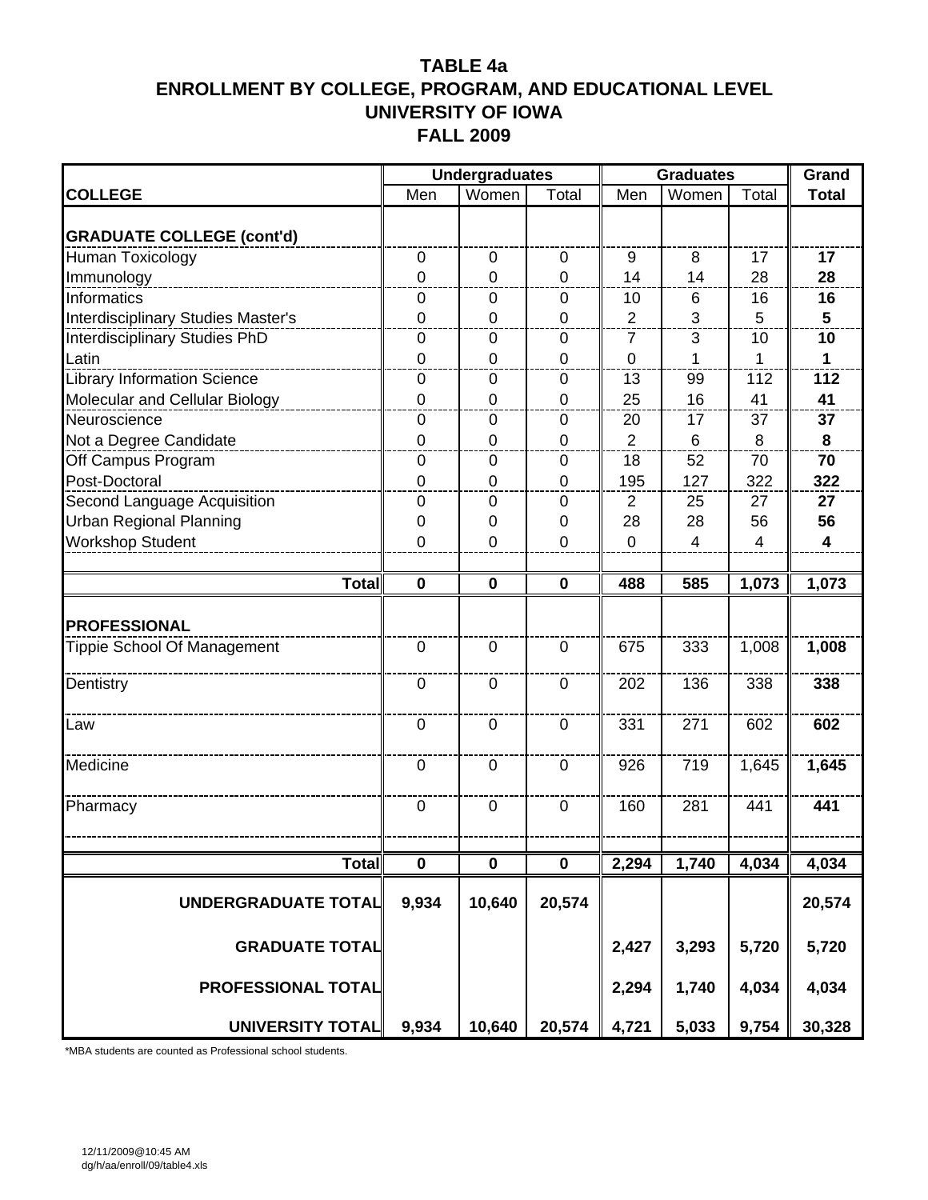# TABLE 4a
## ENROLLMENT BY COLLEGE, PROGRAM, AND EDUCATIONAL LEVEL
## UNIVERSITY OF IOWA
## FALL 2009

| COLLEGE | Undergraduates Men | Undergraduates Women | Undergraduates Total | Graduates Men | Graduates Women | Graduates Total | Grand Total |
|---|---|---|---|---|---|---|---|
| **GRADUATE COLLEGE (cont'd)** | | | | | | | |
| Human Toxicology | 0 | 0 | 0 | 9 | 8 | 17 | **17** |
| Immunology | 0 | 0 | 0 | 14 | 14 | 28 | **28** |
| Informatics | 0 | 0 | 0 | 10 | 6 | 16 | **16** |
| Interdisciplinary Studies Master's | 0 | 0 | 0 | 2 | 3 | 5 | **5** |
| Interdisciplinary Studies PhD | 0 | 0 | 0 | 7 | 3 | 10 | **10** |
| Latin | 0 | 0 | 0 | 0 | 1 | 1 | **1** |
| Library Information Science | 0 | 0 | 0 | 13 | 99 | 112 | **112** |
| Molecular and Cellular Biology | 0 | 0 | 0 | 25 | 16 | 41 | **41** |
| Neuroscience | 0 | 0 | 0 | 20 | 17 | 37 | **37** |
| Not a Degree Candidate | 0 | 0 | 0 | 2 | 6 | 8 | **8** |
| Off Campus Program | 0 | 0 | 0 | 18 | 52 | 70 | **70** |
| Post-Doctoral | 0 | 0 | 0 | 195 | 127 | 322 | **322** |
| Second Language Acquisition | 0 | 0 | 0 | 2 | 25 | 27 | **27** |
| Urban Regional Planning | 0 | 0 | 0 | 28 | 28 | 56 | **56** |
| Workshop Student | 0 | 0 | 0 | 0 | 4 | 4 | **4** |
| **Total** | **0** | **0** | **0** | **488** | **585** | **1,073** | **1,073** |
| **PROFESSIONAL** | | | | | | | |
| Tippie School Of Management | 0 | 0 | 0 | 675 | 333 | 1,008 | **1,008** |
| Dentistry | 0 | 0 | 0 | 202 | 136 | 338 | **338** |
| Law | 0 | 0 | 0 | 331 | 271 | 602 | **602** |
| Medicine | 0 | 0 | 0 | 926 | 719 | 1,645 | **1,645** |
| Pharmacy | 0 | 0 | 0 | 160 | 281 | 441 | **441** |
| **Total** | **0** | **0** | **0** | **2,294** | **1,740** | **4,034** | **4,034** |
| **UNDERGRADUATE TOTAL** | **9,934** | **10,640** | **20,574** | | | | **20,574** |
| **GRADUATE TOTAL** | | | | **2,427** | **3,293** | **5,720** | **5,720** |
| **PROFESSIONAL TOTAL** | | | | **2,294** | **1,740** | **4,034** | **4,034** |
| **UNIVERSITY TOTAL** | **9,934** | **10,640** | **20,574** | **4,721** | **5,033** | **9,754** | **30,328** |

*MBA students are counted as Professional school students.

12/11/2009@10:45 AM
dg/h/aa/enroll/09/table4.xls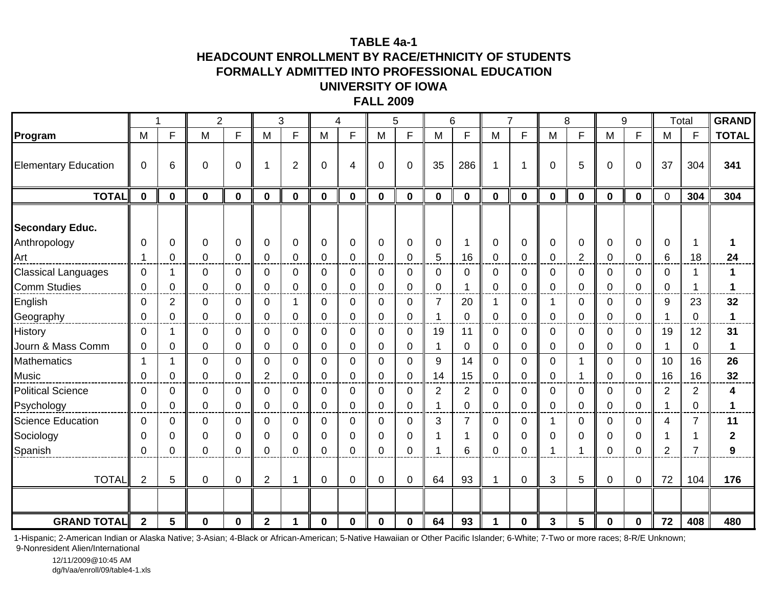**TABLE 4a-1**
**HEADCOUNT ENROLLMENT BY RACE/ETHNICITY OF STUDENTS**
**FORMALLY ADMITTED INTO PROFESSIONAL EDUCATION**
**UNIVERSITY OF IOWA**
**FALL 2009**

| | 1 | | 2 | | 3 | | 4 | | 5 | | 6 | | 7 | | 8 | | 9 | | Total | | **GRAND** |
|---|---|---|---|---|---|---|---|---|---|---|---|---|---|---|---|---|---|---|---|---|---|
| **Program** | M | F | M | F | M | F | M | F | M | F | M | F | M | F | M | F | M | F | M | F | **TOTAL** |
| Elementary Education | 0 | 6 | 0 | 0 | 1 | 2 | 0 | 4 | 0 | 0 | 35 | 286 | 1 | 1 | 0 | 5 | 0 | 0 | 37 | 304 | **341** |
| **TOTAL** | **0** | **0** | **0** | **0** | **0** | **0** | **0** | **0** | **0** | **0** | **0** | **0** | **0** | **0** | **0** | **0** | **0** | **0** | 0 | **304** | **304** |
| **Secondary Educ.** | | | | | | | | | | | | | | | | | | | | | |
| Anthropology | 0 | 0 | 0 | 0 | 0 | 0 | 0 | 0 | 0 | 0 | 0 | 1 | 0 | 0 | 0 | 0 | 0 | 0 | 0 | 1 | **1** |
| Art | 1 | 0 | 0 | 0 | 0 | 0 | 0 | 0 | 0 | 0 | 5 | 16 | 0 | 0 | 0 | 2 | 0 | 0 | 6 | 18 | **24** |
| Classical Languages | 0 | 1 | 0 | 0 | 0 | 0 | 0 | 0 | 0 | 0 | 0 | 0 | 0 | 0 | 0 | 0 | 0 | 0 | 0 | 1 | **1** |
| Comm Studies | 0 | 0 | 0 | 0 | 0 | 0 | 0 | 0 | 0 | 0 | 0 | 1 | 0 | 0 | 0 | 0 | 0 | 0 | 0 | 1 | **1** |
| English | 0 | 2 | 0 | 0 | 0 | 1 | 0 | 0 | 0 | 0 | 7 | 20 | 1 | 0 | 1 | 0 | 0 | 0 | 9 | 23 | **32** |
| Geography | 0 | 0 | 0 | 0 | 0 | 0 | 0 | 0 | 0 | 0 | 1 | 0 | 0 | 0 | 0 | 0 | 0 | 0 | 1 | 0 | **1** |
| History | 0 | 1 | 0 | 0 | 0 | 0 | 0 | 0 | 0 | 0 | 19 | 11 | 0 | 0 | 0 | 0 | 0 | 0 | 19 | 12 | **31** |
| Journ & Mass Comm | 0 | 0 | 0 | 0 | 0 | 0 | 0 | 0 | 0 | 0 | 1 | 0 | 0 | 0 | 0 | 0 | 0 | 0 | 1 | 0 | **1** |
| Mathematics | 1 | 1 | 0 | 0 | 0 | 0 | 0 | 0 | 0 | 0 | 9 | 14 | 0 | 0 | 0 | 1 | 0 | 0 | 10 | 16 | **26** |
| Music | 0 | 0 | 0 | 0 | 2 | 0 | 0 | 0 | 0 | 0 | 14 | 15 | 0 | 0 | 0 | 1 | 0 | 0 | 16 | 16 | **32** |
| Political Science | 0 | 0 | 0 | 0 | 0 | 0 | 0 | 0 | 0 | 0 | 2 | 2 | 0 | 0 | 0 | 0 | 0 | 0 | 2 | 2 | **4** |
| Psychology | 0 | 0 | 0 | 0 | 0 | 0 | 0 | 0 | 0 | 0 | 1 | 0 | 0 | 0 | 0 | 0 | 0 | 0 | 1 | 0 | **1** |
| Science Education | 0 | 0 | 0 | 0 | 0 | 0 | 0 | 0 | 0 | 0 | 3 | 7 | 0 | 0 | 1 | 0 | 0 | 0 | 4 | 7 | **11** |
| Sociology | 0 | 0 | 0 | 0 | 0 | 0 | 0 | 0 | 0 | 0 | 1 | 1 | 0 | 0 | 0 | 0 | 0 | 0 | 1 | 1 | **2** |
| Spanish | 0 | 0 | 0 | 0 | 0 | 0 | 0 | 0 | 0 | 0 | 1 | 6 | 0 | 0 | 1 | 1 | 0 | 0 | 2 | 7 | **9** |
| TOTAL | 2 | 5 | 0 | 0 | 2 | 1 | 0 | 0 | 0 | 0 | 64 | 93 | 1 | 0 | 3 | 5 | 0 | 0 | 72 | 104 | **176** |
| **GRAND TOTAL** | **2** | **5** | **0** | **0** | **2** | **1** | **0** | **0** | **0** | **0** | **64** | **93** | **1** | **0** | **3** | **5** | **0** | **0** | **72** | **408** | **480** |

1-Hispanic; 2-American Indian or Alaska Native; 3-Asian; 4-Black or African-American; 5-Native Hawaiian or Other Pacific Islander; 6-White; 7-Two or more races; 8-R/E Unknown; 9-Nonresident Alien/International

12/11/2009@10:45 AM
dg/h/aa/enroll/09/table4-1.xls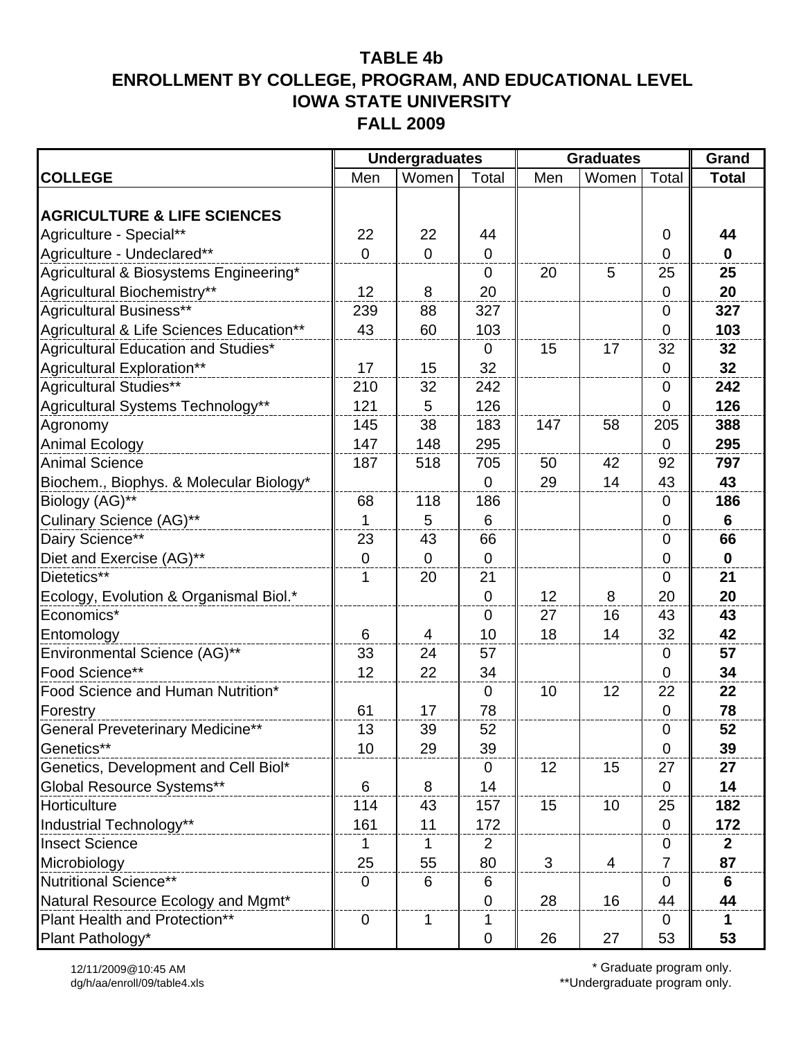# TABLE 4b
## ENROLLMENT BY COLLEGE, PROGRAM, AND EDUCATIONAL LEVEL
## IOWA STATE UNIVERSITY
## FALL 2009

| | Undergraduates | | | Graduates | | | Grand |
|---|---|---|---|---|---|---|---|
| **COLLEGE** | Men | Women | Total | Men | Women | Total | **Total** |
| **AGRICULTURE & LIFE SCIENCES** | | | | | | | |
| Agriculture - Special** | 22 | 22 | 44 | | | 0 | **44** |
| Agriculture - Undeclared** | 0 | 0 | 0 | | | 0 | **0** |
| Agricultural & Biosystems Engineering* | | | 0 | 20 | 5 | 25 | **25** |
| Agricultural Biochemistry** | 12 | 8 | 20 | | | 0 | **20** |
| Agricultural Business** | 239 | 88 | 327 | | | 0 | **327** |
| Agricultural & Life Sciences Education** | 43 | 60 | 103 | | | 0 | **103** |
| Agricultural Education and Studies* | | | 0 | 15 | 17 | 32 | **32** |
| Agricultural Exploration** | 17 | 15 | 32 | | | 0 | **32** |
| Agricultural Studies** | 210 | 32 | 242 | | | 0 | **242** |
| Agricultural Systems Technology** | 121 | 5 | 126 | | | 0 | **126** |
| Agronomy | 145 | 38 | 183 | 147 | 58 | 205 | **388** |
| Animal Ecology | 147 | 148 | 295 | | | 0 | **295** |
| Animal Science | 187 | 518 | 705 | 50 | 42 | 92 | **797** |
| Biochem., Biophys. & Molecular Biology* | | | 0 | 29 | 14 | 43 | **43** |
| Biology (AG)** | 68 | 118 | 186 | | | 0 | **186** |
| Culinary Science (AG)** | 1 | 5 | 6 | | | 0 | **6** |
| Dairy Science** | 23 | 43 | 66 | | | 0 | **66** |
| Diet and Exercise (AG)** | 0 | 0 | 0 | | | 0 | **0** |
| Dietetics** | 1 | 20 | 21 | | | 0 | **21** |
| Ecology, Evolution & Organismal Biol.* | | | 0 | 12 | 8 | 20 | **20** |
| Economics* | | | 0 | 27 | 16 | 43 | **43** |
| Entomology | 6 | 4 | 10 | 18 | 14 | 32 | **42** |
| Environmental Science (AG)** | 33 | 24 | 57 | | | 0 | **57** |
| Food Science** | 12 | 22 | 34 | | | 0 | **34** |
| Food Science and Human Nutrition* | | | 0 | 10 | 12 | 22 | **22** |
| Forestry | 61 | 17 | 78 | | | 0 | **78** |
| General Preveterinary Medicine** | 13 | 39 | 52 | | | 0 | **52** |
| Genetics** | 10 | 29 | 39 | | | 0 | **39** |
| Genetics, Development and Cell Biol* | | | 0 | 12 | 15 | 27 | **27** |
| Global Resource Systems** | 6 | 8 | 14 | | | 0 | **14** |
| Horticulture | 114 | 43 | 157 | 15 | 10 | 25 | **182** |
| Industrial Technology** | 161 | 11 | 172 | | | 0 | **172** |
| Insect Science | 1 | 1 | 2 | | | 0 | **2** |
| Microbiology | 25 | 55 | 80 | 3 | 4 | 7 | **87** |
| Nutritional Science** | 0 | 6 | 6 | | | 0 | **6** |
| Natural Resource Ecology and Mgmt* | | | 0 | 28 | 16 | 44 | **44** |
| Plant Health and Protection** | 0 | 1 | 1 | | | 0 | **1** |
| Plant Pathology* | | | 0 | 26 | 27 | 53 | **53** |

12/11/2009@10:45 AM
dg/h/aa/enroll/09/table4.xls

\* Graduate program only.
\*\*Undergraduate program only.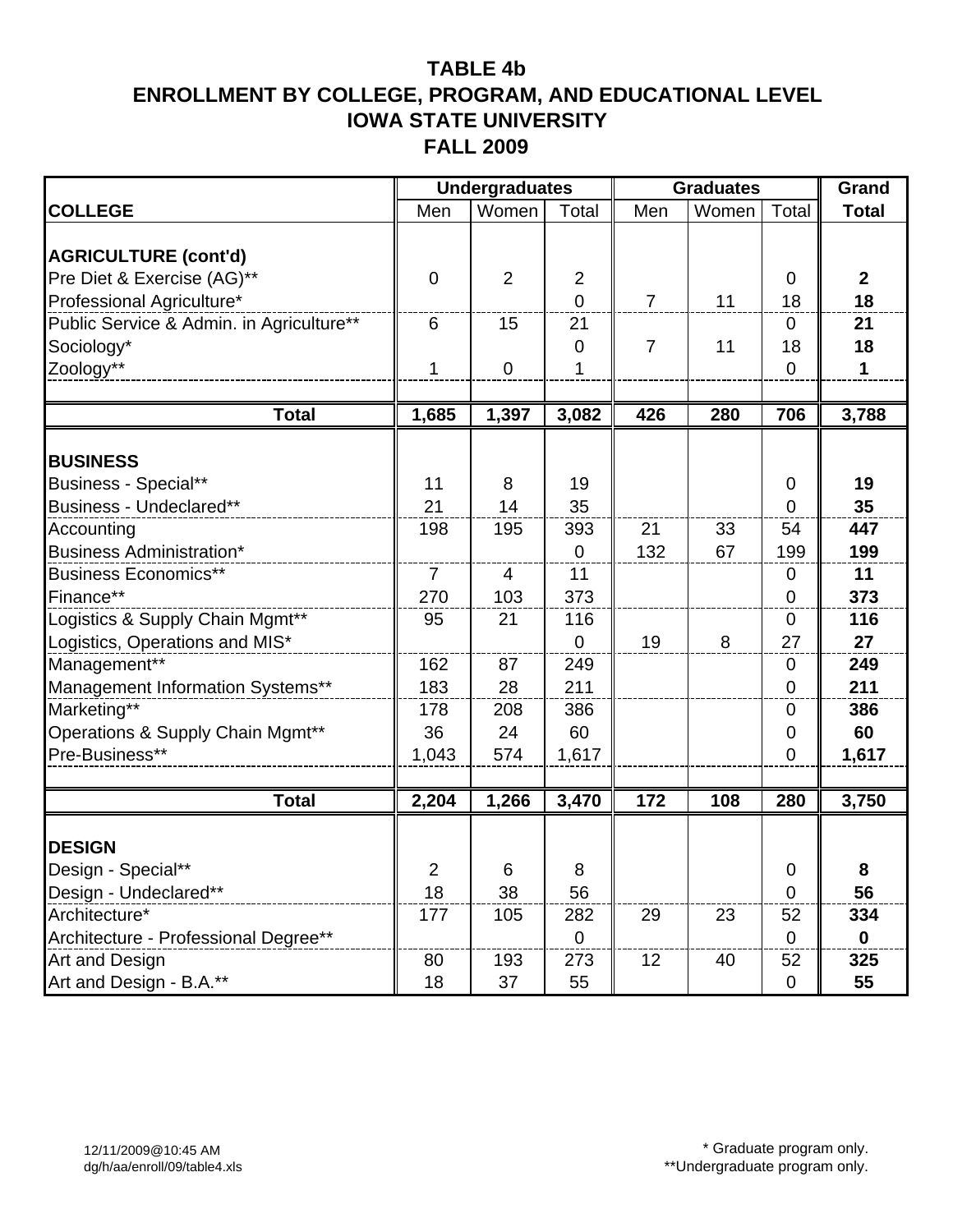# TABLE 4b
# ENROLLMENT BY COLLEGE, PROGRAM, AND EDUCATIONAL LEVEL
# IOWA STATE UNIVERSITY
# FALL 2009

| | Undergraduates | | | Graduates | | | Grand |
|---|---|---|---|---|---|---|---|
| **COLLEGE** | Men | Women | Total | Men | Women | Total | **Total** |
| **AGRICULTURE (cont'd)** | | | | | | | |
| Pre Diet & Exercise (AG)** | 0 | 2 | 2 | | | 0 | **2** |
| Professional Agriculture* | | | 0 | 7 | 11 | 18 | **18** |
| Public Service & Admin. in Agriculture** | 6 | 15 | 21 | | | 0 | **21** |
| Sociology* | | | 0 | 7 | 11 | 18 | **18** |
| Zoology** | 1 | 0 | 1 | | | 0 | **1** |
| **Total** | **1,685** | **1,397** | **3,082** | **426** | **280** | **706** | **3,788** |
| **BUSINESS** | | | | | | | |
| Business - Special** | 11 | 8 | 19 | | | 0 | **19** |
| Business - Undeclared** | 21 | 14 | 35 | | | 0 | **35** |
| Accounting | 198 | 195 | 393 | 21 | 33 | 54 | **447** |
| Business Administration* | | | 0 | 132 | 67 | 199 | **199** |
| Business Economics** | 7 | 4 | 11 | | | 0 | **11** |
| Finance** | 270 | 103 | 373 | | | 0 | **373** |
| Logistics & Supply Chain Mgmt** | 95 | 21 | 116 | | | 0 | **116** |
| Logistics, Operations and MIS* | | | 0 | 19 | 8 | 27 | **27** |
| Management** | 162 | 87 | 249 | | | 0 | **249** |
| Management Information Systems** | 183 | 28 | 211 | | | 0 | **211** |
| Marketing** | 178 | 208 | 386 | | | 0 | **386** |
| Operations & Supply Chain Mgmt** | 36 | 24 | 60 | | | 0 | **60** |
| Pre-Business** | 1,043 | 574 | 1,617 | | | 0 | **1,617** |
| **Total** | **2,204** | **1,266** | **3,470** | **172** | **108** | **280** | **3,750** |
| **DESIGN** | | | | | | | |
| Design - Special** | 2 | 6 | 8 | | | 0 | **8** |
| Design - Undeclared** | 18 | 38 | 56 | | | 0 | **56** |
| Architecture* | 177 | 105 | 282 | 29 | 23 | 52 | **334** |
| Architecture - Professional Degree** | | | 0 | | | 0 | **0** |
| Art and Design | 80 | 193 | 273 | 12 | 40 | 52 | **325** |
| Art and Design - B.A.** | 18 | 37 | 55 | | | 0 | **55** |

12/11/2009@10:45 AM
dg/h/aa/enroll/09/table4.xls

\* Graduate program only.
\*\*Undergraduate program only.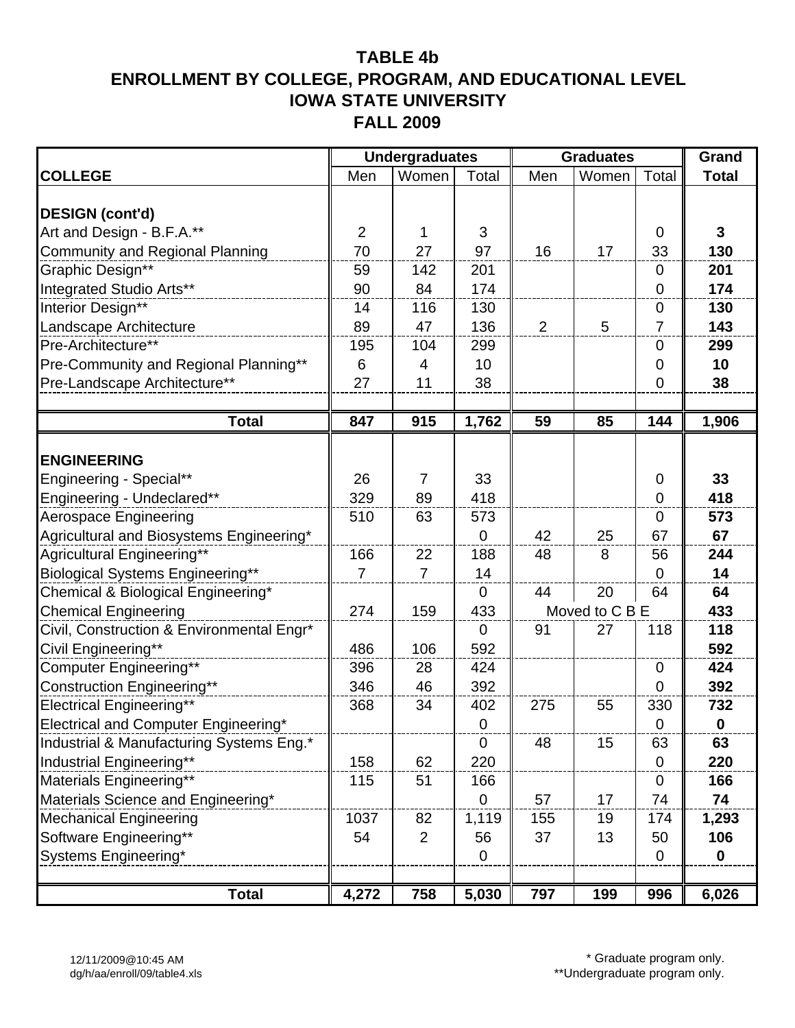# TABLE 4b
## ENROLLMENT BY COLLEGE, PROGRAM, AND EDUCATIONAL LEVEL
## IOWA STATE UNIVERSITY
## FALL 2009

| | Undergraduates | | | Graduates | | | Grand |
|---|---|---|---|---|---|---|---|
| **COLLEGE** | Men | Women | Total | Men | Women | Total | **Total** |
| **DESIGN (cont'd)** | | | | | | | |
| Art and Design - B.F.A.** | 2 | 1 | 3 | | | 0 | **3** |
| Community and Regional Planning | 70 | 27 | 97 | 16 | 17 | 33 | **130** |
| Graphic Design** | 59 | 142 | 201 | | | 0 | **201** |
| Integrated Studio Arts** | 90 | 84 | 174 | | | 0 | **174** |
| Interior Design** | 14 | 116 | 130 | | | 0 | **130** |
| Landscape Architecture | 89 | 47 | 136 | 2 | 5 | 7 | **143** |
| Pre-Architecture** | 195 | 104 | 299 | | | 0 | **299** |
| Pre-Community and Regional Planning** | 6 | 4 | 10 | | | 0 | **10** |
| Pre-Landscape Architecture** | 27 | 11 | 38 | | | 0 | **38** |
| **Total** | **847** | **915** | **1,762** | **59** | **85** | **144** | **1,906** |
| **ENGINEERING** | | | | | | | |
| Engineering - Special** | 26 | 7 | 33 | | | 0 | **33** |
| Engineering - Undeclared** | 329 | 89 | 418 | | | 0 | **418** |
| Aerospace Engineering | 510 | 63 | 573 | | | 0 | **573** |
| Agricultural and Biosystems Engineering* | | | 0 | 42 | 25 | 67 | **67** |
| Agricultural Engineering** | 166 | 22 | 188 | 48 | 8 | 56 | **244** |
| Biological Systems Engineering** | 7 | 7 | 14 | | | 0 | **14** |
| Chemical & Biological Engineering* | | | 0 | 44 | 20 | 64 | **64** |
| Chemical Engineering | 274 | 159 | 433 | Moved to C B E | | | **433** |
| Civil, Construction & Environmental Engr* | | | 0 | 91 | 27 | 118 | **118** |
| Civil Engineering** | 486 | 106 | 592 | | | | **592** |
| Computer Engineering** | 396 | 28 | 424 | | | 0 | **424** |
| Construction Engineering** | 346 | 46 | 392 | | | 0 | **392** |
| Electrical Engineering** | 368 | 34 | 402 | 275 | 55 | 330 | **732** |
| Electrical and Computer Engineering* | | | 0 | | | 0 | **0** |
| Industrial & Manufacturing Systems Eng.* | | | 0 | 48 | 15 | 63 | **63** |
| Industrial Engineering** | 158 | 62 | 220 | | | 0 | **220** |
| Materials Engineering** | 115 | 51 | 166 | | | 0 | **166** |
| Materials Science and Engineering* | | | 0 | 57 | 17 | 74 | **74** |
| Mechanical Engineering | 1037 | 82 | 1,119 | 155 | 19 | 174 | **1,293** |
| Software Engineering** | 54 | 2 | 56 | 37 | 13 | 50 | **106** |
| Systems Engineering* | | | 0 | | | 0 | **0** |
| **Total** | **4,272** | **758** | **5,030** | **797** | **199** | **996** | **6,026** |

12/11/2009@10:45 AM
dg/h/aa/enroll/09/table4.xls

\* Graduate program only.
\*\*Undergraduate program only.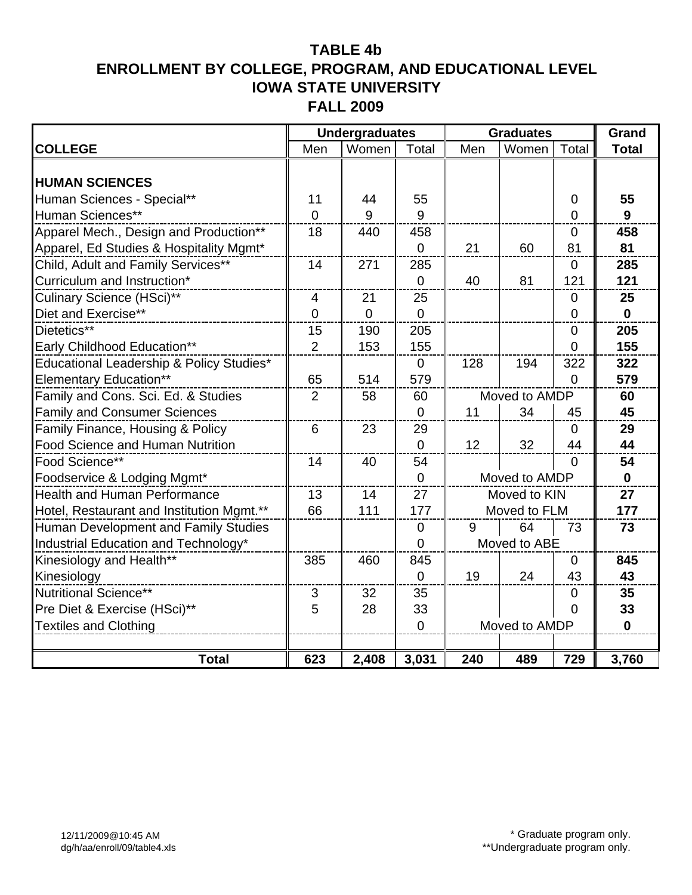# TABLE 4b
## ENROLLMENT BY COLLEGE, PROGRAM, AND EDUCATIONAL LEVEL
## IOWA STATE UNIVERSITY
## FALL 2009

| | Undergraduates | | | Graduates | | | Grand |
|---|---|---|---|---|---|---|---|
| **COLLEGE** | Men | Women | Total | Men | Women | Total | **Total** |
| **HUMAN SCIENCES** | | | | | | | |
| Human Sciences - Special** | 11 | 44 | 55 | | | 0 | **55** |
| Human Sciences** | 0 | 9 | 9 | | | 0 | **9** |
| Apparel Mech., Design and Production** | 18 | 440 | 458 | | | 0 | **458** |
| Apparel, Ed Studies & Hospitality Mgmt* | | | 0 | 21 | 60 | 81 | **81** |
| Child, Adult and Family Services** | 14 | 271 | 285 | | | 0 | **285** |
| Curriculum and Instruction* | | | 0 | 40 | 81 | 121 | **121** |
| Culinary Science (HSci)** | 4 | 21 | 25 | | | 0 | **25** |
| Diet and Exercise** | 0 | 0 | 0 | | | 0 | **0** |
| Dietetics** | 15 | 190 | 205 | | | 0 | **205** |
| Early Childhood Education** | 2 | 153 | 155 | | | 0 | **155** |
| Educational Leadership & Policy Studies* | | | 0 | 128 | 194 | 322 | **322** |
| Elementary Education** | 65 | 514 | 579 | | | 0 | **579** |
| Family and Cons. Sci. Ed. & Studies | 2 | 58 | 60 | Moved to AMDP | | | **60** |
| Family and Consumer Sciences | | | 0 | 11 | 34 | 45 | **45** |
| Family Finance, Housing & Policy | 6 | 23 | 29 | | | 0 | **29** |
| Food Science and Human Nutrition | | | 0 | 12 | 32 | 44 | **44** |
| Food Science** | 14 | 40 | 54 | | | 0 | **54** |
| Foodservice & Lodging Mgmt* | | | 0 | Moved to AMDP | | | **0** |
| Health and Human Performance | 13 | 14 | 27 | Moved to KIN | | | **27** |
| Hotel, Restaurant and Institution Mgmt.** | 66 | 111 | 177 | Moved to FLM | | | **177** |
| Human Development and Family Studies | | | 0 | 9 | 64 | 73 | **73** |
| Industrial Education and Technology* | | | 0 | Moved to ABE | | | |
| Kinesiology and Health** | 385 | 460 | 845 | | | 0 | **845** |
| Kinesiology | | | 0 | 19 | 24 | 43 | **43** |
| Nutritional Science** | 3 | 32 | 35 | | | 0 | **35** |
| Pre Diet & Exercise (HSci)** | 5 | 28 | 33 | | | 0 | **33** |
| Textiles and Clothing | | | 0 | Moved to AMDP | | | **0** |
| **Total** | **623** | **2,408** | **3,031** | **240** | **489** | **729** | **3,760** |

12/11/2009@10:45 AM
dg/h/aa/enroll/09/table4.xls

\* Graduate program only.
\*\*Undergraduate program only.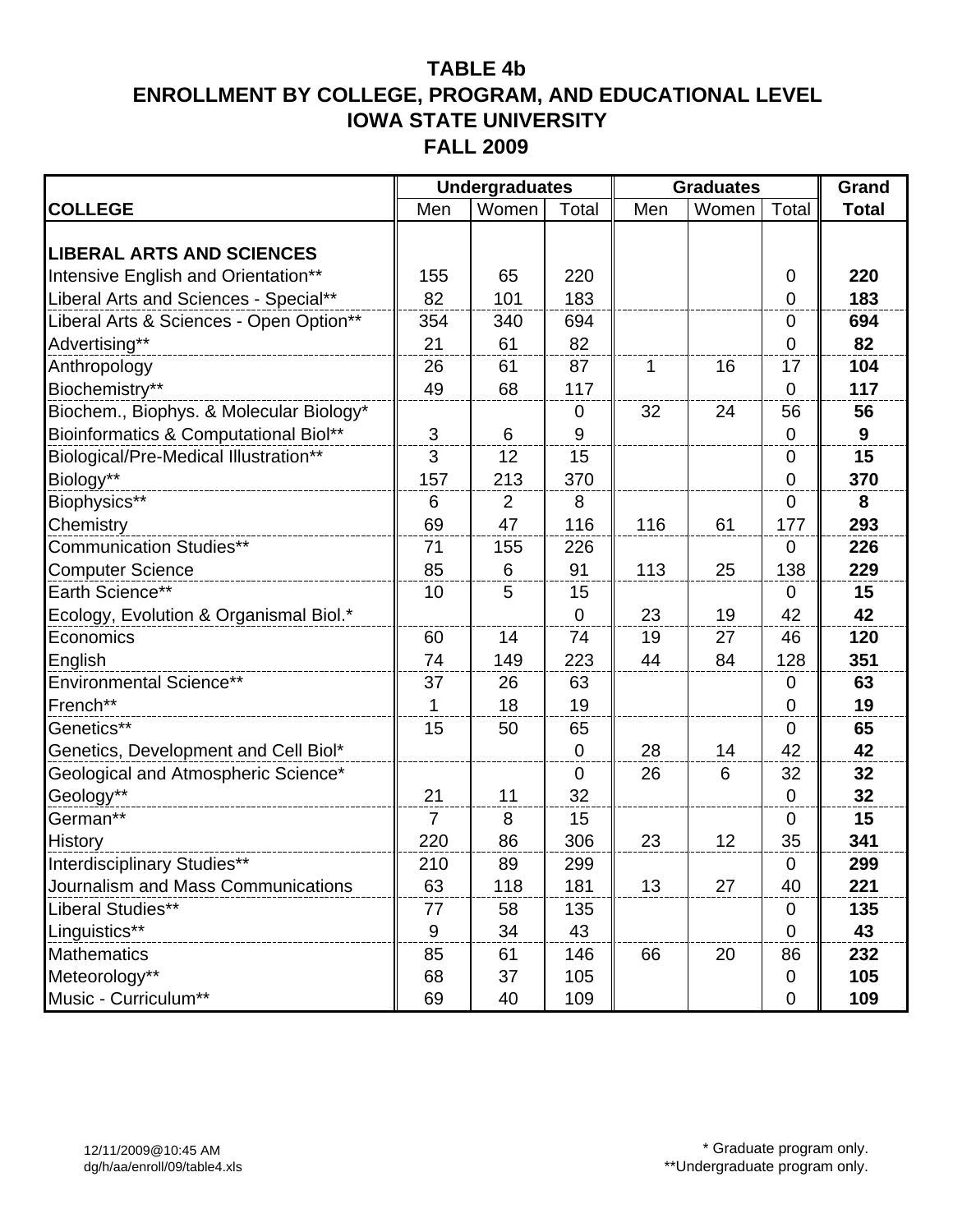# TABLE 4b
# ENROLLMENT BY COLLEGE, PROGRAM, AND EDUCATIONAL LEVEL
# IOWA STATE UNIVERSITY
# FALL 2009

| | Undergraduates | | | Graduates | | | Grand |
|---|---|---|---|---|---|---|---|
| **COLLEGE** | Men | Women | Total | Men | Women | Total | **Total** |
| **LIBERAL ARTS AND SCIENCES** | | | | | | | |
| Intensive English and Orientation** | 155 | 65 | 220 | | | 0 | **220** |
| Liberal Arts and Sciences - Special** | 82 | 101 | 183 | | | 0 | **183** |
| Liberal Arts & Sciences - Open Option** | 354 | 340 | 694 | | | 0 | **694** |
| Advertising** | 21 | 61 | 82 | | | 0 | **82** |
| Anthropology | 26 | 61 | 87 | 1 | 16 | 17 | **104** |
| Biochemistry** | 49 | 68 | 117 | | | 0 | **117** |
| Biochem., Biophys. & Molecular Biology* | | | 0 | 32 | 24 | 56 | **56** |
| Bioinformatics & Computational Biol** | 3 | 6 | 9 | | | 0 | **9** |
| Biological/Pre-Medical Illustration** | 3 | 12 | 15 | | | 0 | **15** |
| Biology** | 157 | 213 | 370 | | | 0 | **370** |
| Biophysics** | 6 | 2 | 8 | | | 0 | **8** |
| Chemistry | 69 | 47 | 116 | 116 | 61 | 177 | **293** |
| Communication Studies** | 71 | 155 | 226 | | | 0 | **226** |
| Computer Science | 85 | 6 | 91 | 113 | 25 | 138 | **229** |
| Earth Science** | 10 | 5 | 15 | | | 0 | **15** |
| Ecology, Evolution & Organismal Biol.* | | | 0 | 23 | 19 | 42 | **42** |
| Economics | 60 | 14 | 74 | 19 | 27 | 46 | **120** |
| English | 74 | 149 | 223 | 44 | 84 | 128 | **351** |
| Environmental Science** | 37 | 26 | 63 | | | 0 | **63** |
| French** | 1 | 18 | 19 | | | 0 | **19** |
| Genetics** | 15 | 50 | 65 | | | 0 | **65** |
| Genetics, Development and Cell Biol* | | | 0 | 28 | 14 | 42 | **42** |
| Geological and Atmospheric Science* | | | 0 | 26 | 6 | 32 | **32** |
| Geology** | 21 | 11 | 32 | | | 0 | **32** |
| German** | 7 | 8 | 15 | | | 0 | **15** |
| History | 220 | 86 | 306 | 23 | 12 | 35 | **341** |
| Interdisciplinary Studies** | 210 | 89 | 299 | | | 0 | **299** |
| Journalism and Mass Communications | 63 | 118 | 181 | 13 | 27 | 40 | **221** |
| Liberal Studies** | 77 | 58 | 135 | | | 0 | **135** |
| Linguistics** | 9 | 34 | 43 | | | 0 | **43** |
| Mathematics | 85 | 61 | 146 | 66 | 20 | 86 | **232** |
| Meteorology** | 68 | 37 | 105 | | | 0 | **105** |
| Music - Curriculum** | 69 | 40 | 109 | | | 0 | **109** |

12/11/2009@10:45 AM
dg/h/aa/enroll/09/table4.xls

\* Graduate program only.
\*\*Undergraduate program only.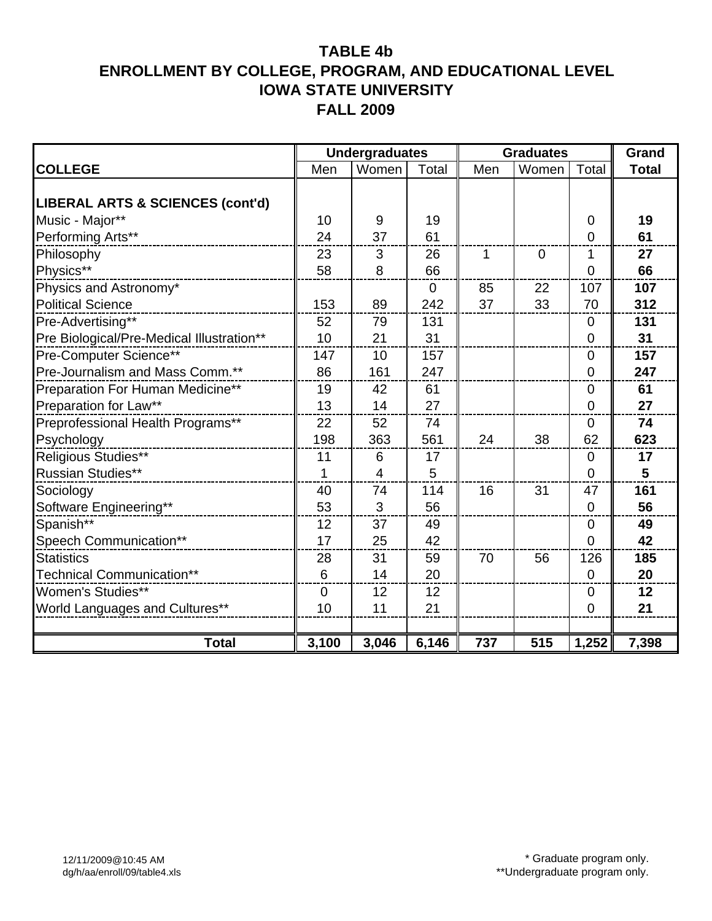# TABLE 4b
# ENROLLMENT BY COLLEGE, PROGRAM, AND EDUCATIONAL LEVEL
# IOWA STATE UNIVERSITY
# FALL 2009

| | Undergraduates | | | Graduates | | | Grand |
|---|---|---|---|---|---|---|---|
| **COLLEGE** | Men | Women | Total | Men | Women | Total | **Total** |
| **LIBERAL ARTS & SCIENCES (cont'd)** | | | | | | | |
| Music - Major** | 10 | 9 | 19 | | | 0 | **19** |
| Performing Arts** | 24 | 37 | 61 | | | 0 | **61** |
| Philosophy | 23 | 3 | 26 | 1 | 0 | 1 | **27** |
| Physics** | 58 | 8 | 66 | | | 0 | **66** |
| Physics and Astronomy* | | | 0 | 85 | 22 | 107 | **107** |
| Political Science | 153 | 89 | 242 | 37 | 33 | 70 | **312** |
| Pre-Advertising** | 52 | 79 | 131 | | | 0 | **131** |
| Pre Biological/Pre-Medical Illustration** | 10 | 21 | 31 | | | 0 | **31** |
| Pre-Computer Science** | 147 | 10 | 157 | | | 0 | **157** |
| Pre-Journalism and Mass Comm.** | 86 | 161 | 247 | | | 0 | **247** |
| Preparation For Human Medicine** | 19 | 42 | 61 | | | 0 | **61** |
| Preparation for Law** | 13 | 14 | 27 | | | 0 | **27** |
| Preprofessional Health Programs** | 22 | 52 | 74 | | | 0 | **74** |
| Psychology | 198 | 363 | 561 | 24 | 38 | 62 | **623** |
| Religious Studies** | 11 | 6 | 17 | | | 0 | **17** |
| Russian Studies** | 1 | 4 | 5 | | | 0 | **5** |
| Sociology | 40 | 74 | 114 | 16 | 31 | 47 | **161** |
| Software Engineering** | 53 | 3 | 56 | | | 0 | **56** |
| Spanish** | 12 | 37 | 49 | | | 0 | **49** |
| Speech Communication** | 17 | 25 | 42 | | | 0 | **42** |
| Statistics | 28 | 31 | 59 | 70 | 56 | 126 | **185** |
| Technical Communication** | 6 | 14 | 20 | | | 0 | **20** |
| Women's Studies** | 0 | 12 | 12 | | | 0 | **12** |
| World Languages and Cultures** | 10 | 11 | 21 | | | 0 | **21** |
| **Total** | **3,100** | **3,046** | **6,146** | **737** | **515** | **1,252** | **7,398** |

12/11/2009@10:45 AM
dg/h/aa/enroll/09/table4.xls

\* Graduate program only.
\*\*Undergraduate program only.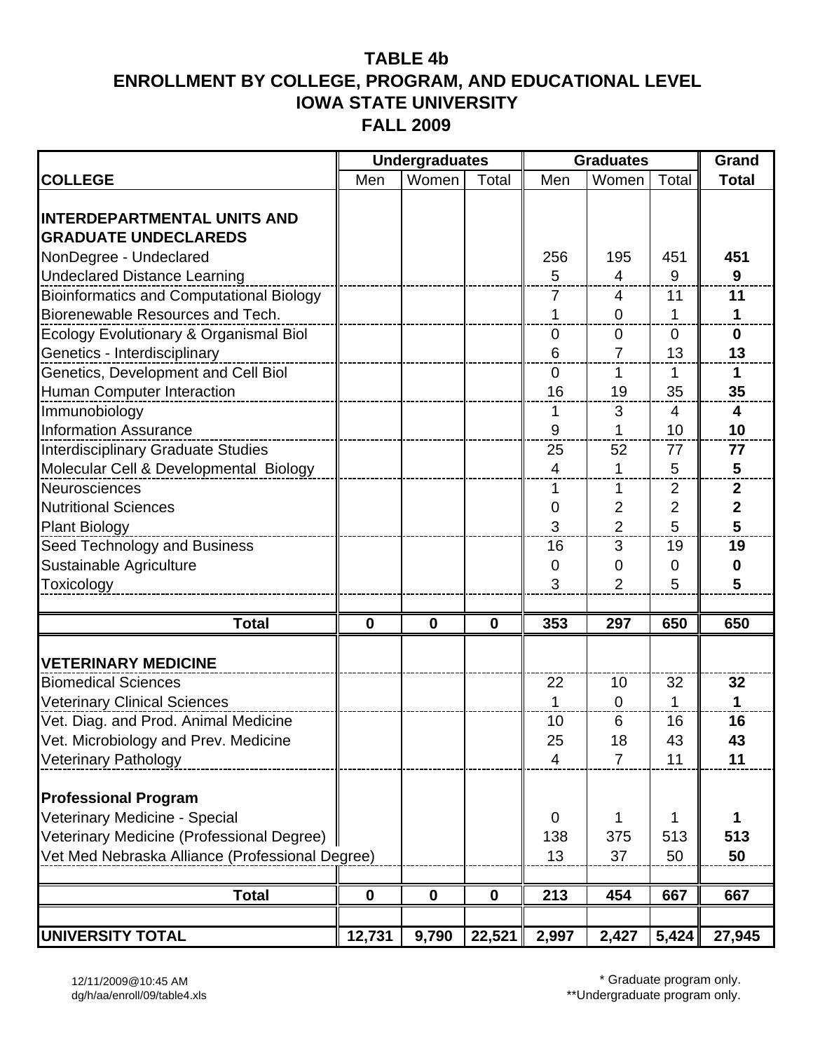# TABLE 4b
## ENROLLMENT BY COLLEGE, PROGRAM, AND EDUCATIONAL LEVEL
## IOWA STATE UNIVERSITY
## FALL 2009

| | Undergraduates | | | Graduates | | | Grand |
|---|---|---|---|---|---|---|---|
| **COLLEGE** | Men | Women | Total | Men | Women | Total | **Total** |
| **INTERDEPARTMENTAL UNITS AND GRADUATE UNDECLAREDS** | | | | | | | |
| NonDegree - Undeclared | | | | 256 | 195 | 451 | **451** |
| Undeclared Distance Learning | | | | 5 | 4 | 9 | **9** |
| Bioinformatics and Computational Biology | | | | 7 | 4 | 11 | **11** |
| Biorenewable Resources and Tech. | | | | 1 | 0 | 1 | **1** |
| Ecology Evolutionary & Organismal Biol | | | | 0 | 0 | 0 | **0** |
| Genetics - Interdisciplinary | | | | 6 | 7 | 13 | **13** |
| Genetics, Development and Cell Biol | | | | 0 | 1 | 1 | **1** |
| Human Computer Interaction | | | | 16 | 19 | 35 | **35** |
| Immunobiology | | | | 1 | 3 | 4 | **4** |
| Information Assurance | | | | 9 | 1 | 10 | **10** |
| Interdisciplinary Graduate Studies | | | | 25 | 52 | 77 | **77** |
| Molecular Cell & Developmental Biology | | | | 4 | 1 | 5 | **5** |
| Neurosciences | | | | 1 | 1 | 2 | **2** |
| Nutritional Sciences | | | | 0 | 2 | 2 | **2** |
| Plant Biology | | | | 3 | 2 | 5 | **5** |
| Seed Technology and Business | | | | 16 | 3 | 19 | **19** |
| Sustainable Agriculture | | | | 0 | 0 | 0 | **0** |
| Toxicology | | | | 3 | 2 | 5 | **5** |
| **Total** | **0** | **0** | **0** | **353** | **297** | **650** | **650** |
| **VETERINARY MEDICINE** | | | | | | | |
| Biomedical Sciences | | | | 22 | 10 | 32 | **32** |
| Veterinary Clinical Sciences | | | | 1 | 0 | 1 | **1** |
| Vet. Diag. and Prod. Animal Medicine | | | | 10 | 6 | 16 | **16** |
| Vet. Microbiology and Prev. Medicine | | | | 25 | 18 | 43 | **43** |
| Veterinary Pathology | | | | 4 | 7 | 11 | **11** |
| **Professional Program** | | | | | | | |
| Veterinary Medicine - Special | | | | 0 | 1 | 1 | **1** |
| Veterinary Medicine (Professional Degree) | | | | 138 | 375 | 513 | **513** |
| Vet Med Nebraska Alliance (Professional Degree) | | | | 13 | 37 | 50 | **50** |
| **Total** | **0** | **0** | **0** | **213** | **454** | **667** | **667** |
| **UNIVERSITY TOTAL** | **12,731** | **9,790** | **22,521** | **2,997** | **2,427** | **5,424** | **27,945** |

12/11/2009@10:45 AM
dg/h/aa/enroll/09/table4.xls

\* Graduate program only.
\*\*Undergraduate program only.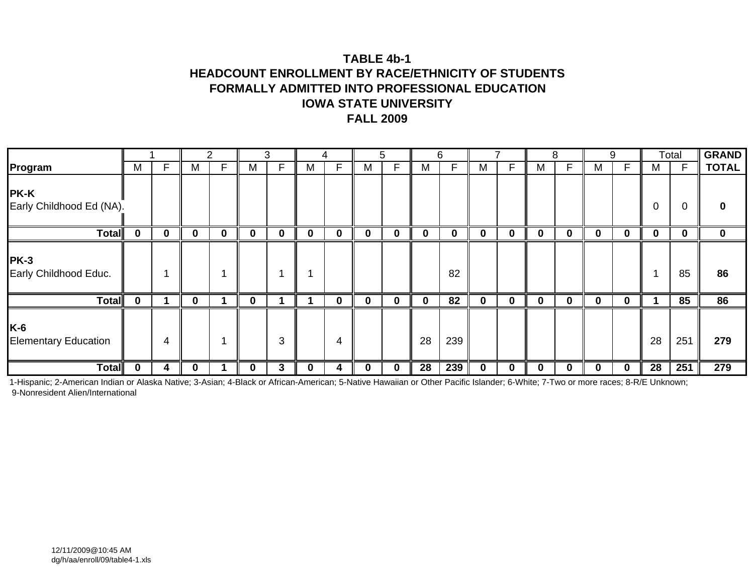**TABLE 4b-1**
**HEADCOUNT ENROLLMENT BY RACE/ETHNICITY OF STUDENTS**
**FORMALLY ADMITTED INTO PROFESSIONAL EDUCATION**
**IOWA STATE UNIVERSITY**
**FALL 2009**

| | 1 | | 2 | | 3 | | 4 | | 5 | | 6 | | 7 | | 8 | | 9 | | Total | | **GRAND** |
|---|---|---|---|---|---|---|---|---|---|---|---|---|---|---|---|---|---|---|---|---|---|
| **Program** | M | F | M | F | M | F | M | F | M | F | M | F | M | F | M | F | M | F | M | F | **TOTAL** |
| **PK-K** Early Childhood Ed (NA). | | | | | | | | | | | | | | | | | | | 0 | 0 | **0** |
| **Total** | **0** | **0** | **0** | **0** | **0** | **0** | **0** | **0** | **0** | **0** | **0** | **0** | **0** | **0** | **0** | **0** | **0** | **0** | **0** | **0** | **0** |
| **PK-3** Early Childhood Educ. | | 1 | | 1 | | 1 | 1 | | | | | 82 | | | | | | | 1 | 85 | **86** |
| **Total** | **0** | **1** | **0** | **1** | **0** | **1** | **1** | **0** | **0** | **0** | **0** | **82** | **0** | **0** | **0** | **0** | **0** | **0** | **1** | **85** | **86** |
| **K-6** Elementary Education | | 4 | | 1 | | 3 | | 4 | | | 28 | 239 | | | | | | | 28 | 251 | **279** |
| **Total** | **0** | **4** | **0** | **1** | **0** | **3** | **0** | **4** | **0** | **0** | **28** | **239** | **0** | **0** | **0** | **0** | **0** | **0** | **28** | **251** | **279** |

1-Hispanic; 2-American Indian or Alaska Native; 3-Asian; 4-Black or African-American; 5-Native Hawaiian or Other Pacific Islander; 6-White; 7-Two or more races; 8-R/E Unknown; 9-Nonresident Alien/International

12/11/2009@10:45 AM
dg/h/aa/enroll/09/table4-1.xls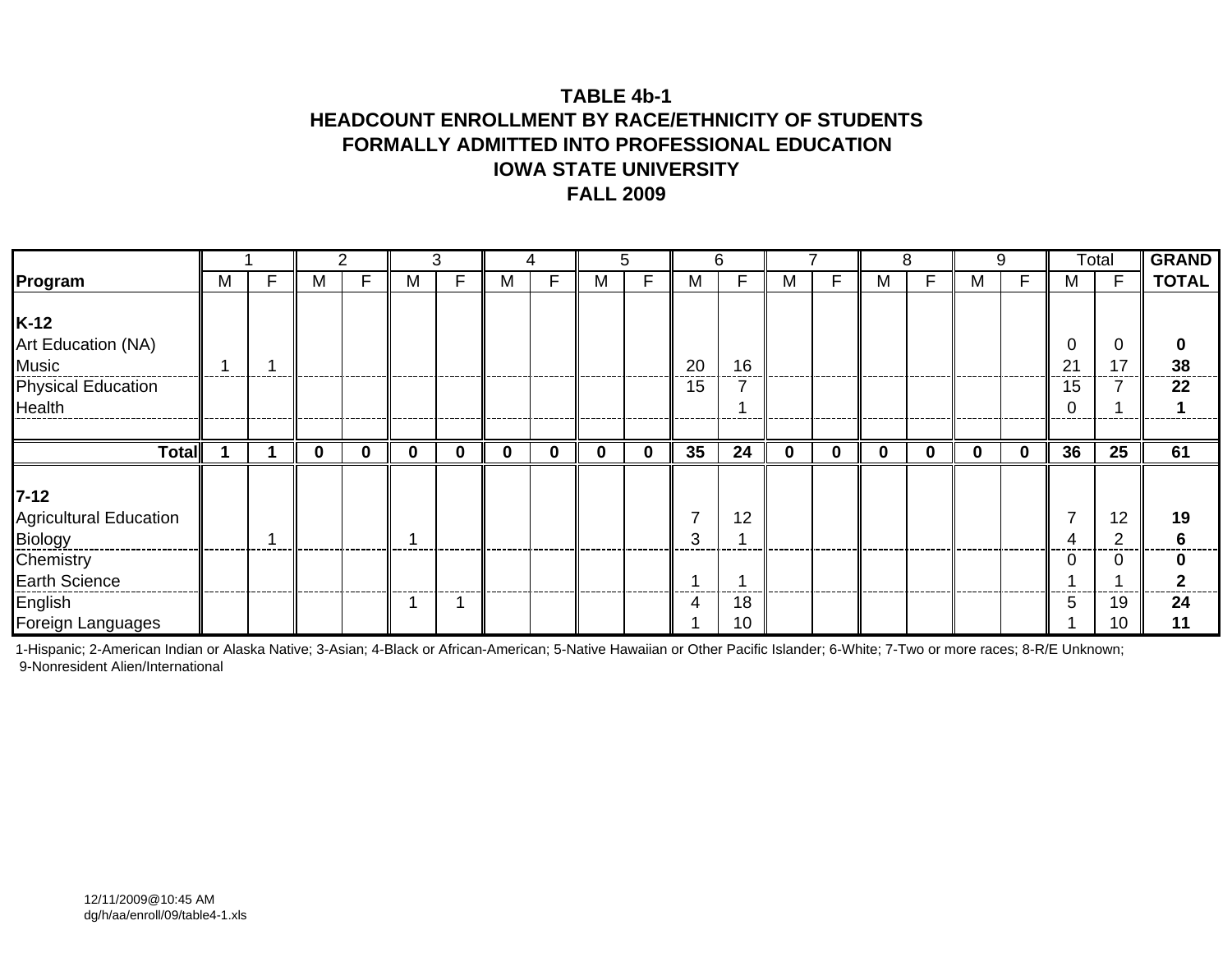**TABLE 4b-1**
**HEADCOUNT ENROLLMENT BY RACE/ETHNICITY OF STUDENTS**
**FORMALLY ADMITTED INTO PROFESSIONAL EDUCATION**
**IOWA STATE UNIVERSITY**
**FALL 2009**

| | 1 | | 2 | | 3 | | 4 | | 5 | | 6 | | 7 | | 8 | | 9 | | Total | | **GRAND** |
|---|---|---|---|---|---|---|---|---|---|---|---|---|---|---|---|---|---|---|---|---|---|
| **Program** | M | F | M | F | M | F | M | F | M | F | M | F | M | F | M | F | M | F | M | F | **TOTAL** |
| **K-12** | | | | | | | | | | | | | | | | | | | | | |
| Art Education (NA) | | | | | | | | | | | | | | | | | | | 0 | 0 | **0** |
| Music | 1 | 1 | | | | | | | | | 20 | 16 | | | | | | | 21 | 17 | **38** |
| Physical Education | | | | | | | | | | | 15 | 7 | | | | | | | 15 | 7 | **22** |
| Health | | | | | | | | | | | | 1 | | | | | | | 0 | 1 | **1** |
| **Total** | **1** | **1** | **0** | **0** | **0** | **0** | **0** | **0** | **0** | **0** | **35** | **24** | **0** | **0** | **0** | **0** | **0** | **0** | **36** | **25** | **61** |
| **7-12** | | | | | | | | | | | | | | | | | | | | | |
| Agricultural Education | | | | | | | | | | | 7 | 12 | | | | | | | 7 | 12 | **19** |
| Biology | | 1 | | | 1 | | | | | | 3 | 1 | | | | | | | 4 | 2 | **6** |
| Chemistry | | | | | | | | | | | | | | | | | | | 0 | 0 | **0** |
| Earth Science | | | | | | | | | | | 1 | 1 | | | | | | | 1 | 1 | **2** |
| English | | | | | 1 | 1 | | | | | 4 | 18 | | | | | | | 5 | 19 | **24** |
| Foreign Languages | | | | | | | | | | | 1 | 10 | | | | | | | 1 | 10 | **11** |

1-Hispanic; 2-American Indian or Alaska Native; 3-Asian; 4-Black or African-American; 5-Native Hawaiian or Other Pacific Islander; 6-White; 7-Two or more races; 8-R/E Unknown; 9-Nonresident Alien/International

12/11/2009@10:45 AM
dg/h/aa/enroll/09/table4-1.xls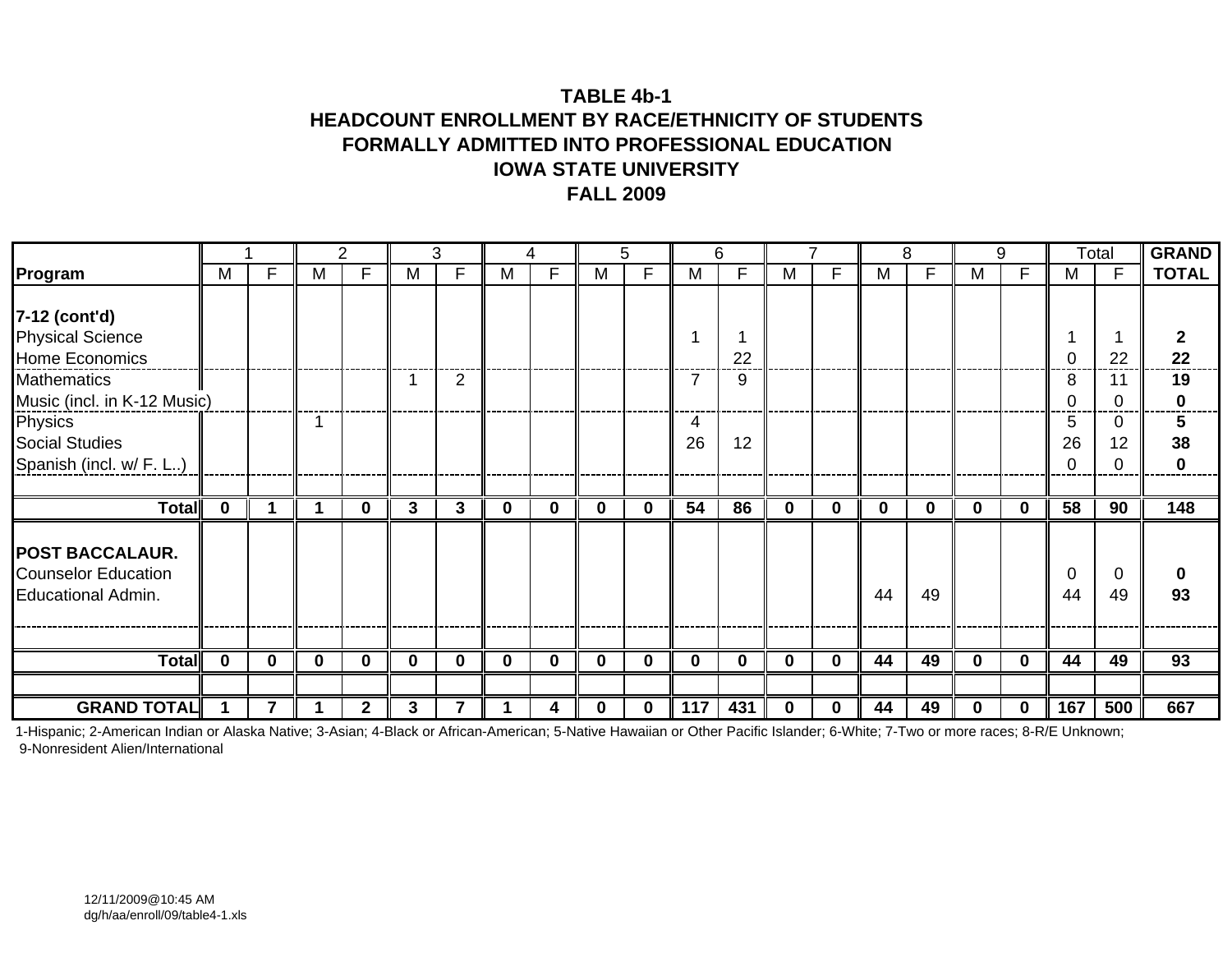# TABLE 4b-1
## HEADCOUNT ENROLLMENT BY RACE/ETHNICITY OF STUDENTS FORMALLY ADMITTED INTO PROFESSIONAL EDUCATION
## IOWA STATE UNIVERSITY
## FALL 2009

| | 1 | | 2 | | 3 | | 4 | | 5 | | 6 | | 7 | | 8 | | 9 | | Total | | GRAND |
|---|---|---|---|---|---|---|---|---|---|---|---|---|---|---|---|---|---|---|---|---|---|
| **Program** | M | F | M | F | M | F | M | F | M | F | M | F | M | F | M | F | M | F | M | F | **TOTAL** |
| **7-12 (cont'd)** | | | | | | | | | | | | | | | | | | | | | |
| Physical Science | | | | | | | | | | | 1 | 1 | | | | | | | 1 | 1 | **2** |
| Home Economics | | | | | | | | | | | | 22 | | | | | | | 0 | 22 | **22** |
| Mathematics | | | | | 1 | 2 | | | | | 7 | 9 | | | | | | | 8 | 11 | **19** |
| Music (incl. in K-12 Music) | | | | | | | | | | | | | | | | | | | 0 | 0 | **0** |
| Physics | | | 1 | | | | | | | | 4 | | | | | | | | 5 | 0 | **5** |
| Social Studies | | | | | | | | | | | 26 | 12 | | | | | | | 26 | 12 | **38** |
| Spanish (incl. w/ F. L..) | | | | | | | | | | | | | | | | | | | 0 | 0 | **0** |
| **Total** | **0** | **1** | **1** | **0** | **3** | **3** | **0** | **0** | **0** | **0** | **54** | **86** | **0** | **0** | **0** | **0** | **0** | **0** | **58** | **90** | **148** |
| **POST BACCALAUR.** | | | | | | | | | | | | | | | | | | | | | |
| Counselor Education | | | | | | | | | | | | | | | | | | | 0 | 0 | **0** |
| Educational Admin. | | | | | | | | | | | | | | | 44 | 49 | | | 44 | 49 | **93** |
| **Total** | **0** | **0** | **0** | **0** | **0** | **0** | **0** | **0** | **0** | **0** | **0** | **0** | **0** | **0** | **44** | **49** | **0** | **0** | **44** | **49** | **93** |
| **GRAND TOTAL** | **1** | **7** | **1** | **2** | **3** | **7** | **1** | **4** | **0** | **0** | **117** | **431** | **0** | **0** | **44** | **49** | **0** | **0** | **167** | **500** | **667** |

1-Hispanic; 2-American Indian or Alaska Native; 3-Asian; 4-Black or African-American; 5-Native Hawaiian or Other Pacific Islander; 6-White; 7-Two or more races; 8-R/E Unknown; 9-Nonresident Alien/International

12/11/2009@10:45 AM
dg/h/aa/enroll/09/table4-1.xls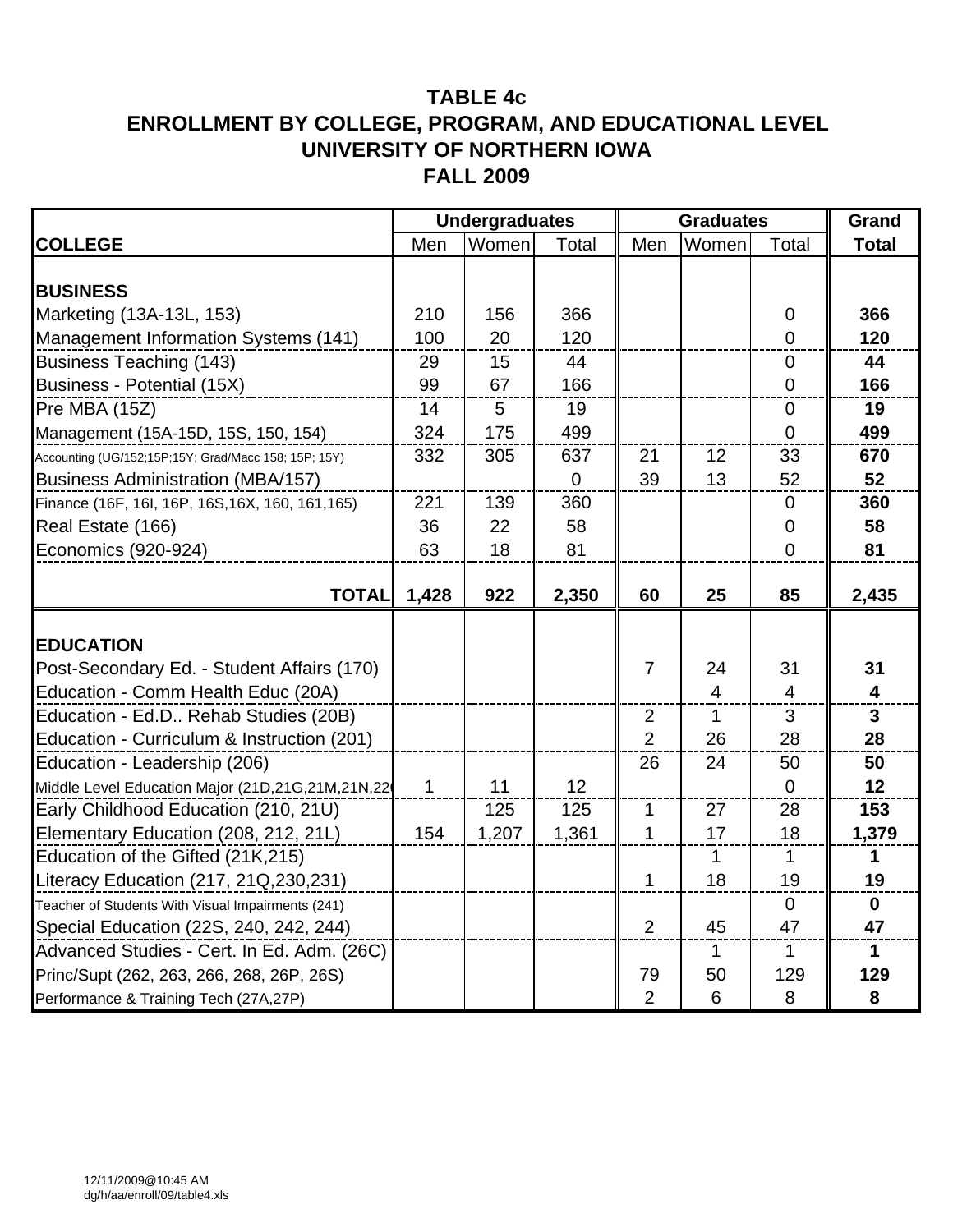# TABLE 4c
## ENROLLMENT BY COLLEGE, PROGRAM, AND EDUCATIONAL LEVEL
## UNIVERSITY OF NORTHERN IOWA
## FALL 2009

| | Undergraduates | | | Graduates | | | Grand |
|---|---|---|---|---|---|---|---|
| **COLLEGE** | Men | Women | Total | Men | Women | Total | **Total** |
| **BUSINESS** | | | | | | | |
| Marketing (13A-13L, 153) | 210 | 156 | 366 | | | 0 | **366** |
| Management Information Systems (141) | 100 | 20 | 120 | | | 0 | **120** |
| Business Teaching (143) | 29 | 15 | 44 | | | 0 | **44** |
| Business - Potential (15X) | 99 | 67 | 166 | | | 0 | **166** |
| Pre MBA (15Z) | 14 | 5 | 19 | | | 0 | **19** |
| Management (15A-15D, 15S, 150, 154) | 324 | 175 | 499 | | | 0 | **499** |
| Accounting (UG/152;15P;15Y; Grad/Macc 158; 15P; 15Y) | 332 | 305 | 637 | 21 | 12 | 33 | **670** |
| Business Administration (MBA/157) | | | 0 | 39 | 13 | 52 | **52** |
| Finance (16F, 16I, 16P, 16S,16X, 160, 161,165) | 221 | 139 | 360 | | | 0 | **360** |
| Real Estate (166) | 36 | 22 | 58 | | | 0 | **58** |
| Economics (920-924) | 63 | 18 | 81 | | | 0 | **81** |
| **TOTAL** | **1,428** | **922** | **2,350** | **60** | **25** | **85** | **2,435** |
| **EDUCATION** | | | | | | | |
| Post-Secondary Ed. - Student Affairs (170) | | | | 7 | 24 | 31 | **31** |
| Education - Comm Health Educ (20A) | | | | | 4 | 4 | **4** |
| Education - Ed.D.. Rehab Studies (20B) | | | | 2 | 1 | 3 | **3** |
| Education - Curriculum & Instruction (201) | | | | 2 | 26 | 28 | **28** |
| Education - Leadership (206) | | | | 26 | 24 | 50 | **50** |
| Middle Level Education Major (21D,21G,21M,21N,22 | 1 | 11 | 12 | | | 0 | **12** |
| Early Childhood Education (210, 21U) | | 125 | 125 | 1 | 27 | 28 | **153** |
| Elementary Education (208, 212, 21L) | 154 | 1,207 | 1,361 | 1 | 17 | 18 | **1,379** |
| Education of the Gifted (21K,215) | | | | | 1 | 1 | **1** |
| Literacy Education (217, 21Q,230,231) | | | | 1 | 18 | 19 | **19** |
| Teacher of Students With Visual Impairments (241) | | | | | | 0 | **0** |
| Special Education (22S, 240, 242, 244) | | | | 2 | 45 | 47 | **47** |
| Advanced Studies - Cert. In Ed. Adm. (26C) | | | | | 1 | 1 | **1** |
| Princ/Supt (262, 263, 266, 268, 26P, 26S) | | | | 79 | 50 | 129 | **129** |
| Performance & Training Tech (27A,27P) | | | | 2 | 6 | 8 | **8** |

12/11/2009@10:45 AM
dg/h/aa/enroll/09/table4.xls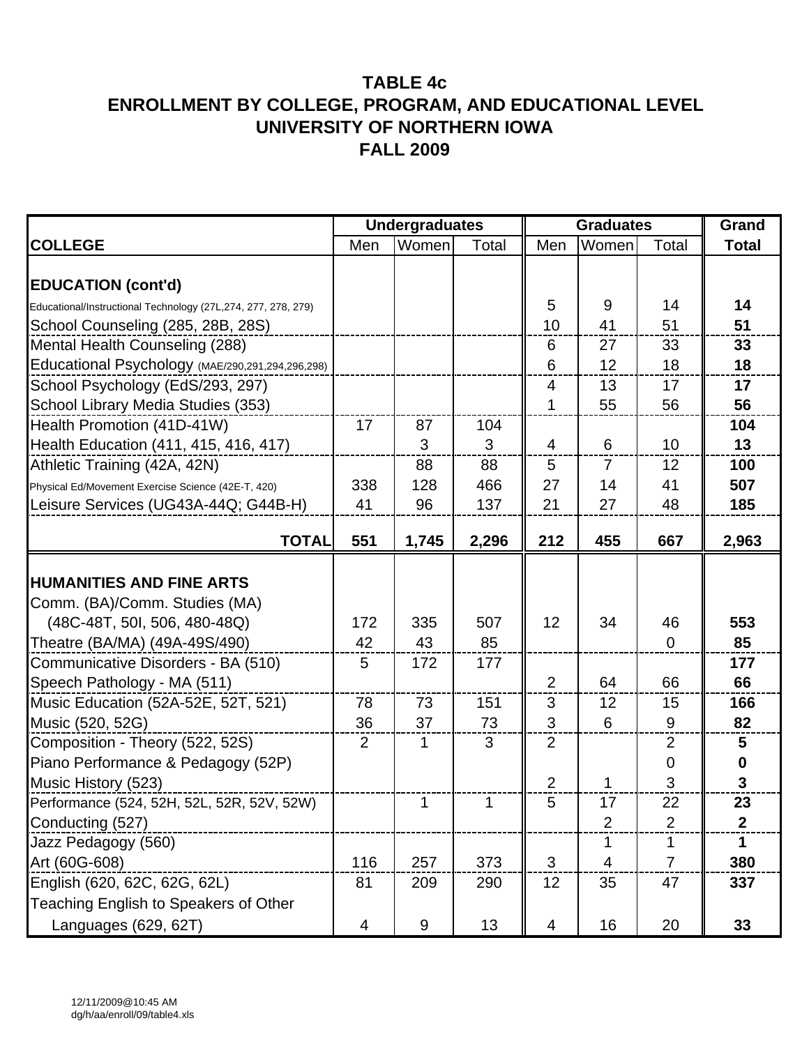# TABLE 4c
## ENROLLMENT BY COLLEGE, PROGRAM, AND EDUCATIONAL LEVEL
## UNIVERSITY OF NORTHERN IOWA
## FALL 2009

| | Undergraduates | | | Graduates | | | Grand |
|---|---|---|---|---|---|---|---|
| **COLLEGE** | Men | Women | Total | Men | Women | Total | **Total** |
| **EDUCATION (cont'd)** | | | | | | | |
| Educational/Instructional Technology (27L,274, 277, 278, 279) | | | | 5 | 9 | 14 | **14** |
| School Counseling (285, 28B, 28S) | | | | 10 | 41 | 51 | **51** |
| Mental Health Counseling (288) | | | | 6 | 27 | 33 | **33** |
| Educational Psychology (MAE/290,291,294,296,298) | | | | 6 | 12 | 18 | **18** |
| School Psychology (EdS/293, 297) | | | | 4 | 13 | 17 | **17** |
| School Library Media Studies (353) | | | | 1 | 55 | 56 | **56** |
| Health Promotion (41D-41W) | 17 | 87 | 104 | | | | **104** |
| Health Education (411, 415, 416, 417) | | 3 | 3 | 4 | 6 | 10 | **13** |
| Athletic Training (42A, 42N) | | 88 | 88 | 5 | 7 | 12 | **100** |
| Physical Ed/Movement Exercise Science (42E-T, 420) | 338 | 128 | 466 | 27 | 14 | 41 | **507** |
| Leisure Services (UG43A-44Q; G44B-H) | 41 | 96 | 137 | 21 | 27 | 48 | **185** |
| **TOTAL** | **551** | **1,745** | **2,296** | **212** | **455** | **667** | **2,963** |
| **HUMANITIES AND FINE ARTS** | | | | | | | |
| Comm. (BA)/Comm. Studies (MA) (48C-48T, 50I, 506, 480-48Q) | 172 | 335 | 507 | 12 | 34 | 46 | **553** |
| Theatre (BA/MA) (49A-49S/490) | 42 | 43 | 85 | | | 0 | **85** |
| Communicative Disorders - BA (510) | 5 | 172 | 177 | | | | **177** |
| Speech Pathology - MA (511) | | | | 2 | 64 | 66 | **66** |
| Music Education (52A-52E, 52T, 521) | 78 | 73 | 151 | 3 | 12 | 15 | **166** |
| Music (520, 52G) | 36 | 37 | 73 | 3 | 6 | 9 | **82** |
| Composition - Theory (522, 52S) | 2 | 1 | 3 | 2 | | 2 | **5** |
| Piano Performance & Pedagogy (52P) | | | | | | 0 | **0** |
| Music History (523) | | | | 2 | 1 | 3 | **3** |
| Performance (524, 52H, 52L, 52R, 52V, 52W) | | 1 | 1 | 5 | 17 | 22 | **23** |
| Conducting (527) | | | | | 2 | 2 | **2** |
| Jazz Pedagogy (560) | | | | | 1 | 1 | **1** |
| Art (60G-608) | 116 | 257 | 373 | 3 | 4 | 7 | **380** |
| English (620, 62C, 62G, 62L) | 81 | 209 | 290 | 12 | 35 | 47 | **337** |
| Teaching English to Speakers of Other Languages (629, 62T) | 4 | 9 | 13 | 4 | 16 | 20 | **33** |

12/11/2009@10:45 AM
dg/h/aa/enroll/09/table4.xls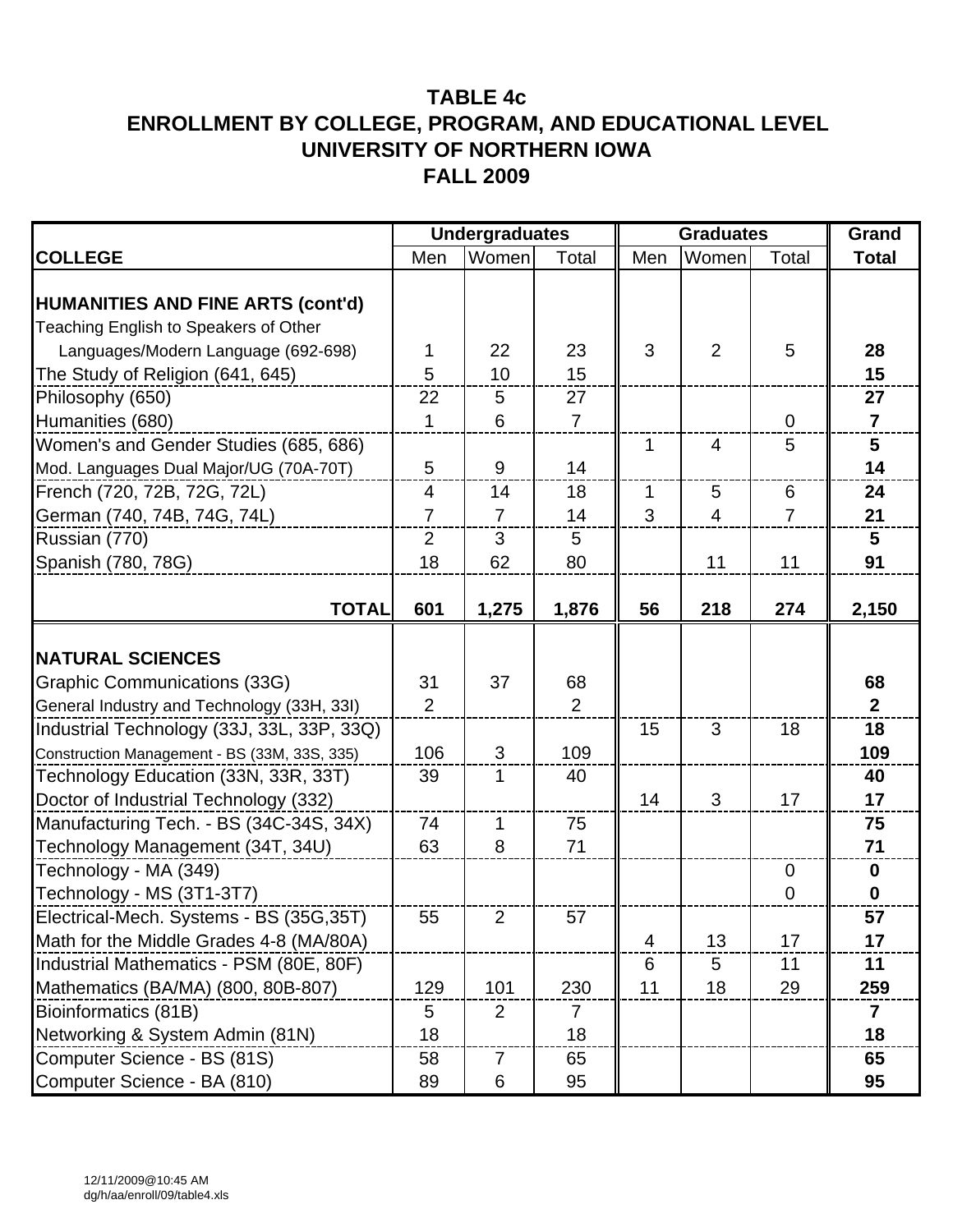## TABLE 4c
## ENROLLMENT BY COLLEGE, PROGRAM, AND EDUCATIONAL LEVEL
## UNIVERSITY OF NORTHERN IOWA
## FALL 2009

| | Undergraduates | | | Graduates | | | Grand |
|---|---|---|---|---|---|---|---|
| **COLLEGE** | Men | Women | Total | Men | Women | Total | **Total** |
| **HUMANITIES AND FINE ARTS (cont'd)** | | | | | | | |
| Teaching English to Speakers of Other Languages/Modern Language (692-698) | 1 | 22 | 23 | 3 | 2 | 5 | **28** |
| The Study of Religion (641, 645) | 5 | 10 | 15 | | | | **15** |
| Philosophy (650) | 22 | 5 | 27 | | | | **27** |
| Humanities (680) | 1 | 6 | 7 | | | 0 | **7** |
| Women's and Gender Studies (685, 686) | | | | 1 | 4 | 5 | **5** |
| Mod. Languages Dual Major/UG (70A-70T) | 5 | 9 | 14 | | | | **14** |
| French (720, 72B, 72G, 72L) | 4 | 14 | 18 | 1 | 5 | 6 | **24** |
| German (740, 74B, 74G, 74L) | 7 | 7 | 14 | 3 | 4 | 7 | **21** |
| Russian (770) | 2 | 3 | 5 | | | | **5** |
| Spanish (780, 78G) | 18 | 62 | 80 | | 11 | 11 | **91** |
| **TOTAL** | **601** | **1,275** | **1,876** | **56** | **218** | **274** | **2,150** |
| **NATURAL SCIENCES** | | | | | | | |
| Graphic Communications (33G) | 31 | 37 | 68 | | | | **68** |
| General Industry and Technology (33H, 33I) | 2 | | 2 | | | | **2** |
| Industrial Technology (33J, 33L, 33P, 33Q) | | | | 15 | 3 | 18 | **18** |
| Construction Management - BS (33M, 33S, 335) | 106 | 3 | 109 | | | | **109** |
| Technology Education (33N, 33R, 33T) | 39 | 1 | 40 | | | | **40** |
| Doctor of Industrial Technology (332) | | | | 14 | 3 | 17 | **17** |
| Manufacturing Tech. - BS (34C-34S, 34X) | 74 | 1 | 75 | | | | **75** |
| Technology Management (34T, 34U) | 63 | 8 | 71 | | | | **71** |
| Technology - MA (349) | | | | | | 0 | **0** |
| Technology - MS (3T1-3T7) | | | | | | 0 | **0** |
| Electrical-Mech. Systems - BS (35G,35T) | 55 | 2 | 57 | | | | **57** |
| Math for the Middle Grades 4-8 (MA/80A) | | | | 4 | 13 | 17 | **17** |
| Industrial Mathematics - PSM (80E, 80F) | | | | 6 | 5 | 11 | **11** |
| Mathematics (BA/MA) (800, 80B-807) | 129 | 101 | 230 | 11 | 18 | 29 | **259** |
| Bioinformatics (81B) | 5 | 2 | 7 | | | | **7** |
| Networking & System Admin (81N) | 18 | | 18 | | | | **18** |
| Computer Science - BS (81S) | 58 | 7 | 65 | | | | **65** |
| Computer Science - BA (810) | 89 | 6 | 95 | | | | **95** |

12/11/2009@10:45 AM
dg/h/aa/enroll/09/table4.xls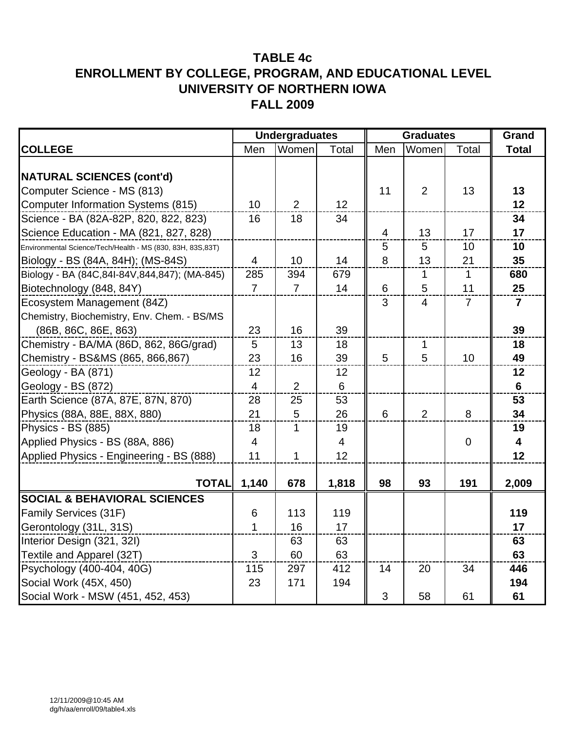**TABLE 4c**
**ENROLLMENT BY COLLEGE, PROGRAM, AND EDUCATIONAL LEVEL**
**UNIVERSITY OF NORTHERN IOWA**
**FALL 2009**

| | Undergraduates | | | Graduates | | | Grand |
|---|---|---|---|---|---|---|---|
| **COLLEGE** | Men | Women | Total | Men | Women | Total | **Total** |
| **NATURAL SCIENCES (cont'd)** | | | | | | | |
| Computer Science - MS (813) | | | | 11 | 2 | 13 | **13** |
| Computer Information Systems (815) | 10 | 2 | 12 | | | | **12** |
| Science - BA (82A-82P, 820, 822, 823) | 16 | 18 | 34 | | | | **34** |
| Science Education - MA (821, 827, 828) | | | | 4 | 13 | 17 | **17** |
| Environmental Science/Tech/Health - MS (830, 83H, 83S,83T) | | | | 5 | 5 | 10 | **10** |
| Biology - BS (84A, 84H); (MS-84S) | 4 | 10 | 14 | 8 | 13 | 21 | **35** |
| Biology - BA (84C,84I-84V,844,847); (MA-845) | 285 | 394 | 679 | | 1 | 1 | **680** |
| Biotechnology (848, 84Y) | 7 | 7 | 14 | 6 | 5 | 11 | **25** |
| Ecosystem Management (84Z) | | | | 3 | 4 | 7 | **7** |
| Chemistry, Biochemistry, Env. Chem. - BS/MS (86B, 86C, 86E, 863) | 23 | 16 | 39 | | | | **39** |
| Chemistry - BA/MA (86D, 862, 86G/grad) | 5 | 13 | 18 | | 1 | | **18** |
| Chemistry - BS&MS (865, 866,867) | 23 | 16 | 39 | 5 | 5 | 10 | **49** |
| Geology - BA (871) | 12 | | 12 | | | | **12** |
| Geology - BS (872) | 4 | 2 | 6 | | | | **6** |
| Earth Science (87A, 87E, 87N, 870) | 28 | 25 | 53 | | | | **53** |
| Physics (88A, 88E, 88X, 880) | 21 | 5 | 26 | 6 | 2 | 8 | **34** |
| Physics - BS (885) | 18 | 1 | 19 | | | | **19** |
| Applied Physics - BS (88A, 886) | 4 | | 4 | | | 0 | **4** |
| Applied Physics - Engineering - BS (888) | 11 | 1 | 12 | | | | **12** |
| **TOTAL** | **1,140** | **678** | **1,818** | **98** | **93** | **191** | **2,009** |
| **SOCIAL & BEHAVIORAL SCIENCES** | | | | | | | |
| Family Services (31F) | 6 | 113 | 119 | | | | **119** |
| Gerontology (31L, 31S) | 1 | 16 | 17 | | | | **17** |
| Interior Design (321, 32I) | | 63 | 63 | | | | **63** |
| Textile and Apparel (32T) | 3 | 60 | 63 | | | | **63** |
| Psychology (400-404, 40G) | 115 | 297 | 412 | 14 | 20 | 34 | **446** |
| Social Work (45X, 450) | 23 | 171 | 194 | | | | **194** |
| Social Work - MSW (451, 452, 453) | | | | 3 | 58 | 61 | **61** |

12/11/2009@10:45 AM
dg/h/aa/enroll/09/table4.xls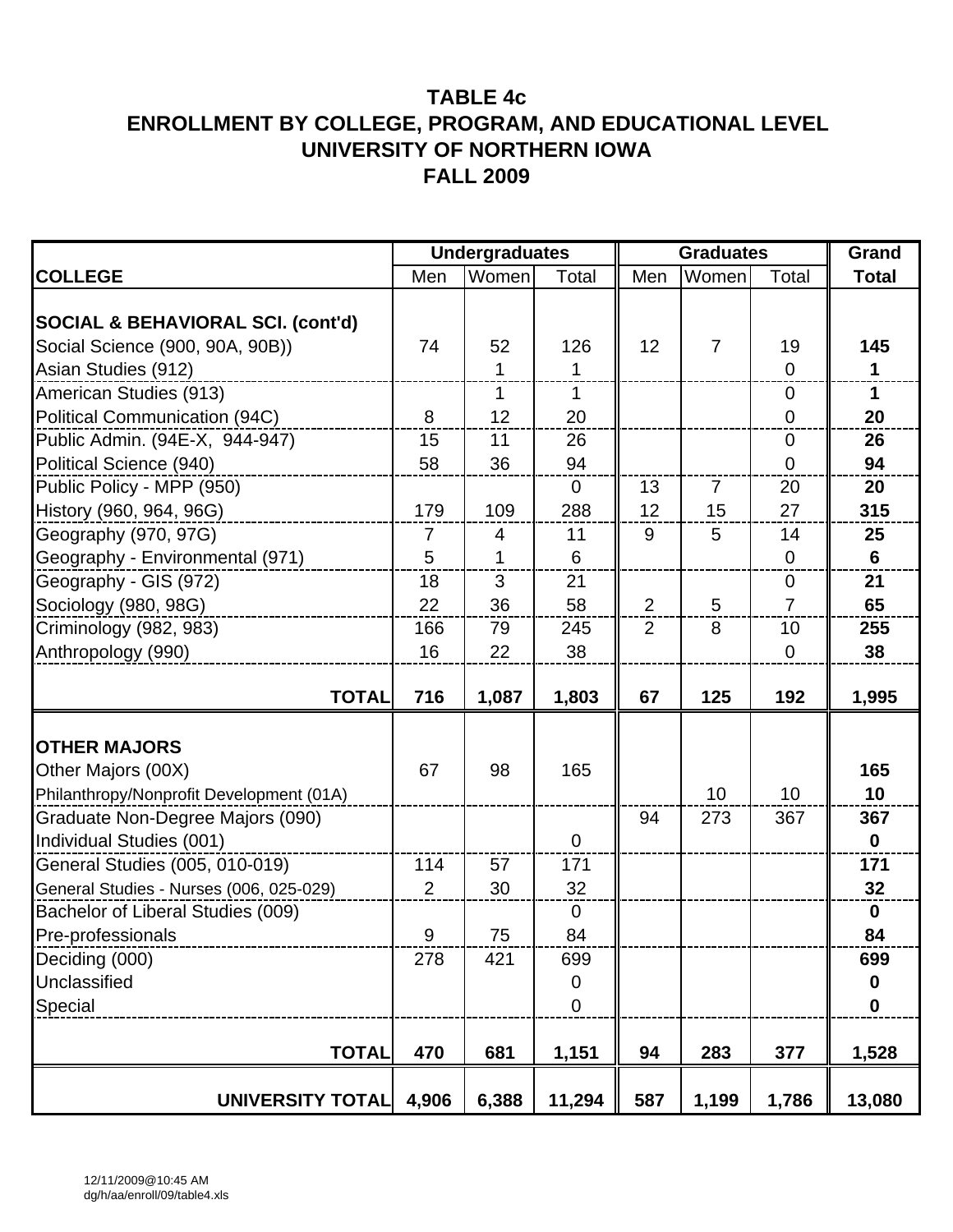# TABLE 4c
# ENROLLMENT BY COLLEGE, PROGRAM, AND EDUCATIONAL LEVEL
# UNIVERSITY OF NORTHERN IOWA
# FALL 2009

| | Undergraduates | | | Graduates | | | Grand |
|---|---|---|---|---|---|---|---|
| **COLLEGE** | Men | Women | Total | Men | Women | Total | **Total** |
| **SOCIAL & BEHAVIORAL SCI. (cont'd)** | | | | | | | |
| Social Science (900, 90A, 90B)) | 74 | 52 | 126 | 12 | 7 | 19 | **145** |
| Asian Studies (912) | | 1 | 1 | | | 0 | **1** |
| American Studies (913) | | 1 | 1 | | | 0 | **1** |
| Political Communication (94C) | 8 | 12 | 20 | | | 0 | **20** |
| Public Admin. (94E-X, 944-947) | 15 | 11 | 26 | | | 0 | **26** |
| Political Science (940) | 58 | 36 | 94 | | | 0 | **94** |
| Public Policy - MPP (950) | | | 0 | 13 | 7 | 20 | **20** |
| History (960, 964, 96G) | 179 | 109 | 288 | 12 | 15 | 27 | **315** |
| Geography (970, 97G) | 7 | 4 | 11 | 9 | 5 | 14 | **25** |
| Geography - Environmental (971) | 5 | 1 | 6 | | | 0 | **6** |
| Geography - GIS (972) | 18 | 3 | 21 | | | 0 | **21** |
| Sociology (980, 98G) | 22 | 36 | 58 | 2 | 5 | 7 | **65** |
| Criminology (982, 983) | 166 | 79 | 245 | 2 | 8 | 10 | **255** |
| Anthropology (990) | 16 | 22 | 38 | | | 0 | **38** |
| **TOTAL** | **716** | **1,087** | **1,803** | **67** | **125** | **192** | **1,995** |
| **OTHER MAJORS** | | | | | | | |
| Other Majors (00X) | 67 | 98 | 165 | | | | **165** |
| Philanthropy/Nonprofit Development (01A) | | | | | 10 | 10 | **10** |
| Graduate Non-Degree Majors (090) | | | | 94 | 273 | 367 | **367** |
| Individual Studies (001) | | | 0 | | | | **0** |
| General Studies (005, 010-019) | 114 | 57 | 171 | | | | **171** |
| General Studies - Nurses (006, 025-029) | 2 | 30 | 32 | | | | **32** |
| Bachelor of Liberal Studies (009) | | | 0 | | | | **0** |
| Pre-professionals | 9 | 75 | 84 | | | | **84** |
| Deciding (000) | 278 | 421 | 699 | | | | **699** |
| Unclassified | | | 0 | | | | **0** |
| Special | | | 0 | | | | **0** |
| **TOTAL** | **470** | **681** | **1,151** | **94** | **283** | **377** | **1,528** |
| **UNIVERSITY TOTAL** | **4,906** | **6,388** | **11,294** | **587** | **1,199** | **1,786** | **13,080** |

12/11/2009@10:45 AM
dg/h/aa/enroll/09/table4.xls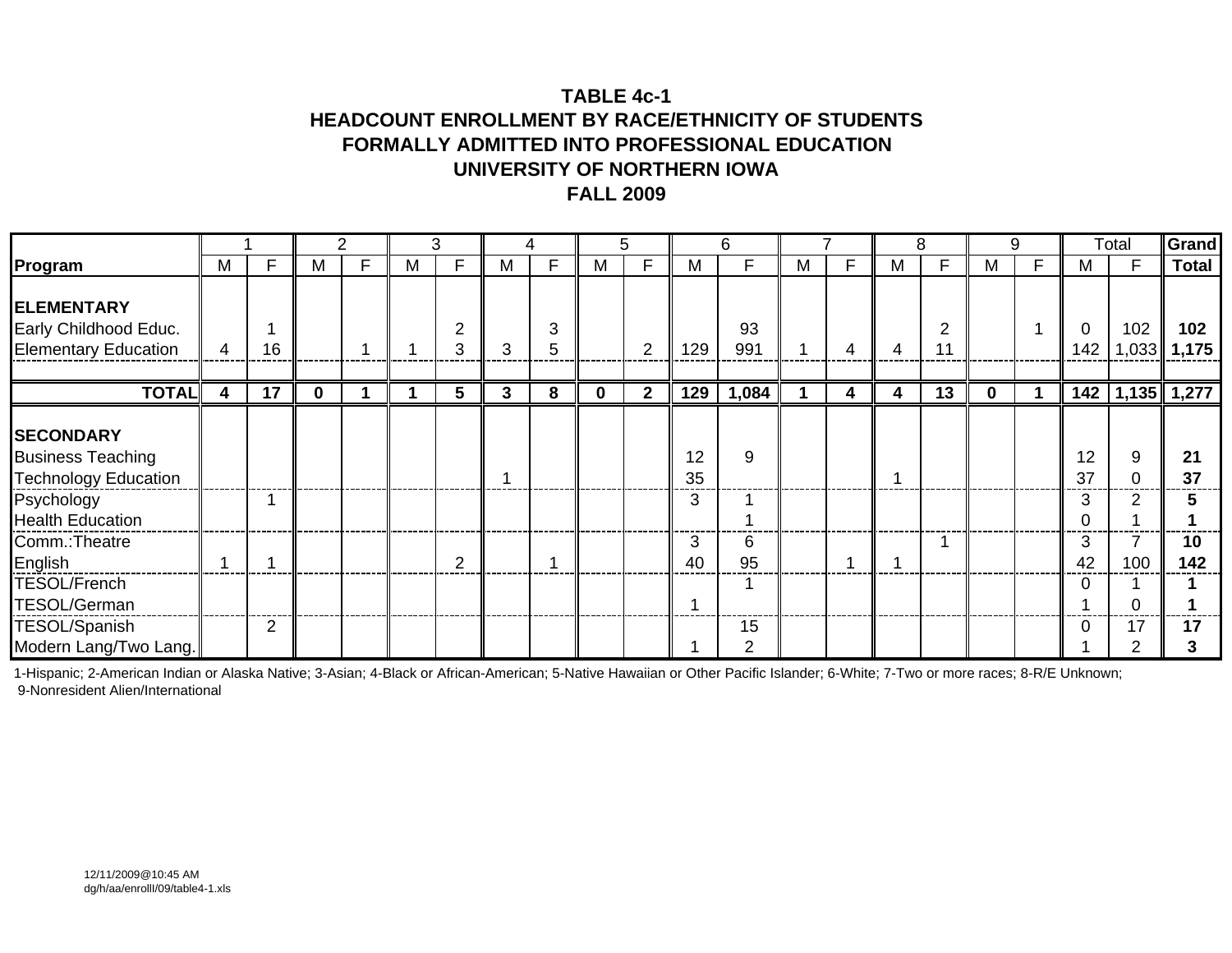# TABLE 4c-1
## HEADCOUNT ENROLLMENT BY RACE/ETHNICITY OF STUDENTS FORMALLY ADMITTED INTO PROFESSIONAL EDUCATION
## UNIVERSITY OF NORTHERN IOWA
## FALL 2009

| | 1 | | 2 | | 3 | | 4 | | 5 | | 6 | | 7 | | 8 | | 9 | | Total | | Grand |
|---|---|---|---|---|---|---|---|---|---|---|---|---|---|---|---|---|---|---|---|---|---|
| **Program** | M | F | M | F | M | F | M | F | M | F | M | F | M | F | M | F | M | F | M | F | **Total** |
| **ELEMENTARY** | | | | | | | | | | | | | | | | | | | | | |
| Early Childhood Educ. | | 1 | | | | 2 | | 3 | | | | 93 | | | | 2 | | 1 | 0 | 102 | **102** |
| Elementary Education | 4 | 16 | | 1 | 1 | 3 | 3 | 5 | | 2 | 129 | 991 | 1 | 4 | 4 | 11 | | | 142 | 1,033 | **1,175** |
| **TOTAL** | **4** | **17** | **0** | **1** | **1** | **5** | **3** | **8** | **0** | **2** | **129** | **1,084** | **1** | **4** | **4** | **13** | **0** | **1** | **142** | **1,135** | **1,277** |
| **SECONDARY** | | | | | | | | | | | | | | | | | | | | | |
| Business Teaching | | | | | | | | | | | 12 | 9 | | | | | | | 12 | 9 | **21** |
| Technology Education | | | | | | | 1 | | | | 35 | | | | 1 | | | | 37 | 0 | **37** |
| Psychology | | 1 | | | | | | | | | 3 | 1 | | | | | | | 3 | 2 | **5** |
| Health Education | | | | | | | | | | | | 1 | | | | | | | 0 | 1 | **1** |
| Comm.:Theatre | | | | | | | | | | | 3 | 6 | | | | 1 | | | 3 | 7 | **10** |
| English | 1 | 1 | | | | 2 | | 1 | | | 40 | 95 | | 1 | 1 | | | | 42 | 100 | **142** |
| TESOL/French | | | | | | | | | | | | 1 | | | | | | | 0 | 1 | **1** |
| TESOL/German | | | | | | | | | | | 1 | | | | | | | | 1 | 0 | **1** |
| TESOL/Spanish | | 2 | | | | | | | | | | 15 | | | | | | | 0 | 17 | **17** |
| Modern Lang/Two Lang. | | | | | | | | | | | 1 | 2 | | | | | | | 1 | 2 | **3** |

1-Hispanic; 2-American Indian or Alaska Native; 3-Asian; 4-Black or African-American; 5-Native Hawaiian or Other Pacific Islander; 6-White; 7-Two or more races; 8-R/E Unknown; 9-Nonresident Alien/International

12/11/2009@10:45 AM
dg/h/aa/enrolll/09/table4-1.xls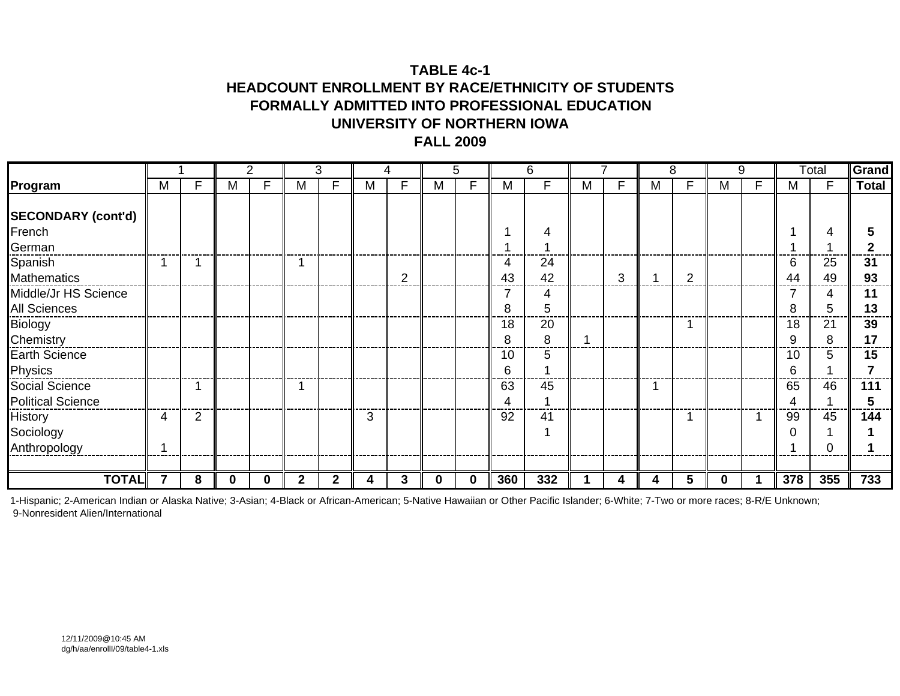# TABLE 4c-1
## HEADCOUNT ENROLLMENT BY RACE/ETHNICITY OF STUDENTS FORMALLY ADMITTED INTO PROFESSIONAL EDUCATION
## UNIVERSITY OF NORTHERN IOWA
## FALL 2009

| | 1 | | 2 | | 3 | | 4 | | 5 | | 6 | | 7 | | 8 | | 9 | | Total | | Grand |
|---|---|---|---|---|---|---|---|---|---|---|---|---|---|---|---|---|---|---|---|---|---|
| **Program** | M | F | M | F | M | F | M | F | M | F | M | F | M | F | M | F | M | F | M | F | **Total** |
| **SECONDARY (cont'd)** | | | | | | | | | | | | | | | | | | | | | |
| French | | | | | | | | | | | 1 | 4 | | | | | | | 1 | 4 | **5** |
| German | | | | | | | | | | | 1 | 1 | | | | | | | 1 | 1 | **2** |
| Spanish | 1 | 1 | | | 1 | | | | | | 4 | 24 | | | | | | | 6 | 25 | **31** |
| Mathematics | | | | | | | | 2 | | | 43 | 42 | | 3 | 1 | 2 | | | 44 | 49 | **93** |
| Middle/Jr HS Science | | | | | | | | | | | 7 | 4 | | | | | | | 7 | 4 | **11** |
| All Sciences | | | | | | | | | | | 8 | 5 | | | | | | | 8 | 5 | **13** |
| Biology | | | | | | | | | | | 18 | 20 | | | | 1 | | | 18 | 21 | **39** |
| Chemistry | | | | | | | | | | | 8 | 8 | 1 | | | | | | 9 | 8 | **17** |
| Earth Science | | | | | | | | | | | 10 | 5 | | | | | | | 10 | 5 | **15** |
| Physics | | | | | | | | | | | 6 | 1 | | | | | | | 6 | 1 | **7** |
| Social Science | | 1 | | | 1 | | | | | | 63 | 45 | | | 1 | | | | 65 | 46 | **111** |
| Political Science | | | | | | | | | | | 4 | 1 | | | | | | | 4 | 1 | **5** |
| History | 4 | 2 | | | | | 3 | | | | 92 | 41 | | | | 1 | | 1 | 99 | 45 | **144** |
| Sociology | | | | | | | | | | | | 1 | | | | | | | 0 | 1 | **1** |
| Anthropology | 1 | | | | | | | | | | | | | | | | | | 1 | 0 | **1** |
| **TOTAL** | **7** | **8** | **0** | **0** | **2** | **2** | **4** | **3** | **0** | **0** | **360** | **332** | **1** | **4** | **4** | **5** | **0** | **1** | **378** | **355** | **733** |

1-Hispanic; 2-American Indian or Alaska Native; 3-Asian; 4-Black or African-American; 5-Native Hawaiian or Other Pacific Islander; 6-White; 7-Two or more races; 8-R/E Unknown; 9-Nonresident Alien/International

12/11/2009@10:45 AM
dg/h/aa/enrolll/09/table4-1.xls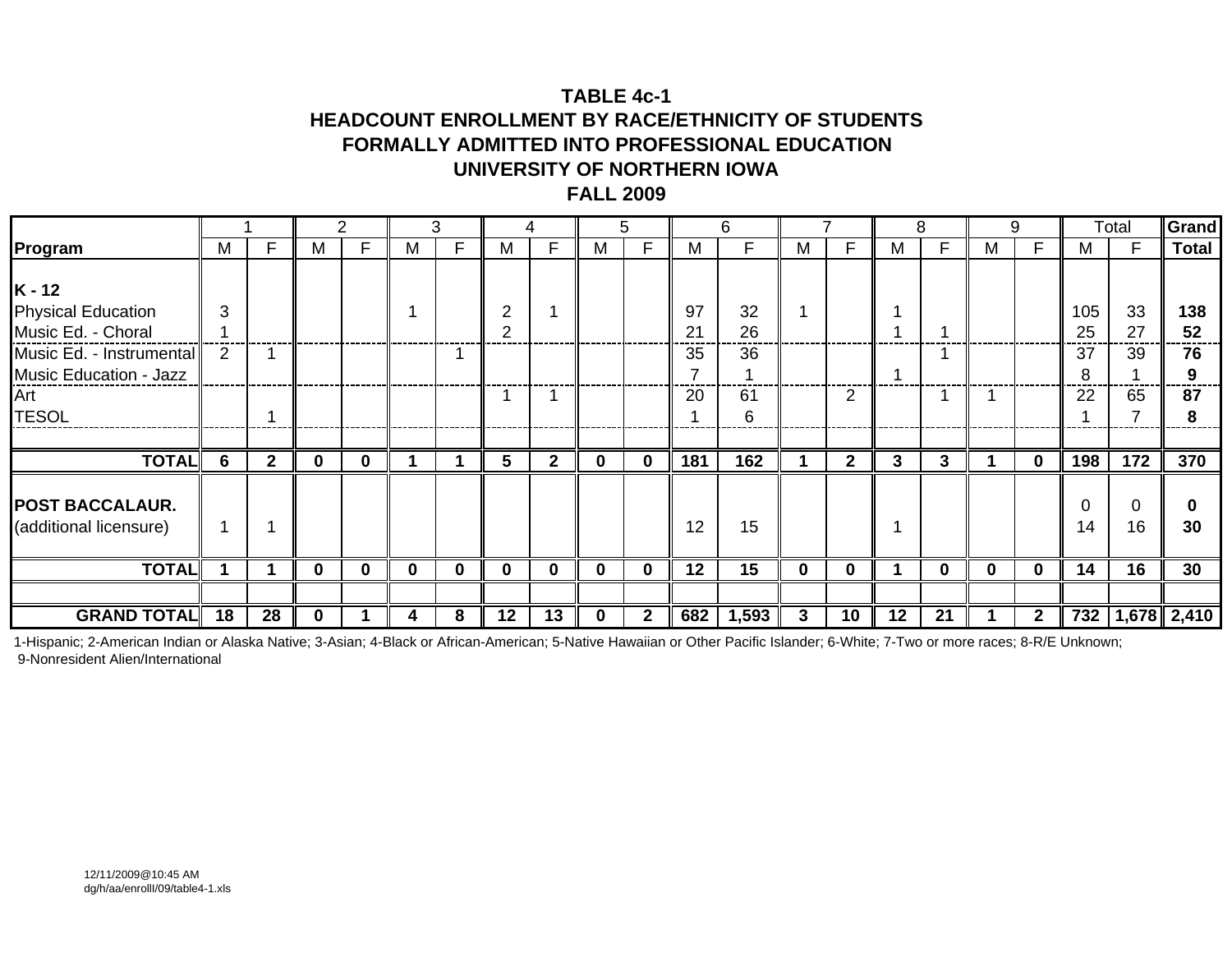# TABLE 4c-1
## HEADCOUNT ENROLLMENT BY RACE/ETHNICITY OF STUDENTS FORMALLY ADMITTED INTO PROFESSIONAL EDUCATION
## UNIVERSITY OF NORTHERN IOWA
## FALL 2009

| | 1 | | 2 | | 3 | | 4 | | 5 | | 6 | | 7 | | 8 | | 9 | | Total | | Grand |
|---|---|---|---|---|---|---|---|---|---|---|---|---|---|---|---|---|---|---|---|---|---|
| **Program** | M | F | M | F | M | F | M | F | M | F | M | F | M | F | M | F | M | F | M | F | **Total** |
| **K - 12** | | | | | | | | | | | | | | | | | | | | | |
| Physical Education | 3 | | | | 1 | | 2 | 1 | | | 97 | 32 | 1 | | 1 | | | | 105 | 33 | **138** |
| Music Ed. - Choral | 1 | | | | | | 2 | | | | 21 | 26 | | | 1 | 1 | | | 25 | 27 | **52** |
| Music Ed. - Instrumental | 2 | 1 | | | | 1 | | | | | 35 | 36 | | | | 1 | | | 37 | 39 | **76** |
| Music Education - Jazz | | | | | | | | | | | 7 | 1 | | | 1 | | | | 8 | 1 | **9** |
| Art | | | | | | | 1 | 1 | | | 20 | 61 | | 2 | | 1 | 1 | | 22 | 65 | **87** |
| TESOL | | 1 | | | | | | | | | 1 | 6 | | | | | | | 1 | 7 | **8** |
| **TOTAL** | **6** | **2** | **0** | **0** | **1** | **1** | **5** | **2** | **0** | **0** | **181** | **162** | **1** | **2** | **3** | **3** | **1** | **0** | **198** | **172** | **370** |
| **POST BACCALAUR.** | | | | | | | | | | | | | | | | | | | 0 | 0 | **0** |
| (additional licensure) | 1 | 1 | | | | | | | | | 12 | 15 | | | 1 | | | | 14 | 16 | **30** |
| **TOTAL** | **1** | **1** | **0** | **0** | **0** | **0** | **0** | **0** | **0** | **0** | **12** | **15** | **0** | **0** | **1** | **0** | **0** | **0** | **14** | **16** | **30** |
| **GRAND TOTAL** | **18** | **28** | **0** | **1** | **4** | **8** | **12** | **13** | **0** | **2** | **682** | **1,593** | **3** | **10** | **12** | **21** | **1** | **2** | **732** | **1,678** | **2,410** |

1-Hispanic; 2-American Indian or Alaska Native; 3-Asian; 4-Black or African-American; 5-Native Hawaiian or Other Pacific Islander; 6-White; 7-Two or more races; 8-R/E Unknown; 9-Nonresident Alien/International

12/11/2009@10:45 AM
dg/h/aa/enrolll/09/table4-1.xls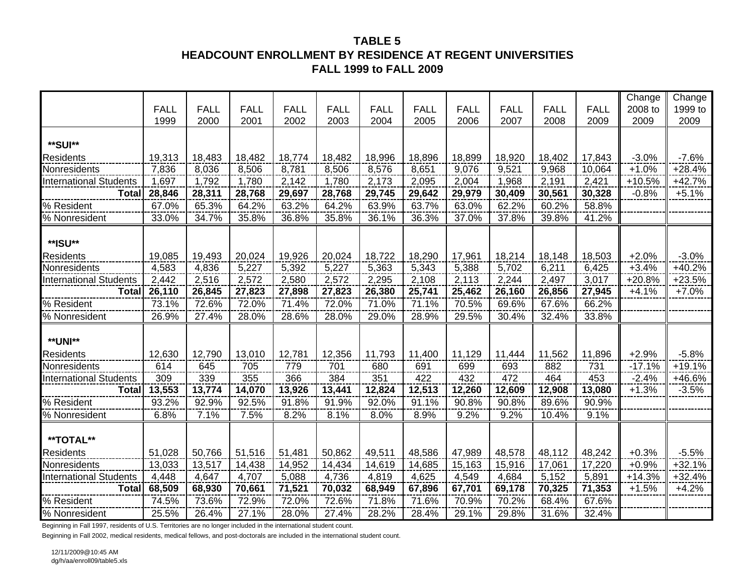# TABLE 5
## HEADCOUNT ENROLLMENT BY RESIDENCE AT REGENT UNIVERSITIES
### FALL 1999 to FALL 2009

| | FALL 1999 | FALL 2000 | FALL 2001 | FALL 2002 | FALL 2003 | FALL 2004 | FALL 2005 | FALL 2006 | FALL 2007 | FALL 2008 | FALL 2009 | Change 2008 to 2009 | Change 1999 to 2009 |
|---|---|---|---|---|---|---|---|---|---|---|---|---|---|
| **SUI** | | | | | | | | | | | | | |
| Residents | 19,313 | 18,483 | 18,482 | 18,774 | 18,482 | 18,996 | 18,896 | 18,899 | 18,920 | 18,402 | 17,843 | -3.0% | -7.6% |
| Nonresidents | 7,836 | 8,036 | 8,506 | 8,781 | 8,506 | 8,576 | 8,651 | 9,076 | 9,521 | 9,968 | 10,064 | +1.0% | +28.4% |
| International Students | 1,697 | 1,792 | 1,780 | 2,142 | 1,780 | 2,173 | 2,095 | 2,004 | 1,968 | 2,191 | 2,421 | +10.5% | +42.7% |
| **Total** | **28,846** | **28,311** | **28,768** | **29,697** | **28,768** | **29,745** | **29,642** | **29,979** | **30,409** | **30,561** | **30,328** | -0.8% | +5.1% |
| % Resident | 67.0% | 65.3% | 64.2% | 63.2% | 64.2% | 63.9% | 63.7% | 63.0% | 62.2% | 60.2% | 58.8% | | |
| % Nonresident | 33.0% | 34.7% | 35.8% | 36.8% | 35.8% | 36.1% | 36.3% | 37.0% | 37.8% | 39.8% | 41.2% | | |
| **ISU** | | | | | | | | | | | | | |
| Residents | 19,085 | 19,493 | 20,024 | 19,926 | 20,024 | 18,722 | 18,290 | 17,961 | 18,214 | 18,148 | 18,503 | +2.0% | -3.0% |
| Nonresidents | 4,583 | 4,836 | 5,227 | 5,392 | 5,227 | 5,363 | 5,343 | 5,388 | 5,702 | 6,211 | 6,425 | +3.4% | +40.2% |
| International Students | 2,442 | 2,516 | 2,572 | 2,580 | 2,572 | 2,295 | 2,108 | 2,113 | 2,244 | 2,497 | 3,017 | +20.8% | +23.5% |
| **Total** | **26,110** | **26,845** | **27,823** | **27,898** | **27,823** | **26,380** | **25,741** | **25,462** | **26,160** | **26,856** | **27,945** | +4.1% | +7.0% |
| % Resident | 73.1% | 72.6% | 72.0% | 71.4% | 72.0% | 71.0% | 71.1% | 70.5% | 69.6% | 67.6% | 66.2% | | |
| % Nonresident | 26.9% | 27.4% | 28.0% | 28.6% | 28.0% | 29.0% | 28.9% | 29.5% | 30.4% | 32.4% | 33.8% | | |
| **UNI** | | | | | | | | | | | | | |
| Residents | 12,630 | 12,790 | 13,010 | 12,781 | 12,356 | 11,793 | 11,400 | 11,129 | 11,444 | 11,562 | 11,896 | +2.9% | -5.8% |
| Nonresidents | 614 | 645 | 705 | 779 | 701 | 680 | 691 | 699 | 693 | 882 | 731 | -17.1% | +19.1% |
| International Students | 309 | 339 | 355 | 366 | 384 | 351 | 422 | 432 | 472 | 464 | 453 | -2.4% | +46.6% |
| **Total** | **13,553** | **13,774** | **14,070** | **13,926** | **13,441** | **12,824** | **12,513** | **12,260** | **12,609** | **12,908** | **13,080** | +1.3% | -3.5% |
| % Resident | 93.2% | 92.9% | 92.5% | 91.8% | 91.9% | 92.0% | 91.1% | 90.8% | 90.8% | 89.6% | 90.9% | | |
| % Nonresident | 6.8% | 7.1% | 7.5% | 8.2% | 8.1% | 8.0% | 8.9% | 9.2% | 9.2% | 10.4% | 9.1% | | |
| **TOTAL** | | | | | | | | | | | | | |
| Residents | 51,028 | 50,766 | 51,516 | 51,481 | 50,862 | 49,511 | 48,586 | 47,989 | 48,578 | 48,112 | 48,242 | +0.3% | -5.5% |
| Nonresidents | 13,033 | 13,517 | 14,438 | 14,952 | 14,434 | 14,619 | 14,685 | 15,163 | 15,916 | 17,061 | 17,220 | +0.9% | +32.1% |
| International Students | 4,448 | 4,647 | 4,707 | 5,088 | 4,736 | 4,819 | 4,625 | 4,549 | 4,684 | 5,152 | 5,891 | +14.3% | +32.4% |
| **Total** | **68,509** | **68,930** | **70,661** | **71,521** | **70,032** | **68,949** | **67,896** | **67,701** | **69,178** | **70,325** | **71,353** | +1.5% | +4.2% |
| % Resident | 74.5% | 73.6% | 72.9% | 72.0% | 72.6% | 71.8% | 71.6% | 70.9% | 70.2% | 68.4% | 67.6% | | |
| % Nonresident | 25.5% | 26.4% | 27.1% | 28.0% | 27.4% | 28.2% | 28.4% | 29.1% | 29.8% | 31.6% | 32.4% | | |

Beginning in Fall 1997, residents of U.S. Territories are no longer included in the international student count.

Beginning in Fall 2002, medical residents, medical fellows, and post-doctorals are included in the international student count.

12/11/2009@10:45 AM
dg/h/aa/enroll09/table5.xls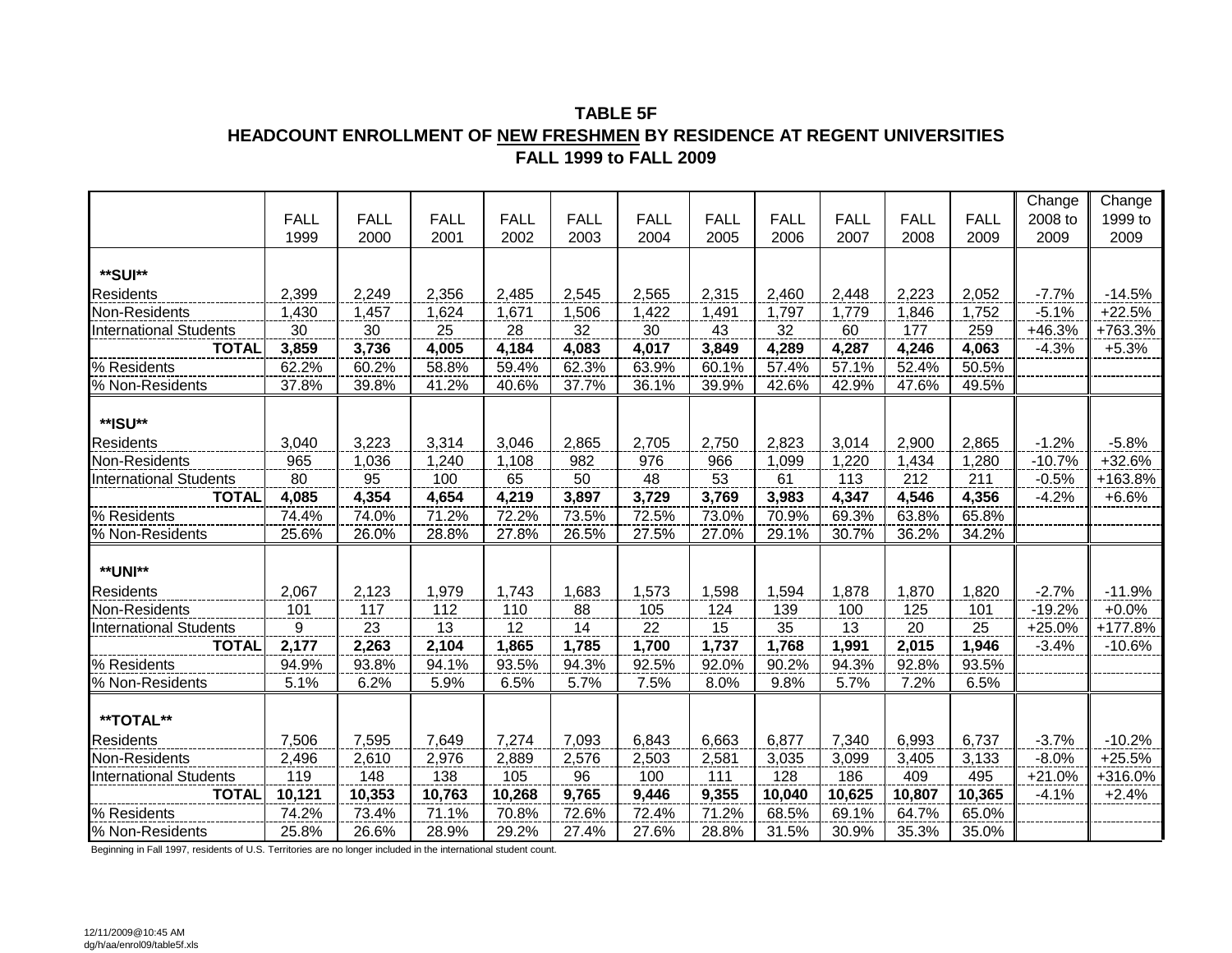# TABLE 5F

## HEADCOUNT ENROLLMENT OF NEW FRESHMEN BY RESIDENCE AT REGENT UNIVERSITIES

### FALL 1999 to FALL 2009

| | FALL 1999 | FALL 2000 | FALL 2001 | FALL 2002 | FALL 2003 | FALL 2004 | FALL 2005 | FALL 2006 | FALL 2007 | FALL 2008 | FALL 2009 | Change 2008 to 2009 | Change 1999 to 2009 |
|---|---|---|---|---|---|---|---|---|---|---|---|---|---|
| **SUI** | | | | | | | | | | | | | |
| Residents | 2,399 | 2,249 | 2,356 | 2,485 | 2,545 | 2,565 | 2,315 | 2,460 | 2,448 | 2,223 | 2,052 | -7.7% | -14.5% |
| Non-Residents | 1,430 | 1,457 | 1,624 | 1,671 | 1,506 | 1,422 | 1,491 | 1,797 | 1,779 | 1,846 | 1,752 | -5.1% | +22.5% |
| International Students | 30 | 30 | 25 | 28 | 32 | 30 | 43 | 32 | 60 | 177 | 259 | +46.3% | +763.3% |
| **TOTAL** | **3,859** | **3,736** | **4,005** | **4,184** | **4,083** | **4,017** | **3,849** | **4,289** | **4,287** | **4,246** | **4,063** | -4.3% | +5.3% |
| % Residents | 62.2% | 60.2% | 58.8% | 59.4% | 62.3% | 63.9% | 60.1% | 57.4% | 57.1% | 52.4% | 50.5% | | |
| % Non-Residents | 37.8% | 39.8% | 41.2% | 40.6% | 37.7% | 36.1% | 39.9% | 42.6% | 42.9% | 47.6% | 49.5% | | |
| **ISU** | | | | | | | | | | | | | |
| Residents | 3,040 | 3,223 | 3,314 | 3,046 | 2,865 | 2,705 | 2,750 | 2,823 | 3,014 | 2,900 | 2,865 | -1.2% | -5.8% |
| Non-Residents | 965 | 1,036 | 1,240 | 1,108 | 982 | 976 | 966 | 1,099 | 1,220 | 1,434 | 1,280 | -10.7% | +32.6% |
| International Students | 80 | 95 | 100 | 65 | 50 | 48 | 53 | 61 | 113 | 212 | 211 | -0.5% | +163.8% |
| **TOTAL** | **4,085** | **4,354** | **4,654** | **4,219** | **3,897** | **3,729** | **3,769** | **3,983** | **4,347** | **4,546** | **4,356** | -4.2% | +6.6% |
| % Residents | 74.4% | 74.0% | 71.2% | 72.2% | 73.5% | 72.5% | 73.0% | 70.9% | 69.3% | 63.8% | 65.8% | | |
| % Non-Residents | 25.6% | 26.0% | 28.8% | 27.8% | 26.5% | 27.5% | 27.0% | 29.1% | 30.7% | 36.2% | 34.2% | | |
| **UNI** | | | | | | | | | | | | | |
| Residents | 2,067 | 2,123 | 1,979 | 1,743 | 1,683 | 1,573 | 1,598 | 1,594 | 1,878 | 1,870 | 1,820 | -2.7% | -11.9% |
| Non-Residents | 101 | 117 | 112 | 110 | 88 | 105 | 124 | 139 | 100 | 125 | 101 | -19.2% | +0.0% |
| International Students | 9 | 23 | 13 | 12 | 14 | 22 | 15 | 35 | 13 | 20 | 25 | +25.0% | +177.8% |
| **TOTAL** | **2,177** | **2,263** | **2,104** | **1,865** | **1,785** | **1,700** | **1,737** | **1,768** | **1,991** | **2,015** | **1,946** | -3.4% | -10.6% |
| % Residents | 94.9% | 93.8% | 94.1% | 93.5% | 94.3% | 92.5% | 92.0% | 90.2% | 94.3% | 92.8% | 93.5% | | |
| % Non-Residents | 5.1% | 6.2% | 5.9% | 6.5% | 5.7% | 7.5% | 8.0% | 9.8% | 5.7% | 7.2% | 6.5% | | |
| **TOTAL** | | | | | | | | | | | | | |
| Residents | 7,506 | 7,595 | 7,649 | 7,274 | 7,093 | 6,843 | 6,663 | 6,877 | 7,340 | 6,993 | 6,737 | -3.7% | -10.2% |
| Non-Residents | 2,496 | 2,610 | 2,976 | 2,889 | 2,576 | 2,503 | 2,581 | 3,035 | 3,099 | 3,405 | 3,133 | -8.0% | +25.5% |
| International Students | 119 | 148 | 138 | 105 | 96 | 100 | 111 | 128 | 186 | 409 | 495 | +21.0% | +316.0% |
| **TOTAL** | **10,121** | **10,353** | **10,763** | **10,268** | **9,765** | **9,446** | **9,355** | **10,040** | **10,625** | **10,807** | **10,365** | -4.1% | +2.4% |
| % Residents | 74.2% | 73.4% | 71.1% | 70.8% | 72.6% | 72.4% | 71.2% | 68.5% | 69.1% | 64.7% | 65.0% | | |
| % Non-Residents | 25.8% | 26.6% | 28.9% | 29.2% | 27.4% | 27.6% | 28.8% | 31.5% | 30.9% | 35.3% | 35.0% | | |

Beginning in Fall 1997, residents of U.S. Territories are no longer included in the international student count.

12/11/2009@10:45 AM
dg/h/aa/enrol09/table5f.xls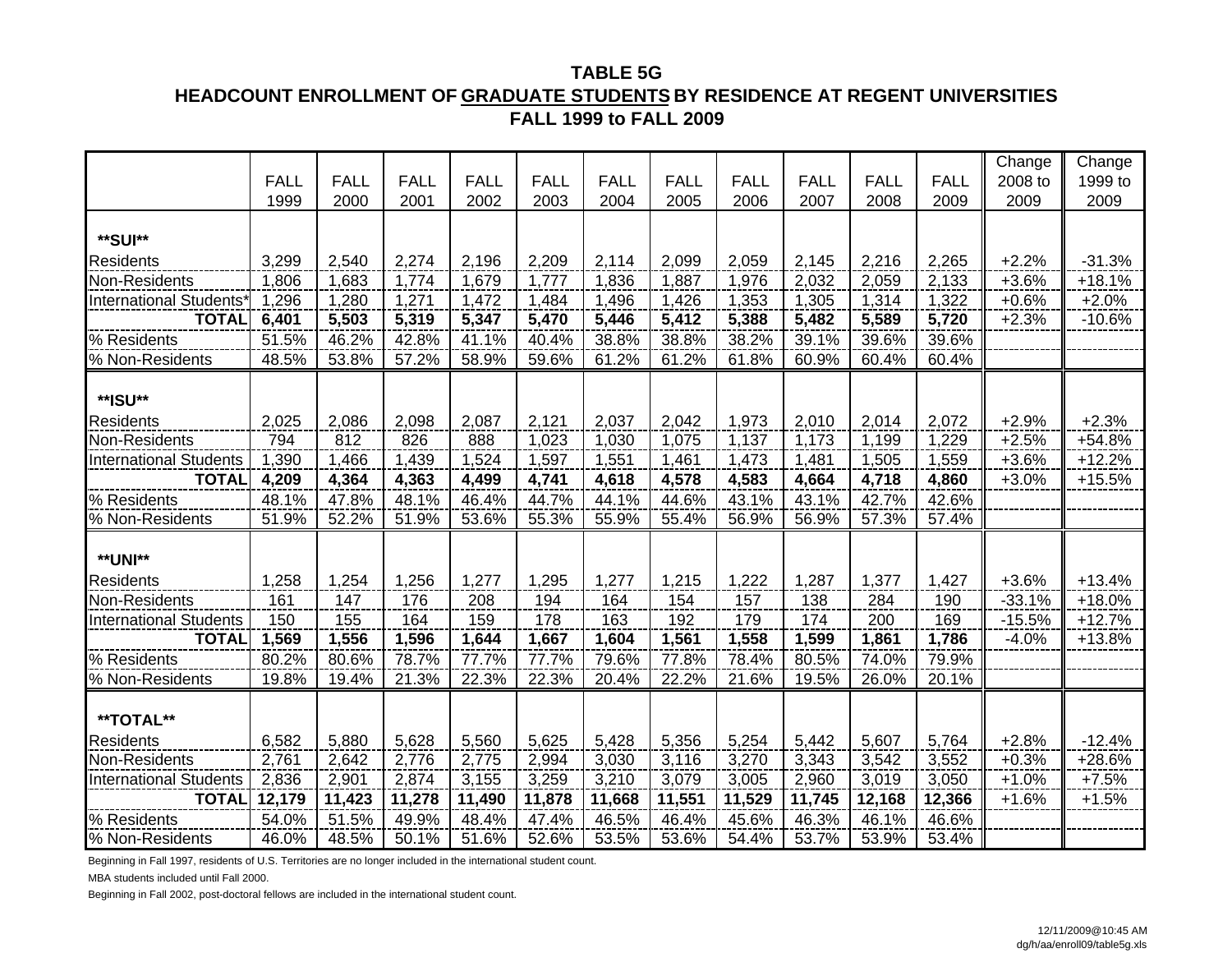# TABLE 5G
## HEADCOUNT ENROLLMENT OF GRADUATE STUDENTS BY RESIDENCE AT REGENT UNIVERSITIES
## FALL 1999 to FALL 2009

| | FALL 1999 | FALL 2000 | FALL 2001 | FALL 2002 | FALL 2003 | FALL 2004 | FALL 2005 | FALL 2006 | FALL 2007 | FALL 2008 | FALL 2009 | Change 2008 to 2009 | Change 1999 to 2009 |
|---|---|---|---|---|---|---|---|---|---|---|---|---|---|
| **SUI** | | | | | | | | | | | | | |
| Residents | 3,299 | 2,540 | 2,274 | 2,196 | 2,209 | 2,114 | 2,099 | 2,059 | 2,145 | 2,216 | 2,265 | +2.2% | -31.3% |
| Non-Residents | 1,806 | 1,683 | 1,774 | 1,679 | 1,777 | 1,836 | 1,887 | 1,976 | 2,032 | 2,059 | 2,133 | +3.6% | +18.1% |
| International Students* | 1,296 | 1,280 | 1,271 | 1,472 | 1,484 | 1,496 | 1,426 | 1,353 | 1,305 | 1,314 | 1,322 | +0.6% | +2.0% |
| **TOTAL** | **6,401** | **5,503** | **5,319** | **5,347** | **5,470** | **5,446** | **5,412** | **5,388** | **5,482** | **5,589** | **5,720** | +2.3% | -10.6% |
| % Residents | 51.5% | 46.2% | 42.8% | 41.1% | 40.4% | 38.8% | 38.8% | 38.2% | 39.1% | 39.6% | 39.6% | | |
| % Non-Residents | 48.5% | 53.8% | 57.2% | 58.9% | 59.6% | 61.2% | 61.2% | 61.8% | 60.9% | 60.4% | 60.4% | | |
| **ISU** | | | | | | | | | | | | | |
| Residents | 2,025 | 2,086 | 2,098 | 2,087 | 2,121 | 2,037 | 2,042 | 1,973 | 2,010 | 2,014 | 2,072 | +2.9% | +2.3% |
| Non-Residents | 794 | 812 | 826 | 888 | 1,023 | 1,030 | 1,075 | 1,137 | 1,173 | 1,199 | 1,229 | +2.5% | +54.8% |
| International Students | 1,390 | 1,466 | 1,439 | 1,524 | 1,597 | 1,551 | 1,461 | 1,473 | 1,481 | 1,505 | 1,559 | +3.6% | +12.2% |
| **TOTAL** | **4,209** | **4,364** | **4,363** | **4,499** | **4,741** | **4,618** | **4,578** | **4,583** | **4,664** | **4,718** | **4,860** | +3.0% | +15.5% |
| % Residents | 48.1% | 47.8% | 48.1% | 46.4% | 44.7% | 44.1% | 44.6% | 43.1% | 43.1% | 42.7% | 42.6% | | |
| % Non-Residents | 51.9% | 52.2% | 51.9% | 53.6% | 55.3% | 55.9% | 55.4% | 56.9% | 56.9% | 57.3% | 57.4% | | |
| **UNI** | | | | | | | | | | | | | |
| Residents | 1,258 | 1,254 | 1,256 | 1,277 | 1,295 | 1,277 | 1,215 | 1,222 | 1,287 | 1,377 | 1,427 | +3.6% | +13.4% |
| Non-Residents | 161 | 147 | 176 | 208 | 194 | 164 | 154 | 157 | 138 | 284 | 190 | -33.1% | +18.0% |
| International Students | 150 | 155 | 164 | 159 | 178 | 163 | 192 | 179 | 174 | 200 | 169 | -15.5% | +12.7% |
| **TOTAL** | **1,569** | **1,556** | **1,596** | **1,644** | **1,667** | **1,604** | **1,561** | **1,558** | **1,599** | **1,861** | **1,786** | -4.0% | +13.8% |
| % Residents | 80.2% | 80.6% | 78.7% | 77.7% | 77.7% | 79.6% | 77.8% | 78.4% | 80.5% | 74.0% | 79.9% | | |
| % Non-Residents | 19.8% | 19.4% | 21.3% | 22.3% | 22.3% | 20.4% | 22.2% | 21.6% | 19.5% | 26.0% | 20.1% | | |
| **TOTAL** | | | | | | | | | | | | | |
| Residents | 6,582 | 5,880 | 5,628 | 5,560 | 5,625 | 5,428 | 5,356 | 5,254 | 5,442 | 5,607 | 5,764 | +2.8% | -12.4% |
| Non-Residents | 2,761 | 2,642 | 2,776 | 2,775 | 2,994 | 3,030 | 3,116 | 3,270 | 3,343 | 3,542 | 3,552 | +0.3% | +28.6% |
| International Students | 2,836 | 2,901 | 2,874 | 3,155 | 3,259 | 3,210 | 3,079 | 3,005 | 2,960 | 3,019 | 3,050 | +1.0% | +7.5% |
| **TOTAL** | **12,179** | **11,423** | **11,278** | **11,490** | **11,878** | **11,668** | **11,551** | **11,529** | **11,745** | **12,168** | **12,366** | +1.6% | +1.5% |
| % Residents | 54.0% | 51.5% | 49.9% | 48.4% | 47.4% | 46.5% | 46.4% | 45.6% | 46.3% | 46.1% | 46.6% | | |
| % Non-Residents | 46.0% | 48.5% | 50.1% | 51.6% | 52.6% | 53.5% | 53.6% | 54.4% | 53.7% | 53.9% | 53.4% | | |

Beginning in Fall 1997, residents of U.S. Territories are no longer included in the international student count.

MBA students included until Fall 2000.

Beginning in Fall 2002, post-doctoral fellows are included in the international student count.

12/11/2009@10:45 AM
dg/h/aa/enroll09/table5g.xls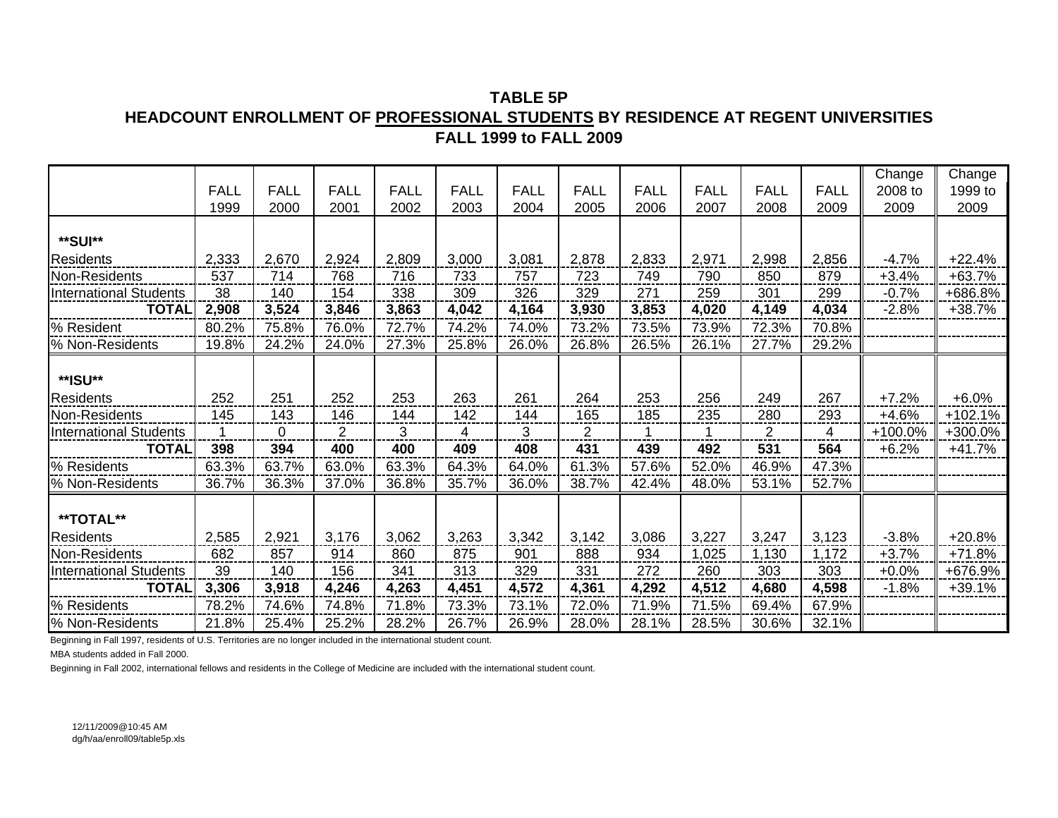# TABLE 5P

## HEADCOUNT ENROLLMENT OF PROFESSIONAL STUDENTS BY RESIDENCE AT REGENT UNIVERSITIES

## FALL 1999 to FALL 2009

| | FALL 1999 | FALL 2000 | FALL 2001 | FALL 2002 | FALL 2003 | FALL 2004 | FALL 2005 | FALL 2006 | FALL 2007 | FALL 2008 | FALL 2009 | Change 2008 to 2009 | Change 1999 to 2009 |
|---|---|---|---|---|---|---|---|---|---|---|---|---|---|
| **SUI** | | | | | | | | | | | | | |
| Residents | 2,333 | 2,670 | 2,924 | 2,809 | 3,000 | 3,081 | 2,878 | 2,833 | 2,971 | 2,998 | 2,856 | -4.7% | +22.4% |
| Non-Residents | 537 | 714 | 768 | 716 | 733 | 757 | 723 | 749 | 790 | 850 | 879 | +3.4% | +63.7% |
| International Students | 38 | 140 | 154 | 338 | 309 | 326 | 329 | 271 | 259 | 301 | 299 | -0.7% | +686.8% |
| **TOTAL** | **2,908** | **3,524** | **3,846** | **3,863** | **4,042** | **4,164** | **3,930** | **3,853** | **4,020** | **4,149** | **4,034** | -2.8% | +38.7% |
| % Resident | 80.2% | 75.8% | 76.0% | 72.7% | 74.2% | 74.0% | 73.2% | 73.5% | 73.9% | 72.3% | 70.8% | | |
| % Non-Residents | 19.8% | 24.2% | 24.0% | 27.3% | 25.8% | 26.0% | 26.8% | 26.5% | 26.1% | 27.7% | 29.2% | | |
| **ISU** | | | | | | | | | | | | | |
| Residents | 252 | 251 | 252 | 253 | 263 | 261 | 264 | 253 | 256 | 249 | 267 | +7.2% | +6.0% |
| Non-Residents | 145 | 143 | 146 | 144 | 142 | 144 | 165 | 185 | 235 | 280 | 293 | +4.6% | +102.1% |
| International Students | 1 | 0 | 2 | 3 | 4 | 3 | 2 | 1 | 1 | 2 | 4 | +100.0% | +300.0% |
| **TOTAL** | **398** | **394** | **400** | **400** | **409** | **408** | **431** | **439** | **492** | **531** | **564** | +6.2% | +41.7% |
| % Residents | 63.3% | 63.7% | 63.0% | 63.3% | 64.3% | 64.0% | 61.3% | 57.6% | 52.0% | 46.9% | 47.3% | | |
| % Non-Residents | 36.7% | 36.3% | 37.0% | 36.8% | 35.7% | 36.0% | 38.7% | 42.4% | 48.0% | 53.1% | 52.7% | | |
| **TOTAL** | | | | | | | | | | | | | |
| Residents | 2,585 | 2,921 | 3,176 | 3,062 | 3,263 | 3,342 | 3,142 | 3,086 | 3,227 | 3,247 | 3,123 | -3.8% | +20.8% |
| Non-Residents | 682 | 857 | 914 | 860 | 875 | 901 | 888 | 934 | 1,025 | 1,130 | 1,172 | +3.7% | +71.8% |
| International Students | 39 | 140 | 156 | 341 | 313 | 329 | 331 | 272 | 260 | 303 | 303 | +0.0% | +676.9% |
| **TOTAL** | **3,306** | **3,918** | **4,246** | **4,263** | **4,451** | **4,572** | **4,361** | **4,292** | **4,512** | **4,680** | **4,598** | -1.8% | +39.1% |
| % Residents | 78.2% | 74.6% | 74.8% | 71.8% | 73.3% | 73.1% | 72.0% | 71.9% | 71.5% | 69.4% | 67.9% | | |
| % Non-Residents | 21.8% | 25.4% | 25.2% | 28.2% | 26.7% | 26.9% | 28.0% | 28.1% | 28.5% | 30.6% | 32.1% | | |

Beginning in Fall 1997, residents of U.S. Territories are no longer included in the international student count.

MBA students added in Fall 2000.

Beginning in Fall 2002, international fellows and residents in the College of Medicine are included with the international student count.

12/11/2009@10:45 AM
dg/h/aa/enroll09/table5p.xls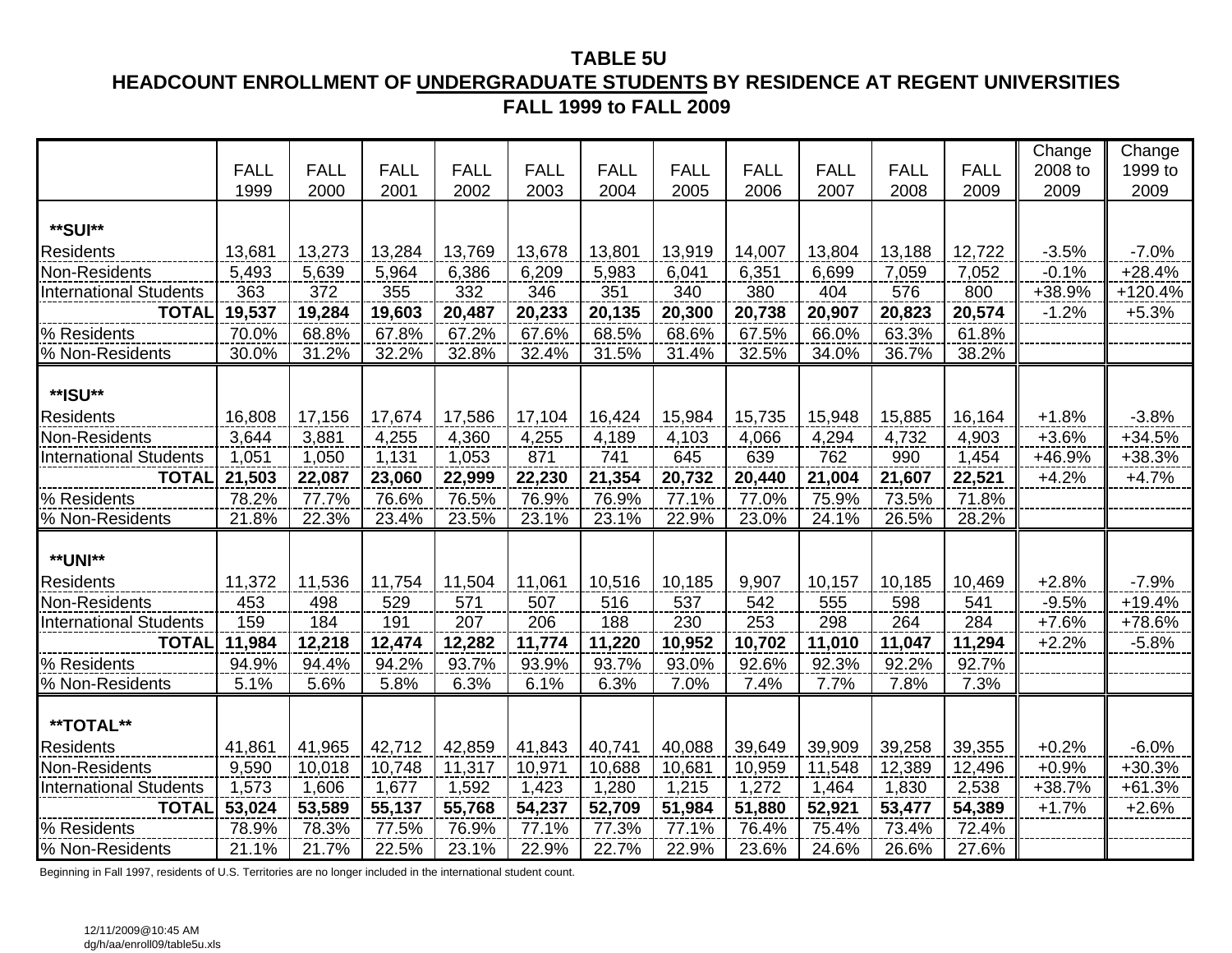**TABLE 5U**

**HEADCOUNT ENROLLMENT OF UNDERGRADUATE STUDENTS BY RESIDENCE AT REGENT UNIVERSITIES**

**FALL 1999 to FALL 2009**

| | FALL 1999 | FALL 2000 | FALL 2001 | FALL 2002 | FALL 2003 | FALL 2004 | FALL 2005 | FALL 2006 | FALL 2007 | FALL 2008 | FALL 2009 | Change 2008 to 2009 | Change 1999 to 2009 |
|---|---|---|---|---|---|---|---|---|---|---|---|---|---|
| **SUI** | | | | | | | | | | | | | |
| Residents | 13,681 | 13,273 | 13,284 | 13,769 | 13,678 | 13,801 | 13,919 | 14,007 | 13,804 | 13,188 | 12,722 | -3.5% | -7.0% |
| Non-Residents | 5,493 | 5,639 | 5,964 | 6,386 | 6,209 | 5,983 | 6,041 | 6,351 | 6,699 | 7,059 | 7,052 | -0.1% | +28.4% |
| International Students | 363 | 372 | 355 | 332 | 346 | 351 | 340 | 380 | 404 | 576 | 800 | +38.9% | +120.4% |
| **TOTAL** | **19,537** | **19,284** | **19,603** | **20,487** | **20,233** | **20,135** | **20,300** | **20,738** | **20,907** | **20,823** | **20,574** | -1.2% | +5.3% |
| % Residents | 70.0% | 68.8% | 67.8% | 67.2% | 67.6% | 68.5% | 68.6% | 67.5% | 66.0% | 63.3% | 61.8% | | |
| % Non-Residents | 30.0% | 31.2% | 32.2% | 32.8% | 32.4% | 31.5% | 31.4% | 32.5% | 34.0% | 36.7% | 38.2% | | |
| **ISU** | | | | | | | | | | | | | |
| Residents | 16,808 | 17,156 | 17,674 | 17,586 | 17,104 | 16,424 | 15,984 | 15,735 | 15,948 | 15,885 | 16,164 | +1.8% | -3.8% |
| Non-Residents | 3,644 | 3,881 | 4,255 | 4,360 | 4,255 | 4,189 | 4,103 | 4,066 | 4,294 | 4,732 | 4,903 | +3.6% | +34.5% |
| International Students | 1,051 | 1,050 | 1,131 | 1,053 | 871 | 741 | 645 | 639 | 762 | 990 | 1,454 | +46.9% | +38.3% |
| **TOTAL** | **21,503** | **22,087** | **23,060** | **22,999** | **22,230** | **21,354** | **20,732** | **20,440** | **21,004** | **21,607** | **22,521** | +4.2% | +4.7% |
| % Residents | 78.2% | 77.7% | 76.6% | 76.5% | 76.9% | 76.9% | 77.1% | 77.0% | 75.9% | 73.5% | 71.8% | | |
| % Non-Residents | 21.8% | 22.3% | 23.4% | 23.5% | 23.1% | 23.1% | 22.9% | 23.0% | 24.1% | 26.5% | 28.2% | | |
| **UNI** | | | | | | | | | | | | | |
| Residents | 11,372 | 11,536 | 11,754 | 11,504 | 11,061 | 10,516 | 10,185 | 9,907 | 10,157 | 10,185 | 10,469 | +2.8% | -7.9% |
| Non-Residents | 453 | 498 | 529 | 571 | 507 | 516 | 537 | 542 | 555 | 598 | 541 | -9.5% | +19.4% |
| International Students | 159 | 184 | 191 | 207 | 206 | 188 | 230 | 253 | 298 | 264 | 284 | +7.6% | +78.6% |
| **TOTAL** | **11,984** | **12,218** | **12,474** | **12,282** | **11,774** | **11,220** | **10,952** | **10,702** | **11,010** | **11,047** | **11,294** | +2.2% | -5.8% |
| % Residents | 94.9% | 94.4% | 94.2% | 93.7% | 93.9% | 93.7% | 93.0% | 92.6% | 92.3% | 92.2% | 92.7% | | |
| % Non-Residents | 5.1% | 5.6% | 5.8% | 6.3% | 6.1% | 6.3% | 7.0% | 7.4% | 7.7% | 7.8% | 7.3% | | |
| **TOTAL** | | | | | | | | | | | | | |
| Residents | 41,861 | 41,965 | 42,712 | 42,859 | 41,843 | 40,741 | 40,088 | 39,649 | 39,909 | 39,258 | 39,355 | +0.2% | -6.0% |
| Non-Residents | 9,590 | 10,018 | 10,748 | 11,317 | 10,971 | 10,688 | 10,681 | 10,959 | 11,548 | 12,389 | 12,496 | +0.9% | +30.3% |
| International Students | 1,573 | 1,606 | 1,677 | 1,592 | 1,423 | 1,280 | 1,215 | 1,272 | 1,464 | 1,830 | 2,538 | +38.7% | +61.3% |
| **TOTAL** | **53,024** | **53,589** | **55,137** | **55,768** | **54,237** | **52,709** | **51,984** | **51,880** | **52,921** | **53,477** | **54,389** | +1.7% | +2.6% |
| % Residents | 78.9% | 78.3% | 77.5% | 76.9% | 77.1% | 77.3% | 77.1% | 76.4% | 75.4% | 73.4% | 72.4% | | |
| % Non-Residents | 21.1% | 21.7% | 22.5% | 23.1% | 22.9% | 22.7% | 22.9% | 23.6% | 24.6% | 26.6% | 27.6% | | |

Beginning in Fall 1997, residents of U.S. Territories are no longer included in the international student count.

12/11/2009@10:45 AM
dg/h/aa/enroll09/table5u.xls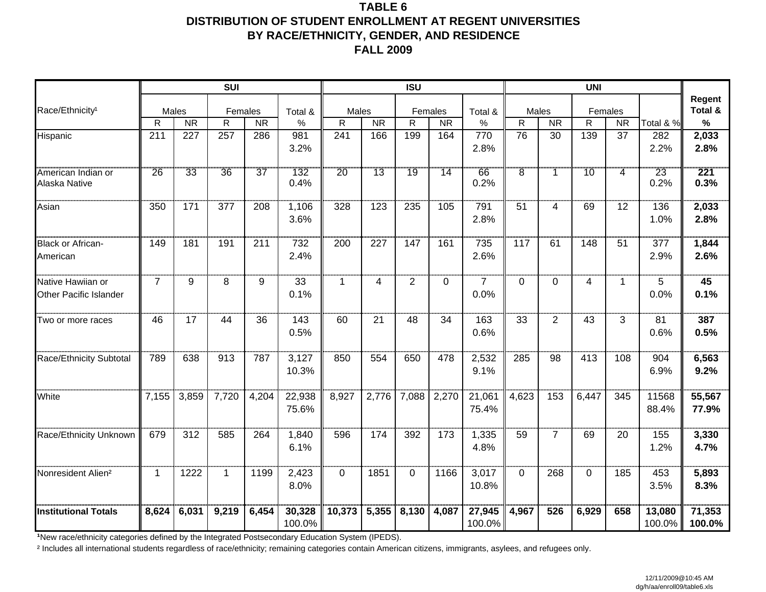# TABLE 6
# DISTRIBUTION OF STUDENT ENROLLMENT AT REGENT UNIVERSITIES BY RACE/ETHNICITY, GENDER, AND RESIDENCE
# FALL 2009

| Race/Ethnicity[1] | SUI | | | | | ISU | | | | | UNI | | | | | Regent Total & % |
|---|---|---|---|---|---|---|---|---|---|---|---|---|---|---|---|---|
| | Males | | Females | | Total & % | Males | | Females | | Total & % | Males | | Females | | Total & % | |
| | R | NR | R | NR | | R | NR | R | NR | | R | NR | R | NR | | |
| Hispanic | 211 | 227 | 257 | 286 | 981<br>3.2% | 241 | 166 | 199 | 164 | 770<br>2.8% | 76 | 30 | 139 | 37 | 282<br>2.2% | **2,033**<br>**2.8%** |
| American Indian or Alaska Native | 26 | 33 | 36 | 37 | 132<br>0.4% | 20 | 13 | 19 | 14 | 66<br>0.2% | 8 | 1 | 10 | 4 | 23<br>0.2% | **221**<br>**0.3%** |
| Asian | 350 | 171 | 377 | 208 | 1,106<br>3.6% | 328 | 123 | 235 | 105 | 791<br>2.8% | 51 | 4 | 69 | 12 | 136<br>1.0% | **2,033**<br>**2.8%** |
| Black or African-American | 149 | 181 | 191 | 211 | 732<br>2.4% | 200 | 227 | 147 | 161 | 735<br>2.6% | 117 | 61 | 148 | 51 | 377<br>2.9% | **1,844**<br>**2.6%** |
| Native Hawiian or Other Pacific Islander | 7 | 9 | 8 | 9 | 33<br>0.1% | 1 | 4 | 2 | 0 | 7<br>0.0% | 0 | 0 | 4 | 1 | 5<br>0.0% | **45**<br>**0.1%** |
| Two or more races | 46 | 17 | 44 | 36 | 143<br>0.5% | 60 | 21 | 48 | 34 | 163<br>0.6% | 33 | 2 | 43 | 3 | 81<br>0.6% | **387**<br>**0.5%** |
| Race/Ethnicity Subtotal | 789 | 638 | 913 | 787 | 3,127<br>10.3% | 850 | 554 | 650 | 478 | 2,532<br>9.1% | 285 | 98 | 413 | 108 | 904<br>6.9% | **6,563**<br>**9.2%** |
| White | 7,155 | 3,859 | 7,720 | 4,204 | 22,938<br>75.6% | 8,927 | 2,776 | 7,088 | 2,270 | 21,061<br>75.4% | 4,623 | 153 | 6,447 | 345 | 11568<br>88.4% | **55,567**<br>**77.9%** |
| Race/Ethnicity Unknown | 679 | 312 | 585 | 264 | 1,840<br>6.1% | 596 | 174 | 392 | 173 | 1,335<br>4.8% | 59 | 7 | 69 | 20 | 155<br>1.2% | **3,330**<br>**4.7%** |
| Nonresident Alien[2] | 1 | 1222 | 1 | 1199 | 2,423<br>8.0% | 0 | 1851 | 0 | 1166 | 3,017<br>10.8% | 0 | 268 | 0 | 185 | 453<br>3.5% | **5,893**<br>**8.3%** |
| **Institutional Totals** | **8,624** | **6,031** | **9,219** | **6,454** | **30,328**<br>100.0% | **10,373** | **5,355** | **8,130** | **4,087** | **27,945**<br>100.0% | **4,967** | **526** | **6,929** | **658** | **13,080**<br>100.0% | **71,353**<br>**100.0%** |

[1]New race/ethnicity categories defined by the Integrated Postsecondary Education System (IPEDS).

[2] Includes all international students regardless of race/ethnicity; remaining categories contain American citizens, immigrants, asylees, and refugees only.

12/11/2009@10:45 AM
dg/h/aa/enroll09/table6.xls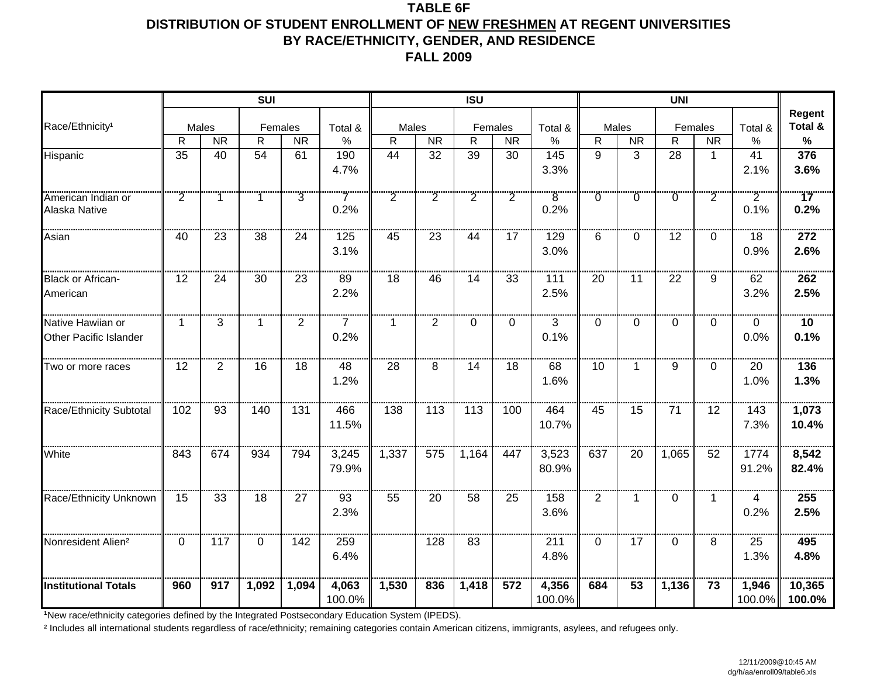**TABLE 6F**
**DISTRIBUTION OF STUDENT ENROLLMENT OF NEW FRESHMEN AT REGENT UNIVERSITIES**
**BY RACE/ETHNICITY, GENDER, AND RESIDENCE**
**FALL 2009**

| Race/Ethnicity[1] | SUI | | | | | ISU | | | | | UNI | | | | | Regent Total & % |
|---|---|---|---|---|---|---|---|---|---|---|---|---|---|---|---|---|
| | Males | | Females | | Total & % | Males | | Females | | Total & % | Males | | Females | | Total & % | |
| | R | NR | R | NR | | R | NR | R | NR | | R | NR | R | NR | | |
| Hispanic | 35 | 40 | 54 | 61 | 190 4.7% | 44 | 32 | 39 | 30 | 145 3.3% | 9 | 3 | 28 | 1 | 41 2.1% | **376 3.6%** |
| American Indian or Alaska Native | 2 | 1 | 1 | 3 | 7 0.2% | 2 | 2 | 2 | 2 | 8 0.2% | 0 | 0 | 0 | 2 | 2 0.1% | **17 0.2%** |
| Asian | 40 | 23 | 38 | 24 | 125 3.1% | 45 | 23 | 44 | 17 | 129 3.0% | 6 | 0 | 12 | 0 | 18 0.9% | **272 2.6%** |
| Black or African-American | 12 | 24 | 30 | 23 | 89 2.2% | 18 | 46 | 14 | 33 | 111 2.5% | 20 | 11 | 22 | 9 | 62 3.2% | **262 2.5%** |
| Native Hawiian or Other Pacific Islander | 1 | 3 | 1 | 2 | 7 0.2% | 1 | 2 | 0 | 0 | 3 0.1% | 0 | 0 | 0 | 0 | 0 0.0% | **10 0.1%** |
| Two or more races | 12 | 2 | 16 | 18 | 48 1.2% | 28 | 8 | 14 | 18 | 68 1.6% | 10 | 1 | 9 | 0 | 20 1.0% | **136 1.3%** |
| Race/Ethnicity Subtotal | 102 | 93 | 140 | 131 | 466 11.5% | 138 | 113 | 113 | 100 | 464 10.7% | 45 | 15 | 71 | 12 | 143 7.3% | **1,073 10.4%** |
| White | 843 | 674 | 934 | 794 | 3,245 79.9% | 1,337 | 575 | 1,164 | 447 | 3,523 80.9% | 637 | 20 | 1,065 | 52 | 1774 91.2% | **8,542 82.4%** |
| Race/Ethnicity Unknown | 15 | 33 | 18 | 27 | 93 2.3% | 55 | 20 | 58 | 25 | 158 3.6% | 2 | 1 | 0 | 1 | 4 0.2% | **255 2.5%** |
| Nonresident Alien[2] | 0 | 117 | 0 | 142 | 259 6.4% | | 128 | 83 | | 211 4.8% | 0 | 17 | 0 | 8 | 25 1.3% | **495 4.8%** |
| **Institutional Totals** | **960** | **917** | **1,092** | **1,094** | **4,063** 100.0% | **1,530** | **836** | **1,418** | **572** | **4,356** 100.0% | **684** | **53** | **1,136** | **73** | **1,946** 100.0% | **10,365 100.0%** |

[1]New race/ethnicity categories defined by the Integrated Postsecondary Education System (IPEDS).

[2] Includes all international students regardless of race/ethnicity; remaining categories contain American citizens, immigrants, asylees, and refugees only.

12/11/2009@10:45 AM
dg/h/aa/enroll09/table6.xls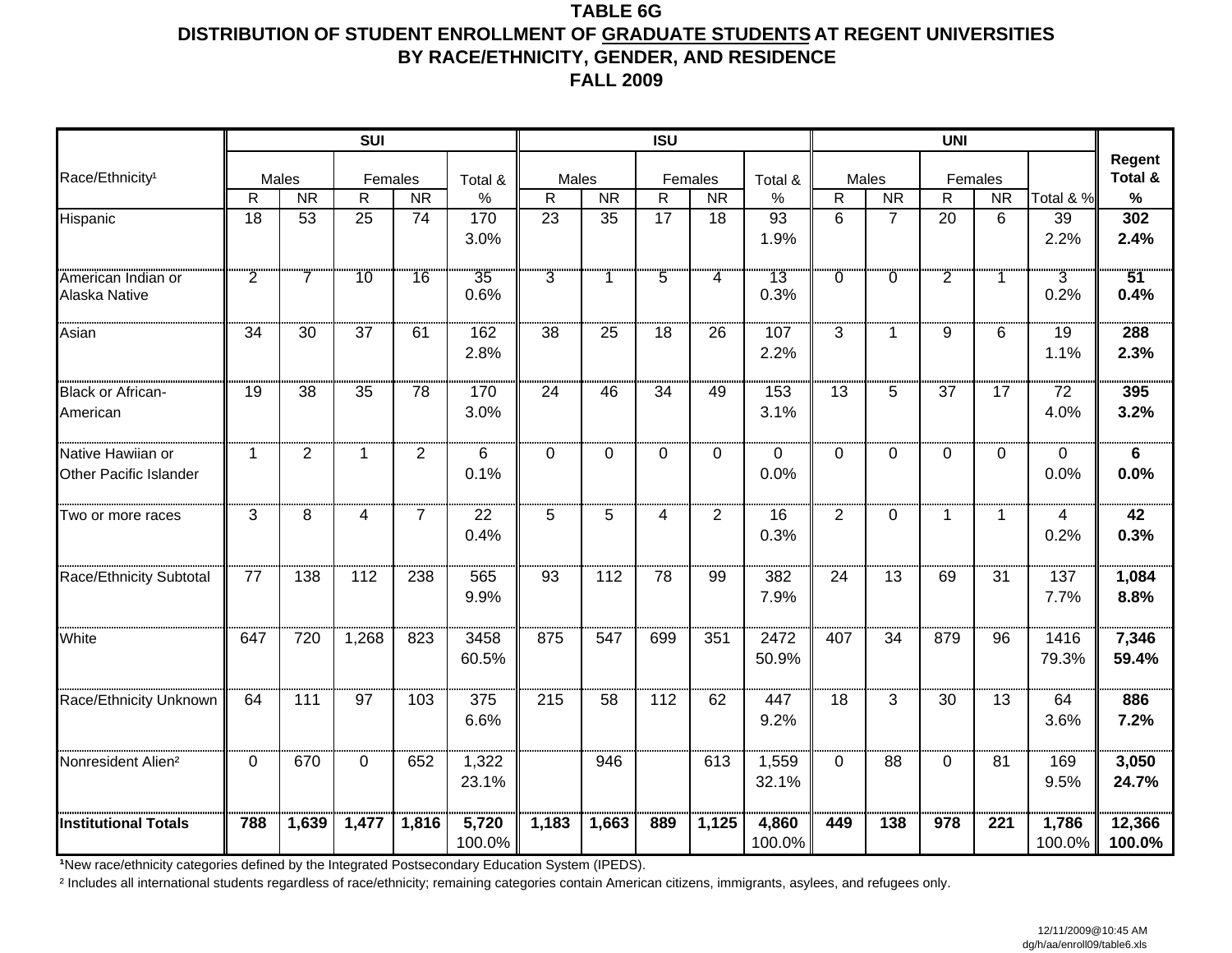# TABLE 6G
## DISTRIBUTION OF STUDENT ENROLLMENT OF GRADUATE STUDENTS AT REGENT UNIVERSITIES
## BY RACE/ETHNICITY, GENDER, AND RESIDENCE
## FALL 2009

| Race/Ethnicity[1] | SUI | | | | | ISU | | | | | UNI | | | | | Regent Total & % |
|---|---|---|---|---|---|---|---|---|---|---|---|---|---|---|---|---|
| | Males | | Females | | Total & % | Males | | Females | | Total & % | Males | | Females | | Total & % | |
| | R | NR | R | NR | | R | NR | R | NR | | R | NR | R | NR | | |
| Hispanic | 18 | 53 | 25 | 74 | 170<br>3.0% | 23 | 35 | 17 | 18 | 93<br>1.9% | 6 | 7 | 20 | 6 | 39<br>2.2% | **302**<br>**2.4%** |
| American Indian or Alaska Native | 2 | 7 | 10 | 16 | 35<br>0.6% | 3 | 1 | 5 | 4 | 13<br>0.3% | 0 | 0 | 2 | 1 | 3<br>0.2% | **51**<br>**0.4%** |
| Asian | 34 | 30 | 37 | 61 | 162<br>2.8% | 38 | 25 | 18 | 26 | 107<br>2.2% | 3 | 1 | 9 | 6 | 19<br>1.1% | **288**<br>**2.3%** |
| Black or African-American | 19 | 38 | 35 | 78 | 170<br>3.0% | 24 | 46 | 34 | 49 | 153<br>3.1% | 13 | 5 | 37 | 17 | 72<br>4.0% | **395**<br>**3.2%** |
| Native Hawiian or Other Pacific Islander | 1 | 2 | 1 | 2 | 6<br>0.1% | 0 | 0 | 0 | 0 | 0<br>0.0% | 0 | 0 | 0 | 0 | 0<br>0.0% | **6**<br>**0.0%** |
| Two or more races | 3 | 8 | 4 | 7 | 22<br>0.4% | 5 | 5 | 4 | 2 | 16<br>0.3% | 2 | 0 | 1 | 1 | 4<br>0.2% | **42**<br>**0.3%** |
| Race/Ethnicity Subtotal | 77 | 138 | 112 | 238 | 565<br>9.9% | 93 | 112 | 78 | 99 | 382<br>7.9% | 24 | 13 | 69 | 31 | 137<br>7.7% | **1,084**<br>**8.8%** |
| White | 647 | 720 | 1,268 | 823 | 3458<br>60.5% | 875 | 547 | 699 | 351 | 2472<br>50.9% | 407 | 34 | 879 | 96 | 1416<br>79.3% | **7,346**<br>**59.4%** |
| Race/Ethnicity Unknown | 64 | 111 | 97 | 103 | 375<br>6.6% | 215 | 58 | 112 | 62 | 447<br>9.2% | 18 | 3 | 30 | 13 | 64<br>3.6% | **886**<br>**7.2%** |
| Nonresident Alien[2] | 0 | 670 | 0 | 652 | 1,322<br>23.1% | | 946 | | 613 | 1,559<br>32.1% | 0 | 88 | 0 | 81 | 169<br>9.5% | **3,050**<br>**24.7%** |
| **Institutional Totals** | **788** | **1,639** | **1,477** | **1,816** | **5,720**<br>100.0% | **1,183** | **1,663** | **889** | **1,125** | **4,860**<br>100.0% | **449** | **138** | **978** | **221** | **1,786**<br>100.0% | **12,366**<br>**100.0%** |

[1]New race/ethnicity categories defined by the Integrated Postsecondary Education System (IPEDS).

[2] Includes all international students regardless of race/ethnicity; remaining categories contain American citizens, immigrants, asylees, and refugees only.

12/11/2009@10:45 AM
dg/h/aa/enroll09/table6.xls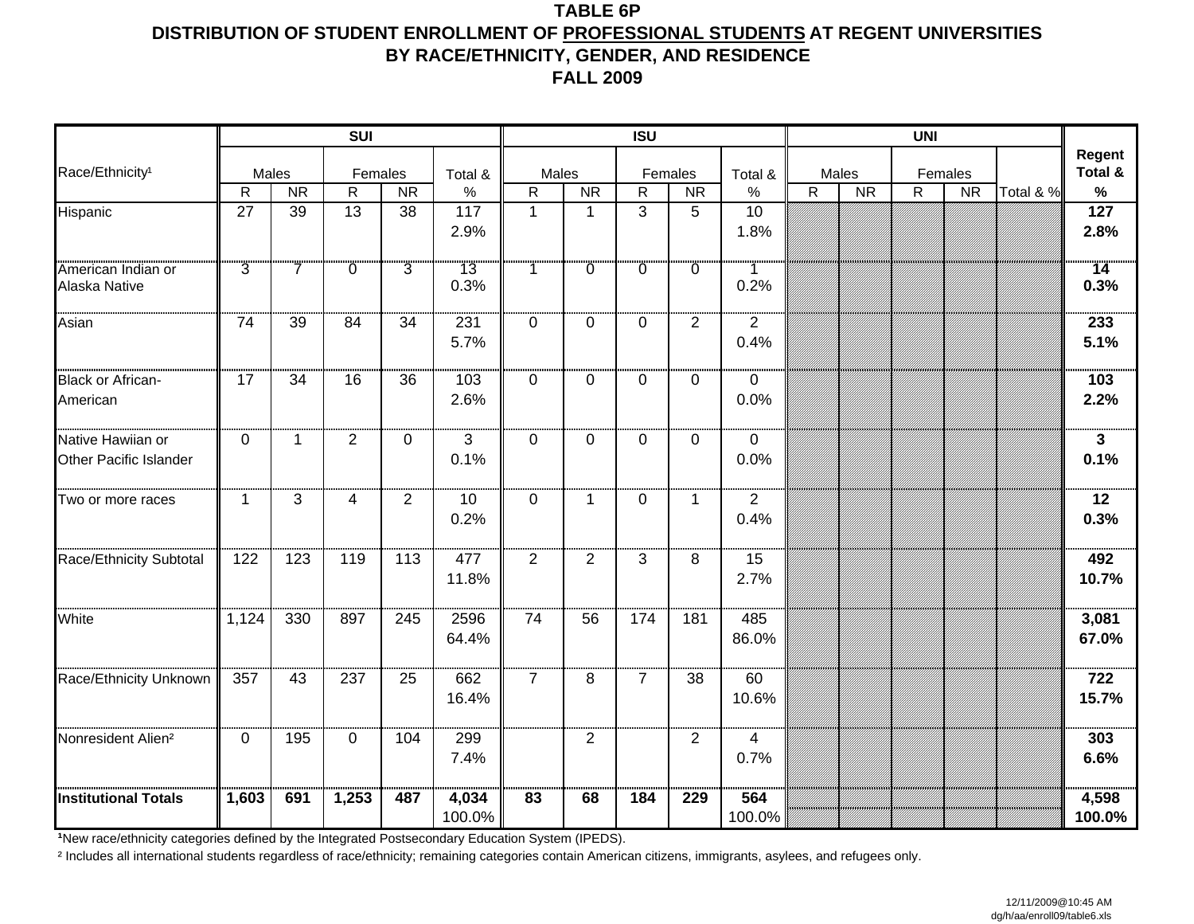# TABLE 6P
## DISTRIBUTION OF STUDENT ENROLLMENT OF PROFESSIONAL STUDENTS AT REGENT UNIVERSITIES
## BY RACE/ETHNICITY, GENDER, AND RESIDENCE
## FALL 2009

| Race/Ethnicity[1] | SUI | | | | | ISU | | | | | UNI | | | | | Regent Total & % |
|---|---|---|---|---|---|---|---|---|---|---|---|---|---|---|---|---|
| | Males | | Females | | Total & % | Males | | Females | | Total & % | Males | | Females | | Total & % | |
| | R | NR | R | NR | | R | NR | R | NR | | R | NR | R | NR | | |
| Hispanic | 27 | 39 | 13 | 38 | 117<br>2.9% | 1 | 1 | 3 | 5 | 10<br>1.8% | | | | | | **127**<br>**2.8%** |
| American Indian or Alaska Native | 3 | 7 | 0 | 3 | 13<br>0.3% | 1 | 0 | 0 | 0 | 1<br>0.2% | | | | | | **14**<br>**0.3%** |
| Asian | 74 | 39 | 84 | 34 | 231<br>5.7% | 0 | 0 | 0 | 2 | 2<br>0.4% | | | | | | **233**<br>**5.1%** |
| Black or African-American | 17 | 34 | 16 | 36 | 103<br>2.6% | 0 | 0 | 0 | 0 | 0<br>0.0% | | | | | | **103**<br>**2.2%** |
| Native Hawiian or Other Pacific Islander | 0 | 1 | 2 | 0 | 3<br>0.1% | 0 | 0 | 0 | 0 | 0<br>0.0% | | | | | | **3**<br>**0.1%** |
| Two or more races | 1 | 3 | 4 | 2 | 10<br>0.2% | 0 | 1 | 0 | 1 | 2<br>0.4% | | | | | | **12**<br>**0.3%** |
| Race/Ethnicity Subtotal | 122 | 123 | 119 | 113 | 477<br>11.8% | 2 | 2 | 3 | 8 | 15<br>2.7% | | | | | | **492**<br>**10.7%** |
| White | 1,124 | 330 | 897 | 245 | 2596<br>64.4% | 74 | 56 | 174 | 181 | 485<br>86.0% | | | | | | **3,081**<br>**67.0%** |
| Race/Ethnicity Unknown | 357 | 43 | 237 | 25 | 662<br>16.4% | 7 | 8 | 7 | 38 | 60<br>10.6% | | | | | | **722**<br>**15.7%** |
| Nonresident Alien[2] | 0 | 195 | 0 | 104 | 299<br>7.4% | | 2 | | 2 | 4<br>0.7% | | | | | | **303**<br>**6.6%** |
| **Institutional Totals** | **1,603** | **691** | **1,253** | **487** | **4,034**<br>100.0% | **83** | **68** | **184** | **229** | **564**<br>100.0% | | | | | | **4,598**<br>**100.0%** |

[1]New race/ethnicity categories defined by the Integrated Postsecondary Education System (IPEDS).

[2] Includes all international students regardless of race/ethnicity; remaining categories contain American citizens, immigrants, asylees, and refugees only.

12/11/2009@10:45 AM
dg/h/aa/enroll09/table6.xls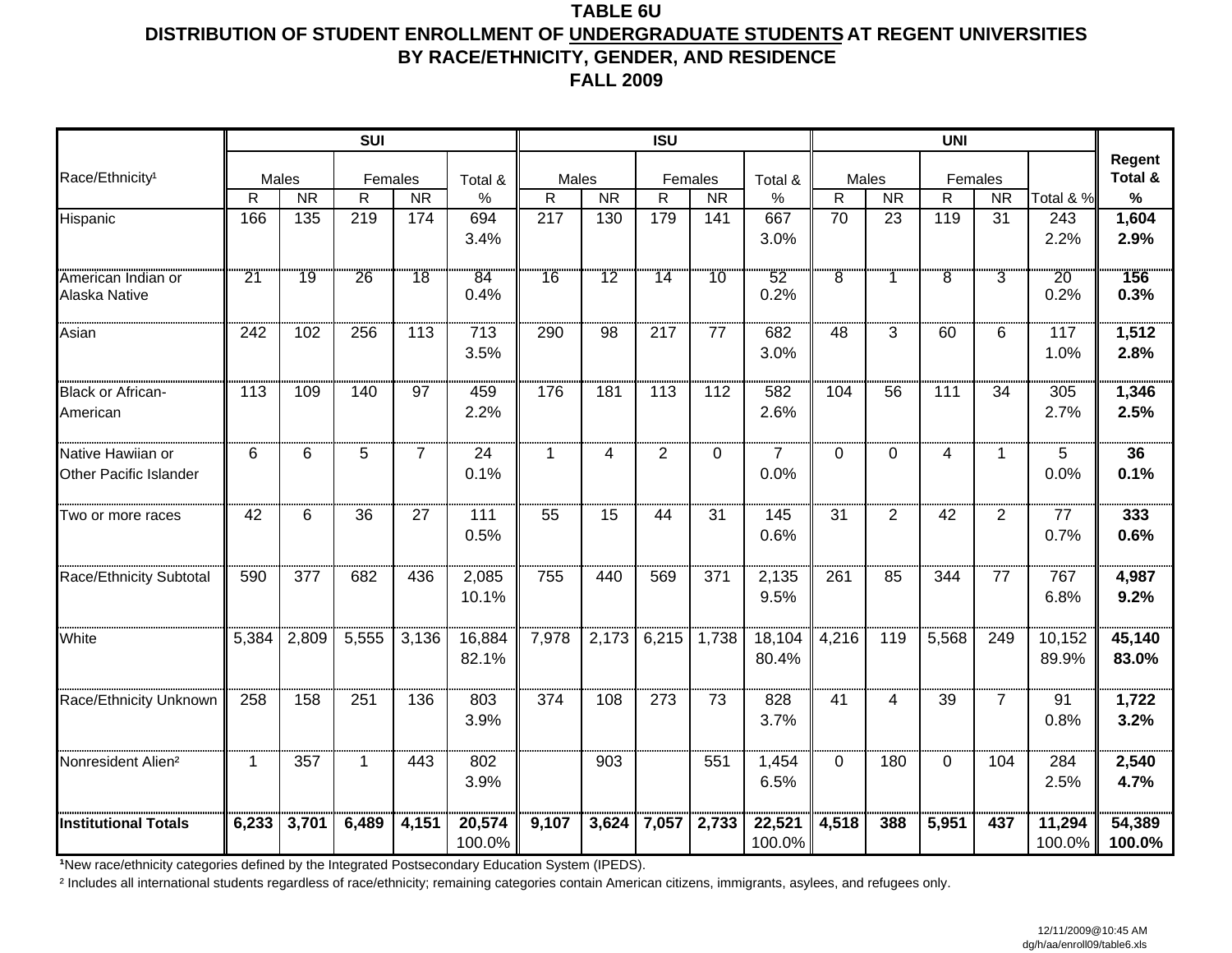# TABLE 6U

## DISTRIBUTION OF STUDENT ENROLLMENT OF UNDERGRADUATE STUDENTS AT REGENT UNIVERSITIES BY RACE/ETHNICITY, GENDER, AND RESIDENCE

### FALL 2009

| Race/Ethnicity[1] | SUI | | | | | ISU | | | | | UNI | | | | | Regent Total & % |
|---|---|---|---|---|---|---|---|---|---|---|---|---|---|---|---|---|
| | Males | | Females | | Total & % | Males | | Females | | Total & % | Males | | Females | | Total & % | |
| | R | NR | R | NR | | R | NR | R | NR | | R | NR | R | NR | | |
| Hispanic | 166 | 135 | 219 | 174 | 694<br>3.4% | 217 | 130 | 179 | 141 | 667<br>3.0% | 70 | 23 | 119 | 31 | 243<br>2.2% | **1,604**<br>**2.9%** |
| American Indian or Alaska Native | 21 | 19 | 26 | 18 | 84<br>0.4% | 16 | 12 | 14 | 10 | 52<br>0.2% | 8 | 1 | 8 | 3 | 20<br>0.2% | **156**<br>**0.3%** |
| Asian | 242 | 102 | 256 | 113 | 713<br>3.5% | 290 | 98 | 217 | 77 | 682<br>3.0% | 48 | 3 | 60 | 6 | 117<br>1.0% | **1,512**<br>**2.8%** |
| Black or African-American | 113 | 109 | 140 | 97 | 459<br>2.2% | 176 | 181 | 113 | 112 | 582<br>2.6% | 104 | 56 | 111 | 34 | 305<br>2.7% | **1,346**<br>**2.5%** |
| Native Hawiian or Other Pacific Islander | 6 | 6 | 5 | 7 | 24<br>0.1% | 1 | 4 | 2 | 0 | 7<br>0.0% | 0 | 0 | 4 | 1 | 5<br>0.0% | **36**<br>**0.1%** |
| Two or more races | 42 | 6 | 36 | 27 | 111<br>0.5% | 55 | 15 | 44 | 31 | 145<br>0.6% | 31 | 2 | 42 | 2 | 77<br>0.7% | **333**<br>**0.6%** |
| Race/Ethnicity Subtotal | 590 | 377 | 682 | 436 | 2,085<br>10.1% | 755 | 440 | 569 | 371 | 2,135<br>9.5% | 261 | 85 | 344 | 77 | 767<br>6.8% | **4,987**<br>**9.2%** |
| White | 5,384 | 2,809 | 5,555 | 3,136 | 16,884<br>82.1% | 7,978 | 2,173 | 6,215 | 1,738 | 18,104<br>80.4% | 4,216 | 119 | 5,568 | 249 | 10,152<br>89.9% | **45,140**<br>**83.0%** |
| Race/Ethnicity Unknown | 258 | 158 | 251 | 136 | 803<br>3.9% | 374 | 108 | 273 | 73 | 828<br>3.7% | 41 | 4 | 39 | 7 | 91<br>0.8% | **1,722**<br>**3.2%** |
| Nonresident Alien[2] | 1 | 357 | 1 | 443 | 802<br>3.9% | | 903 | | 551 | 1,454<br>6.5% | 0 | 180 | 0 | 104 | 284<br>2.5% | **2,540**<br>**4.7%** |
| **Institutional Totals** | **6,233** | **3,701** | **6,489** | **4,151** | **20,574**<br>100.0% | **9,107** | **3,624** | **7,057** | **2,733** | **22,521**<br>100.0% | **4,518** | **388** | **5,951** | **437** | **11,294**<br>100.0% | **54,389**<br>**100.0%** |

[1]New race/ethnicity categories defined by the Integrated Postsecondary Education System (IPEDS).

[2] Includes all international students regardless of race/ethnicity; remaining categories contain American citizens, immigrants, asylees, and refugees only.

12/11/2009@10:45 AM
dg/h/aa/enroll09/table6.xls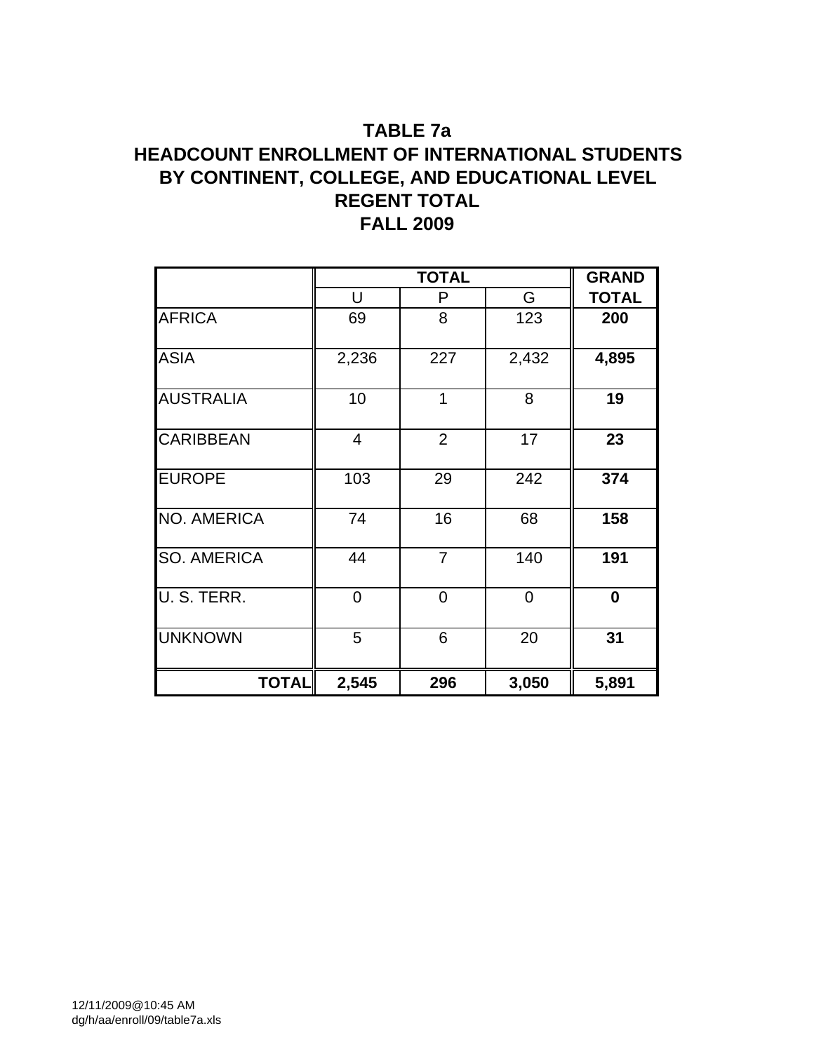# TABLE 7a
## HEADCOUNT ENROLLMENT OF INTERNATIONAL STUDENTS BY CONTINENT, COLLEGE, AND EDUCATIONAL LEVEL
## REGENT TOTAL
## FALL 2009

| | TOTAL | | | GRAND |
|---|---|---|---|---|
| | U | P | G | TOTAL |
| AFRICA | 69 | 8 | 123 | **200** |
| ASIA | 2,236 | 227 | 2,432 | **4,895** |
| AUSTRALIA | 10 | 1 | 8 | **19** |
| CARIBBEAN | 4 | 2 | 17 | **23** |
| EUROPE | 103 | 29 | 242 | **374** |
| NO. AMERICA | 74 | 16 | 68 | **158** |
| SO. AMERICA | 44 | 7 | 140 | **191** |
| U. S. TERR. | 0 | 0 | 0 | **0** |
| UNKNOWN | 5 | 6 | 20 | **31** |
| **TOTAL** | **2,545** | **296** | **3,050** | **5,891** |

12/11/2009@10:45 AM
dg/h/aa/enroll/09/table7a.xls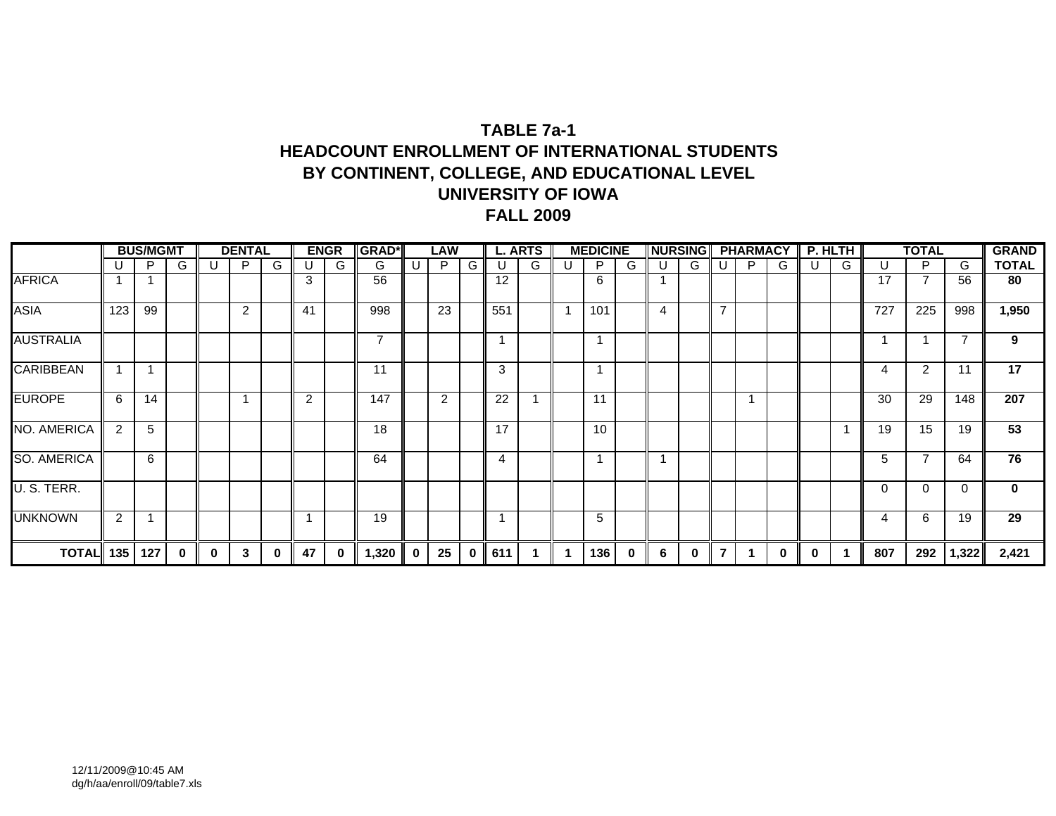# TABLE 7a-1
## HEADCOUNT ENROLLMENT OF INTERNATIONAL STUDENTS
## BY CONTINENT, COLLEGE, AND EDUCATIONAL LEVEL
## UNIVERSITY OF IOWA
## FALL 2009

| | BUS/MGMT | | | DENTAL | | | ENGR | | GRAD* | LAW | | | L. ARTS | | MEDICINE | | | NURSING | | PHARMACY | | | P. HLTH | | TOTAL | | | GRAND |
|---|---|---|---|---|---|---|---|---|---|---|---|---|---|---|---|---|---|---|---|---|---|---|---|---|---|---|---|---|
| | U | P | G | U | P | G | U | G | G | U | P | G | U | G | U | P | G | U | G | U | P | G | U | G | U | P | G | TOTAL |
| AFRICA | 1 | 1 | | | | | 3 | | 56 | | | | 12 | | | 6 | | 1 | | | | | | | 17 | 7 | 56 | 80 |
| ASIA | 123 | 99 | | | 2 | | 41 | | 998 | | 23 | | 551 | | 1 | 101 | | 4 | | 7 | | | | | 727 | 225 | 998 | 1,950 |
| AUSTRALIA | | | | | | | | | 7 | | | | 1 | | | 1 | | | | | | | | | 1 | 1 | 7 | 9 |
| CARIBBEAN | 1 | 1 | | | | | | | 11 | | | | 3 | | | 1 | | | | | | | | | 4 | 2 | 11 | 17 |
| EUROPE | 6 | 14 | | | 1 | | 2 | | 147 | | 2 | | 22 | 1 | | 11 | | | | | 1 | | | | 30 | 29 | 148 | 207 |
| NO. AMERICA | 2 | 5 | | | | | | | 18 | | | | 17 | | | 10 | | | | | | | | 1 | 19 | 15 | 19 | 53 |
| SO. AMERICA | | 6 | | | | | | | 64 | | | | 4 | | | 1 | | 1 | | | | | | | 5 | 7 | 64 | 76 |
| U. S. TERR. | | | | | | | | | | | | | | | | | | | | | | | | | 0 | 0 | 0 | 0 |
| UNKNOWN | 2 | 1 | | | | | 1 | | 19 | | | | 1 | | | 5 | | | | | | | | | 4 | 6 | 19 | 29 |
| **TOTAL** | **135** | **127** | **0** | **0** | **3** | **0** | **47** | **0** | **1,320** | **0** | **25** | **0** | **611** | **1** | **1** | **136** | **0** | **6** | **0** | **7** | **1** | **0** | **0** | **1** | **807** | **292** | **1,322** | **2,421** |

12/11/2009@10:45 AM
dg/h/aa/enroll/09/table7.xls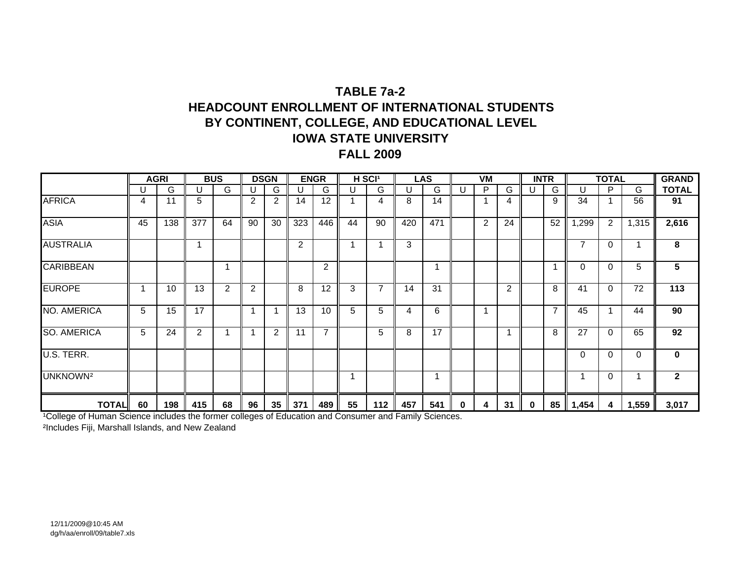# TABLE 7a-2
## HEADCOUNT ENROLLMENT OF INTERNATIONAL STUDENTS BY CONTINENT, COLLEGE, AND EDUCATIONAL LEVEL
## IOWA STATE UNIVERSITY
## FALL 2009

| | AGRI | | BUS | | DSGN | | ENGR | | H SCI[1] | | LAS | | VM | | | INTR | | TOTAL | | | GRAND |
|---|---|---|---|---|---|---|---|---|---|---|---|---|---|---|---|---|---|---|---|---|---|
| | U | G | U | G | U | G | U | G | U | G | U | G | U | P | G | U | G | U | P | G | TOTAL |
| AFRICA | 4 | 11 | 5 | | 2 | 2 | 14 | 12 | 1 | 4 | 8 | 14 | | 1 | 4 | | 9 | 34 | 1 | 56 | **91** |
| ASIA | 45 | 138 | 377 | 64 | 90 | 30 | 323 | 446 | 44 | 90 | 420 | 471 | | 2 | 24 | | 52 | 1,299 | 2 | 1,315 | **2,616** |
| AUSTRALIA | | | 1 | | | | 2 | | 1 | 1 | 3 | | | | | | | 7 | 0 | 1 | **8** |
| CARIBBEAN | | | | 1 | | | | 2 | | | | 1 | | | | | 1 | 0 | 0 | 5 | **5** |
| EUROPE | 1 | 10 | 13 | 2 | 2 | | 8 | 12 | 3 | 7 | 14 | 31 | | | 2 | | 8 | 41 | 0 | 72 | **113** |
| NO. AMERICA | 5 | 15 | 17 | | 1 | 1 | 13 | 10 | 5 | 5 | 4 | 6 | | 1 | | | 7 | 45 | 1 | 44 | **90** |
| SO. AMERICA | 5 | 24 | 2 | 1 | 1 | 2 | 11 | 7 | | 5 | 8 | 17 | | | 1 | | 8 | 27 | 0 | 65 | **92** |
| U.S. TERR. | | | | | | | | | | | | | | | | | | 0 | 0 | 0 | **0** |
| UNKNOWN[2] | | | | | | | | | 1 | | | 1 | | | | | | 1 | 0 | 1 | **2** |
| **TOTAL** | **60** | **198** | **415** | **68** | **96** | **35** | **371** | **489** | **55** | **112** | **457** | **541** | **0** | **4** | **31** | **0** | **85** | **1,454** | **4** | **1,559** | **3,017** |

[1]College of Human Science includes the former colleges of Education and Consumer and Family Sciences.

[2]Includes Fiji, Marshall Islands, and New Zealand

12/11/2009@10:45 AM
dg/h/aa/enroll/09/table7.xls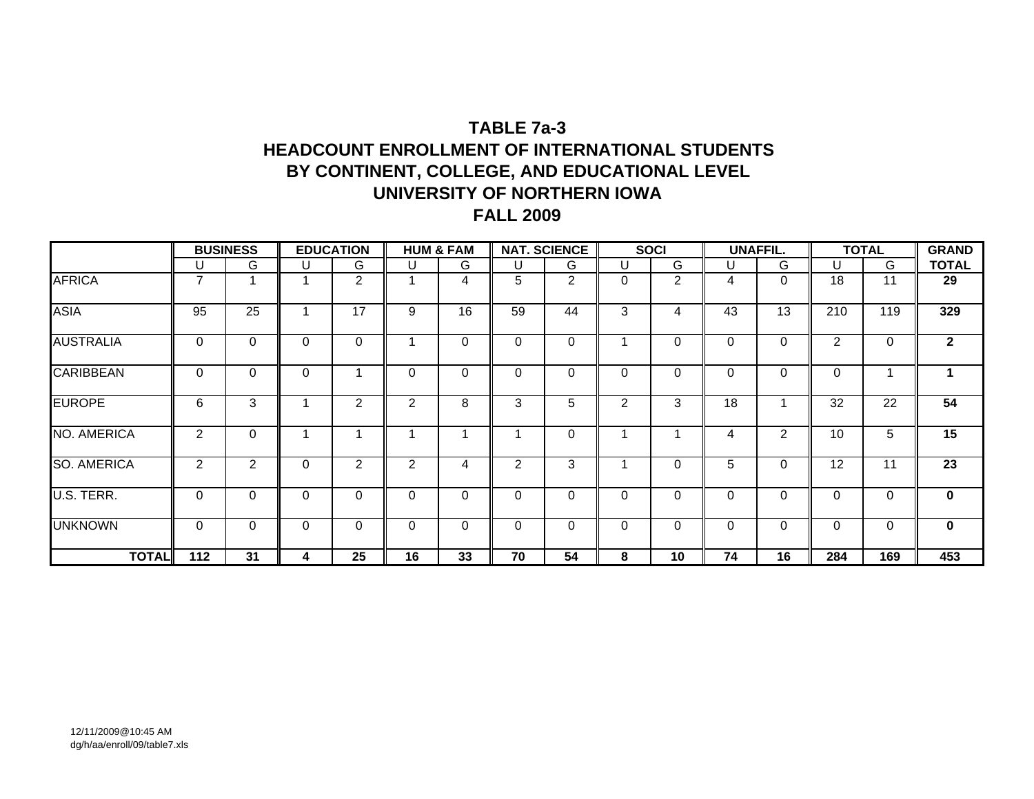# TABLE 7a-3
# HEADCOUNT ENROLLMENT OF INTERNATIONAL STUDENTS BY CONTINENT, COLLEGE, AND EDUCATIONAL LEVEL
# UNIVERSITY OF NORTHERN IOWA
# FALL 2009

| | BUSINESS | | EDUCATION | | HUM & FAM | | NAT. SCIENCE | | SOCI | | UNAFFIL. | | TOTAL | | GRAND |
|---|---|---|---|---|---|---|---|---|---|---|---|---|---|---|---|
| | U | G | U | G | U | G | U | G | U | G | U | G | U | G | **TOTAL** |
| AFRICA | 7 | 1 | 1 | 2 | 1 | 4 | 5 | 2 | 0 | 2 | 4 | 0 | 18 | 11 | **29** |
| ASIA | 95 | 25 | 1 | 17 | 9 | 16 | 59 | 44 | 3 | 4 | 43 | 13 | 210 | 119 | **329** |
| AUSTRALIA | 0 | 0 | 0 | 0 | 1 | 0 | 0 | 0 | 1 | 0 | 0 | 0 | 2 | 0 | **2** |
| CARIBBEAN | 0 | 0 | 0 | 1 | 0 | 0 | 0 | 0 | 0 | 0 | 0 | 0 | 0 | 1 | **1** |
| EUROPE | 6 | 3 | 1 | 2 | 2 | 8 | 3 | 5 | 2 | 3 | 18 | 1 | 32 | 22 | **54** |
| NO. AMERICA | 2 | 0 | 1 | 1 | 1 | 1 | 1 | 0 | 1 | 1 | 4 | 2 | 10 | 5 | **15** |
| SO. AMERICA | 2 | 2 | 0 | 2 | 2 | 4 | 2 | 3 | 1 | 0 | 5 | 0 | 12 | 11 | **23** |
| U.S. TERR. | 0 | 0 | 0 | 0 | 0 | 0 | 0 | 0 | 0 | 0 | 0 | 0 | 0 | 0 | **0** |
| UNKNOWN | 0 | 0 | 0 | 0 | 0 | 0 | 0 | 0 | 0 | 0 | 0 | 0 | 0 | 0 | **0** |
| **TOTAL** | **112** | **31** | **4** | **25** | **16** | **33** | **70** | **54** | **8** | **10** | **74** | **16** | **284** | **169** | **453** |

12/11/2009@10:45 AM
dg/h/aa/enroll/09/table7.xls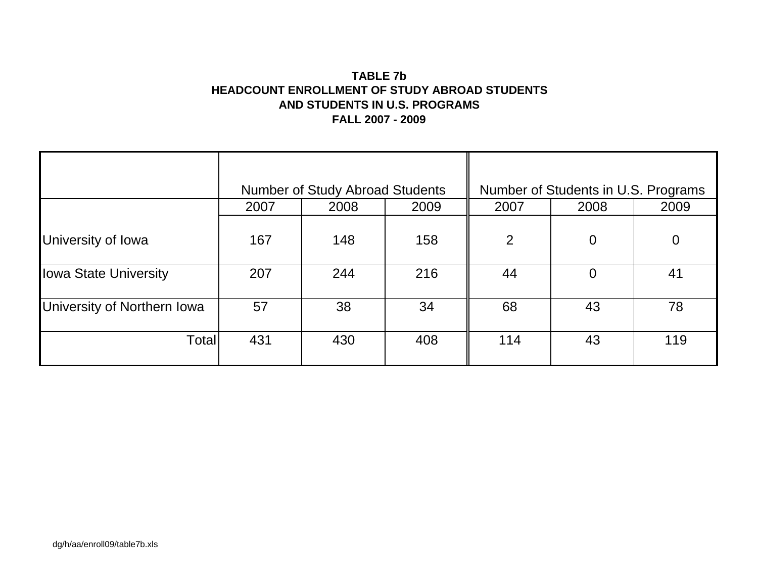**TABLE 7b**
**HEADCOUNT ENROLLMENT OF STUDY ABROAD STUDENTS**
**AND STUDENTS IN U.S. PROGRAMS**
**FALL 2007 - 2009**

| | Number of Study Abroad Students | | | Number of Students in U.S. Programs | | |
|---|---|---|---|---|---|---|
| | 2007 | 2008 | 2009 | 2007 | 2008 | 2009 |
| University of Iowa | 167 | 148 | 158 | 2 | 0 | 0 |
| Iowa State University | 207 | 244 | 216 | 44 | 0 | 41 |
| University of Northern Iowa | 57 | 38 | 34 | 68 | 43 | 78 |
| Total | 431 | 430 | 408 | 114 | 43 | 119 |

dg/h/aa/enroll09/table7b.xls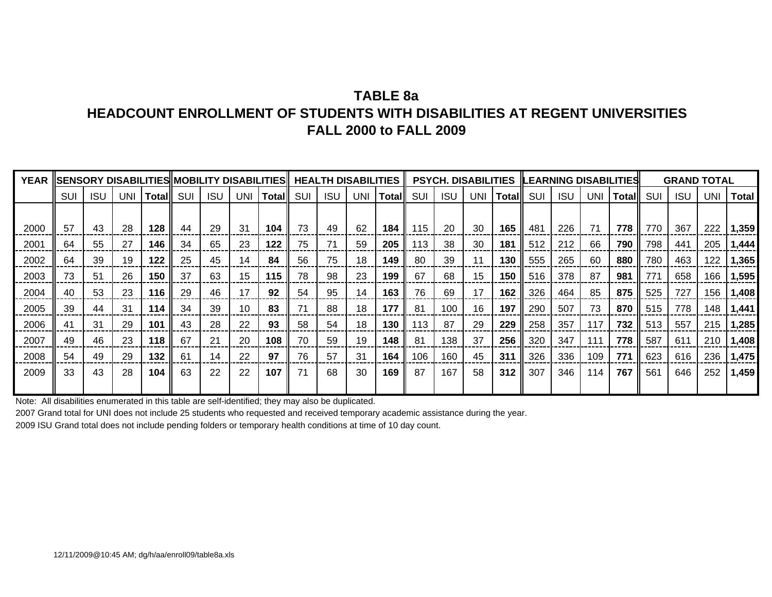# TABLE 8a
# HEADCOUNT ENROLLMENT OF STUDENTS WITH DISABILITIES AT REGENT UNIVERSITIES
# FALL 2000 to FALL 2009

| YEAR | SENSORY DISABILITIES | | | | MOBILITY DISABILITIES | | | | HEALTH DISABILITIES | | | | PSYCH. DISABILITIES | | | | LEARNING DISABILITIES | | | | GRAND TOTAL | | | |
|---|---|---|---|---|---|---|---|---|---|---|---|---|---|---|---|---|---|---|---|---|---|---|---|---|
| | SUI | ISU | UNI | **Total** | SUI | ISU | UNI | **Total** | SUI | ISU | UNI | **Total** | SUI | ISU | UNI | **Total** | SUI | ISU | UNI | **Total** | SUI | ISU | UNI | **Total** |
| 2000 | 57 | 43 | 28 | **128** | 44 | 29 | 31 | **104** | 73 | 49 | 62 | **184** | 115 | 20 | 30 | **165** | 481 | 226 | 71 | **778** | 770 | 367 | 222 | **1,359** |
| 2001 | 64 | 55 | 27 | **146** | 34 | 65 | 23 | **122** | 75 | 71 | 59 | **205** | 113 | 38 | 30 | **181** | 512 | 212 | 66 | **790** | 798 | 441 | 205 | **1,444** |
| 2002 | 64 | 39 | 19 | **122** | 25 | 45 | 14 | **84** | 56 | 75 | 18 | **149** | 80 | 39 | 11 | **130** | 555 | 265 | 60 | **880** | 780 | 463 | 122 | **1,365** |
| 2003 | 73 | 51 | 26 | **150** | 37 | 63 | 15 | **115** | 78 | 98 | 23 | **199** | 67 | 68 | 15 | **150** | 516 | 378 | 87 | **981** | 771 | 658 | 166 | **1,595** |
| 2004 | 40 | 53 | 23 | **116** | 29 | 46 | 17 | **92** | 54 | 95 | 14 | **163** | 76 | 69 | 17 | **162** | 326 | 464 | 85 | **875** | 525 | 727 | 156 | **1,408** |
| 2005 | 39 | 44 | 31 | **114** | 34 | 39 | 10 | **83** | 71 | 88 | 18 | **177** | 81 | 100 | 16 | **197** | 290 | 507 | 73 | **870** | 515 | 778 | 148 | **1,441** |
| 2006 | 41 | 31 | 29 | **101** | 43 | 28 | 22 | **93** | 58 | 54 | 18 | **130** | 113 | 87 | 29 | **229** | 258 | 357 | 117 | **732** | 513 | 557 | 215 | **1,285** |
| 2007 | 49 | 46 | 23 | **118** | 67 | 21 | 20 | **108** | 70 | 59 | 19 | **148** | 81 | 138 | 37 | **256** | 320 | 347 | 111 | **778** | 587 | 611 | 210 | **1,408** |
| 2008 | 54 | 49 | 29 | **132** | 61 | 14 | 22 | **97** | 76 | 57 | 31 | **164** | 106 | 160 | 45 | **311** | 326 | 336 | 109 | **771** | 623 | 616 | 236 | **1,475** |
| 2009 | 33 | 43 | 28 | **104** | 63 | 22 | 22 | **107** | 71 | 68 | 30 | **169** | 87 | 167 | 58 | **312** | 307 | 346 | 114 | **767** | 561 | 646 | 252 | **1,459** |

Note: All disabilities enumerated in this table are self-identified; they may also be duplicated.

2007 Grand total for UNI does not include 25 students who requested and received temporary academic assistance during the year.

2009 ISU Grand total does not include pending folders or temporary health conditions at time of 10 day count.

12/11/2009@10:45 AM; dg/h/aa/enroll09/table8a.xls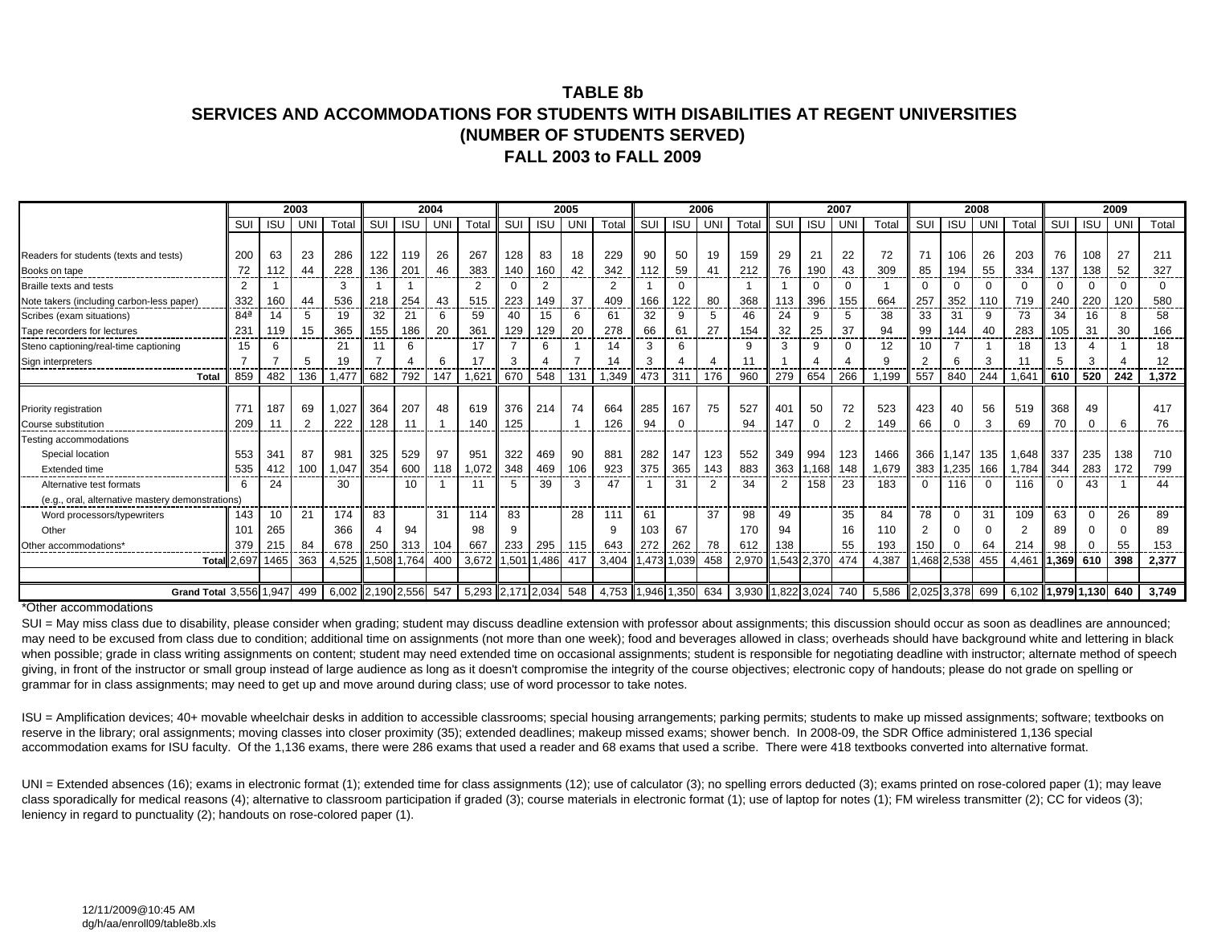# TABLE 8b
## SERVICES AND ACCOMMODATIONS FOR STUDENTS WITH DISABILITIES AT REGENT UNIVERSITIES
## (NUMBER OF STUDENTS SERVED)
## FALL 2003 to FALL 2009

| | 2003 | | | | 2004 | | | | 2005 | | | | 2006 | | | | 2007 | | | | 2008 | | | | 2009 | | | |
|---|---|---|---|---|---|---|---|---|---|---|---|---|---|---|---|---|---|---|---|---|---|---|---|---|---|---|---|---|
| | SUI | ISU | UNI | Total | SUI | ISU | UNI | Total | SUI | ISU | UNI | Total | SUI | ISU | UNI | Total | SUI | ISU | UNI | Total | SUI | ISU | UNI | Total | SUI | ISU | UNI | Total |
| Readers for students (texts and tests) | 200 | 63 | 23 | 286 | 122 | 119 | 26 | 267 | 128 | 83 | 18 | 229 | 90 | 50 | 19 | 159 | 29 | 21 | 22 | 72 | 71 | 106 | 26 | 203 | 76 | 108 | 27 | 211 |
| Books on tape | 72 | 112 | 44 | 228 | 136 | 201 | 46 | 383 | 140 | 160 | 42 | 342 | 112 | 59 | 41 | 212 | 76 | 190 | 43 | 309 | 85 | 194 | 55 | 334 | 137 | 138 | 52 | 327 |
| Braille texts and tests | 2 | 1 | | 3 | 1 | 1 | | 2 | 0 | 2 | | 2 | 1 | 0 | | 1 | 1 | 0 | 0 | 1 | 0 | 0 | 0 | 0 | 0 | 0 | 0 | 0 |
| Note takers (including carbon-less paper) | 332 | 160 | 44 | 536 | 218 | 254 | 43 | 515 | 223 | 149 | 37 | 409 | 166 | 122 | 80 | 368 | 113 | 396 | 155 | 664 | 257 | 352 | 110 | 719 | 240 | 220 | 120 | 580 |
| Scribes (exam situations) | 84ª | 14 | 5 | 19 | 32 | 21 | 6 | 59 | 40 | 15 | 6 | 61 | 32 | 9 | 5 | 46 | 24 | 9 | 5 | 38 | 33 | 31 | 9 | 73 | 34 | 16 | 8 | 58 |
| Tape recorders for lectures | 231 | 119 | 15 | 365 | 155 | 186 | 20 | 361 | 129 | 129 | 20 | 278 | 66 | 61 | 27 | 154 | 32 | 25 | 37 | 94 | 99 | 144 | 40 | 283 | 105 | 31 | 30 | 166 |
| Steno captioning/real-time captioning | 15 | 6 | | 21 | 11 | 6 | | 17 | 7 | 6 | 1 | 14 | 3 | 6 | | 9 | 3 | 9 | 0 | 12 | 10 | 7 | 1 | 18 | 13 | 4 | 1 | 18 |
| Sign interpreters | 7 | 7 | 5 | 19 | 7 | 4 | 6 | 17 | 3 | 4 | 7 | 14 | 3 | 4 | 4 | 11 | 1 | 4 | 4 | 9 | 2 | 6 | 3 | 11 | 5 | 3 | 4 | 12 |
| **Total** | 859 | 482 | 136 | 1,477 | 682 | 792 | 147 | 1,621 | 670 | 548 | 131 | 1,349 | 473 | 311 | 176 | 960 | 279 | 654 | 266 | 1,199 | 557 | 840 | 244 | 1,641 | **610** | **520** | **242** | **1,372** |
| Priority registration | 771 | 187 | 69 | 1,027 | 364 | 207 | 48 | 619 | 376 | 214 | 74 | 664 | 285 | 167 | 75 | 527 | 401 | 50 | 72 | 523 | 423 | 40 | 56 | 519 | 368 | 49 | | 417 |
| Course substitution | 209 | 11 | 2 | 222 | 128 | 11 | 1 | 140 | 125 | | 1 | 126 | 94 | 0 | | 94 | 147 | 0 | 2 | 149 | 66 | 0 | 3 | 69 | 70 | 0 | 6 | 76 |
| Testing accommodations | | | | | | | | | | | | | | | | | | | | | | | | | | | | |
| Special location | 553 | 341 | 87 | 981 | 325 | 529 | 97 | 951 | 322 | 469 | 90 | 881 | 282 | 147 | 123 | 552 | 349 | 994 | 123 | 1466 | 366 | 1,147 | 135 | 1,648 | 337 | 235 | 138 | 710 |
| Extended time | 535 | 412 | 100 | 1,047 | 354 | 600 | 118 | 1,072 | 348 | 469 | 106 | 923 | 375 | 365 | 143 | 883 | 363 | 1,168 | 148 | 1,679 | 383 | 1,235 | 166 | 1,784 | 344 | 283 | 172 | 799 |
| Alternative test formats (e.g., oral, alternative mastery demonstrations) | 6 | 24 | | 30 | | 10 | 1 | 11 | 5 | 39 | 3 | 47 | 1 | 31 | 2 | 34 | 2 | 158 | 23 | 183 | 0 | 116 | 0 | 116 | 0 | 43 | 1 | 44 |
| Word processors/typewriters | 143 | 10 | 21 | 174 | 83 | | 31 | 114 | 83 | | 28 | 111 | 61 | | 37 | 98 | 49 | | 35 | 84 | 78 | 0 | 31 | 109 | 63 | 0 | 26 | 89 |
| Other | 101 | 265 | | 366 | 4 | 94 | | 98 | 9 | | | 9 | 103 | 67 | | 170 | 94 | | 16 | 110 | 2 | 0 | 0 | 2 | 89 | 0 | 0 | 89 |
| Other accommodations* | 379 | 215 | 84 | 678 | 250 | 313 | 104 | 667 | 233 | 295 | 115 | 643 | 272 | 262 | 78 | 612 | 138 | | 55 | 193 | 150 | 0 | 64 | 214 | 98 | 0 | 55 | 153 |
| **Total** | 2,697 | 1465 | 363 | 4,525 | 1,508 | 1,764 | 400 | 3,672 | 1,501 | 1,486 | 417 | 3,404 | 1,473 | 1,039 | 458 | 2,970 | 1,543 | 2,370 | 474 | 4,387 | 1,468 | 2,538 | 455 | 4,461 | **1,369** | **610** | **398** | **2,377** |
| **Grand Total** | 3,556 | 1,947 | 499 | 6,002 | 2,190 | 2,556 | 547 | 5,293 | 2,171 | 2,034 | 548 | 4,753 | 1,946 | 1,350 | 634 | 3,930 | 1,822 | 3,024 | 740 | 5,586 | 2,025 | 3,378 | 699 | 6,102 | **1,979** | **1,130** | **640** | **3,749** |

*Other accommodations

SUI = May miss class due to disability, please consider when grading; student may discuss deadline extension with professor about assignments; this discussion should occur as soon as deadlines are announced; may need to be excused from class due to condition; additional time on assignments (not more than one week); food and beverages allowed in class; overheads should have background white and lettering in black when possible; grade in class writing assignments on content; student may need extended time on occasional assignments; student is responsible for negotiating deadline with instructor; alternate method of speech giving, in front of the instructor or small group instead of large audience as long as it doesn't compromise the integrity of the course objectives; electronic copy of handouts; please do not grade on spelling or grammar for in class assignments; may need to get up and move around during class; use of word processor to take notes.

ISU = Amplification devices; 40+ movable wheelchair desks in addition to accessible classrooms; special housing arrangements; parking permits; students to make up missed assignments; software; textbooks on reserve in the library; oral assignments; moving classes into closer proximity (35); extended deadlines; makeup missed exams; shower bench. In 2008-09, the SDR Office administered 1,136 special accommodation exams for ISU faculty. Of the 1,136 exams, there were 286 exams that used a reader and 68 exams that used a scribe. There were 418 textbooks converted into alternative format.

UNI = Extended absences (16); exams in electronic format (1); extended time for class assignments (12); use of calculator (3); no spelling errors deducted (3); exams printed on rose-colored paper (1); may leave class sporadically for medical reasons (4); alternative to classroom participation if graded (3); course materials in electronic format (1); use of laptop for notes (1); FM wireless transmitter (2); CC for videos (3); leniency in regard to punctuality (2); handouts on rose-colored paper (1).

12/11/2009@10:45 AM
dg/h/aa/enroll09/table8b.xls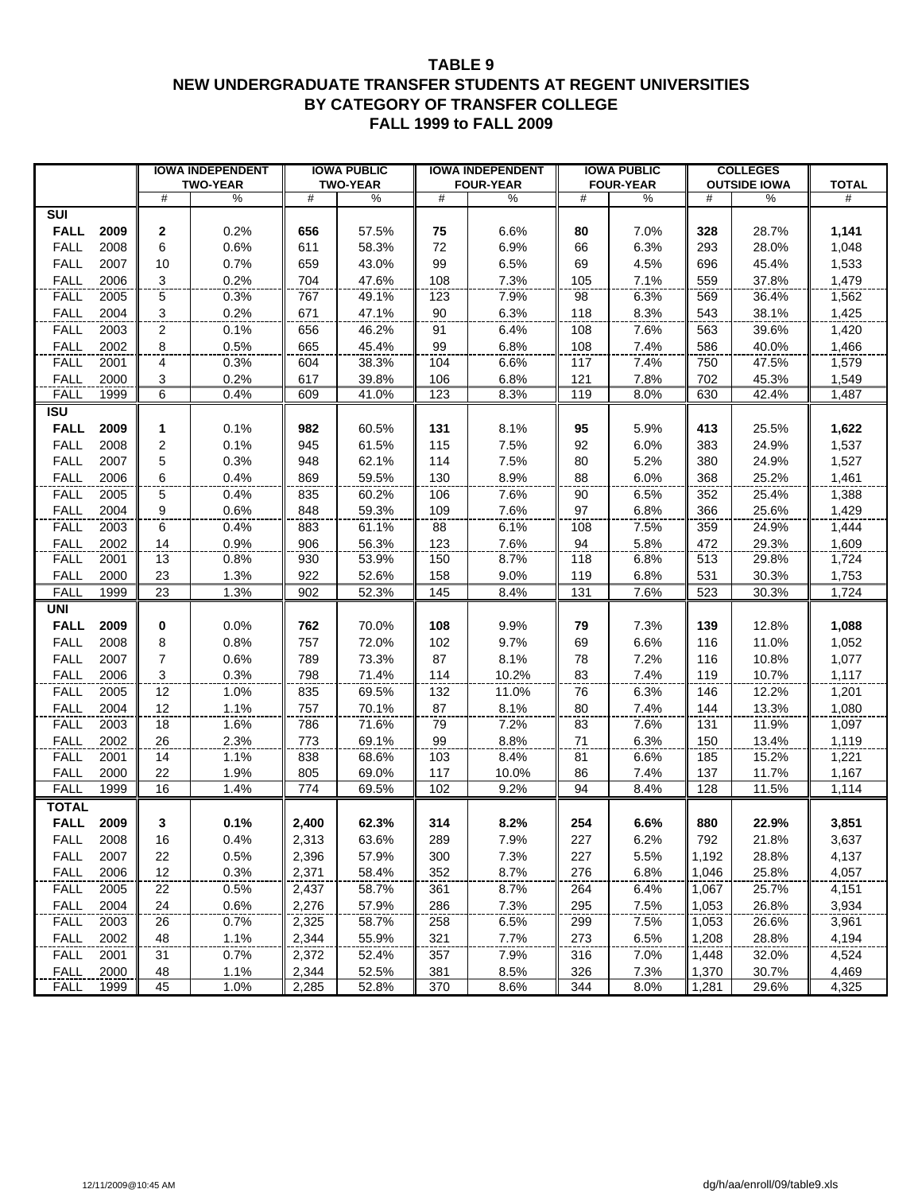# TABLE 9
## NEW UNDERGRADUATE TRANSFER STUDENTS AT REGENT UNIVERSITIES BY CATEGORY OF TRANSFER COLLEGE FALL 1999 to FALL 2009

| | | IOWA INDEPENDENT TWO-YEAR | | IOWA PUBLIC TWO-YEAR | | IOWA INDEPENDENT FOUR-YEAR | | IOWA PUBLIC FOUR-YEAR | | COLLEGES OUTSIDE IOWA | | TOTAL |
|---|---|---|---|---|---|---|---|---|---|---|---|---|
| | | # | % | # | % | # | % | # | % | # | % | # |
| **SUI** | | | | | | | | | | | | |
| **FALL** | **2009** | **2** | 0.2% | **656** | 57.5% | **75** | 6.6% | **80** | 7.0% | **328** | 28.7% | **1,141** |
| FALL | 2008 | 6 | 0.6% | 611 | 58.3% | 72 | 6.9% | 66 | 6.3% | 293 | 28.0% | 1,048 |
| FALL | 2007 | 10 | 0.7% | 659 | 43.0% | 99 | 6.5% | 69 | 4.5% | 696 | 45.4% | 1,533 |
| FALL | 2006 | 3 | 0.2% | 704 | 47.6% | 108 | 7.3% | 105 | 7.1% | 559 | 37.8% | 1,479 |
| FALL | 2005 | 5 | 0.3% | 767 | 49.1% | 123 | 7.9% | 98 | 6.3% | 569 | 36.4% | 1,562 |
| FALL | 2004 | 3 | 0.2% | 671 | 47.1% | 90 | 6.3% | 118 | 8.3% | 543 | 38.1% | 1,425 |
| FALL | 2003 | 2 | 0.1% | 656 | 46.2% | 91 | 6.4% | 108 | 7.6% | 563 | 39.6% | 1,420 |
| FALL | 2002 | 8 | 0.5% | 665 | 45.4% | 99 | 6.8% | 108 | 7.4% | 586 | 40.0% | 1,466 |
| FALL | 2001 | 4 | 0.3% | 604 | 38.3% | 104 | 6.6% | 117 | 7.4% | 750 | 47.5% | 1,579 |
| FALL | 2000 | 3 | 0.2% | 617 | 39.8% | 106 | 6.8% | 121 | 7.8% | 702 | 45.3% | 1,549 |
| FALL | 1999 | 6 | 0.4% | 609 | 41.0% | 123 | 8.3% | 119 | 8.0% | 630 | 42.4% | 1,487 |
| **ISU** | | | | | | | | | | | | |
| **FALL** | **2009** | **1** | 0.1% | **982** | 60.5% | **131** | 8.1% | **95** | 5.9% | **413** | 25.5% | **1,622** |
| FALL | 2008 | 2 | 0.1% | 945 | 61.5% | 115 | 7.5% | 92 | 6.0% | 383 | 24.9% | 1,537 |
| FALL | 2007 | 5 | 0.3% | 948 | 62.1% | 114 | 7.5% | 80 | 5.2% | 380 | 24.9% | 1,527 |
| FALL | 2006 | 6 | 0.4% | 869 | 59.5% | 130 | 8.9% | 88 | 6.0% | 368 | 25.2% | 1,461 |
| FALL | 2005 | 5 | 0.4% | 835 | 60.2% | 106 | 7.6% | 90 | 6.5% | 352 | 25.4% | 1,388 |
| FALL | 2004 | 9 | 0.6% | 848 | 59.3% | 109 | 7.6% | 97 | 6.8% | 366 | 25.6% | 1,429 |
| FALL | 2003 | 6 | 0.4% | 883 | 61.1% | 88 | 6.1% | 108 | 7.5% | 359 | 24.9% | 1,444 |
| FALL | 2002 | 14 | 0.9% | 906 | 56.3% | 123 | 7.6% | 94 | 5.8% | 472 | 29.3% | 1,609 |
| FALL | 2001 | 13 | 0.8% | 930 | 53.9% | 150 | 8.7% | 118 | 6.8% | 513 | 29.8% | 1,724 |
| FALL | 2000 | 23 | 1.3% | 922 | 52.6% | 158 | 9.0% | 119 | 6.8% | 531 | 30.3% | 1,753 |
| FALL | 1999 | 23 | 1.3% | 902 | 52.3% | 145 | 8.4% | 131 | 7.6% | 523 | 30.3% | 1,724 |
| **UNI** | | | | | | | | | | | | |
| **FALL** | **2009** | **0** | 0.0% | **762** | 70.0% | **108** | 9.9% | **79** | 7.3% | **139** | 12.8% | **1,088** |
| FALL | 2008 | 8 | 0.8% | 757 | 72.0% | 102 | 9.7% | 69 | 6.6% | 116 | 11.0% | 1,052 |
| FALL | 2007 | 7 | 0.6% | 789 | 73.3% | 87 | 8.1% | 78 | 7.2% | 116 | 10.8% | 1,077 |
| FALL | 2006 | 3 | 0.3% | 798 | 71.4% | 114 | 10.2% | 83 | 7.4% | 119 | 10.7% | 1,117 |
| FALL | 2005 | 12 | 1.0% | 835 | 69.5% | 132 | 11.0% | 76 | 6.3% | 146 | 12.2% | 1,201 |
| FALL | 2004 | 12 | 1.1% | 757 | 70.1% | 87 | 8.1% | 80 | 7.4% | 144 | 13.3% | 1,080 |
| FALL | 2003 | 18 | 1.6% | 786 | 71.6% | 79 | 7.2% | 83 | 7.6% | 131 | 11.9% | 1,097 |
| FALL | 2002 | 26 | 2.3% | 773 | 69.1% | 99 | 8.8% | 71 | 6.3% | 150 | 13.4% | 1,119 |
| FALL | 2001 | 14 | 1.1% | 838 | 68.6% | 103 | 8.4% | 81 | 6.6% | 185 | 15.2% | 1,221 |
| FALL | 2000 | 22 | 1.9% | 805 | 69.0% | 117 | 10.0% | 86 | 7.4% | 137 | 11.7% | 1,167 |
| FALL | 1999 | 16 | 1.4% | 774 | 69.5% | 102 | 9.2% | 94 | 8.4% | 128 | 11.5% | 1,114 |
| **TOTAL** | | | | | | | | | | | | |
| **FALL** | **2009** | **3** | **0.1%** | **2,400** | **62.3%** | **314** | **8.2%** | **254** | **6.6%** | **880** | **22.9%** | **3,851** |
| FALL | 2008 | 16 | 0.4% | 2,313 | 63.6% | 289 | 7.9% | 227 | 6.2% | 792 | 21.8% | 3,637 |
| FALL | 2007 | 22 | 0.5% | 2,396 | 57.9% | 300 | 7.3% | 227 | 5.5% | 1,192 | 28.8% | 4,137 |
| FALL | 2006 | 12 | 0.3% | 2,371 | 58.4% | 352 | 8.7% | 276 | 6.8% | 1,046 | 25.8% | 4,057 |
| FALL | 2005 | 22 | 0.5% | 2,437 | 58.7% | 361 | 8.7% | 264 | 6.4% | 1,067 | 25.7% | 4,151 |
| FALL | 2004 | 24 | 0.6% | 2,276 | 57.9% | 286 | 7.3% | 295 | 7.5% | 1,053 | 26.8% | 3,934 |
| FALL | 2003 | 26 | 0.7% | 2,325 | 58.7% | 258 | 6.5% | 299 | 7.5% | 1,053 | 26.6% | 3,961 |
| FALL | 2002 | 48 | 1.1% | 2,344 | 55.9% | 321 | 7.7% | 273 | 6.5% | 1,208 | 28.8% | 4,194 |
| FALL | 2001 | 31 | 0.7% | 2,372 | 52.4% | 357 | 7.9% | 316 | 7.0% | 1,448 | 32.0% | 4,524 |
| FALL | 2000 | 48 | 1.1% | 2,344 | 52.5% | 381 | 8.5% | 326 | 7.3% | 1,370 | 30.7% | 4,469 |
| FALL | 1999 | 45 | 1.0% | 2,285 | 52.8% | 370 | 8.6% | 344 | 8.0% | 1,281 | 29.6% | 4,325 |

12/11/2009@10:45 AM dg/h/aa/enroll/09/table9.xls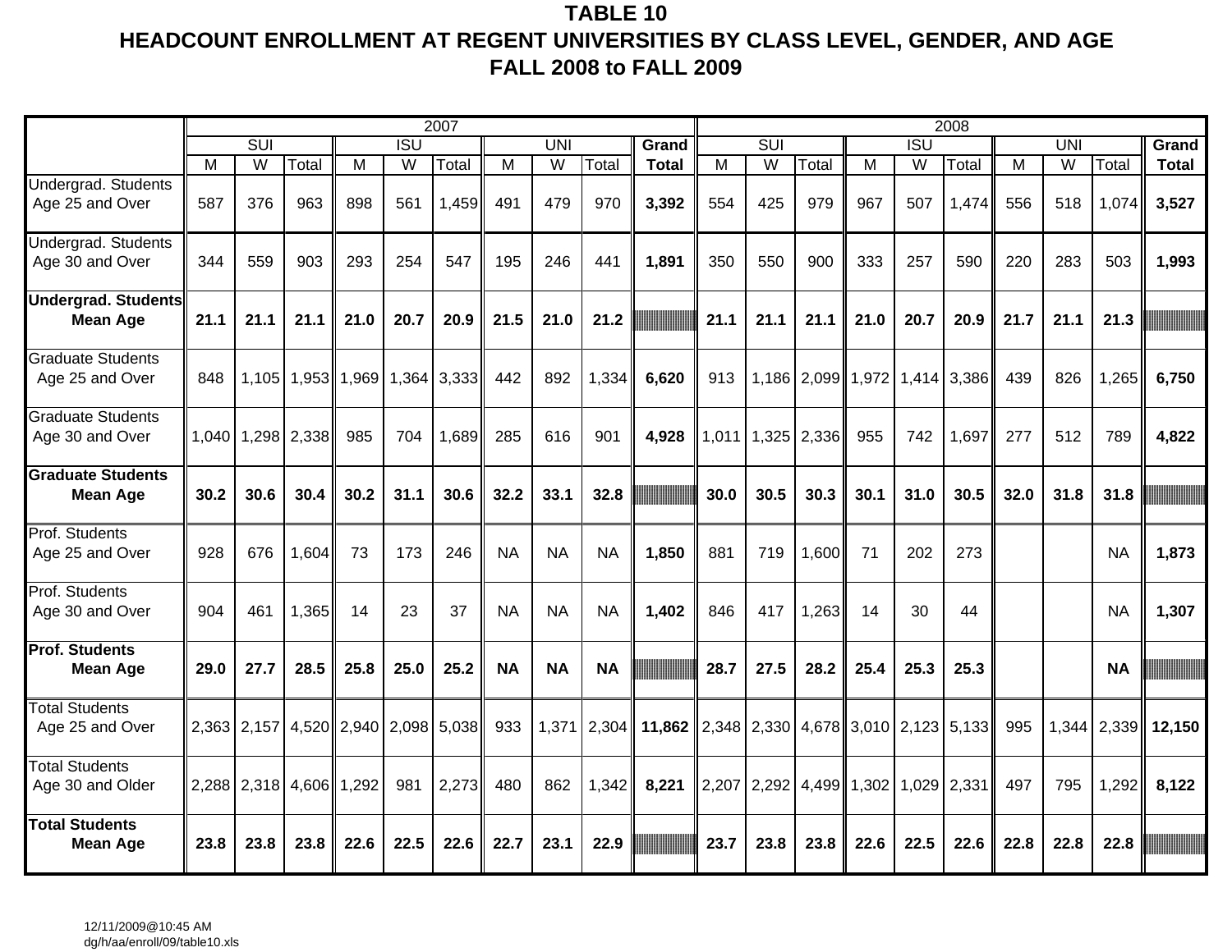# TABLE 10
# HEADCOUNT ENROLLMENT AT REGENT UNIVERSITIES BY CLASS LEVEL, GENDER, AND AGE
# FALL 2008 to FALL 2009

| | 2007 | | | | | | | | | | 2008 | | | | | | | | | |
|---|---|---|---|---|---|---|---|---|---|---|---|---|---|---|---|---|---|---|---|---|
| | SUI | | | ISU | | | UNI | | | Grand | SUI | | | ISU | | | UNI | | | Grand |
| | M | W | Total | M | W | Total | M | W | Total | Total | M | W | Total | M | W | Total | M | W | Total | Total |
| Undergrad. Students Age 25 and Over | 587 | 376 | 963 | 898 | 561 | 1,459 | 491 | 479 | 970 | **3,392** | 554 | 425 | 979 | 967 | 507 | 1,474 | 556 | 518 | 1,074 | **3,527** |
| Undergrad. Students Age 30 and Over | 344 | 559 | 903 | 293 | 254 | 547 | 195 | 246 | 441 | **1,891** | 350 | 550 | 900 | 333 | 257 | 590 | 220 | 283 | 503 | **1,993** |
| **Undergrad. Students Mean Age** | **21.1** | **21.1** | **21.1** | **21.0** | **20.7** | **20.9** | **21.5** | **21.0** | **21.2** | | **21.1** | **21.1** | **21.1** | **21.0** | **20.7** | **20.9** | **21.7** | **21.1** | **21.3** | |
| Graduate Students Age 25 and Over | 848 | 1,105 | 1,953 | 1,969 | 1,364 | 3,333 | 442 | 892 | 1,334 | **6,620** | 913 | 1,186 | 2,099 | 1,972 | 1,414 | 3,386 | 439 | 826 | 1,265 | **6,750** |
| Graduate Students Age 30 and Over | 1,040 | 1,298 | 2,338 | 985 | 704 | 1,689 | 285 | 616 | 901 | **4,928** | 1,011 | 1,325 | 2,336 | 955 | 742 | 1,697 | 277 | 512 | 789 | **4,822** |
| **Graduate Students Mean Age** | **30.2** | **30.6** | **30.4** | **30.2** | **31.1** | **30.6** | **32.2** | **33.1** | **32.8** | | **30.0** | **30.5** | **30.3** | **30.1** | **31.0** | **30.5** | **32.0** | **31.8** | **31.8** | |
| Prof. Students Age 25 and Over | 928 | 676 | 1,604 | 73 | 173 | 246 | NA | NA | NA | **1,850** | 881 | 719 | 1,600 | 71 | 202 | 273 | | | NA | **1,873** |
| Prof. Students Age 30 and Over | 904 | 461 | 1,365 | 14 | 23 | 37 | NA | NA | NA | **1,402** | 846 | 417 | 1,263 | 14 | 30 | 44 | | | NA | **1,307** |
| **Prof. Students Mean Age** | **29.0** | **27.7** | **28.5** | **25.8** | **25.0** | **25.2** | **NA** | **NA** | **NA** | | **28.7** | **27.5** | **28.2** | **25.4** | **25.3** | **25.3** | | | **NA** | |
| Total Students Age 25 and Over | 2,363 | 2,157 | 4,520 | 2,940 | 2,098 | 5,038 | 933 | 1,371 | 2,304 | **11,862** | 2,348 | 2,330 | 4,678 | 3,010 | 2,123 | 5,133 | 995 | 1,344 | 2,339 | **12,150** |
| Total Students Age 30 and Older | 2,288 | 2,318 | 4,606 | 1,292 | 981 | 2,273 | 480 | 862 | 1,342 | **8,221** | 2,207 | 2,292 | 4,499 | 1,302 | 1,029 | 2,331 | 497 | 795 | 1,292 | **8,122** |
| **Total Students Mean Age** | **23.8** | **23.8** | **23.8** | **22.6** | **22.5** | **22.6** | **22.7** | **23.1** | **22.9** | | **23.7** | **23.8** | **23.8** | **22.6** | **22.5** | **22.6** | **22.8** | **22.8** | **22.8** | |

12/11/2009@10:45 AM
dg/h/aa/enroll/09/table10.xls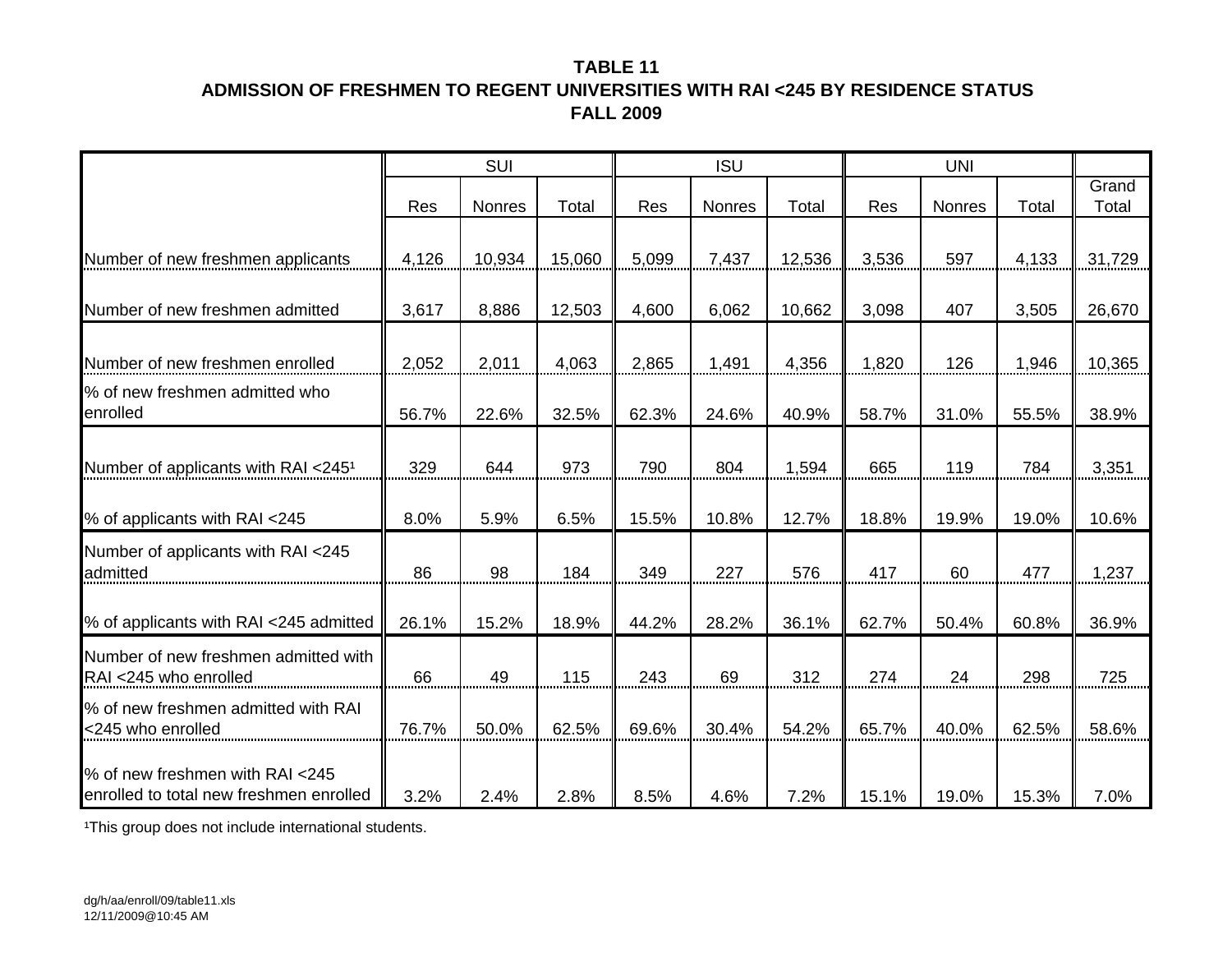**TABLE 11**
**ADMISSION OF FRESHMEN TO REGENT UNIVERSITIES WITH RAI <245 BY RESIDENCE STATUS**
**FALL 2009**

| | SUI | | | ISU | | | UNI | | | |
|---|---|---|---|---|---|---|---|---|---|---|
| | Res | Nonres | Total | Res | Nonres | Total | Res | Nonres | Total | Grand Total |
| Number of new freshmen applicants | 4,126 | 10,934 | 15,060 | 5,099 | 7,437 | 12,536 | 3,536 | 597 | 4,133 | 31,729 |
| Number of new freshmen admitted | 3,617 | 8,886 | 12,503 | 4,600 | 6,062 | 10,662 | 3,098 | 407 | 3,505 | 26,670 |
| Number of new freshmen enrolled | 2,052 | 2,011 | 4,063 | 2,865 | 1,491 | 4,356 | 1,820 | 126 | 1,946 | 10,365 |
| % of new freshmen admitted who enrolled | 56.7% | 22.6% | 32.5% | 62.3% | 24.6% | 40.9% | 58.7% | 31.0% | 55.5% | 38.9% |
| Number of applicants with RAI <245[1] | 329 | 644 | 973 | 790 | 804 | 1,594 | 665 | 119 | 784 | 3,351 |
| % of applicants with RAI <245 | 8.0% | 5.9% | 6.5% | 15.5% | 10.8% | 12.7% | 18.8% | 19.9% | 19.0% | 10.6% |
| Number of applicants with RAI <245 admitted | 86 | 98 | 184 | 349 | 227 | 576 | 417 | 60 | 477 | 1,237 |
| % of applicants with RAI <245 admitted | 26.1% | 15.2% | 18.9% | 44.2% | 28.2% | 36.1% | 62.7% | 50.4% | 60.8% | 36.9% |
| Number of new freshmen admitted with RAI <245 who enrolled | 66 | 49 | 115 | 243 | 69 | 312 | 274 | 24 | 298 | 725 |
| % of new freshmen admitted with RAI <245 who enrolled | 76.7% | 50.0% | 62.5% | 69.6% | 30.4% | 54.2% | 65.7% | 40.0% | 62.5% | 58.6% |
| % of new freshmen with RAI <245 enrolled to total new freshmen enrolled | 3.2% | 2.4% | 2.8% | 8.5% | 4.6% | 7.2% | 15.1% | 19.0% | 15.3% | 7.0% |

[1]This group does not include international students.

dg/h/aa/enroll/09/table11.xls
12/11/2009@10:45 AM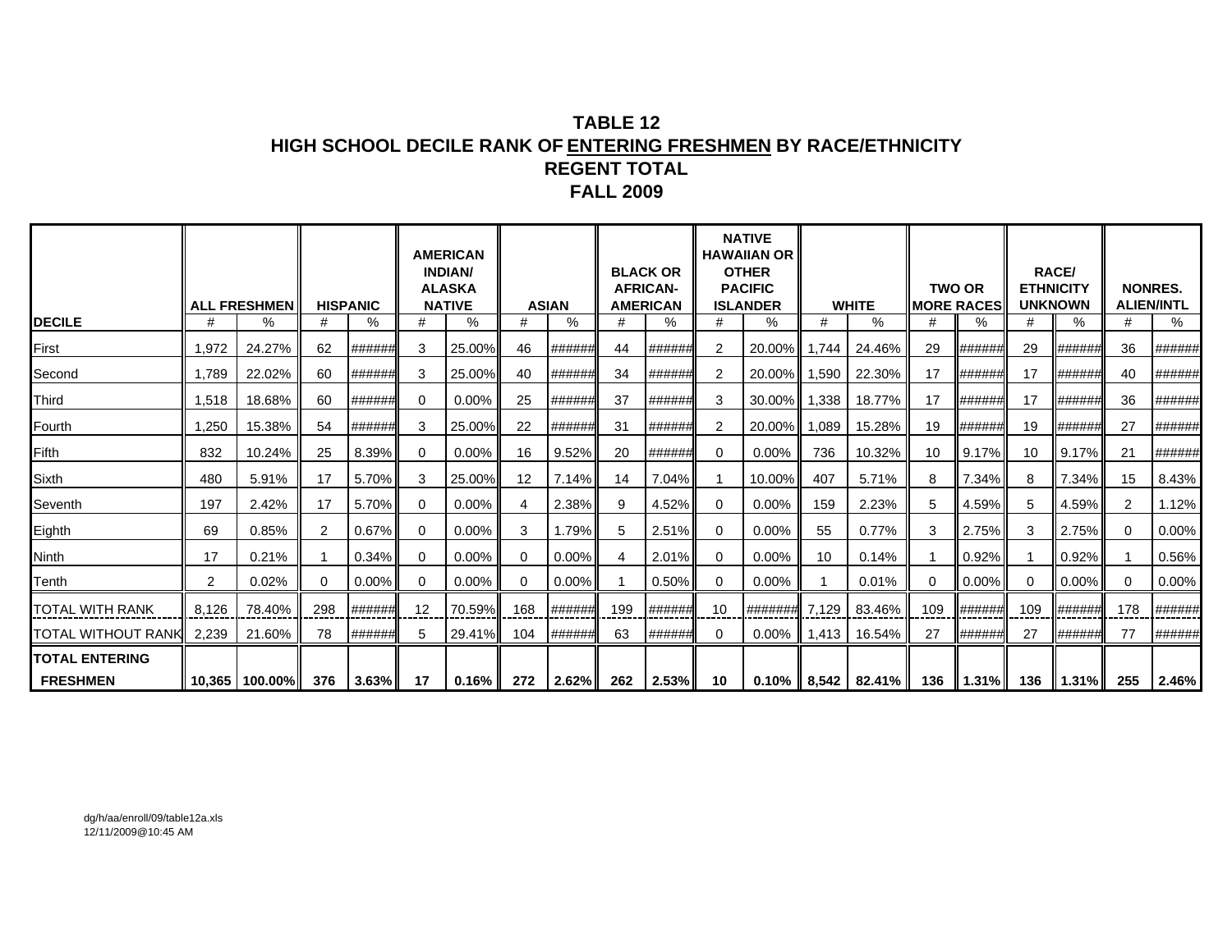# TABLE 12
## HIGH SCHOOL DECILE RANK OF ENTERING FRESHMEN BY RACE/ETHNICITY
## REGENT TOTAL
## FALL 2009

| DECILE | ALL FRESHMEN | | HISPANIC | | AMERICAN INDIAN/ ALASKA NATIVE | | ASIAN | | BLACK OR AFRICAN-AMERICAN | | NATIVE HAWAIIAN OR OTHER PACIFIC ISLANDER | | WHITE | | TWO OR MORE RACES | | RACE/ ETHNICITY UNKNOWN | | NONRES. ALIEN/INTL | |
|---|---|---|---|---|---|---|---|---|---|---|---|---|---|---|---|---|---|---|---|---|
| | # | % | # | % | # | % | # | % | # | % | # | % | # | % | # | % | # | % | # | % |
| First | 1,972 | 24.27% | 62 | ###### | 3 | 25.00% | 46 | ###### | 44 | ###### | 2 | 20.00% | 1,744 | 24.46% | 29 | ###### | 29 | ###### | 36 | ###### |
| Second | 1,789 | 22.02% | 60 | ###### | 3 | 25.00% | 40 | ###### | 34 | ###### | 2 | 20.00% | 1,590 | 22.30% | 17 | ###### | 17 | ###### | 40 | ###### |
| Third | 1,518 | 18.68% | 60 | ###### | 0 | 0.00% | 25 | ###### | 37 | ###### | 3 | 30.00% | 1,338 | 18.77% | 17 | ###### | 17 | ###### | 36 | ###### |
| Fourth | 1,250 | 15.38% | 54 | ###### | 3 | 25.00% | 22 | ###### | 31 | ###### | 2 | 20.00% | 1,089 | 15.28% | 19 | ###### | 19 | ###### | 27 | ###### |
| Fifth | 832 | 10.24% | 25 | 8.39% | 0 | 0.00% | 16 | 9.52% | 20 | ###### | 0 | 0.00% | 736 | 10.32% | 10 | 9.17% | 10 | 9.17% | 21 | ###### |
| Sixth | 480 | 5.91% | 17 | 5.70% | 3 | 25.00% | 12 | 7.14% | 14 | 7.04% | 1 | 10.00% | 407 | 5.71% | 8 | 7.34% | 8 | 7.34% | 15 | 8.43% |
| Seventh | 197 | 2.42% | 17 | 5.70% | 0 | 0.00% | 4 | 2.38% | 9 | 4.52% | 0 | 0.00% | 159 | 2.23% | 5 | 4.59% | 5 | 4.59% | 2 | 1.12% |
| Eighth | 69 | 0.85% | 2 | 0.67% | 0 | 0.00% | 3 | 1.79% | 5 | 2.51% | 0 | 0.00% | 55 | 0.77% | 3 | 2.75% | 3 | 2.75% | 0 | 0.00% |
| Ninth | 17 | 0.21% | 1 | 0.34% | 0 | 0.00% | 0 | 0.00% | 4 | 2.01% | 0 | 0.00% | 10 | 0.14% | 1 | 0.92% | 1 | 0.92% | 1 | 0.56% |
| Tenth | 2 | 0.02% | 0 | 0.00% | 0 | 0.00% | 0 | 0.00% | 1 | 0.50% | 0 | 0.00% | 1 | 0.01% | 0 | 0.00% | 0 | 0.00% | 0 | 0.00% |
| TOTAL WITH RANK | 8,126 | 78.40% | 298 | ###### | 12 | 70.59% | 168 | ###### | 199 | ###### | 10 | ####### | 7,129 | 83.46% | 109 | ###### | 109 | ###### | 178 | ###### |
| TOTAL WITHOUT RANK | 2,239 | 21.60% | 78 | ###### | 5 | 29.41% | 104 | ###### | 63 | ###### | 0 | 0.00% | 1,413 | 16.54% | 27 | ###### | 27 | ###### | 77 | ###### |
| **TOTAL ENTERING FRESHMEN** | **10,365** | **100.00%** | **376** | **3.63%** | **17** | **0.16%** | **272** | **2.62%** | **262** | **2.53%** | **10** | **0.10%** | **8,542** | **82.41%** | **136** | **1.31%** | **136** | **1.31%** | **255** | **2.46%** |

dg/h/aa/enroll/09/table12a.xls
12/11/2009@10:45 AM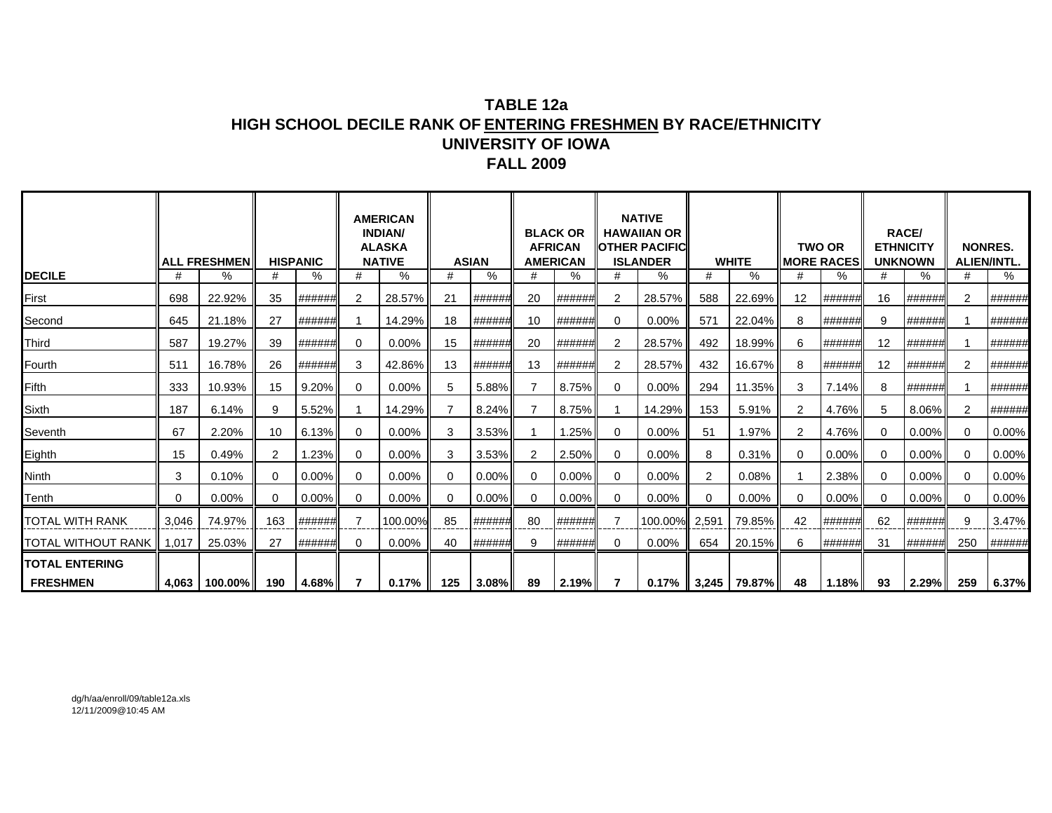# TABLE 12a
## HIGH SCHOOL DECILE RANK OF ENTERING FRESHMEN BY RACE/ETHNICITY
## UNIVERSITY OF IOWA
## FALL 2009

| DECILE | ALL FRESHMEN | | HISPANIC | | AMERICAN INDIAN/ ALASKA NATIVE | | ASIAN | | BLACK OR AFRICAN AMERICAN | | NATIVE HAWAIIAN OR OTHER PACIFIC ISLANDER | | WHITE | | TWO OR MORE RACES | | RACE/ ETHNICITY UNKNOWN | | NONRES. ALIEN/INTL. | |
|---|---|---|---|---|---|---|---|---|---|---|---|---|---|---|---|---|---|---|---|---|
| | # | % | # | % | # | % | # | % | # | % | # | % | # | % | # | % | # | % | # | % |
| First | 698 | 22.92% | 35 | ###### | 2 | 28.57% | 21 | ###### | 20 | ###### | 2 | 28.57% | 588 | 22.69% | 12 | ###### | 16 | ###### | 2 | ###### |
| Second | 645 | 21.18% | 27 | ###### | 1 | 14.29% | 18 | ###### | 10 | ###### | 0 | 0.00% | 571 | 22.04% | 8 | ###### | 9 | ###### | 1 | ###### |
| Third | 587 | 19.27% | 39 | ###### | 0 | 0.00% | 15 | ###### | 20 | ###### | 2 | 28.57% | 492 | 18.99% | 6 | ###### | 12 | ###### | 1 | ###### |
| Fourth | 511 | 16.78% | 26 | ###### | 3 | 42.86% | 13 | ###### | 13 | ###### | 2 | 28.57% | 432 | 16.67% | 8 | ###### | 12 | ###### | 2 | ###### |
| Fifth | 333 | 10.93% | 15 | 9.20% | 0 | 0.00% | 5 | 5.88% | 7 | 8.75% | 0 | 0.00% | 294 | 11.35% | 3 | 7.14% | 8 | ###### | 1 | ###### |
| Sixth | 187 | 6.14% | 9 | 5.52% | 1 | 14.29% | 7 | 8.24% | 7 | 8.75% | 1 | 14.29% | 153 | 5.91% | 2 | 4.76% | 5 | 8.06% | 2 | ###### |
| Seventh | 67 | 2.20% | 10 | 6.13% | 0 | 0.00% | 3 | 3.53% | 1 | 1.25% | 0 | 0.00% | 51 | 1.97% | 2 | 4.76% | 0 | 0.00% | 0 | 0.00% |
| Eighth | 15 | 0.49% | 2 | 1.23% | 0 | 0.00% | 3 | 3.53% | 2 | 2.50% | 0 | 0.00% | 8 | 0.31% | 0 | 0.00% | 0 | 0.00% | 0 | 0.00% |
| Ninth | 3 | 0.10% | 0 | 0.00% | 0 | 0.00% | 0 | 0.00% | 0 | 0.00% | 0 | 0.00% | 2 | 0.08% | 1 | 2.38% | 0 | 0.00% | 0 | 0.00% |
| Tenth | 0 | 0.00% | 0 | 0.00% | 0 | 0.00% | 0 | 0.00% | 0 | 0.00% | 0 | 0.00% | 0 | 0.00% | 0 | 0.00% | 0 | 0.00% | 0 | 0.00% |
| TOTAL WITH RANK | 3,046 | 74.97% | 163 | ###### | 7 | 100.00% | 85 | ###### | 80 | ###### | 7 | 100.00% | 2,591 | 79.85% | 42 | ###### | 62 | ###### | 9 | 3.47% |
| TOTAL WITHOUT RANK | 1,017 | 25.03% | 27 | ###### | 0 | 0.00% | 40 | ###### | 9 | ###### | 0 | 0.00% | 654 | 20.15% | 6 | ###### | 31 | ###### | 250 | ###### |
| **TOTAL ENTERING FRESHMEN** | **4,063** | **100.00%** | **190** | **4.68%** | **7** | **0.17%** | **125** | **3.08%** | **89** | **2.19%** | **7** | **0.17%** | **3,245** | **79.87%** | **48** | **1.18%** | **93** | **2.29%** | **259** | **6.37%** |

dg/h/aa/enroll/09/table12a.xls
12/11/2009@10:45 AM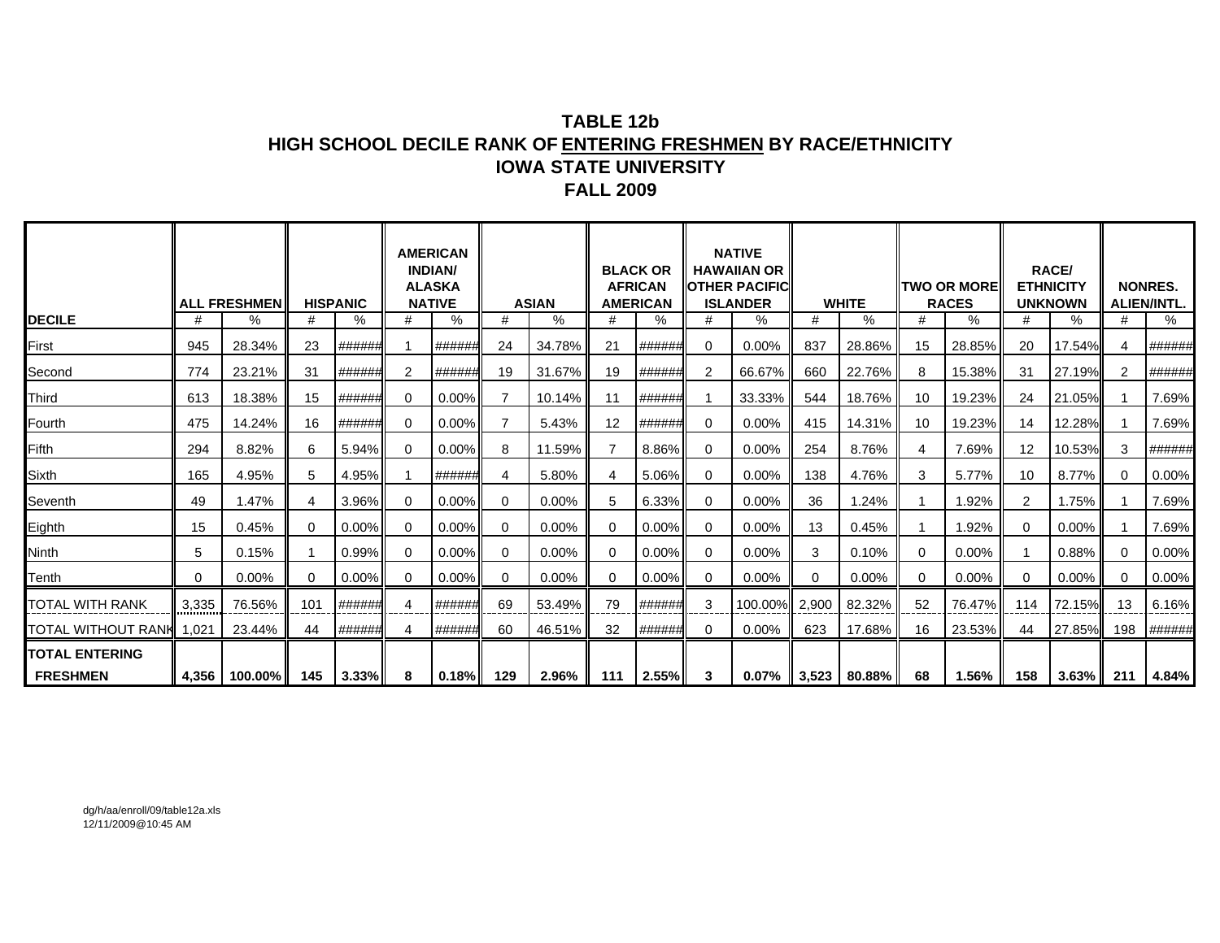# TABLE 12b
## HIGH SCHOOL DECILE RANK OF ENTERING FRESHMEN BY RACE/ETHNICITY
## IOWA STATE UNIVERSITY
## FALL 2009

| DECILE | ALL FRESHMEN | | HISPANIC | | AMERICAN INDIAN/ ALASKA NATIVE | | ASIAN | | BLACK OR AFRICAN AMERICAN | | NATIVE HAWAIIAN OR OTHER PACIFIC ISLANDER | | WHITE | | TWO OR MORE RACES | | RACE/ ETHNICITY UNKNOWN | | NONRES. ALIEN/INTL. | |
|---|---|---|---|---|---|---|---|---|---|---|---|---|---|---|---|---|---|---|---|---|
| | # | % | # | % | # | % | # | % | # | % | # | % | # | % | # | % | # | % | # | % |
| First | 945 | 28.34% | 23 | ###### | 1 | ###### | 24 | 34.78% | 21 | ###### | 0 | 0.00% | 837 | 28.86% | 15 | 28.85% | 20 | 17.54% | 4 | ###### |
| Second | 774 | 23.21% | 31 | ###### | 2 | ###### | 19 | 31.67% | 19 | ###### | 2 | 66.67% | 660 | 22.76% | 8 | 15.38% | 31 | 27.19% | 2 | ###### |
| Third | 613 | 18.38% | 15 | ###### | 0 | 0.00% | 7 | 10.14% | 11 | ###### | 1 | 33.33% | 544 | 18.76% | 10 | 19.23% | 24 | 21.05% | 1 | 7.69% |
| Fourth | 475 | 14.24% | 16 | ###### | 0 | 0.00% | 7 | 5.43% | 12 | ###### | 0 | 0.00% | 415 | 14.31% | 10 | 19.23% | 14 | 12.28% | 1 | 7.69% |
| Fifth | 294 | 8.82% | 6 | 5.94% | 0 | 0.00% | 8 | 11.59% | 7 | 8.86% | 0 | 0.00% | 254 | 8.76% | 4 | 7.69% | 12 | 10.53% | 3 | ###### |
| Sixth | 165 | 4.95% | 5 | 4.95% | 1 | ###### | 4 | 5.80% | 4 | 5.06% | 0 | 0.00% | 138 | 4.76% | 3 | 5.77% | 10 | 8.77% | 0 | 0.00% |
| Seventh | 49 | 1.47% | 4 | 3.96% | 0 | 0.00% | 0 | 0.00% | 5 | 6.33% | 0 | 0.00% | 36 | 1.24% | 1 | 1.92% | 2 | 1.75% | 1 | 7.69% |
| Eighth | 15 | 0.45% | 0 | 0.00% | 0 | 0.00% | 0 | 0.00% | 0 | 0.00% | 0 | 0.00% | 13 | 0.45% | 1 | 1.92% | 0 | 0.00% | 1 | 7.69% |
| Ninth | 5 | 0.15% | 1 | 0.99% | 0 | 0.00% | 0 | 0.00% | 0 | 0.00% | 0 | 0.00% | 3 | 0.10% | 0 | 0.00% | 1 | 0.88% | 0 | 0.00% |
| Tenth | 0 | 0.00% | 0 | 0.00% | 0 | 0.00% | 0 | 0.00% | 0 | 0.00% | 0 | 0.00% | 0 | 0.00% | 0 | 0.00% | 0 | 0.00% | 0 | 0.00% |
| TOTAL WITH RANK | 3,335 | 76.56% | 101 | ###### | 4 | ###### | 69 | 53.49% | 79 | ###### | 3 | 100.00% | 2,900 | 82.32% | 52 | 76.47% | 114 | 72.15% | 13 | 6.16% |
| TOTAL WITHOUT RANK | 1,021 | 23.44% | 44 | ###### | 4 | ###### | 60 | 46.51% | 32 | ###### | 0 | 0.00% | 623 | 17.68% | 16 | 23.53% | 44 | 27.85% | 198 | ###### |
| **TOTAL ENTERING FRESHMEN** | **4,356** | **100.00%** | **145** | **3.33%** | **8** | **0.18%** | **129** | **2.96%** | **111** | **2.55%** | **3** | **0.07%** | **3,523** | **80.88%** | **68** | **1.56%** | **158** | **3.63%** | **211** | **4.84%** |

dg/h/aa/enroll/09/table12a.xls
12/11/2009@10:45 AM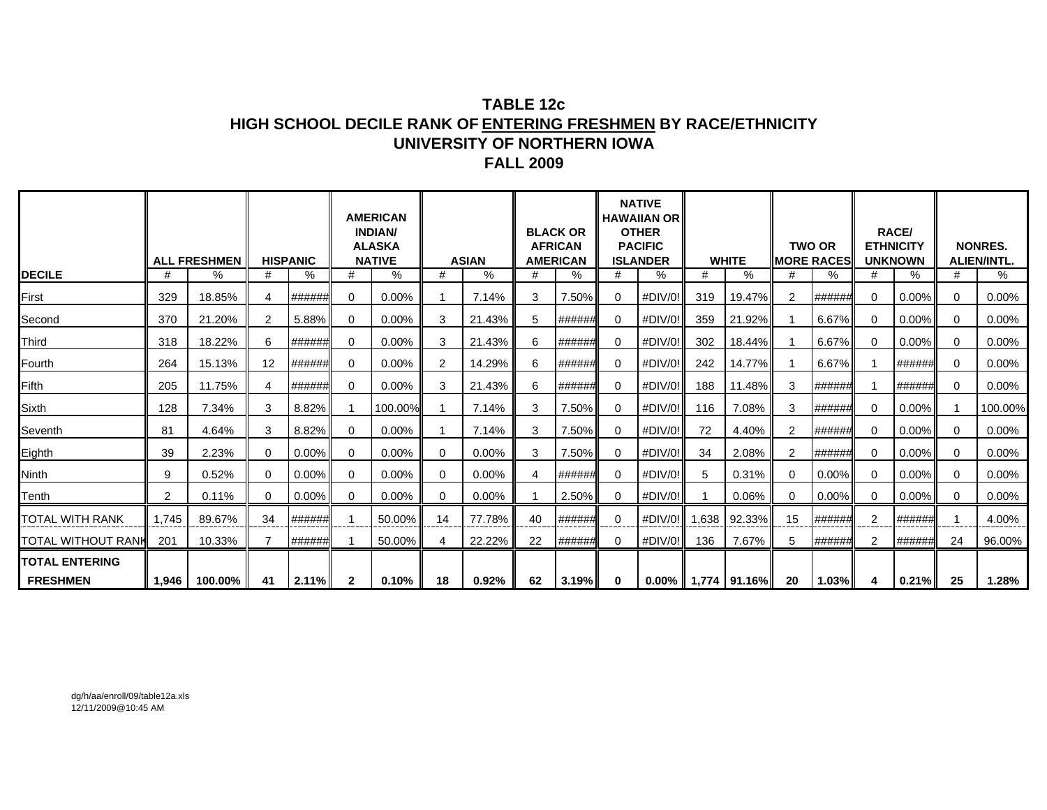# TABLE 12c
## HIGH SCHOOL DECILE RANK OF ENTERING FRESHMEN BY RACE/ETHNICITY
## UNIVERSITY OF NORTHERN IOWA
## FALL 2009

| | ALL FRESHMEN | | HISPANIC | | AMERICAN INDIAN/ ALASKA NATIVE | | ASIAN | | BLACK OR AFRICAN AMERICAN | | NATIVE HAWAIIAN OR OTHER PACIFIC ISLANDER | | WHITE | | TWO OR MORE RACES | | RACE/ ETHNICITY UNKNOWN | | NONRES. ALIEN/INTL. | |
|---|---|---|---|---|---|---|---|---|---|---|---|---|---|---|---|---|---|---|---|---|
| DECILE | # | % | # | % | # | % | # | % | # | % | # | % | # | % | # | % | # | % | # | % |
| First | 329 | 18.85% | 4 | ###### | 0 | 0.00% | 1 | 7.14% | 3 | 7.50% | 0 | #DIV/0! | 319 | 19.47% | 2 | ###### | 0 | 0.00% | 0 | 0.00% |
| Second | 370 | 21.20% | 2 | 5.88% | 0 | 0.00% | 3 | 21.43% | 5 | ###### | 0 | #DIV/0! | 359 | 21.92% | 1 | 6.67% | 0 | 0.00% | 0 | 0.00% |
| Third | 318 | 18.22% | 6 | ###### | 0 | 0.00% | 3 | 21.43% | 6 | ###### | 0 | #DIV/0! | 302 | 18.44% | 1 | 6.67% | 0 | 0.00% | 0 | 0.00% |
| Fourth | 264 | 15.13% | 12 | ###### | 0 | 0.00% | 2 | 14.29% | 6 | ###### | 0 | #DIV/0! | 242 | 14.77% | 1 | 6.67% | 1 | ###### | 0 | 0.00% |
| Fifth | 205 | 11.75% | 4 | ###### | 0 | 0.00% | 3 | 21.43% | 6 | ###### | 0 | #DIV/0! | 188 | 11.48% | 3 | ###### | 1 | ###### | 0 | 0.00% |
| Sixth | 128 | 7.34% | 3 | 8.82% | 1 | 100.00% | 1 | 7.14% | 3 | 7.50% | 0 | #DIV/0! | 116 | 7.08% | 3 | ###### | 0 | 0.00% | 1 | 100.00% |
| Seventh | 81 | 4.64% | 3 | 8.82% | 0 | 0.00% | 1 | 7.14% | 3 | 7.50% | 0 | #DIV/0! | 72 | 4.40% | 2 | ###### | 0 | 0.00% | 0 | 0.00% |
| Eighth | 39 | 2.23% | 0 | 0.00% | 0 | 0.00% | 0 | 0.00% | 3 | 7.50% | 0 | #DIV/0! | 34 | 2.08% | 2 | ###### | 0 | 0.00% | 0 | 0.00% |
| Ninth | 9 | 0.52% | 0 | 0.00% | 0 | 0.00% | 0 | 0.00% | 4 | ###### | 0 | #DIV/0! | 5 | 0.31% | 0 | 0.00% | 0 | 0.00% | 0 | 0.00% |
| Tenth | 2 | 0.11% | 0 | 0.00% | 0 | 0.00% | 0 | 0.00% | 1 | 2.50% | 0 | #DIV/0! | 1 | 0.06% | 0 | 0.00% | 0 | 0.00% | 0 | 0.00% |
| TOTAL WITH RANK | 1,745 | 89.67% | 34 | ###### | 1 | 50.00% | 14 | 77.78% | 40 | ###### | 0 | #DIV/0! | 1,638 | 92.33% | 15 | ###### | 2 | ###### | 1 | 4.00% |
| TOTAL WITHOUT RANK | 201 | 10.33% | 7 | ###### | 1 | 50.00% | 4 | 22.22% | 22 | ###### | 0 | #DIV/0! | 136 | 7.67% | 5 | ###### | 2 | ###### | 24 | 96.00% |
| **TOTAL ENTERING FRESHMEN** | **1,946** | **100.00%** | **41** | **2.11%** | **2** | **0.10%** | **18** | **0.92%** | **62** | **3.19%** | **0** | **0.00%** | **1,774** | **91.16%** | **20** | **1.03%** | **4** | **0.21%** | **25** | **1.28%** |

dg/h/aa/enroll/09/table12a.xls
12/11/2009@10:45 AM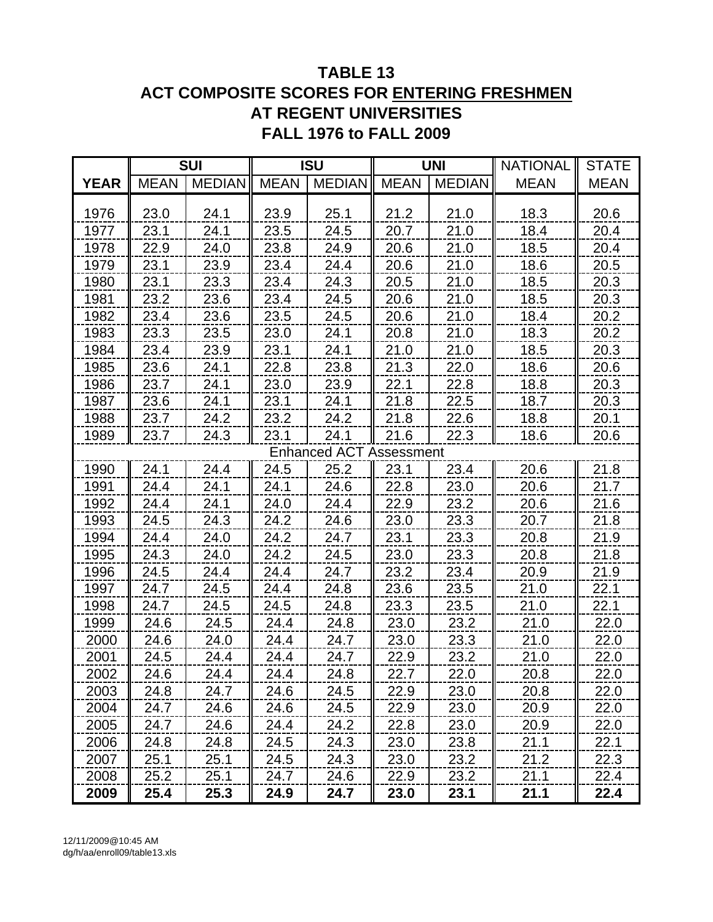# TABLE 13
# ACT COMPOSITE SCORES FOR ENTERING FRESHMEN AT REGENT UNIVERSITIES
# FALL 1976 to FALL 2009

| | SUI | | ISU | | UNI | | NATIONAL | STATE |
|---|---|---|---|---|---|---|---|---|
| **YEAR** | MEAN | MEDIAN | MEAN | MEDIAN | MEAN | MEDIAN | MEAN | MEAN |
| 1976 | 23.0 | 24.1 | 23.9 | 25.1 | 21.2 | 21.0 | 18.3 | 20.6 |
| 1977 | 23.1 | 24.1 | 23.5 | 24.5 | 20.7 | 21.0 | 18.4 | 20.4 |
| 1978 | 22.9 | 24.0 | 23.8 | 24.9 | 20.6 | 21.0 | 18.5 | 20.4 |
| 1979 | 23.1 | 23.9 | 23.4 | 24.4 | 20.6 | 21.0 | 18.6 | 20.5 |
| 1980 | 23.1 | 23.3 | 23.4 | 24.3 | 20.5 | 21.0 | 18.5 | 20.3 |
| 1981 | 23.2 | 23.6 | 23.4 | 24.5 | 20.6 | 21.0 | 18.5 | 20.3 |
| 1982 | 23.4 | 23.6 | 23.5 | 24.5 | 20.6 | 21.0 | 18.4 | 20.2 |
| 1983 | 23.3 | 23.5 | 23.0 | 24.1 | 20.8 | 21.0 | 18.3 | 20.2 |
| 1984 | 23.4 | 23.9 | 23.1 | 24.1 | 21.0 | 21.0 | 18.5 | 20.3 |
| 1985 | 23.6 | 24.1 | 22.8 | 23.8 | 21.3 | 22.0 | 18.6 | 20.6 |
| 1986 | 23.7 | 24.1 | 23.0 | 23.9 | 22.1 | 22.8 | 18.8 | 20.3 |
| 1987 | 23.6 | 24.1 | 23.1 | 24.1 | 21.8 | 22.5 | 18.7 | 20.3 |
| 1988 | 23.7 | 24.2 | 23.2 | 24.2 | 21.8 | 22.6 | 18.8 | 20.1 |
| 1989 | 23.7 | 24.3 | 23.1 | 24.1 | 21.6 | 22.3 | 18.6 | 20.6 |
| Enhanced ACT Assessment | | | | | | | | |
| 1990 | 24.1 | 24.4 | 24.5 | 25.2 | 23.1 | 23.4 | 20.6 | 21.8 |
| 1991 | 24.4 | 24.1 | 24.1 | 24.6 | 22.8 | 23.0 | 20.6 | 21.7 |
| 1992 | 24.4 | 24.1 | 24.0 | 24.4 | 22.9 | 23.2 | 20.6 | 21.6 |
| 1993 | 24.5 | 24.3 | 24.2 | 24.6 | 23.0 | 23.3 | 20.7 | 21.8 |
| 1994 | 24.4 | 24.0 | 24.2 | 24.7 | 23.1 | 23.3 | 20.8 | 21.9 |
| 1995 | 24.3 | 24.0 | 24.2 | 24.5 | 23.0 | 23.3 | 20.8 | 21.8 |
| 1996 | 24.5 | 24.4 | 24.4 | 24.7 | 23.2 | 23.4 | 20.9 | 21.9 |
| 1997 | 24.7 | 24.5 | 24.4 | 24.8 | 23.6 | 23.5 | 21.0 | 22.1 |
| 1998 | 24.7 | 24.5 | 24.5 | 24.8 | 23.3 | 23.5 | 21.0 | 22.1 |
| 1999 | 24.6 | 24.5 | 24.4 | 24.8 | 23.0 | 23.2 | 21.0 | 22.0 |
| 2000 | 24.6 | 24.0 | 24.4 | 24.7 | 23.0 | 23.3 | 21.0 | 22.0 |
| 2001 | 24.5 | 24.4 | 24.4 | 24.7 | 22.9 | 23.2 | 21.0 | 22.0 |
| 2002 | 24.6 | 24.4 | 24.4 | 24.8 | 22.7 | 22.0 | 20.8 | 22.0 |
| 2003 | 24.8 | 24.7 | 24.6 | 24.5 | 22.9 | 23.0 | 20.8 | 22.0 |
| 2004 | 24.7 | 24.6 | 24.6 | 24.5 | 22.9 | 23.0 | 20.9 | 22.0 |
| 2005 | 24.7 | 24.6 | 24.4 | 24.2 | 22.8 | 23.0 | 20.9 | 22.0 |
| 2006 | 24.8 | 24.8 | 24.5 | 24.3 | 23.0 | 23.8 | 21.1 | 22.1 |
| 2007 | 25.1 | 25.1 | 24.5 | 24.3 | 23.0 | 23.2 | 21.2 | 22.3 |
| 2008 | 25.2 | 25.1 | 24.7 | 24.6 | 22.9 | 23.2 | 21.1 | 22.4 |
| **2009** | **25.4** | **25.3** | **24.9** | **24.7** | **23.0** | **23.1** | **21.1** | **22.4** |

12/11/2009@10:45 AM
dg/h/aa/enroll09/table13.xls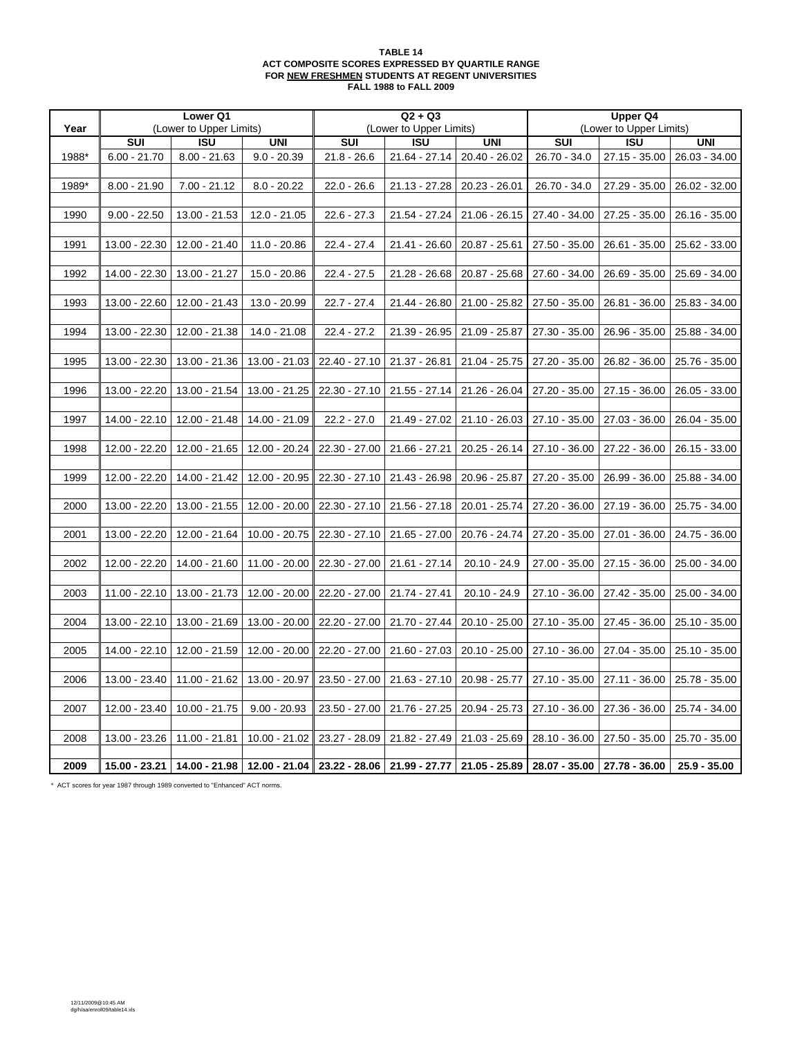**TABLE 14**
**ACT COMPOSITE SCORES EXPRESSED BY QUARTILE RANGE**
**FOR NEW FRESHMEN STUDENTS AT REGENT UNIVERSITIES**
**FALL 1988 to FALL 2009**

| Year | Lower Q1 (Lower to Upper Limits) | | | Q2 + Q3 (Lower to Upper Limits) | | | Upper Q4 (Lower to Upper Limits) | | |
|---|---|---|---|---|---|---|---|---|---|
| | SUI | ISU | UNI | SUI | ISU | UNI | SUI | ISU | UNI |
| 1988* | 6.00 - 21.70 | 8.00 - 21.63 | 9.0 - 20.39 | 21.8 - 26.6 | 21.64 - 27.14 | 20.40 - 26.02 | 26.70 - 34.0 | 27.15 - 35.00 | 26.03 - 34.00 |
| 1989* | 8.00 - 21.90 | 7.00 - 21.12 | 8.0 - 20.22 | 22.0 - 26.6 | 21.13 - 27.28 | 20.23 - 26.01 | 26.70 - 34.0 | 27.29 - 35.00 | 26.02 - 32.00 |
| 1990 | 9.00 - 22.50 | 13.00 - 21.53 | 12.0 - 21.05 | 22.6 - 27.3 | 21.54 - 27.24 | 21.06 - 26.15 | 27.40 - 34.00 | 27.25 - 35.00 | 26.16 - 35.00 |
| 1991 | 13.00 - 22.30 | 12.00 - 21.40 | 11.0 - 20.86 | 22.4 - 27.4 | 21.41 - 26.60 | 20.87 - 25.61 | 27.50 - 35.00 | 26.61 - 35.00 | 25.62 - 33.00 |
| 1992 | 14.00 - 22.30 | 13.00 - 21.27 | 15.0 - 20.86 | 22.4 - 27.5 | 21.28 - 26.68 | 20.87 - 25.68 | 27.60 - 34.00 | 26.69 - 35.00 | 25.69 - 34.00 |
| 1993 | 13.00 - 22.60 | 12.00 - 21.43 | 13.0 - 20.99 | 22.7 - 27.4 | 21.44 - 26.80 | 21.00 - 25.82 | 27.50 - 35.00 | 26.81 - 36.00 | 25.83 - 34.00 |
| 1994 | 13.00 - 22.30 | 12.00 - 21.38 | 14.0 - 21.08 | 22.4 - 27.2 | 21.39 - 26.95 | 21.09 - 25.87 | 27.30 - 35.00 | 26.96 - 35.00 | 25.88 - 34.00 |
| 1995 | 13.00 - 22.30 | 13.00 - 21.36 | 13.00 - 21.03 | 22.40 - 27.10 | 21.37 - 26.81 | 21.04 - 25.75 | 27.20 - 35.00 | 26.82 - 36.00 | 25.76 - 35.00 |
| 1996 | 13.00 - 22.20 | 13.00 - 21.54 | 13.00 - 21.25 | 22.30 - 27.10 | 21.55 - 27.14 | 21.26 - 26.04 | 27.20 - 35.00 | 27.15 - 36.00 | 26.05 - 33.00 |
| 1997 | 14.00 - 22.10 | 12.00 - 21.48 | 14.00 - 21.09 | 22.2 - 27.0 | 21.49 - 27.02 | 21.10 - 26.03 | 27.10 - 35.00 | 27.03 - 36.00 | 26.04 - 35.00 |
| 1998 | 12.00 - 22.20 | 12.00 - 21.65 | 12.00 - 20.24 | 22.30 - 27.00 | 21.66 - 27.21 | 20.25 - 26.14 | 27.10 - 36.00 | 27.22 - 36.00 | 26.15 - 33.00 |
| 1999 | 12.00 - 22.20 | 14.00 - 21.42 | 12.00 - 20.95 | 22.30 - 27.10 | 21.43 - 26.98 | 20.96 - 25.87 | 27.20 - 35.00 | 26.99 - 36.00 | 25.88 - 34.00 |
| 2000 | 13.00 - 22.20 | 13.00 - 21.55 | 12.00 - 20.00 | 22.30 - 27.10 | 21.56 - 27.18 | 20.01 - 25.74 | 27.20 - 36.00 | 27.19 - 36.00 | 25.75 - 34.00 |
| 2001 | 13.00 - 22.20 | 12.00 - 21.64 | 10.00 - 20.75 | 22.30 - 27.10 | 21.65 - 27.00 | 20.76 - 24.74 | 27.20 - 35.00 | 27.01 - 36.00 | 24.75 - 36.00 |
| 2002 | 12.00 - 22.20 | 14.00 - 21.60 | 11.00 - 20.00 | 22.30 - 27.00 | 21.61 - 27.14 | 20.10 - 24.9 | 27.00 - 35.00 | 27.15 - 36.00 | 25.00 - 34.00 |
| 2003 | 11.00 - 22.10 | 13.00 - 21.73 | 12.00 - 20.00 | 22.20 - 27.00 | 21.74 - 27.41 | 20.10 - 24.9 | 27.10 - 36.00 | 27.42 - 35.00 | 25.00 - 34.00 |
| 2004 | 13.00 - 22.10 | 13.00 - 21.69 | 13.00 - 20.00 | 22.20 - 27.00 | 21.70 - 27.44 | 20.10 - 25.00 | 27.10 - 35.00 | 27.45 - 36.00 | 25.10 - 35.00 |
| 2005 | 14.00 - 22.10 | 12.00 - 21.59 | 12.00 - 20.00 | 22.20 - 27.00 | 21.60 - 27.03 | 20.10 - 25.00 | 27.10 - 36.00 | 27.04 - 35.00 | 25.10 - 35.00 |
| 2006 | 13.00 - 23.40 | 11.00 - 21.62 | 13.00 - 20.97 | 23.50 - 27.00 | 21.63 - 27.10 | 20.98 - 25.77 | 27.10 - 35.00 | 27.11 - 36.00 | 25.78 - 35.00 |
| 2007 | 12.00 - 23.40 | 10.00 - 21.75 | 9.00 - 20.93 | 23.50 - 27.00 | 21.76 - 27.25 | 20.94 - 25.73 | 27.10 - 35.00 | 27.36 - 36.00 | 25.74 - 34.00 |
| 2008 | 13.00 - 23.26 | 11.00 - 21.81 | 10.00 - 21.02 | 23.27 - 28.09 | 21.82 - 27.49 | 21.03 - 25.69 | 28.10 - 36.00 | 27.50 - 35.00 | 25.70 - 35.00 |
| **2009** | **15.00 - 23.21** | **14.00 - 21.98** | **12.00 - 21.04** | **23.22 - 28.06** | **21.99 - 27.77** | **21.05 - 25.89** | **28.07 - 35.00** | **27.78 - 36.00** | **25.9 - 35.00** |

\* ACT scores for year 1987 through 1989 converted to "Enhanced" ACT norms.

12/11/2009@10:45 AM
dg/h/aa/enroll09/table14.xls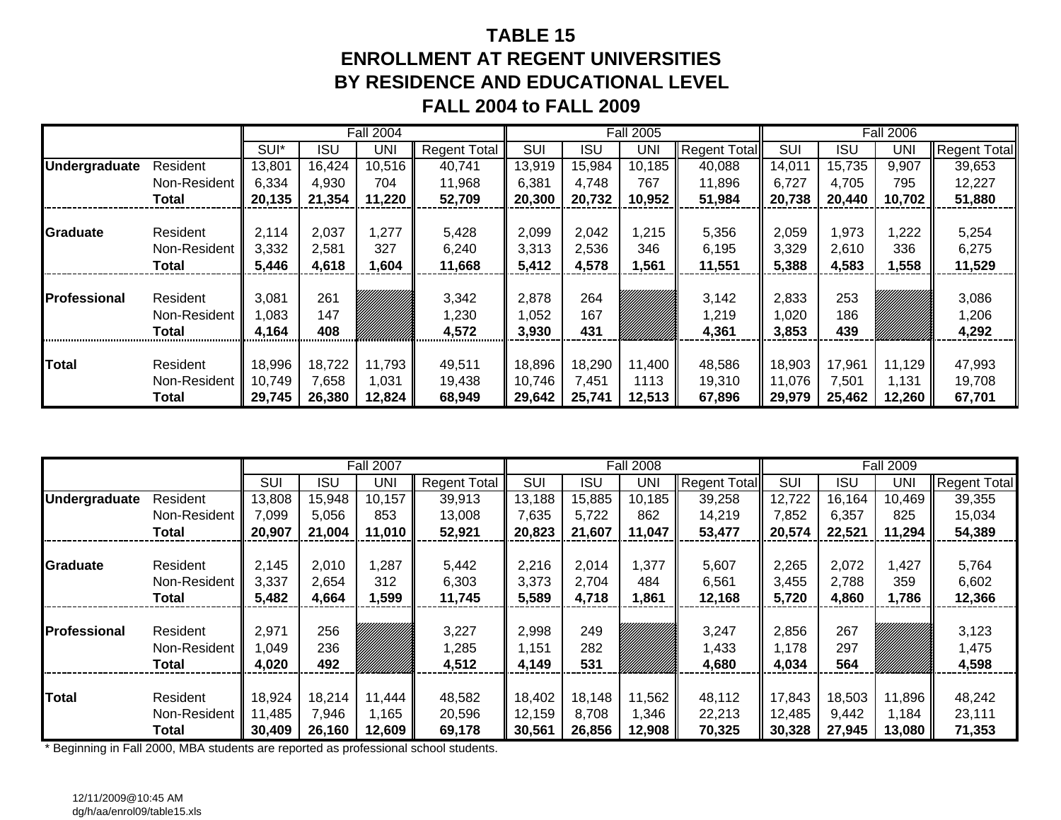# TABLE 15
## ENROLLMENT AT REGENT UNIVERSITIES
## BY RESIDENCE AND EDUCATIONAL LEVEL
## FALL 2004 to FALL 2009

| | | Fall 2004 | | | | Fall 2005 | | | | Fall 2006 | | | |
|---|---|---|---|---|---|---|---|---|---|---|---|---|---|
| | | SUI* | ISU | UNI | Regent Total | SUI | ISU | UNI | Regent Total | SUI | ISU | UNI | Regent Total |
| **Undergraduate** | Resident | 13,801 | 16,424 | 10,516 | 40,741 | 13,919 | 15,984 | 10,185 | 40,088 | 14,011 | 15,735 | 9,907 | 39,653 |
| | Non-Resident | 6,334 | 4,930 | 704 | 11,968 | 6,381 | 4,748 | 767 | 11,896 | 6,727 | 4,705 | 795 | 12,227 |
| | **Total** | **20,135** | **21,354** | **11,220** | **52,709** | **20,300** | **20,732** | **10,952** | **51,984** | **20,738** | **20,440** | **10,702** | **51,880** |
| **Graduate** | Resident | 2,114 | 2,037 | 1,277 | 5,428 | 2,099 | 2,042 | 1,215 | 5,356 | 2,059 | 1,973 | 1,222 | 5,254 |
| | Non-Resident | 3,332 | 2,581 | 327 | 6,240 | 3,313 | 2,536 | 346 | 6,195 | 3,329 | 2,610 | 336 | 6,275 |
| | **Total** | **5,446** | **4,618** | **1,604** | **11,668** | **5,412** | **4,578** | **1,561** | **11,551** | **5,388** | **4,583** | **1,558** | **11,529** |
| **Professional** | Resident | 3,081 | 261 | | 3,342 | 2,878 | 264 | | 3,142 | 2,833 | 253 | | 3,086 |
| | Non-Resident | 1,083 | 147 | | 1,230 | 1,052 | 167 | | 1,219 | 1,020 | 186 | | 1,206 |
| | **Total** | **4,164** | **408** | | **4,572** | **3,930** | **431** | | **4,361** | **3,853** | **439** | | **4,292** |
| **Total** | Resident | 18,996 | 18,722 | 11,793 | 49,511 | 18,896 | 18,290 | 11,400 | 48,586 | 18,903 | 17,961 | 11,129 | 47,993 |
| | Non-Resident | 10,749 | 7,658 | 1,031 | 19,438 | 10,746 | 7,451 | 1113 | 19,310 | 11,076 | 7,501 | 1,131 | 19,708 |
| | **Total** | **29,745** | **26,380** | **12,824** | **68,949** | **29,642** | **25,741** | **12,513** | **67,896** | **29,979** | **25,462** | **12,260** | **67,701** |

| | | Fall 2007 | | | | Fall 2008 | | | | Fall 2009 | | | |
|---|---|---|---|---|---|---|---|---|---|---|---|---|---|
| | | SUI | ISU | UNI | Regent Total | SUI | ISU | UNI | Regent Total | SUI | ISU | UNI | Regent Total |
| **Undergraduate** | Resident | 13,808 | 15,948 | 10,157 | 39,913 | 13,188 | 15,885 | 10,185 | 39,258 | 12,722 | 16,164 | 10,469 | 39,355 |
| | Non-Resident | 7,099 | 5,056 | 853 | 13,008 | 7,635 | 5,722 | 862 | 14,219 | 7,852 | 6,357 | 825 | 15,034 |
| | **Total** | **20,907** | **21,004** | **11,010** | **52,921** | **20,823** | **21,607** | **11,047** | **53,477** | **20,574** | **22,521** | **11,294** | **54,389** |
| **Graduate** | Resident | 2,145 | 2,010 | 1,287 | 5,442 | 2,216 | 2,014 | 1,377 | 5,607 | 2,265 | 2,072 | 1,427 | 5,764 |
| | Non-Resident | 3,337 | 2,654 | 312 | 6,303 | 3,373 | 2,704 | 484 | 6,561 | 3,455 | 2,788 | 359 | 6,602 |
| | **Total** | **5,482** | **4,664** | **1,599** | **11,745** | **5,589** | **4,718** | **1,861** | **12,168** | **5,720** | **4,860** | **1,786** | **12,366** |
| **Professional** | Resident | 2,971 | 256 | | 3,227 | 2,998 | 249 | | 3,247 | 2,856 | 267 | | 3,123 |
| | Non-Resident | 1,049 | 236 | | 1,285 | 1,151 | 282 | | 1,433 | 1,178 | 297 | | 1,475 |
| | **Total** | **4,020** | **492** | | **4,512** | **4,149** | **531** | | **4,680** | **4,034** | **564** | | **4,598** |
| **Total** | Resident | 18,924 | 18,214 | 11,444 | 48,582 | 18,402 | 18,148 | 11,562 | 48,112 | 17,843 | 18,503 | 11,896 | 48,242 |
| | Non-Resident | 11,485 | 7,946 | 1,165 | 20,596 | 12,159 | 8,708 | 1,346 | 22,213 | 12,485 | 9,442 | 1,184 | 23,111 |
| | **Total** | **30,409** | **26,160** | **12,609** | **69,178** | **30,561** | **26,856** | **12,908** | **70,325** | **30,328** | **27,945** | **13,080** | **71,353** |

* Beginning in Fall 2000, MBA students are reported as professional school students.

12/11/2009@10:45 AM
dg/h/aa/enrol09/table15.xls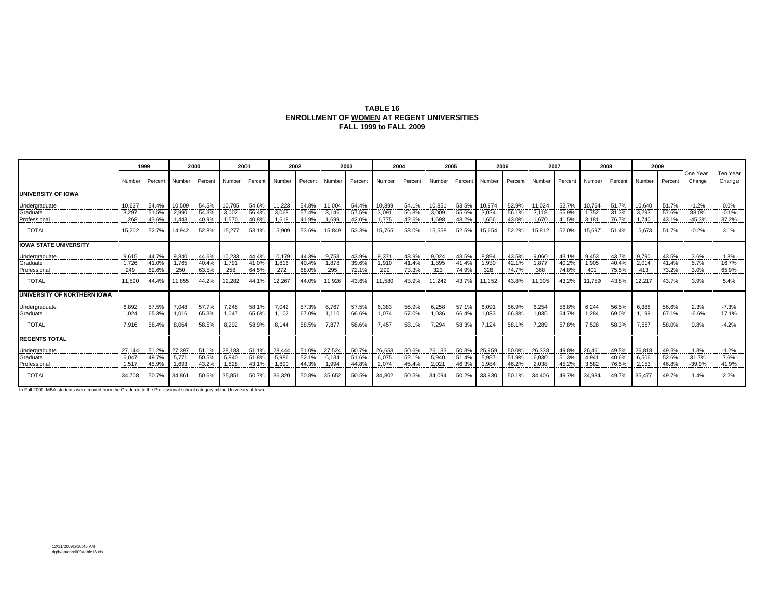**TABLE 16**
**ENROLLMENT OF WOMEN AT REGENT UNIVERSITIES**
**FALL 1999 to FALL 2009**

| | 1999 | | 2000 | | 2001 | | 2002 | | 2003 | | 2004 | | 2005 | | 2006 | | 2007 | | 2008 | | 2009 | | | |
|---|---|---|---|---|---|---|---|---|---|---|---|---|---|---|---|---|---|---|---|---|---|---|---|---|
| | Number | Percent | Number | Percent | Number | Percent | Number | Percent | Number | Percent | Number | Percent | Number | Percent | Number | Percent | Number | Percent | Number | Percent | Number | Percent | One Year Change | Ten Year Change |
| **UNIVERSITY OF IOWA** | | | | | | | | | | | | | | | | | | | | | | | | |
| Undergraduate | 10,637 | 54.4% | 10,509 | 54.5% | 10,705 | 54.6% | 11,223 | 54.8% | 11,004 | 54.4% | 10,899 | 54.1% | 10,851 | 53.5% | 10,974 | 52.9% | 11,024 | 52.7% | 10,764 | 51.7% | 10,640 | 51.7% | -1.2% | 0.0% |
| Graduate | 3,297 | 51.5% | 2,990 | 54.3% | 3,002 | 56.4% | 3,068 | 57.4% | 3,146 | 57.5% | 3,091 | 56.8% | 3,009 | 55.6% | 3,024 | 56.1% | 3,118 | 56.9% | 1,752 | 31.3% | 3,293 | 57.6% | 88.0% | -0.1% |
| Professional | 1,268 | 43.6% | 1,443 | 40.9% | 1,570 | 40.8% | 1,618 | 41.9% | 1,699 | 42.0% | 1,775 | 42.6% | 1,698 | 43.2% | 1,656 | 43.0% | 1,670 | 41.5% | 3,181 | 76.7% | 1,740 | 43.1% | -45.3% | 37.2% |
| TOTAL | 15,202 | 52.7% | 14,942 | 52.8% | 15,277 | 53.1% | 15,909 | 53.6% | 15,849 | 53.3% | 15,765 | 53.0% | 15,558 | 52.5% | 15,654 | 52.2% | 15,812 | 52.0% | 15,697 | 51.4% | 15,673 | 51.7% | -0.2% | 3.1% |
| **IOWA STATE UNIVERSITY** | | | | | | | | | | | | | | | | | | | | | | | | |
| Undergraduate | 9,615 | 44.7% | 9,840 | 44.6% | 10,233 | 44.4% | 10,179 | 44.3% | 9,753 | 43.9% | 9,371 | 43.9% | 9,024 | 43.5% | 8,894 | 43.5% | 9,060 | 43.1% | 9,453 | 43.7% | 9,790 | 43.5% | 3.6% | 1.8% |
| Graduate | 1,726 | 41.0% | 1,765 | 40.4% | 1,791 | 41.0% | 1,816 | 40.4% | 1,878 | 39.6% | 1,910 | 41.4% | 1,895 | 41.4% | 1,930 | 42.1% | 1,877 | 40.2% | 1,905 | 40.4% | 2,014 | 41.4% | 5.7% | 16.7% |
| Professional | 249 | 62.6% | 250 | 63.5% | 258 | 64.5% | 272 | 68.0% | 295 | 72.1% | 299 | 73.3% | 323 | 74.9% | 328 | 74.7% | 368 | 74.8% | 401 | 75.5% | 413 | 73.2% | 3.0% | 65.9% |
| TOTAL | 11,590 | 44.4% | 11,855 | 44.2% | 12,282 | 44.1% | 12,267 | 44.0% | 11,926 | 43.6% | 11,580 | 43.9% | 11,242 | 43.7% | 11,152 | 43.8% | 11,305 | 43.2% | 11,759 | 43.8% | 12,217 | 43.7% | 3.9% | 5.4% |
| **UNIVERSITY OF NORTHERN IOWA** | | | | | | | | | | | | | | | | | | | | | | | | |
| Undergraduate | 6,892 | 57.5% | 7,048 | 57.7% | 7,245 | 58.1% | 7,042 | 57.3% | 6,767 | 57.5% | 6,383 | 56.9% | 6,258 | 57.1% | 6,091 | 56.9% | 6,254 | 56.8% | 6,244 | 56.5% | 6,388 | 56.6% | 2.3% | -7.3% |
| Graduate | 1,024 | 65.3% | 1,016 | 65.3% | 1,047 | 65.6% | 1,102 | 67.0% | 1,110 | 66.6% | 1,074 | 67.0% | 1,036 | 66.4% | 1,033 | 66.3% | 1,035 | 64.7% | 1,284 | 69.0% | 1,199 | 67.1% | -6.6% | 17.1% |
| TOTAL | 7,916 | 58.4% | 8,064 | 58.5% | 8,292 | 58.9% | 8,144 | 58.5% | 7,877 | 58.6% | 7,457 | 58.1% | 7,294 | 58.3% | 7,124 | 58.1% | 7,289 | 57.8% | 7,528 | 58.3% | 7,587 | 58.0% | 0.8% | -4.2% |
| **REGENTS TOTAL** | | | | | | | | | | | | | | | | | | | | | | | | |
| Undergraduate | 27,144 | 51.2% | 27,397 | 51.1% | 28,183 | 51.1% | 28,444 | 51.0% | 27,524 | 50.7% | 26,653 | 50.6% | 26,133 | 50.3% | 25,959 | 50.0% | 26,338 | 49.8% | 26,461 | 49.5% | 26,818 | 49.3% | 1.3% | -1.2% |
| Graduate | 6,047 | 49.7% | 5,771 | 50.5% | 5,840 | 51.8% | 5,986 | 52.1% | 6,134 | 51.6% | 6,075 | 52.1% | 5,940 | 51.4% | 5,987 | 51.9% | 6,030 | 51.3% | 4,941 | 40.6% | 6,506 | 52.6% | 31.7% | 7.6% |
| Professional | 1,517 | 45.9% | 1,693 | 43.2% | 1,828 | 43.1% | 1,890 | 44.3% | 1,994 | 44.8% | 2,074 | 45.4% | 2,021 | 46.3% | 1,984 | 46.2% | 2,038 | 45.2% | 3,582 | 76.5% | 2,153 | 46.8% | -39.9% | 41.9% |
| TOTAL | 34,708 | 50.7% | 34,861 | 50.6% | 35,851 | 50.7% | 36,320 | 50.8% | 35,652 | 50.5% | 34,802 | 50.5% | 34,094 | 50.2% | 33,930 | 50.1% | 34,406 | 49.7% | 34,984 | 49.7% | 35,477 | 49.7% | 1.4% | 2.2% |

In Fall 2000, MBA students were moved from the Graduate to the Professional school category at the University of Iowa.

12/11/2009@10:45 AM
dg/h/aa/enroll09/table16.xls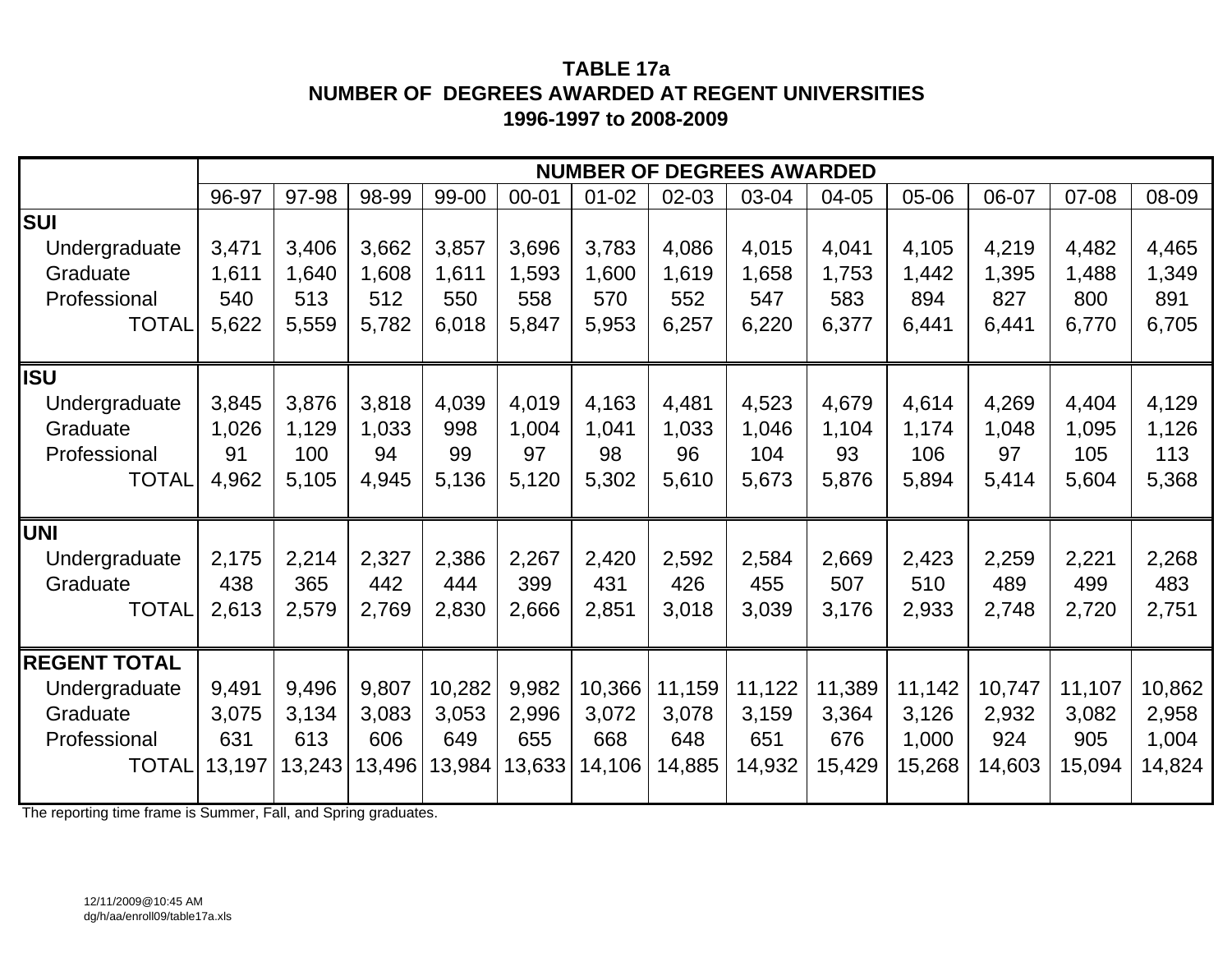# TABLE 17a
## NUMBER OF DEGREES AWARDED AT REGENT UNIVERSITIES
### 1996-1997 to 2008-2009

| | NUMBER OF DEGREES AWARDED | | | | | | | | | | | | |
|---|---|---|---|---|---|---|---|---|---|---|---|---|---|
| | 96-97 | 97-98 | 98-99 | 99-00 | 00-01 | 01-02 | 02-03 | 03-04 | 04-05 | 05-06 | 06-07 | 07-08 | 08-09 |
| **SUI** | | | | | | | | | | | | | |
| Undergraduate | 3,471 | 3,406 | 3,662 | 3,857 | 3,696 | 3,783 | 4,086 | 4,015 | 4,041 | 4,105 | 4,219 | 4,482 | 4,465 |
| Graduate | 1,611 | 1,640 | 1,608 | 1,611 | 1,593 | 1,600 | 1,619 | 1,658 | 1,753 | 1,442 | 1,395 | 1,488 | 1,349 |
| Professional | 540 | 513 | 512 | 550 | 558 | 570 | 552 | 547 | 583 | 894 | 827 | 800 | 891 |
| TOTAL | 5,622 | 5,559 | 5,782 | 6,018 | 5,847 | 5,953 | 6,257 | 6,220 | 6,377 | 6,441 | 6,441 | 6,770 | 6,705 |
| **ISU** | | | | | | | | | | | | | |
| Undergraduate | 3,845 | 3,876 | 3,818 | 4,039 | 4,019 | 4,163 | 4,481 | 4,523 | 4,679 | 4,614 | 4,269 | 4,404 | 4,129 |
| Graduate | 1,026 | 1,129 | 1,033 | 998 | 1,004 | 1,041 | 1,033 | 1,046 | 1,104 | 1,174 | 1,048 | 1,095 | 1,126 |
| Professional | 91 | 100 | 94 | 99 | 97 | 98 | 96 | 104 | 93 | 106 | 97 | 105 | 113 |
| TOTAL | 4,962 | 5,105 | 4,945 | 5,136 | 5,120 | 5,302 | 5,610 | 5,673 | 5,876 | 5,894 | 5,414 | 5,604 | 5,368 |
| **UNI** | | | | | | | | | | | | | |
| Undergraduate | 2,175 | 2,214 | 2,327 | 2,386 | 2,267 | 2,420 | 2,592 | 2,584 | 2,669 | 2,423 | 2,259 | 2,221 | 2,268 |
| Graduate | 438 | 365 | 442 | 444 | 399 | 431 | 426 | 455 | 507 | 510 | 489 | 499 | 483 |
| TOTAL | 2,613 | 2,579 | 2,769 | 2,830 | 2,666 | 2,851 | 3,018 | 3,039 | 3,176 | 2,933 | 2,748 | 2,720 | 2,751 |
| **REGENT TOTAL** | | | | | | | | | | | | | |
| Undergraduate | 9,491 | 9,496 | 9,807 | 10,282 | 9,982 | 10,366 | 11,159 | 11,122 | 11,389 | 11,142 | 10,747 | 11,107 | 10,862 |
| Graduate | 3,075 | 3,134 | 3,083 | 3,053 | 2,996 | 3,072 | 3,078 | 3,159 | 3,364 | 3,126 | 2,932 | 3,082 | 2,958 |
| Professional | 631 | 613 | 606 | 649 | 655 | 668 | 648 | 651 | 676 | 1,000 | 924 | 905 | 1,004 |
| TOTAL | 13,197 | 13,243 | 13,496 | 13,984 | 13,633 | 14,106 | 14,885 | 14,932 | 15,429 | 15,268 | 14,603 | 15,094 | 14,824 |

The reporting time frame is Summer, Fall, and Spring graduates.

12/11/2009@10:45 AM
dg/h/aa/enroll09/table17a.xls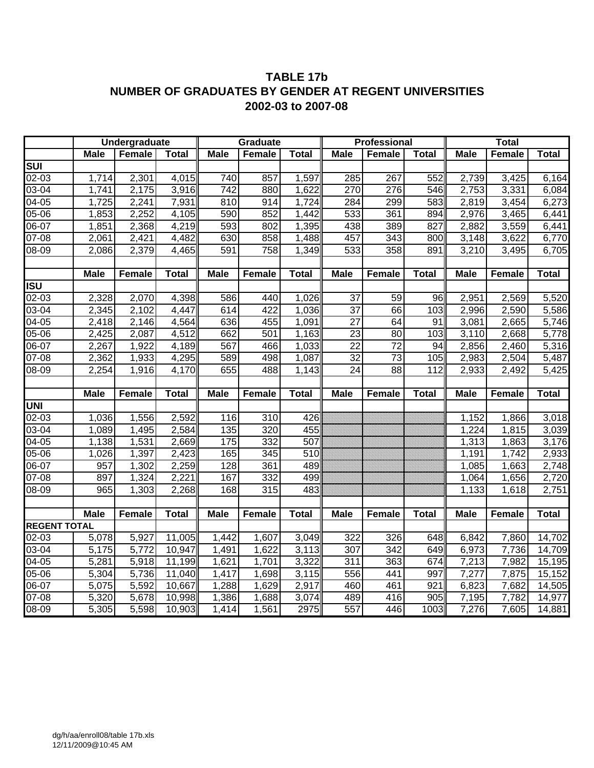# TABLE 17b
## NUMBER OF GRADUATES BY GENDER AT REGENT UNIVERSITIES
## 2002-03 to 2007-08

| | Undergraduate | | | Graduate | | | Professional | | | Total | | |
|---|---|---|---|---|---|---|---|---|---|---|---|---|
| | **Male** | **Female** | **Total** | **Male** | **Female** | **Total** | **Male** | **Female** | **Total** | **Male** | **Female** | **Total** |
| **SUI** | | | | | | | | | | | | |
| 02-03 | 1,714 | 2,301 | 4,015 | 740 | 857 | 1,597 | 285 | 267 | 552 | 2,739 | 3,425 | 6,164 |
| 03-04 | 1,741 | 2,175 | 3,916 | 742 | 880 | 1,622 | 270 | 276 | 546 | 2,753 | 3,331 | 6,084 |
| 04-05 | 1,725 | 2,241 | 7,931 | 810 | 914 | 1,724 | 284 | 299 | 583 | 2,819 | 3,454 | 6,273 |
| 05-06 | 1,853 | 2,252 | 4,105 | 590 | 852 | 1,442 | 533 | 361 | 894 | 2,976 | 3,465 | 6,441 |
| 06-07 | 1,851 | 2,368 | 4,219 | 593 | 802 | 1,395 | 438 | 389 | 827 | 2,882 | 3,559 | 6,441 |
| 07-08 | 2,061 | 2,421 | 4,482 | 630 | 858 | 1,488 | 457 | 343 | 800 | 3,148 | 3,622 | 6,770 |
| 08-09 | 2,086 | 2,379 | 4,465 | 591 | 758 | 1,349 | 533 | 358 | 891 | 3,210 | 3,495 | 6,705 |
| | | | | | | | | | | | | |
| | **Male** | **Female** | **Total** | **Male** | **Female** | **Total** | **Male** | **Female** | **Total** | **Male** | **Female** | **Total** |
| **ISU** | | | | | | | | | | | | |
| 02-03 | 2,328 | 2,070 | 4,398 | 586 | 440 | 1,026 | 37 | 59 | 96 | 2,951 | 2,569 | 5,520 |
| 03-04 | 2,345 | 2,102 | 4,447 | 614 | 422 | 1,036 | 37 | 66 | 103 | 2,996 | 2,590 | 5,586 |
| 04-05 | 2,418 | 2,146 | 4,564 | 636 | 455 | 1,091 | 27 | 64 | 91 | 3,081 | 2,665 | 5,746 |
| 05-06 | 2,425 | 2,087 | 4,512 | 662 | 501 | 1,163 | 23 | 80 | 103 | 3,110 | 2,668 | 5,778 |
| 06-07 | 2,267 | 1,922 | 4,189 | 567 | 466 | 1,033 | 22 | 72 | 94 | 2,856 | 2,460 | 5,316 |
| 07-08 | 2,362 | 1,933 | 4,295 | 589 | 498 | 1,087 | 32 | 73 | 105 | 2,983 | 2,504 | 5,487 |
| 08-09 | 2,254 | 1,916 | 4,170 | 655 | 488 | 1,143 | 24 | 88 | 112 | 2,933 | 2,492 | 5,425 |
| | | | | | | | | | | | | |
| | **Male** | **Female** | **Total** | **Male** | **Female** | **Total** | **Male** | **Female** | **Total** | **Male** | **Female** | **Total** |
| **UNI** | | | | | | | | | | | | |
| 02-03 | 1,036 | 1,556 | 2,592 | 116 | 310 | 426 | | | | 1,152 | 1,866 | 3,018 |
| 03-04 | 1,089 | 1,495 | 2,584 | 135 | 320 | 455 | | | | 1,224 | 1,815 | 3,039 |
| 04-05 | 1,138 | 1,531 | 2,669 | 175 | 332 | 507 | | | | 1,313 | 1,863 | 3,176 |
| 05-06 | 1,026 | 1,397 | 2,423 | 165 | 345 | 510 | | | | 1,191 | 1,742 | 2,933 |
| 06-07 | 957 | 1,302 | 2,259 | 128 | 361 | 489 | | | | 1,085 | 1,663 | 2,748 |
| 07-08 | 897 | 1,324 | 2,221 | 167 | 332 | 499 | | | | 1,064 | 1,656 | 2,720 |
| 08-09 | 965 | 1,303 | 2,268 | 168 | 315 | 483 | | | | 1,133 | 1,618 | 2,751 |
| | | | | | | | | | | | | |
| | **Male** | **Female** | **Total** | **Male** | **Female** | **Total** | **Male** | **Female** | **Total** | **Male** | **Female** | **Total** |
| **REGENT TOTAL** | | | | | | | | | | | | |
| 02-03 | 5,078 | 5,927 | 11,005 | 1,442 | 1,607 | 3,049 | 322 | 326 | 648 | 6,842 | 7,860 | 14,702 |
| 03-04 | 5,175 | 5,772 | 10,947 | 1,491 | 1,622 | 3,113 | 307 | 342 | 649 | 6,973 | 7,736 | 14,709 |
| 04-05 | 5,281 | 5,918 | 11,199 | 1,621 | 1,701 | 3,322 | 311 | 363 | 674 | 7,213 | 7,982 | 15,195 |
| 05-06 | 5,304 | 5,736 | 11,040 | 1,417 | 1,698 | 3,115 | 556 | 441 | 997 | 7,277 | 7,875 | 15,152 |
| 06-07 | 5,075 | 5,592 | 10,667 | 1,288 | 1,629 | 2,917 | 460 | 461 | 921 | 6,823 | 7,682 | 14,505 |
| 07-08 | 5,320 | 5,678 | 10,998 | 1,386 | 1,688 | 3,074 | 489 | 416 | 905 | 7,195 | 7,782 | 14,977 |
| 08-09 | 5,305 | 5,598 | 10,903 | 1,414 | 1,561 | 2975 | 557 | 446 | 1003 | 7,276 | 7,605 | 14,881 |

dg/h/aa/enroll08/table 17b.xls
12/11/2009@10:45 AM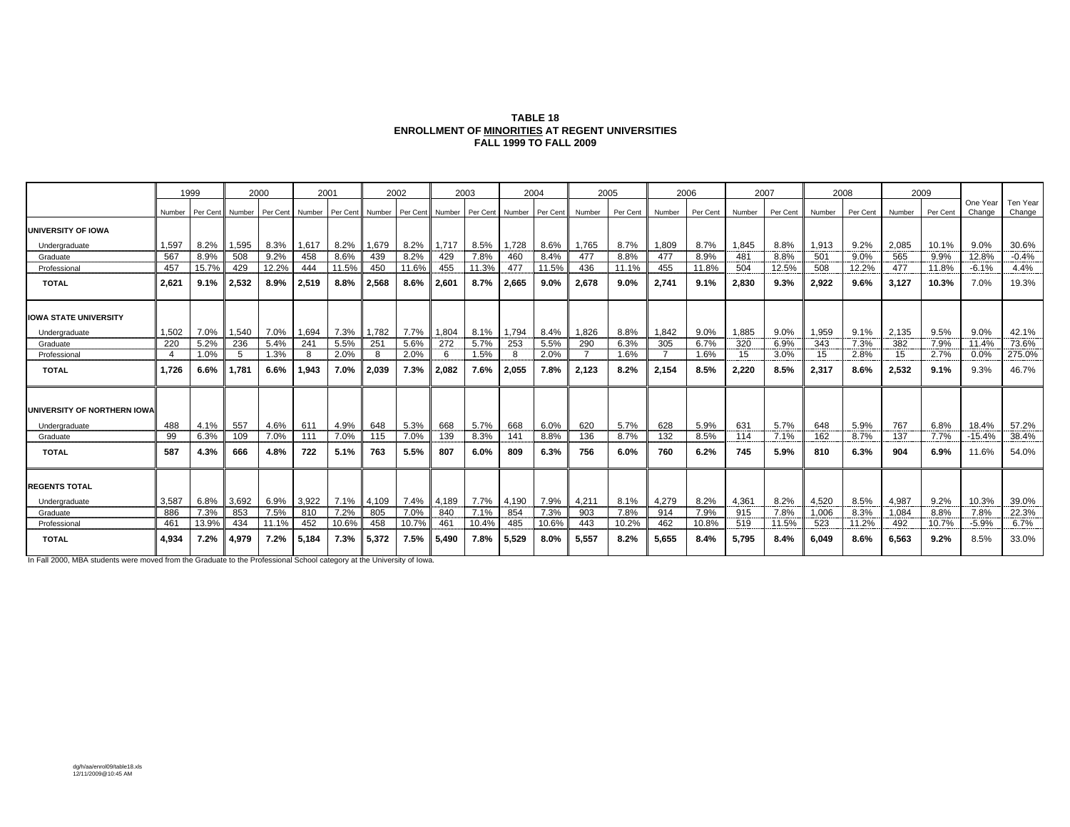**TABLE 18**
**ENROLLMENT OF MINORITIES AT REGENT UNIVERSITIES**
**FALL 1999 TO FALL 2009**

| | 1999 | | 2000 | | 2001 | | 2002 | | 2003 | | 2004 | | 2005 | | 2006 | | 2007 | | 2008 | | 2009 | | | |
|---|---|---|---|---|---|---|---|---|---|---|---|---|---|---|---|---|---|---|---|---|---|---|---|---|
| | Number | Per Cent | Number | Per Cent | Number | Per Cent | Number | Per Cent | Number | Per Cent | Number | Per Cent | Number | Per Cent | Number | Per Cent | Number | Per Cent | Number | Per Cent | Number | Per Cent | One Year Change | Ten Year Change |
| **UNIVERSITY OF IOWA** | | | | | | | | | | | | | | | | | | | | | | | | |
| Undergraduate | 1,597 | 8.2% | 1,595 | 8.3% | 1,617 | 8.2% | 1,679 | 8.2% | 1,717 | 8.5% | 1,728 | 8.6% | 1,765 | 8.7% | 1,809 | 8.7% | 1,845 | 8.8% | 1,913 | 9.2% | 2,085 | 10.1% | 9.0% | 30.6% |
| Graduate | 567 | 8.9% | 508 | 9.2% | 458 | 8.6% | 439 | 8.2% | 429 | 7.8% | 460 | 8.4% | 477 | 8.8% | 477 | 8.9% | 481 | 8.8% | 501 | 9.0% | 565 | 9.9% | 12.8% | -0.4% |
| Professional | 457 | 15.7% | 429 | 12.2% | 444 | 11.5% | 450 | 11.6% | 455 | 11.3% | 477 | 11.5% | 436 | 11.1% | 455 | 11.8% | 504 | 12.5% | 508 | 12.2% | 477 | 11.8% | -6.1% | 4.4% |
| **TOTAL** | **2,621** | **9.1%** | **2,532** | **8.9%** | **2,519** | **8.8%** | **2,568** | **8.6%** | **2,601** | **8.7%** | **2,665** | **9.0%** | **2,678** | **9.0%** | **2,741** | **9.1%** | **2,830** | **9.3%** | **2,922** | **9.6%** | **3,127** | **10.3%** | 7.0% | 19.3% |
| **IOWA STATE UNIVERSITY** | | | | | | | | | | | | | | | | | | | | | | | | |
| Undergraduate | 1,502 | 7.0% | 1,540 | 7.0% | 1,694 | 7.3% | 1,782 | 7.7% | 1,804 | 8.1% | 1,794 | 8.4% | 1,826 | 8.8% | 1,842 | 9.0% | 1,885 | 9.0% | 1,959 | 9.1% | 2,135 | 9.5% | 9.0% | 42.1% |
| Graduate | 220 | 5.2% | 236 | 5.4% | 241 | 5.5% | 251 | 5.6% | 272 | 5.7% | 253 | 5.5% | 290 | 6.3% | 305 | 6.7% | 320 | 6.9% | 343 | 7.3% | 382 | 7.9% | 11.4% | 73.6% |
| Professional | 4 | 1.0% | 5 | 1.3% | 8 | 2.0% | 8 | 2.0% | 6 | 1.5% | 8 | 2.0% | 7 | 1.6% | 7 | 1.6% | 15 | 3.0% | 15 | 2.8% | 15 | 2.7% | 0.0% | 275.0% |
| **TOTAL** | **1,726** | **6.6%** | **1,781** | **6.6%** | **1,943** | **7.0%** | **2,039** | **7.3%** | **2,082** | **7.6%** | **2,055** | **7.8%** | **2,123** | **8.2%** | **2,154** | **8.5%** | **2,220** | **8.5%** | **2,317** | **8.6%** | **2,532** | **9.1%** | 9.3% | 46.7% |
| **UNIVERSITY OF NORTHERN IOWA** | | | | | | | | | | | | | | | | | | | | | | | | |
| Undergraduate | 488 | 4.1% | 557 | 4.6% | 611 | 4.9% | 648 | 5.3% | 668 | 5.7% | 668 | 6.0% | 620 | 5.7% | 628 | 5.9% | 631 | 5.7% | 648 | 5.9% | 767 | 6.8% | 18.4% | 57.2% |
| Graduate | 99 | 6.3% | 109 | 7.0% | 111 | 7.0% | 115 | 7.0% | 139 | 8.3% | 141 | 8.8% | 136 | 8.7% | 132 | 8.5% | 114 | 7.1% | 162 | 8.7% | 137 | 7.7% | -15.4% | 38.4% |
| **TOTAL** | **587** | **4.3%** | **666** | **4.8%** | **722** | **5.1%** | **763** | **5.5%** | **807** | **6.0%** | **809** | **6.3%** | **756** | **6.0%** | **760** | **6.2%** | **745** | **5.9%** | **810** | **6.3%** | **904** | **6.9%** | 11.6% | 54.0% |
| **REGENTS TOTAL** | | | | | | | | | | | | | | | | | | | | | | | | |
| Undergraduate | 3,587 | 6.8% | 3,692 | 6.9% | 3,922 | 7.1% | 4,109 | 7.4% | 4,189 | 7.7% | 4,190 | 7.9% | 4,211 | 8.1% | 4,279 | 8.2% | 4,361 | 8.2% | 4,520 | 8.5% | 4,987 | 9.2% | 10.3% | 39.0% |
| Graduate | 886 | 7.3% | 853 | 7.5% | 810 | 7.2% | 805 | 7.0% | 840 | 7.1% | 854 | 7.3% | 903 | 7.8% | 914 | 7.9% | 915 | 7.8% | 1,006 | 8.3% | 1,084 | 8.8% | 7.8% | 22.3% |
| Professional | 461 | 13.9% | 434 | 11.1% | 452 | 10.6% | 458 | 10.7% | 461 | 10.4% | 485 | 10.6% | 443 | 10.2% | 462 | 10.8% | 519 | 11.5% | 523 | 11.2% | 492 | 10.7% | -5.9% | 6.7% |
| **TOTAL** | **4,934** | **7.2%** | **4,979** | **7.2%** | **5,184** | **7.3%** | **5,372** | **7.5%** | **5,490** | **7.8%** | **5,529** | **8.0%** | **5,557** | **8.2%** | **5,655** | **8.4%** | **5,795** | **8.4%** | **6,049** | **8.6%** | **6,563** | **9.2%** | 8.5% | 33.0% |

In Fall 2000, MBA students were moved from the Graduate to the Professional School category at the University of Iowa.

dg/h/aa/enrol09/table18.xls
12/11/2009@10:45 AM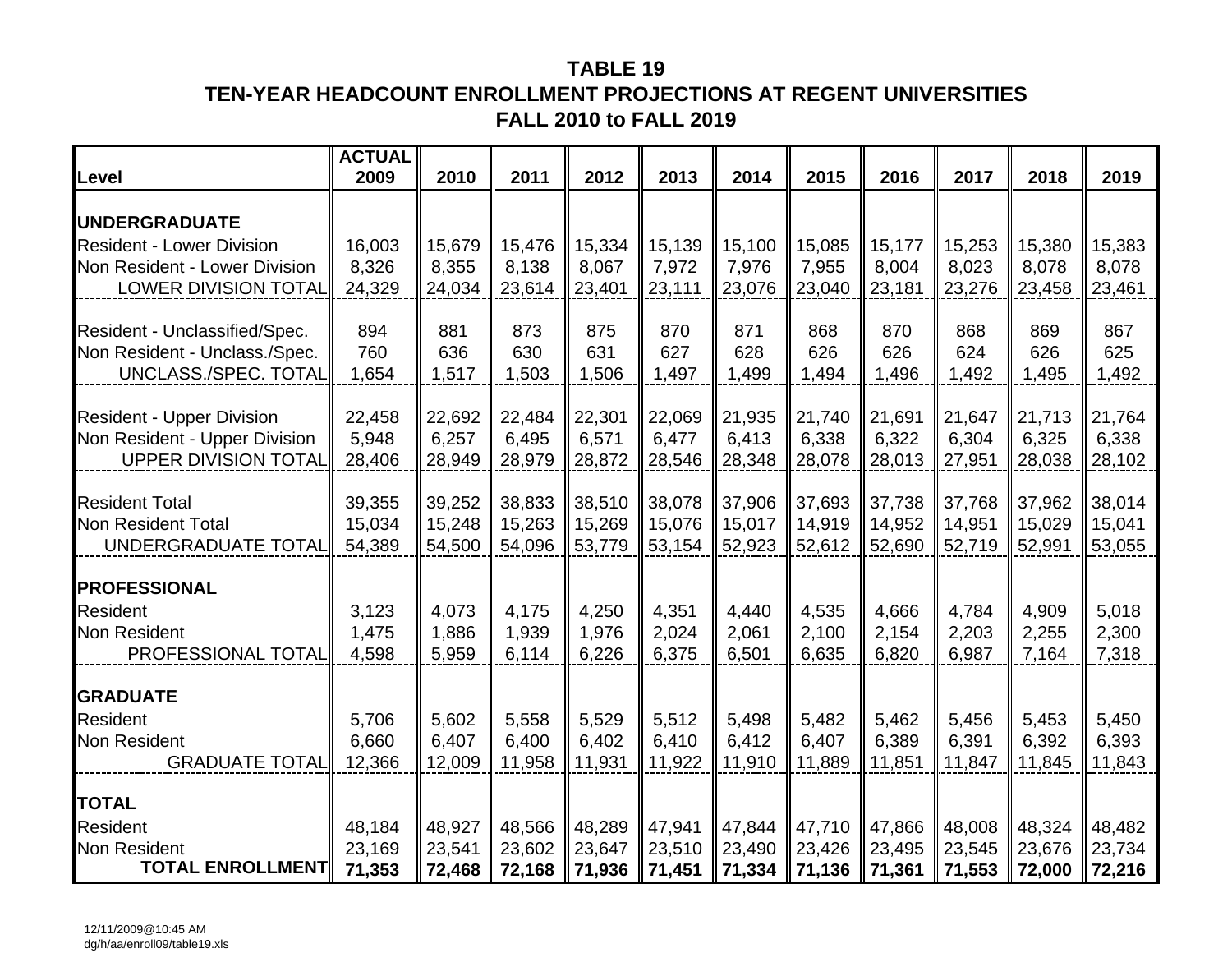# TABLE 19
## TEN-YEAR HEADCOUNT ENROLLMENT PROJECTIONS AT REGENT UNIVERSITIES
## FALL 2010 to FALL 2019

| Level | ACTUAL 2009 | 2010 | 2011 | 2012 | 2013 | 2014 | 2015 | 2016 | 2017 | 2018 | 2019 |
|---|---|---|---|---|---|---|---|---|---|---|---|
| **UNDERGRADUATE** | | | | | | | | | | | |
| Resident - Lower Division | 16,003 | 15,679 | 15,476 | 15,334 | 15,139 | 15,100 | 15,085 | 15,177 | 15,253 | 15,380 | 15,383 |
| Non Resident - Lower Division | 8,326 | 8,355 | 8,138 | 8,067 | 7,972 | 7,976 | 7,955 | 8,004 | 8,023 | 8,078 | 8,078 |
| LOWER DIVISION TOTAL | 24,329 | 24,034 | 23,614 | 23,401 | 23,111 | 23,076 | 23,040 | 23,181 | 23,276 | 23,458 | 23,461 |
| Resident - Unclassified/Spec. | 894 | 881 | 873 | 875 | 870 | 871 | 868 | 870 | 868 | 869 | 867 |
| Non Resident - Unclass./Spec. | 760 | 636 | 630 | 631 | 627 | 628 | 626 | 626 | 624 | 626 | 625 |
| UNCLASS./SPEC. TOTAL | 1,654 | 1,517 | 1,503 | 1,506 | 1,497 | 1,499 | 1,494 | 1,496 | 1,492 | 1,495 | 1,492 |
| Resident - Upper Division | 22,458 | 22,692 | 22,484 | 22,301 | 22,069 | 21,935 | 21,740 | 21,691 | 21,647 | 21,713 | 21,764 |
| Non Resident - Upper Division | 5,948 | 6,257 | 6,495 | 6,571 | 6,477 | 6,413 | 6,338 | 6,322 | 6,304 | 6,325 | 6,338 |
| UPPER DIVISION TOTAL | 28,406 | 28,949 | 28,979 | 28,872 | 28,546 | 28,348 | 28,078 | 28,013 | 27,951 | 28,038 | 28,102 |
| Resident Total | 39,355 | 39,252 | 38,833 | 38,510 | 38,078 | 37,906 | 37,693 | 37,738 | 37,768 | 37,962 | 38,014 |
| Non Resident Total | 15,034 | 15,248 | 15,263 | 15,269 | 15,076 | 15,017 | 14,919 | 14,952 | 14,951 | 15,029 | 15,041 |
| UNDERGRADUATE TOTAL | 54,389 | 54,500 | 54,096 | 53,779 | 53,154 | 52,923 | 52,612 | 52,690 | 52,719 | 52,991 | 53,055 |
| **PROFESSIONAL** | | | | | | | | | | | |
| Resident | 3,123 | 4,073 | 4,175 | 4,250 | 4,351 | 4,440 | 4,535 | 4,666 | 4,784 | 4,909 | 5,018 |
| Non Resident | 1,475 | 1,886 | 1,939 | 1,976 | 2,024 | 2,061 | 2,100 | 2,154 | 2,203 | 2,255 | 2,300 |
| PROFESSIONAL TOTAL | 4,598 | 5,959 | 6,114 | 6,226 | 6,375 | 6,501 | 6,635 | 6,820 | 6,987 | 7,164 | 7,318 |
| **GRADUATE** | | | | | | | | | | | |
| Resident | 5,706 | 5,602 | 5,558 | 5,529 | 5,512 | 5,498 | 5,482 | 5,462 | 5,456 | 5,453 | 5,450 |
| Non Resident | 6,660 | 6,407 | 6,400 | 6,402 | 6,410 | 6,412 | 6,407 | 6,389 | 6,391 | 6,392 | 6,393 |
| GRADUATE TOTAL | 12,366 | 12,009 | 11,958 | 11,931 | 11,922 | 11,910 | 11,889 | 11,851 | 11,847 | 11,845 | 11,843 |
| **TOTAL** | | | | | | | | | | | |
| Resident | 48,184 | 48,927 | 48,566 | 48,289 | 47,941 | 47,844 | 47,710 | 47,866 | 48,008 | 48,324 | 48,482 |
| Non Resident | 23,169 | 23,541 | 23,602 | 23,647 | 23,510 | 23,490 | 23,426 | 23,495 | 23,545 | 23,676 | 23,734 |
| **TOTAL ENROLLMENT** | **71,353** | **72,468** | **72,168** | **71,936** | **71,451** | **71,334** | **71,136** | **71,361** | **71,553** | **72,000** | **72,216** |

12/11/2009@10:45 AM
dg/h/aa/enroll09/table19.xls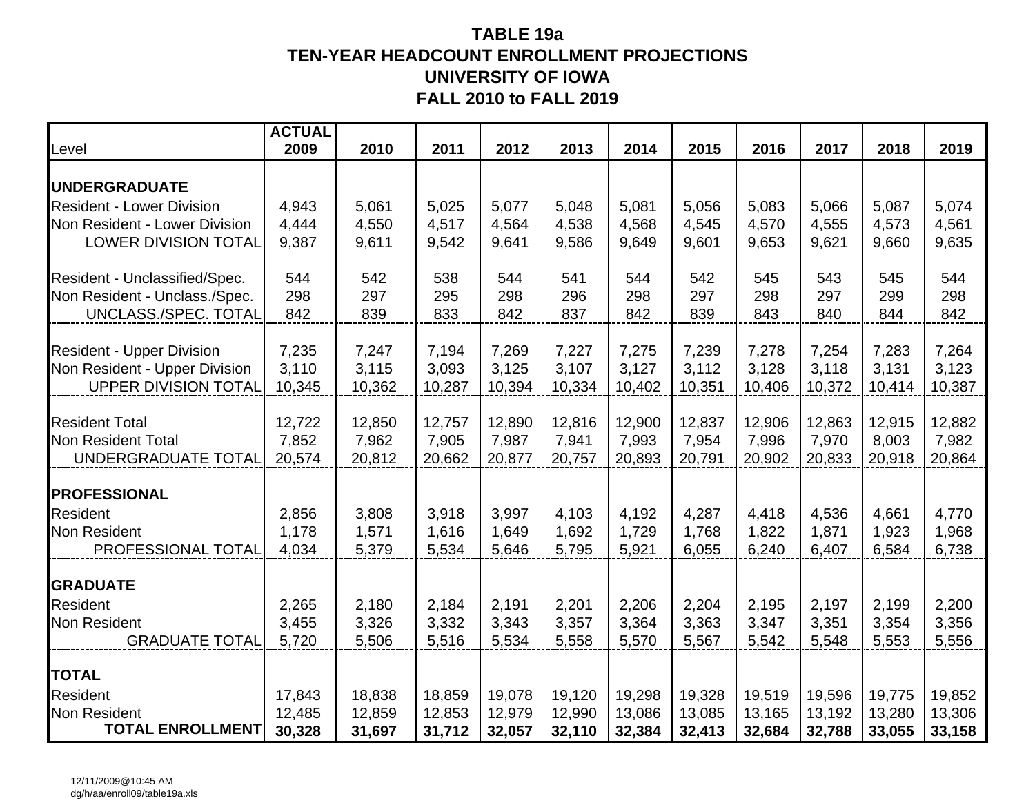# TABLE 19a
## TEN-YEAR HEADCOUNT ENROLLMENT PROJECTIONS
## UNIVERSITY OF IOWA
## FALL 2010 to FALL 2019

| Level | ACTUAL 2009 | 2010 | 2011 | 2012 | 2013 | 2014 | 2015 | 2016 | 2017 | 2018 | 2019 |
|---|---|---|---|---|---|---|---|---|---|---|---|
| **UNDERGRADUATE** | | | | | | | | | | | |
| Resident - Lower Division | 4,943 | 5,061 | 5,025 | 5,077 | 5,048 | 5,081 | 5,056 | 5,083 | 5,066 | 5,087 | 5,074 |
| Non Resident - Lower Division | 4,444 | 4,550 | 4,517 | 4,564 | 4,538 | 4,568 | 4,545 | 4,570 | 4,555 | 4,573 | 4,561 |
| LOWER DIVISION TOTAL | 9,387 | 9,611 | 9,542 | 9,641 | 9,586 | 9,649 | 9,601 | 9,653 | 9,621 | 9,660 | 9,635 |
| Resident - Unclassified/Spec. | 544 | 542 | 538 | 544 | 541 | 544 | 542 | 545 | 543 | 545 | 544 |
| Non Resident - Unclass./Spec. | 298 | 297 | 295 | 298 | 296 | 298 | 297 | 298 | 297 | 299 | 298 |
| UNCLASS./SPEC. TOTAL | 842 | 839 | 833 | 842 | 837 | 842 | 839 | 843 | 840 | 844 | 842 |
| Resident - Upper Division | 7,235 | 7,247 | 7,194 | 7,269 | 7,227 | 7,275 | 7,239 | 7,278 | 7,254 | 7,283 | 7,264 |
| Non Resident - Upper Division | 3,110 | 3,115 | 3,093 | 3,125 | 3,107 | 3,127 | 3,112 | 3,128 | 3,118 | 3,131 | 3,123 |
| UPPER DIVISION TOTAL | 10,345 | 10,362 | 10,287 | 10,394 | 10,334 | 10,402 | 10,351 | 10,406 | 10,372 | 10,414 | 10,387 |
| Resident Total | 12,722 | 12,850 | 12,757 | 12,890 | 12,816 | 12,900 | 12,837 | 12,906 | 12,863 | 12,915 | 12,882 |
| Non Resident Total | 7,852 | 7,962 | 7,905 | 7,987 | 7,941 | 7,993 | 7,954 | 7,996 | 7,970 | 8,003 | 7,982 |
| UNDERGRADUATE TOTAL | 20,574 | 20,812 | 20,662 | 20,877 | 20,757 | 20,893 | 20,791 | 20,902 | 20,833 | 20,918 | 20,864 |
| **PROFESSIONAL** | | | | | | | | | | | |
| Resident | 2,856 | 3,808 | 3,918 | 3,997 | 4,103 | 4,192 | 4,287 | 4,418 | 4,536 | 4,661 | 4,770 |
| Non Resident | 1,178 | 1,571 | 1,616 | 1,649 | 1,692 | 1,729 | 1,768 | 1,822 | 1,871 | 1,923 | 1,968 |
| PROFESSIONAL TOTAL | 4,034 | 5,379 | 5,534 | 5,646 | 5,795 | 5,921 | 6,055 | 6,240 | 6,407 | 6,584 | 6,738 |
| **GRADUATE** | | | | | | | | | | | |
| Resident | 2,265 | 2,180 | 2,184 | 2,191 | 2,201 | 2,206 | 2,204 | 2,195 | 2,197 | 2,199 | 2,200 |
| Non Resident | 3,455 | 3,326 | 3,332 | 3,343 | 3,357 | 3,364 | 3,363 | 3,347 | 3,351 | 3,354 | 3,356 |
| GRADUATE TOTAL | 5,720 | 5,506 | 5,516 | 5,534 | 5,558 | 5,570 | 5,567 | 5,542 | 5,548 | 5,553 | 5,556 |
| **TOTAL** | | | | | | | | | | | |
| Resident | 17,843 | 18,838 | 18,859 | 19,078 | 19,120 | 19,298 | 19,328 | 19,519 | 19,596 | 19,775 | 19,852 |
| Non Resident | 12,485 | 12,859 | 12,853 | 12,979 | 12,990 | 13,086 | 13,085 | 13,165 | 13,192 | 13,280 | 13,306 |
| **TOTAL ENROLLMENT** | **30,328** | **31,697** | **31,712** | **32,057** | **32,110** | **32,384** | **32,413** | **32,684** | **32,788** | **33,055** | **33,158** |

12/11/2009@10:45 AM
dg/h/aa/enroll09/table19a.xls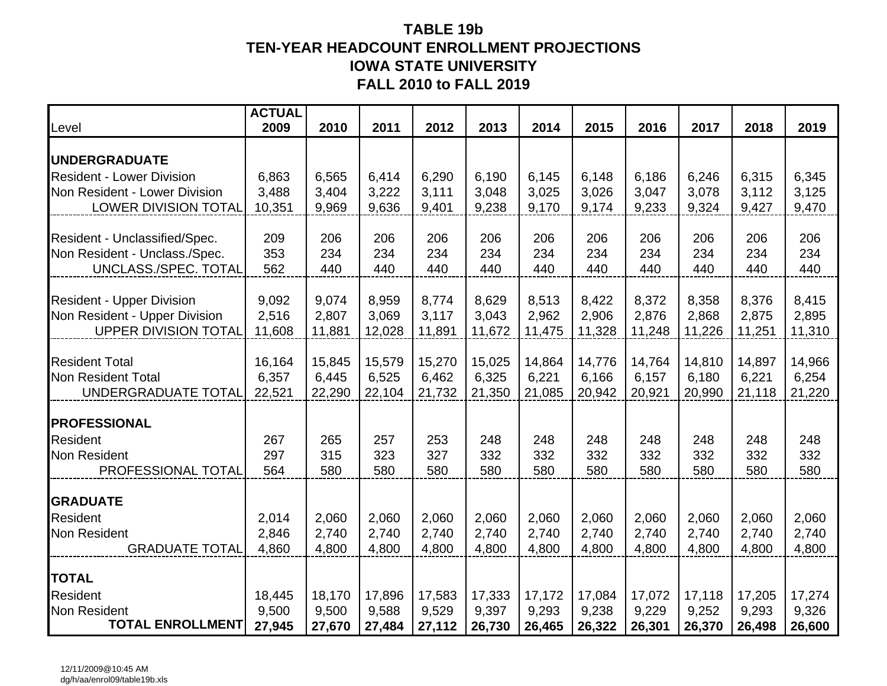# TABLE 19b
## TEN-YEAR HEADCOUNT ENROLLMENT PROJECTIONS
## IOWA STATE UNIVERSITY
## FALL 2010 to FALL 2019

| Level | ACTUAL 2009 | 2010 | 2011 | 2012 | 2013 | 2014 | 2015 | 2016 | 2017 | 2018 | 2019 |
|---|---|---|---|---|---|---|---|---|---|---|---|
| **UNDERGRADUATE** | | | | | | | | | | | |
| Resident - Lower Division | 6,863 | 6,565 | 6,414 | 6,290 | 6,190 | 6,145 | 6,148 | 6,186 | 6,246 | 6,315 | 6,345 |
| Non Resident - Lower Division | 3,488 | 3,404 | 3,222 | 3,111 | 3,048 | 3,025 | 3,026 | 3,047 | 3,078 | 3,112 | 3,125 |
| LOWER DIVISION TOTAL | 10,351 | 9,969 | 9,636 | 9,401 | 9,238 | 9,170 | 9,174 | 9,233 | 9,324 | 9,427 | 9,470 |
| Resident - Unclassified/Spec. | 209 | 206 | 206 | 206 | 206 | 206 | 206 | 206 | 206 | 206 | 206 |
| Non Resident - Unclass./Spec. | 353 | 234 | 234 | 234 | 234 | 234 | 234 | 234 | 234 | 234 | 234 |
| UNCLASS./SPEC. TOTAL | 562 | 440 | 440 | 440 | 440 | 440 | 440 | 440 | 440 | 440 | 440 |
| Resident - Upper Division | 9,092 | 9,074 | 8,959 | 8,774 | 8,629 | 8,513 | 8,422 | 8,372 | 8,358 | 8,376 | 8,415 |
| Non Resident - Upper Division | 2,516 | 2,807 | 3,069 | 3,117 | 3,043 | 2,962 | 2,906 | 2,876 | 2,868 | 2,875 | 2,895 |
| UPPER DIVISION TOTAL | 11,608 | 11,881 | 12,028 | 11,891 | 11,672 | 11,475 | 11,328 | 11,248 | 11,226 | 11,251 | 11,310 |
| Resident Total | 16,164 | 15,845 | 15,579 | 15,270 | 15,025 | 14,864 | 14,776 | 14,764 | 14,810 | 14,897 | 14,966 |
| Non Resident Total | 6,357 | 6,445 | 6,525 | 6,462 | 6,325 | 6,221 | 6,166 | 6,157 | 6,180 | 6,221 | 6,254 |
| UNDERGRADUATE TOTAL | 22,521 | 22,290 | 22,104 | 21,732 | 21,350 | 21,085 | 20,942 | 20,921 | 20,990 | 21,118 | 21,220 |
| **PROFESSIONAL** | | | | | | | | | | | |
| Resident | 267 | 265 | 257 | 253 | 248 | 248 | 248 | 248 | 248 | 248 | 248 |
| Non Resident | 297 | 315 | 323 | 327 | 332 | 332 | 332 | 332 | 332 | 332 | 332 |
| PROFESSIONAL TOTAL | 564 | 580 | 580 | 580 | 580 | 580 | 580 | 580 | 580 | 580 | 580 |
| **GRADUATE** | | | | | | | | | | | |
| Resident | 2,014 | 2,060 | 2,060 | 2,060 | 2,060 | 2,060 | 2,060 | 2,060 | 2,060 | 2,060 | 2,060 |
| Non Resident | 2,846 | 2,740 | 2,740 | 2,740 | 2,740 | 2,740 | 2,740 | 2,740 | 2,740 | 2,740 | 2,740 |
| GRADUATE TOTAL | 4,860 | 4,800 | 4,800 | 4,800 | 4,800 | 4,800 | 4,800 | 4,800 | 4,800 | 4,800 | 4,800 |
| **TOTAL** | | | | | | | | | | | |
| Resident | 18,445 | 18,170 | 17,896 | 17,583 | 17,333 | 17,172 | 17,084 | 17,072 | 17,118 | 17,205 | 17,274 |
| Non Resident | 9,500 | 9,500 | 9,588 | 9,529 | 9,397 | 9,293 | 9,238 | 9,229 | 9,252 | 9,293 | 9,326 |
| **TOTAL ENROLLMENT** | **27,945** | **27,670** | **27,484** | **27,112** | **26,730** | **26,465** | **26,322** | **26,301** | **26,370** | **26,498** | **26,600** |

12/11/2009@10:45 AM
dg/h/aa/enrol09/table19b.xls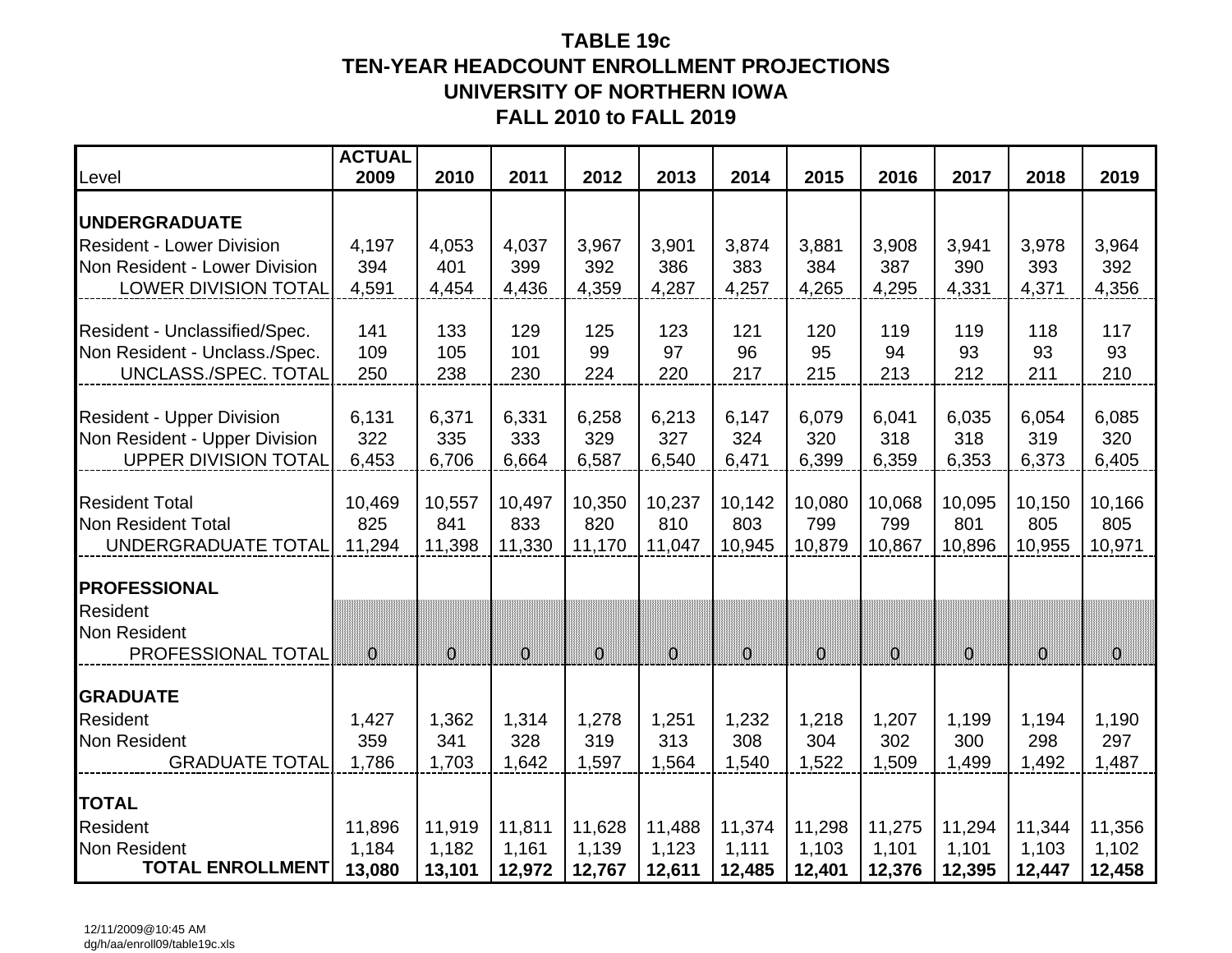# TABLE 19c
## TEN-YEAR HEADCOUNT ENROLLMENT PROJECTIONS
## UNIVERSITY OF NORTHERN IOWA
## FALL 2010 to FALL 2019

| Level | ACTUAL 2009 | 2010 | 2011 | 2012 | 2013 | 2014 | 2015 | 2016 | 2017 | 2018 | 2019 |
|---|---|---|---|---|---|---|---|---|---|---|---|
| **UNDERGRADUATE** | | | | | | | | | | | |
| Resident - Lower Division | 4,197 | 4,053 | 4,037 | 3,967 | 3,901 | 3,874 | 3,881 | 3,908 | 3,941 | 3,978 | 3,964 |
| Non Resident - Lower Division | 394 | 401 | 399 | 392 | 386 | 383 | 384 | 387 | 390 | 393 | 392 |
| LOWER DIVISION TOTAL | 4,591 | 4,454 | 4,436 | 4,359 | 4,287 | 4,257 | 4,265 | 4,295 | 4,331 | 4,371 | 4,356 |
| Resident - Unclassified/Spec. | 141 | 133 | 129 | 125 | 123 | 121 | 120 | 119 | 119 | 118 | 117 |
| Non Resident - Unclass./Spec. | 109 | 105 | 101 | 99 | 97 | 96 | 95 | 94 | 93 | 93 | 93 |
| UNCLASS./SPEC. TOTAL | 250 | 238 | 230 | 224 | 220 | 217 | 215 | 213 | 212 | 211 | 210 |
| Resident - Upper Division | 6,131 | 6,371 | 6,331 | 6,258 | 6,213 | 6,147 | 6,079 | 6,041 | 6,035 | 6,054 | 6,085 |
| Non Resident - Upper Division | 322 | 335 | 333 | 329 | 327 | 324 | 320 | 318 | 318 | 319 | 320 |
| UPPER DIVISION TOTAL | 6,453 | 6,706 | 6,664 | 6,587 | 6,540 | 6,471 | 6,399 | 6,359 | 6,353 | 6,373 | 6,405 |
| Resident Total | 10,469 | 10,557 | 10,497 | 10,350 | 10,237 | 10,142 | 10,080 | 10,068 | 10,095 | 10,150 | 10,166 |
| Non Resident Total | 825 | 841 | 833 | 820 | 810 | 803 | 799 | 799 | 801 | 805 | 805 |
| UNDERGRADUATE TOTAL | 11,294 | 11,398 | 11,330 | 11,170 | 11,047 | 10,945 | 10,879 | 10,867 | 10,896 | 10,955 | 10,971 |
| **PROFESSIONAL** | | | | | | | | | | | |
| Resident | | | | | | | | | | | |
| Non Resident | | | | | | | | | | | |
| PROFESSIONAL TOTAL | 0 | 0 | 0 | 0 | 0 | 0 | 0 | 0 | 0 | 0 | 0 |
| **GRADUATE** | | | | | | | | | | | |
| Resident | 1,427 | 1,362 | 1,314 | 1,278 | 1,251 | 1,232 | 1,218 | 1,207 | 1,199 | 1,194 | 1,190 |
| Non Resident | 359 | 341 | 328 | 319 | 313 | 308 | 304 | 302 | 300 | 298 | 297 |
| GRADUATE TOTAL | 1,786 | 1,703 | 1,642 | 1,597 | 1,564 | 1,540 | 1,522 | 1,509 | 1,499 | 1,492 | 1,487 |
| **TOTAL** | | | | | | | | | | | |
| Resident | 11,896 | 11,919 | 11,811 | 11,628 | 11,488 | 11,374 | 11,298 | 11,275 | 11,294 | 11,344 | 11,356 |
| Non Resident | 1,184 | 1,182 | 1,161 | 1,139 | 1,123 | 1,111 | 1,103 | 1,101 | 1,101 | 1,103 | 1,102 |
| **TOTAL ENROLLMENT** | **13,080** | **13,101** | **12,972** | **12,767** | **12,611** | **12,485** | **12,401** | **12,376** | **12,395** | **12,447** | **12,458** |

12/11/2009@10:45 AM
dg/h/aa/enroll09/table19c.xls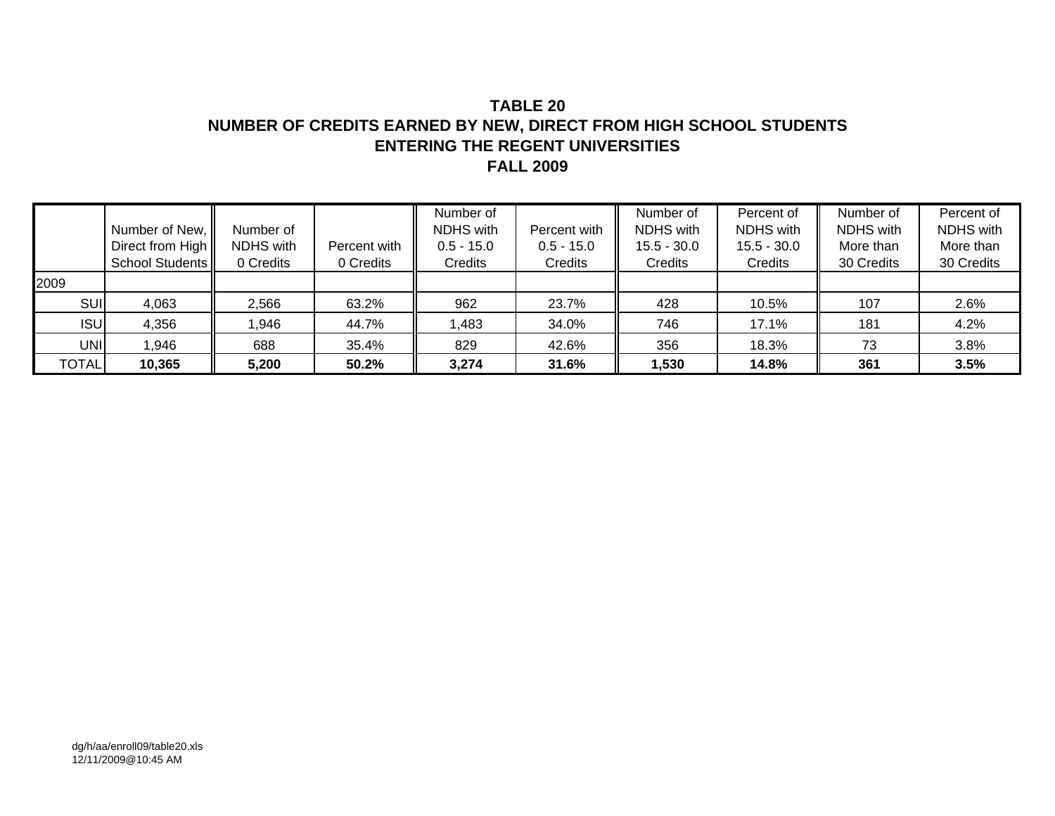# TABLE 20
## NUMBER OF CREDITS EARNED BY NEW, DIRECT FROM HIGH SCHOOL STUDENTS ENTERING THE REGENT UNIVERSITIES
## FALL 2009

| | Number of New, Direct from High School Students | Number of NDHS with 0 Credits | Percent with 0 Credits | Number of NDHS with 0.5 - 15.0 Credits | Percent with 0.5 - 15.0 Credits | Number of NDHS with 15.5 - 30.0 Credits | Percent of NDHS with 15.5 - 30.0 Credits | Number of NDHS with More than 30 Credits | Percent of NDHS with More than 30 Credits |
|---|---|---|---|---|---|---|---|---|---|
| 2009 | | | | | | | | | |
| SUI | 4,063 | 2,566 | 63.2% | 962 | 23.7% | 428 | 10.5% | 107 | 2.6% |
| ISU | 4,356 | 1,946 | 44.7% | 1,483 | 34.0% | 746 | 17.1% | 181 | 4.2% |
| UNI | 1,946 | 688 | 35.4% | 829 | 42.6% | 356 | 18.3% | 73 | 3.8% |
| TOTAL | **10,365** | **5,200** | **50.2%** | **3,274** | **31.6%** | **1,530** | **14.8%** | **361** | **3.5%** |

dg/h/aa/enroll09/table20.xls
12/11/2009@10:45 AM